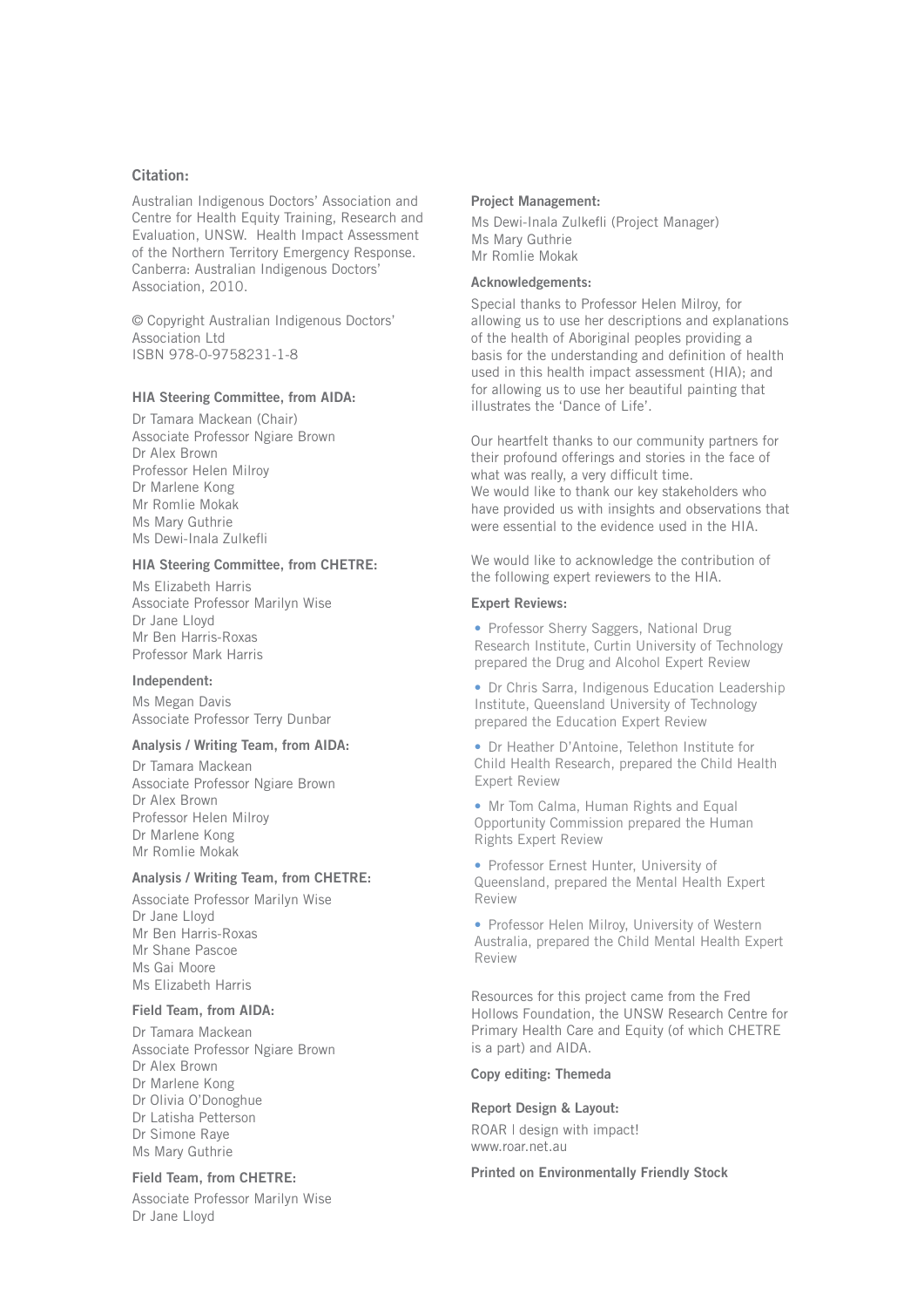**Citation:**

Australian Indigenous Doctors' Association and Centre for Health Equity Training, Research and Evaluation, UNSW. Health Impact Assessment of the Northern Territory Emergency Response. Canberra: Australian Indigenous Doctors' Association, 2010.

© Copyright Australian Indigenous Doctors' Association Ltd
ISBN 978-0-9758231-1-8

**HIA Steering Committee, from AIDA:**

Dr Tamara Mackean (Chair)
Associate Professor Ngiare Brown
Dr Alex Brown
Professor Helen Milroy
Dr Marlene Kong
Mr Romlie Mokak
Ms Mary Guthrie
Ms Dewi-Inala Zulkefli

**HIA Steering Committee, from CHETRE:**

Ms Elizabeth Harris
Associate Professor Marilyn Wise
Dr Jane Lloyd
Mr Ben Harris-Roxas
Professor Mark Harris

**Independent:**

Ms Megan Davis
Associate Professor Terry Dunbar

**Analysis / Writing Team, from AIDA:**

Dr Tamara Mackean
Associate Professor Ngiare Brown
Dr Alex Brown
Professor Helen Milroy
Dr Marlene Kong
Mr Romlie Mokak

**Analysis / Writing Team, from CHETRE:**

Associate Professor Marilyn Wise
Dr Jane Lloyd
Mr Ben Harris-Roxas
Mr Shane Pascoe
Ms Gai Moore
Ms Elizabeth Harris

**Field Team, from AIDA:**

Dr Tamara Mackean
Associate Professor Ngiare Brown
Dr Alex Brown
Dr Marlene Kong
Dr Olivia O'Donoghue
Dr Latisha Petterson
Dr Simone Raye
Ms Mary Guthrie

**Field Team, from CHETRE:**

Associate Professor Marilyn Wise
Dr Jane Lloyd

**Project Management:**

Ms Dewi-Inala Zulkefli (Project Manager)
Ms Mary Guthrie
Mr Romlie Mokak

**Acknowledgements:**

Special thanks to Professor Helen Milroy, for allowing us to use her descriptions and explanations of the health of Aboriginal peoples providing a basis for the understanding and definition of health used in this health impact assessment (HIA); and for allowing us to use her beautiful painting that illustrates the 'Dance of Life'.

Our heartfelt thanks to our community partners for their profound offerings and stories in the face of what was really, a very difficult time.
We would like to thank our key stakeholders who have provided us with insights and observations that were essential to the evidence used in the HIA.

We would like to acknowledge the contribution of the following expert reviewers to the HIA.

**Expert Reviews:**

- Professor Sherry Saggers, National Drug Research Institute, Curtin University of Technology prepared the Drug and Alcohol Expert Review
- Dr Chris Sarra, Indigenous Education Leadership Institute, Queensland University of Technology prepared the Education Expert Review
- Dr Heather D'Antoine, Telethon Institute for Child Health Research, prepared the Child Health Expert Review
- Mr Tom Calma, Human Rights and Equal Opportunity Commission prepared the Human Rights Expert Review
- Professor Ernest Hunter, University of Queensland, prepared the Mental Health Expert Review
- Professor Helen Milroy, University of Western Australia, prepared the Child Mental Health Expert Review

Resources for this project came from the Fred Hollows Foundation, the UNSW Research Centre for Primary Health Care and Equity (of which CHETRE is a part) and AIDA.

**Copy editing: Themeda**

**Report Design & Layout:**

ROAR | design with impact!
www.roar.net.au

**Printed on Environmentally Friendly Stock**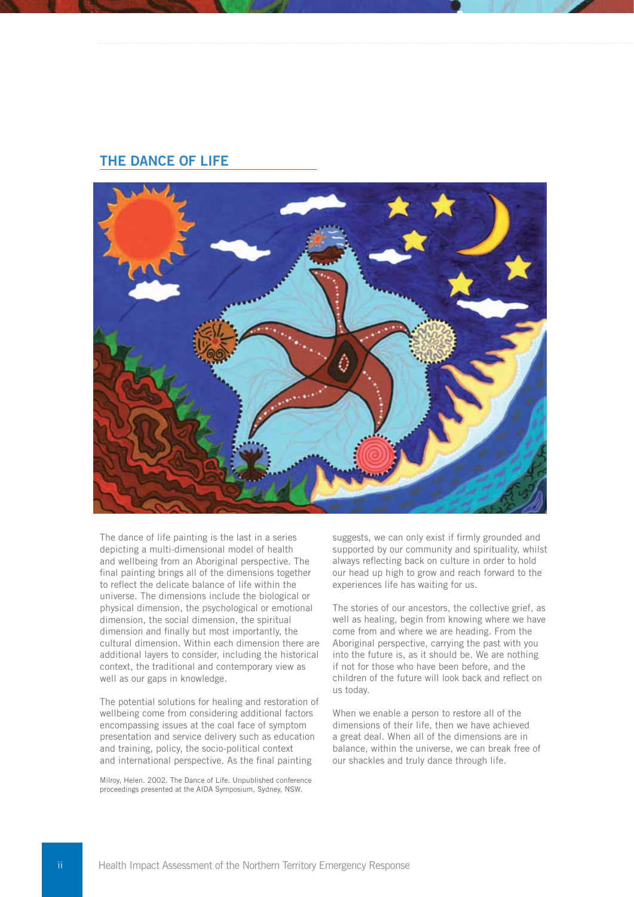## THE DANCE OF LIFE

The dance of life painting is the last in a series depicting a multi-dimensional model of health and wellbeing from an Aboriginal perspective. The final painting brings all of the dimensions together to reflect the delicate balance of life within the universe. The dimensions include the biological or physical dimension, the psychological or emotional dimension, the social dimension, the spiritual dimension and finally but most importantly, the cultural dimension. Within each dimension there are additional layers to consider, including the historical context, the traditional and contemporary view as well as our gaps in knowledge.

The potential solutions for healing and restoration of wellbeing come from considering additional factors encompassing issues at the coal face of symptom presentation and service delivery such as education and training, policy, the socio-political context and international perspective. As the final painting suggests, we can only exist if firmly grounded and supported by our community and spirituality, whilst always reflecting back on culture in order to hold our head up high to grow and reach forward to the experiences life has waiting for us.

The stories of our ancestors, the collective grief, as well as healing, begin from knowing where we have come from and where we are heading. From the Aboriginal perspective, carrying the past with you into the future is, as it should be. We are nothing if not for those who have been before, and the children of the future will look back and reflect on us today.

When we enable a person to restore all of the dimensions of their life, then we have achieved a great deal. When all of the dimensions are in balance, within the universe, we can break free of our shackles and truly dance through life.

Milroy, Helen. 2002. The Dance of Life. Unpublished conference proceedings presented at the AIDA Symposium, Sydney, NSW.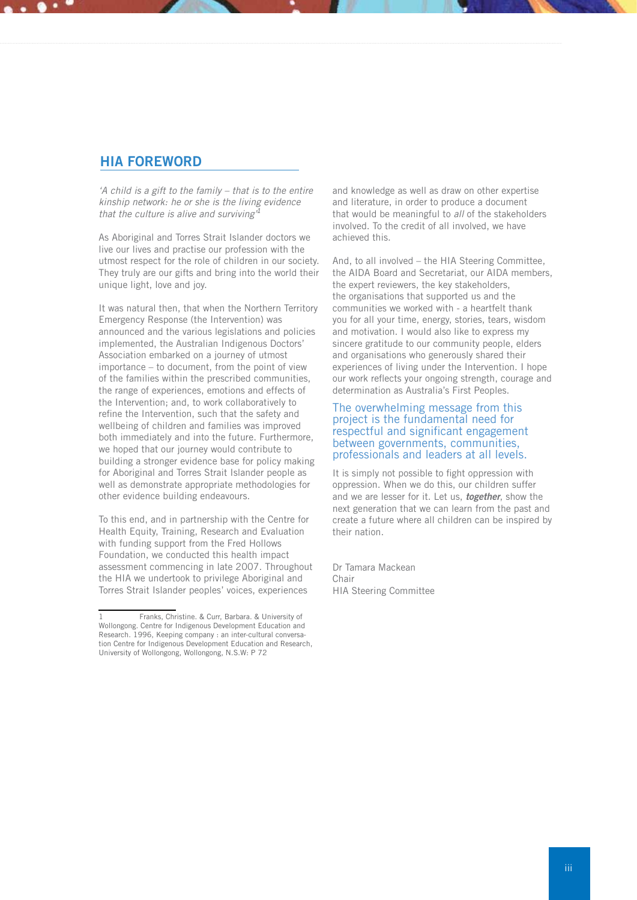## HIA FOREWORD

*'A child is a gift to the family – that is to the entire kinship network: he or she is the living evidence that the culture is alive and surviving'*[1]

As Aboriginal and Torres Strait Islander doctors we live our lives and practise our profession with the utmost respect for the role of children in our society. They truly are our gifts and bring into the world their unique light, love and joy.

It was natural then, that when the Northern Territory Emergency Response (the Intervention) was announced and the various legislations and policies implemented, the Australian Indigenous Doctors' Association embarked on a journey of utmost importance – to document, from the point of view of the families within the prescribed communities, the range of experiences, emotions and effects of the Intervention; and, to work collaboratively to refine the Intervention, such that the safety and wellbeing of children and families was improved both immediately and into the future. Furthermore, we hoped that our journey would contribute to building a stronger evidence base for policy making for Aboriginal and Torres Strait Islander people as well as demonstrate appropriate methodologies for other evidence building endeavours.

To this end, and in partnership with the Centre for Health Equity, Training, Research and Evaluation with funding support from the Fred Hollows Foundation, we conducted this health impact assessment commencing in late 2007. Throughout the HIA we undertook to privilege Aboriginal and Torres Strait Islander peoples' voices, experiences and knowledge as well as draw on other expertise and literature, in order to produce a document that would be meaningful to *all* of the stakeholders involved. To the credit of all involved, we have achieved this.

And, to all involved – the HIA Steering Committee, the AIDA Board and Secretariat, our AIDA members, the expert reviewers, the key stakeholders, the organisations that supported us and the communities we worked with - a heartfelt thank you for all your time, energy, stories, tears, wisdom and motivation. I would also like to express my sincere gratitude to our community people, elders and organisations who generously shared their experiences of living under the Intervention. I hope our work reflects your ongoing strength, courage and determination as Australia's First Peoples.

The overwhelming message from this project is the fundamental need for respectful and significant engagement between governments, communities, professionals and leaders at all levels.

It is simply not possible to fight oppression with oppression. When we do this, our children suffer and we are lesser for it. Let us, ***together***, show the next generation that we can learn from the past and create a future where all children can be inspired by their nation.

Dr Tamara Mackean
Chair
HIA Steering Committee

---

1 Franks, Christine. & Curr, Barbara. & University of Wollongong. Centre for Indigenous Development Education and Research. 1996, Keeping company : an inter-cultural conversation Centre for Indigenous Development Education and Research, University of Wollongong, Wollongong, N.S.W: P 72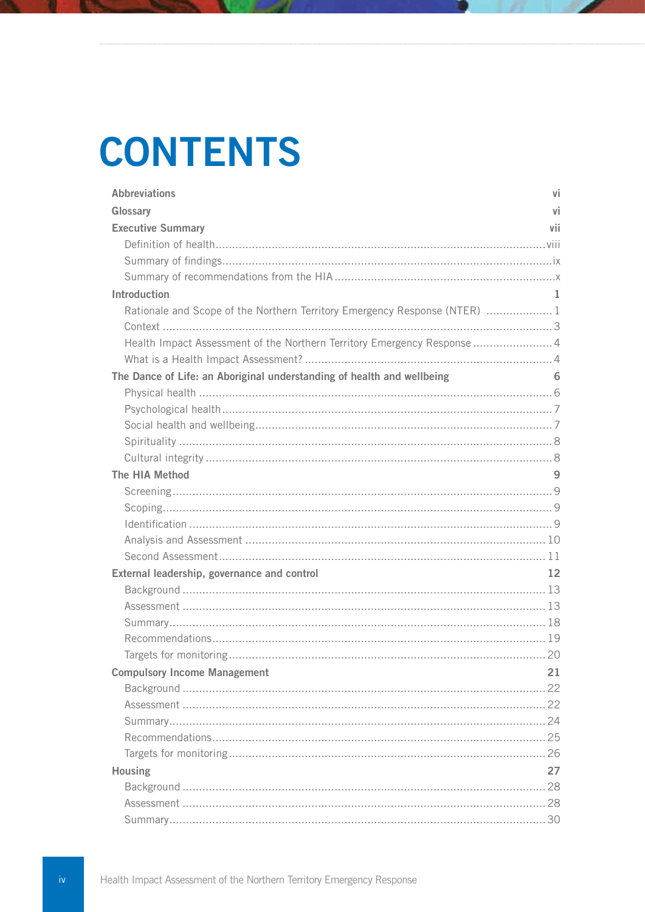# CONTENTS

| | |
|---|---|
| **Abbreviations** | **vi** |
| **Glossary** | **vi** |
| **Executive Summary** | **vii** |
| Definition of health | viii |
| Summary of findings | ix |
| Summary of recommendations from the HIA | x |
| **Introduction** | **1** |
| Rationale and Scope of the Northern Territory Emergency Response (NTER) | 1 |
| Context | 3 |
| Health Impact Assessment of the Northern Territory Emergency Response | 4 |
| What is a Health Impact Assessment? | 4 |
| **The Dance of Life: an Aboriginal understanding of health and wellbeing** | **6** |
| Physical health | 6 |
| Psychological health | 7 |
| Social health and wellbeing | 7 |
| Spirituality | 8 |
| Cultural integrity | 8 |
| **The HIA Method** | **9** |
| Screening | 9 |
| Scoping | 9 |
| Identification | 9 |
| Analysis and Assessment | 10 |
| Second Assessment | 11 |
| **External leadership, governance and control** | **12** |
| Background | 13 |
| Assessment | 13 |
| Summary | 18 |
| Recommendations | 19 |
| Targets for monitoring | 20 |
| **Compulsory Income Management** | **21** |
| Background | 22 |
| Assessment | 22 |
| Summary | 24 |
| Recommendations | 25 |
| Targets for monitoring | 26 |
| **Housing** | **27** |
| Background | 28 |
| Assessment | 28 |
| Summary | 30 |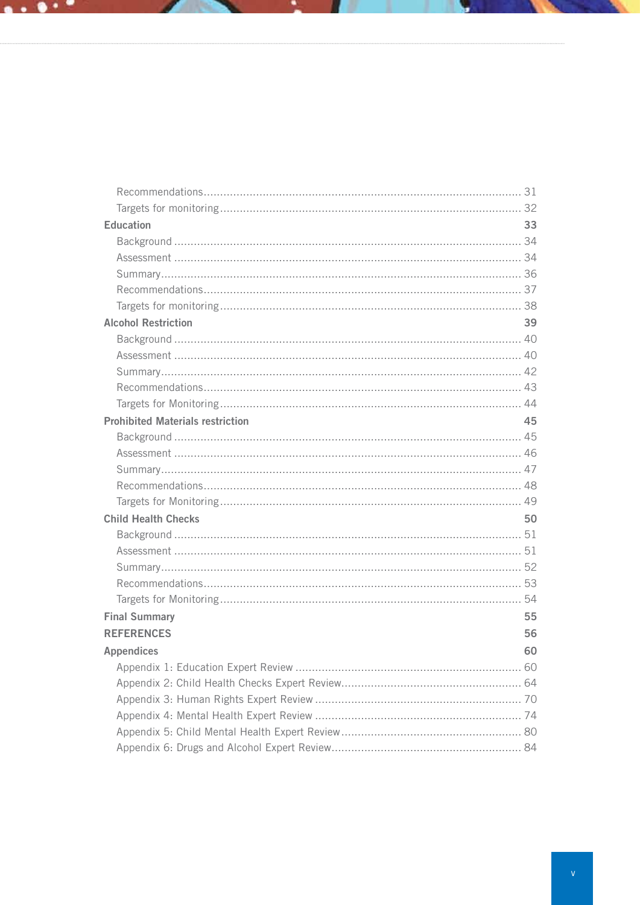Recommendations........................................................................................... 31

Targets for monitoring..................................................................................... 32

**Education** **33**

Background ................................................................................................... 34

Assessment ................................................................................................... 34

Summary....................................................................................................... 36

Recommendations........................................................................................... 37

Targets for monitoring..................................................................................... 38

**Alcohol Restriction** **39**

Background ................................................................................................... 40

Assessment ................................................................................................... 40

Summary....................................................................................................... 42

Recommendations........................................................................................... 43

Targets for Monitoring..................................................................................... 44

**Prohibited Materials restriction** **45**

Background ................................................................................................... 45

Assessment ................................................................................................... 46

Summary....................................................................................................... 47

Recommendations........................................................................................... 48

Targets for Monitoring..................................................................................... 49

**Child Health Checks** **50**

Background ................................................................................................... 51

Assessment ................................................................................................... 51

Summary....................................................................................................... 52

Recommendations........................................................................................... 53

Targets for Monitoring..................................................................................... 54

**Final Summary** **55**

**REFERENCES** **56**

**Appendices** **60**

Appendix 1: Education Expert Review ............................................................... 60

Appendix 2: Child Health Checks Expert Review................................................. 64

Appendix 3: Human Rights Expert Review .......................................................... 70

Appendix 4: Mental Health Expert Review .......................................................... 74

Appendix 5: Child Mental Health Expert Review.................................................. 80

Appendix 6: Drugs and Alcohol Expert Review.................................................... 84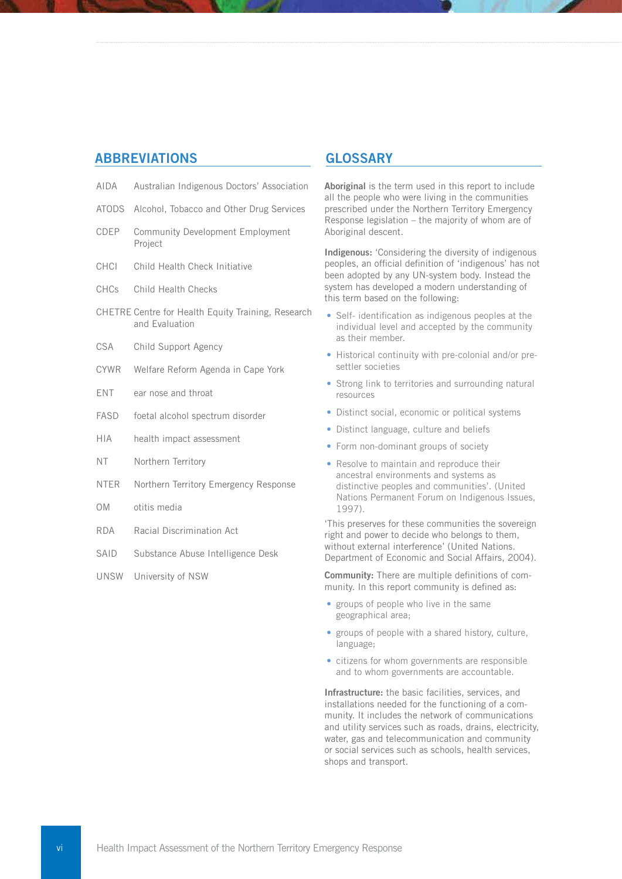## ABBREVIATIONS

| | |
|---|---|
| AIDA | Australian Indigenous Doctors' Association |
| ATODS | Alcohol, Tobacco and Other Drug Services |
| CDEP | Community Development Employment Project |
| CHCI | Child Health Check Initiative |
| CHCs | Child Health Checks |
| CHETRE | Centre for Health Equity Training, Research and Evaluation |
| CSA | Child Support Agency |
| CYWR | Welfare Reform Agenda in Cape York |
| ENT | ear nose and throat |
| FASD | foetal alcohol spectrum disorder |
| HIA | health impact assessment |
| NT | Northern Territory |
| NTER | Northern Territory Emergency Response |
| OM | otitis media |
| RDA | Racial Discrimination Act |
| SAID | Substance Abuse Intelligence Desk |
| UNSW | University of NSW |

## GLOSSARY

**Aboriginal** is the term used in this report to include all the people who were living in the communities prescribed under the Northern Territory Emergency Response legislation – the majority of whom are of Aboriginal descent.

**Indigenous:** 'Considering the diversity of indigenous peoples, an official definition of 'indigenous' has not been adopted by any UN-system body. Instead the system has developed a modern understanding of this term based on the following:

- Self- identification as indigenous peoples at the individual level and accepted by the community as their member.
- Historical continuity with pre-colonial and/or pre-settler societies
- Strong link to territories and surrounding natural resources
- Distinct social, economic or political systems
- Distinct language, culture and beliefs
- Form non-dominant groups of society
- Resolve to maintain and reproduce their ancestral environments and systems as distinctive peoples and communities'. (United Nations Permanent Forum on Indigenous Issues, 1997).

'This preserves for these communities the sovereign right and power to decide who belongs to them, without external interference' (United Nations. Department of Economic and Social Affairs, 2004).

**Community:** There are multiple definitions of community. In this report community is defined as:

- groups of people who live in the same geographical area;
- groups of people with a shared history, culture, language;
- citizens for whom governments are responsible and to whom governments are accountable.

**Infrastructure:** the basic facilities, services, and installations needed for the functioning of a community. It includes the network of communications and utility services such as roads, drains, electricity, water, gas and telecommunication and community or social services such as schools, health services, shops and transport.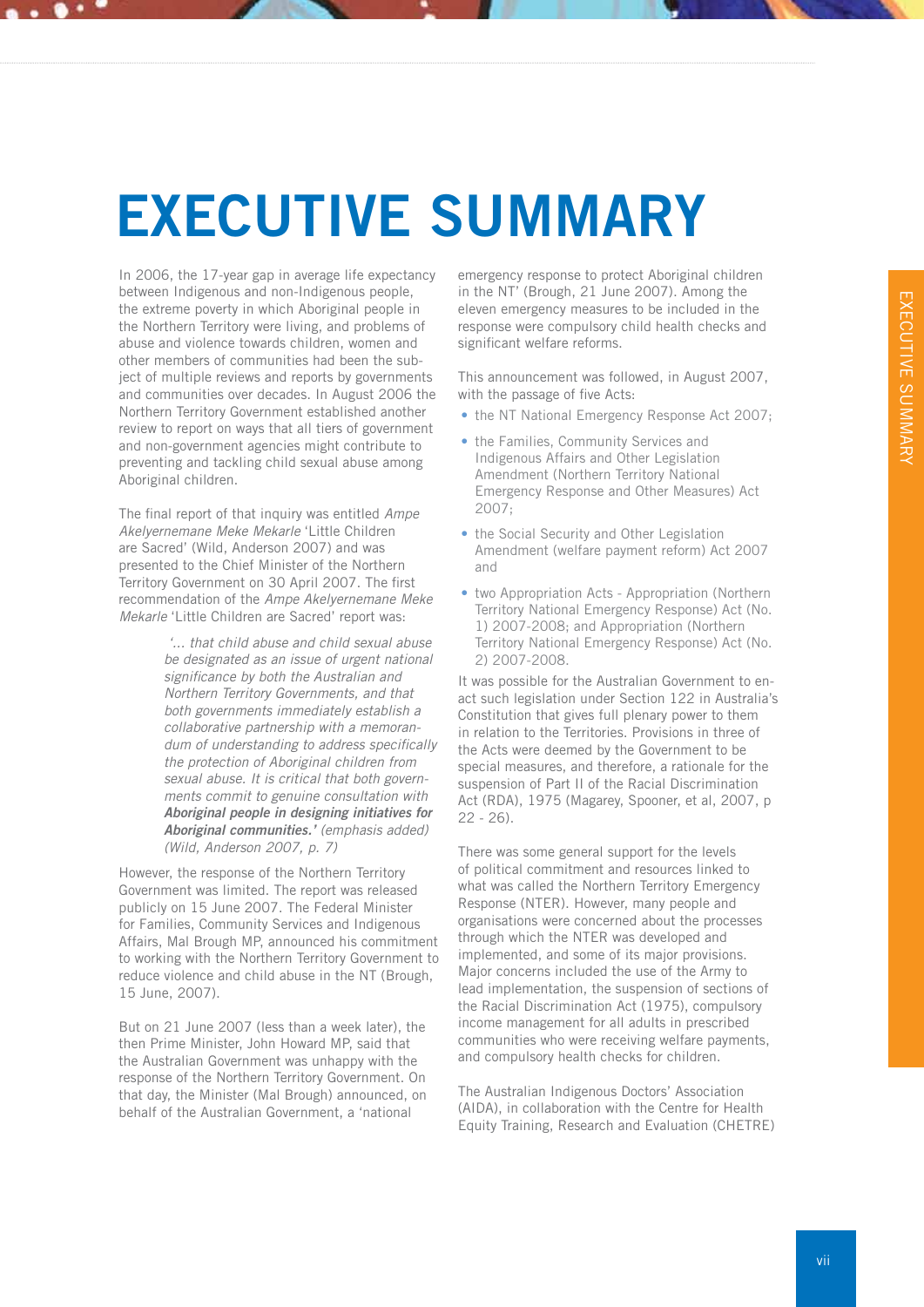# EXECUTIVE SUMMARY

In 2006, the 17-year gap in average life expectancy between Indigenous and non-Indigenous people, the extreme poverty in which Aboriginal people in the Northern Territory were living, and problems of abuse and violence towards children, women and other members of communities had been the subject of multiple reviews and reports by governments and communities over decades. In August 2006 the Northern Territory Government established another review to report on ways that all tiers of government and non-government agencies might contribute to preventing and tackling child sexual abuse among Aboriginal children.

The final report of that inquiry was entitled *Ampe Akelyernemane Meke Mekarle* 'Little Children are Sacred' (Wild, Anderson 2007) and was presented to the Chief Minister of the Northern Territory Government on 30 April 2007. The first recommendation of the *Ampe Akelyernemane Meke Mekarle* 'Little Children are Sacred' report was:

> *'… that child abuse and child sexual abuse be designated as an issue of urgent national significance by both the Australian and Northern Territory Governments, and that both governments immediately establish a collaborative partnership with a memorandum of understanding to address specifically the protection of Aboriginal children from sexual abuse. It is critical that both governments commit to genuine consultation with* ***Aboriginal people in designing initiatives for Aboriginal communities.'*** *(emphasis added) (Wild, Anderson 2007, p. 7)*

However, the response of the Northern Territory Government was limited. The report was released publicly on 15 June 2007. The Federal Minister for Families, Community Services and Indigenous Affairs, Mal Brough MP, announced his commitment to working with the Northern Territory Government to reduce violence and child abuse in the NT (Brough, 15 June, 2007).

But on 21 June 2007 (less than a week later), the then Prime Minister, John Howard MP, said that the Australian Government was unhappy with the response of the Northern Territory Government. On that day, the Minister (Mal Brough) announced, on behalf of the Australian Government, a 'national emergency response to protect Aboriginal children in the NT' (Brough, 21 June 2007). Among the eleven emergency measures to be included in the response were compulsory child health checks and significant welfare reforms.

This announcement was followed, in August 2007, with the passage of five Acts:

- the NT National Emergency Response Act 2007;
- the Families, Community Services and Indigenous Affairs and Other Legislation Amendment (Northern Territory National Emergency Response and Other Measures) Act 2007;
- the Social Security and Other Legislation Amendment (welfare payment reform) Act 2007 and
- two Appropriation Acts - Appropriation (Northern Territory National Emergency Response) Act (No. 1) 2007-2008; and Appropriation (Northern Territory National Emergency Response) Act (No. 2) 2007-2008.

It was possible for the Australian Government to enact such legislation under Section 122 in Australia's Constitution that gives full plenary power to them in relation to the Territories. Provisions in three of the Acts were deemed by the Government to be special measures, and therefore, a rationale for the suspension of Part II of the Racial Discrimination Act (RDA), 1975 (Magarey, Spooner, et al, 2007, p 22 - 26).

There was some general support for the levels of political commitment and resources linked to what was called the Northern Territory Emergency Response (NTER). However, many people and organisations were concerned about the processes through which the NTER was developed and implemented, and some of its major provisions. Major concerns included the use of the Army to lead implementation, the suspension of sections of the Racial Discrimination Act (1975), compulsory income management for all adults in prescribed communities who were receiving welfare payments, and compulsory health checks for children.

The Australian Indigenous Doctors' Association (AIDA), in collaboration with the Centre for Health Equity Training, Research and Evaluation (CHETRE)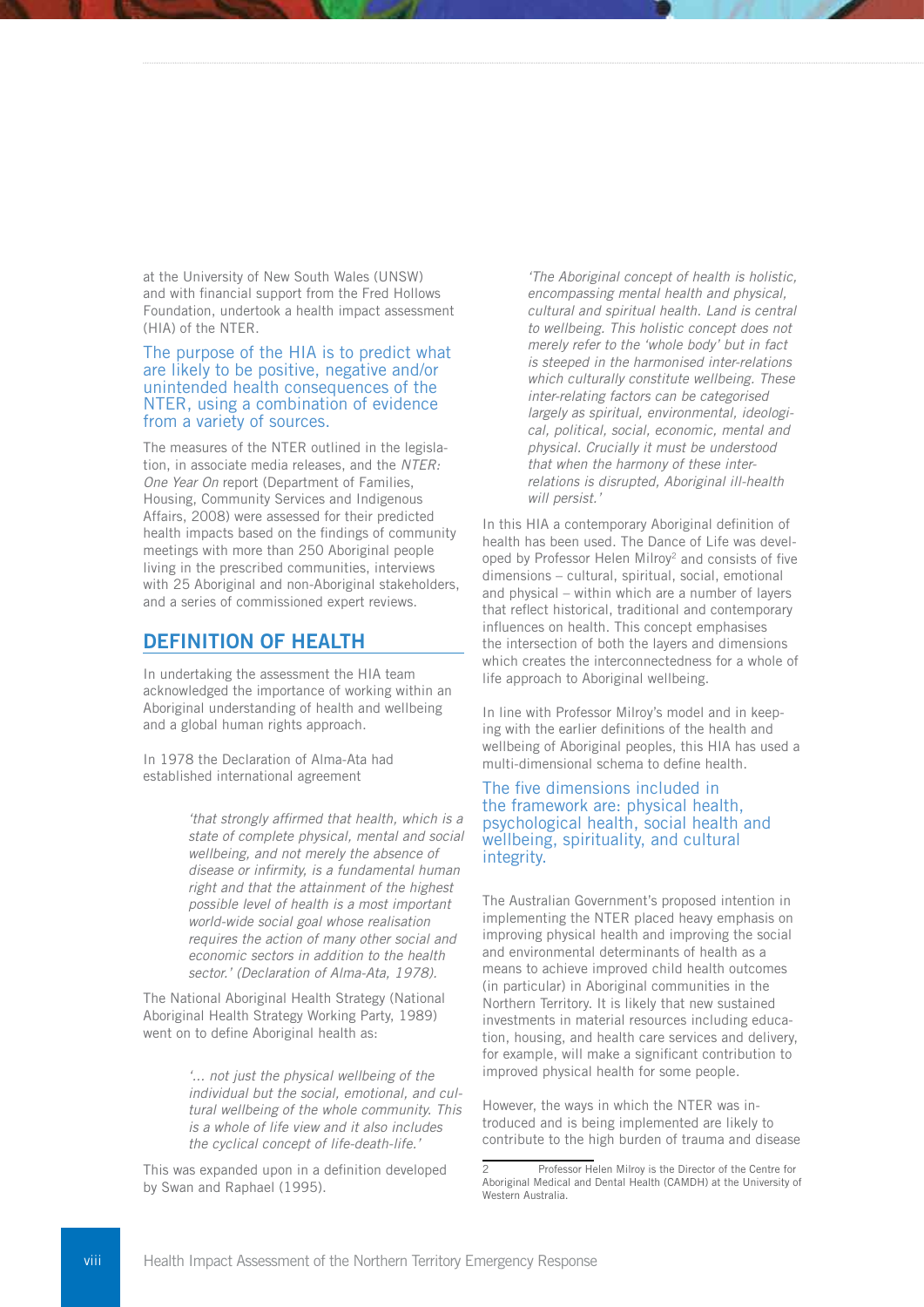at the University of New South Wales (UNSW) and with financial support from the Fred Hollows Foundation, undertook a health impact assessment (HIA) of the NTER.

The purpose of the HIA is to predict what are likely to be positive, negative and/or unintended health consequences of the NTER, using a combination of evidence from a variety of sources.

The measures of the NTER outlined in the legislation, in associate media releases, and the *NTER: One Year On* report (Department of Families, Housing, Community Services and Indigenous Affairs, 2008) were assessed for their predicted health impacts based on the findings of community meetings with more than 250 Aboriginal people living in the prescribed communities, interviews with 25 Aboriginal and non-Aboriginal stakeholders, and a series of commissioned expert reviews.

## DEFINITION OF HEALTH

In undertaking the assessment the HIA team acknowledged the importance of working within an Aboriginal understanding of health and wellbeing and a global human rights approach.

In 1978 the Declaration of Alma-Ata had established international agreement

> *'that strongly affirmed that health, which is a state of complete physical, mental and social wellbeing, and not merely the absence of disease or infirmity, is a fundamental human right and that the attainment of the highest possible level of health is a most important world-wide social goal whose realisation requires the action of many other social and economic sectors in addition to the health sector.' (Declaration of Alma-Ata, 1978).*

The National Aboriginal Health Strategy (National Aboriginal Health Strategy Working Party, 1989) went on to define Aboriginal health as:

> *'... not just the physical wellbeing of the individual but the social, emotional, and cultural wellbeing of the whole community. This is a whole of life view and it also includes the cyclical concept of life-death-life.'*

This was expanded upon in a definition developed by Swan and Raphael (1995).

> *'The Aboriginal concept of health is holistic, encompassing mental health and physical, cultural and spiritual health. Land is central to wellbeing. This holistic concept does not merely refer to the 'whole body' but in fact is steeped in the harmonised inter-relations which culturally constitute wellbeing. These inter-relating factors can be categorised largely as spiritual, environmental, ideological, political, social, economic, mental and physical. Crucially it must be understood that when the harmony of these inter-relations is disrupted, Aboriginal ill-health will persist.'*

In this HIA a contemporary Aboriginal definition of health has been used. The Dance of Life was developed by Professor Helen Milroy[2] and consists of five dimensions – cultural, spiritual, social, emotional and physical – within which are a number of layers that reflect historical, traditional and contemporary influences on health. This concept emphasises the intersection of both the layers and dimensions which creates the interconnectedness for a whole of life approach to Aboriginal wellbeing.

In line with Professor Milroy's model and in keeping with the earlier definitions of the health and wellbeing of Aboriginal peoples, this HIA has used a multi-dimensional schema to define health.

The five dimensions included in the framework are: physical health, psychological health, social health and wellbeing, spirituality, and cultural integrity.

The Australian Government's proposed intention in implementing the NTER placed heavy emphasis on improving physical health and improving the social and environmental determinants of health as a means to achieve improved child health outcomes (in particular) in Aboriginal communities in the Northern Territory. It is likely that new sustained investments in material resources including education, housing, and health care services and delivery, for example, will make a significant contribution to improved physical health for some people.

However, the ways in which the NTER was introduced and is being implemented are likely to contribute to the high burden of trauma and disease

---

[2] Professor Helen Milroy is the Director of the Centre for Aboriginal Medical and Dental Health (CAMDH) at the University of Western Australia.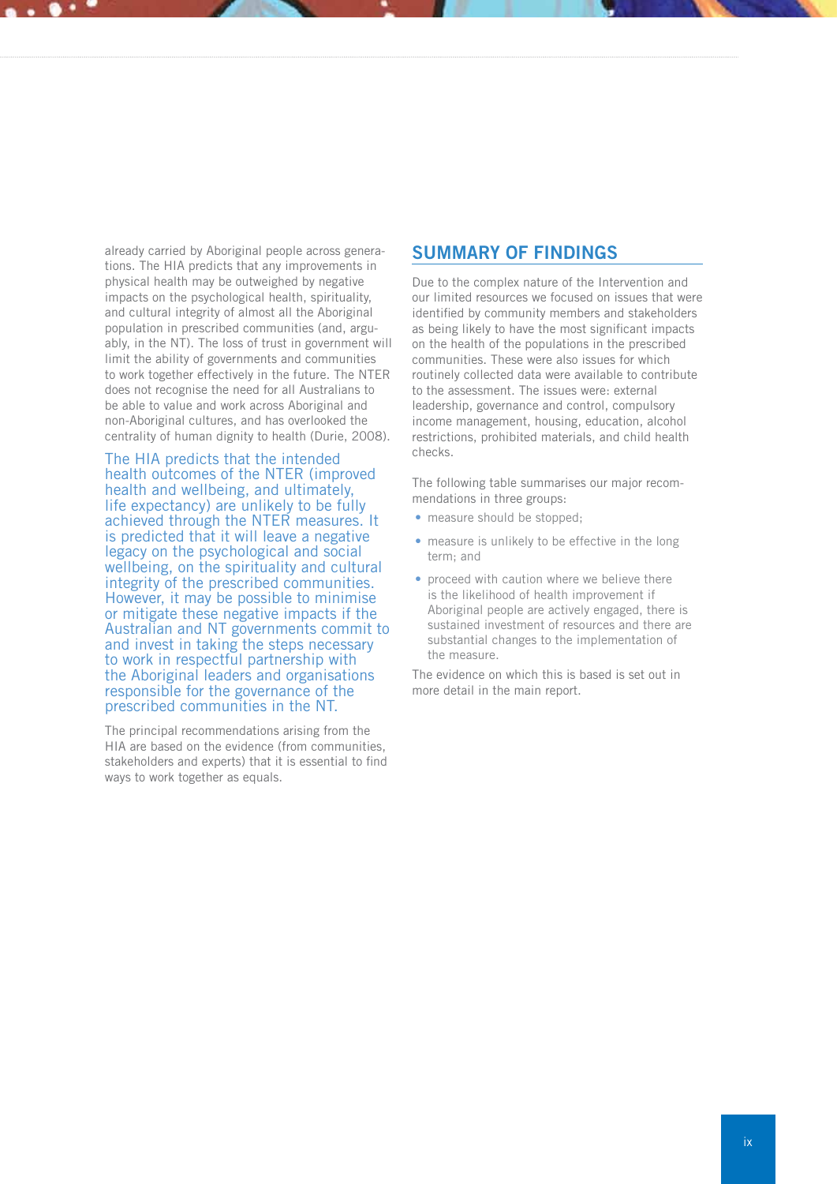already carried by Aboriginal people across generations. The HIA predicts that any improvements in physical health may be outweighed by negative impacts on the psychological health, spirituality, and cultural integrity of almost all the Aboriginal population in prescribed communities (and, arguably, in the NT). The loss of trust in government will limit the ability of governments and communities to work together effectively in the future. The NTER does not recognise the need for all Australians to be able to value and work across Aboriginal and non-Aboriginal cultures, and has overlooked the centrality of human dignity to health (Durie, 2008).

The HIA predicts that the intended health outcomes of the NTER (improved health and wellbeing, and ultimately, life expectancy) are unlikely to be fully achieved through the NTER measures. It is predicted that it will leave a negative legacy on the psychological and social wellbeing, on the spirituality and cultural integrity of the prescribed communities. However, it may be possible to minimise or mitigate these negative impacts if the Australian and NT governments commit to and invest in taking the steps necessary to work in respectful partnership with the Aboriginal leaders and organisations responsible for the governance of the prescribed communities in the NT.

The principal recommendations arising from the HIA are based on the evidence (from communities, stakeholders and experts) that it is essential to find ways to work together as equals.

## SUMMARY OF FINDINGS

Due to the complex nature of the Intervention and our limited resources we focused on issues that were identified by community members and stakeholders as being likely to have the most significant impacts on the health of the populations in the prescribed communities. These were also issues for which routinely collected data were available to contribute to the assessment. The issues were: external leadership, governance and control, compulsory income management, housing, education, alcohol restrictions, prohibited materials, and child health checks.

The following table summarises our major recommendations in three groups:

- measure should be stopped;
- measure is unlikely to be effective in the long term; and
- proceed with caution where we believe there is the likelihood of health improvement if Aboriginal people are actively engaged, there is sustained investment of resources and there are substantial changes to the implementation of the measure.

The evidence on which this is based is set out in more detail in the main report.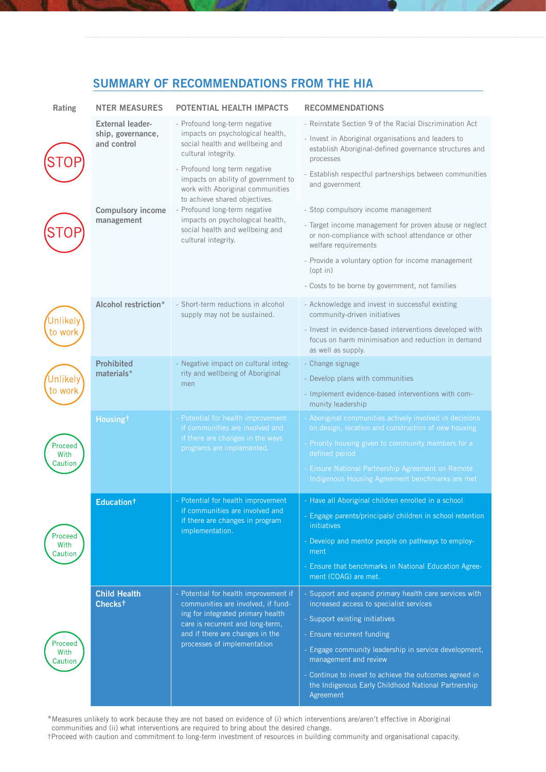## SUMMARY OF RECOMMENDATIONS FROM THE HIA

| Rating | NTER MEASURES | POTENTIAL HEALTH IMPACTS | RECOMMENDATIONS |
|---|---|---|---|
| STOP | **External leadership, governance, and control** | - Profound long-term negative impacts on psychological health, social health and wellbeing and cultural integrity.<br>- Profound long term negative impacts on ability of government to work with Aboriginal communities to achieve shared objectives. | - Reinstate Section 9 of the Racial Discrimination Act<br>- Invest in Aboriginal organisations and leaders to establish Aboriginal-defined governance structures and processes<br>- Establish respectful partnerships between communities and government |
| STOP | **Compulsory income management** | - Profound long-term negative impacts on psychological health, social health and wellbeing and cultural integrity. | - Stop compulsory income management<br>- Target income management for proven abuse or neglect or non-compliance with school attendance or other welfare requirements<br>- Provide a voluntary option for income management (opt in)<br>- Costs to be borne by government, not families |
| Unlikely to work | **Alcohol restriction*** | - Short-term reductions in alcohol supply may not be sustained. | - Acknowledge and invest in successful existing community-driven initiatives<br>- Invest in evidence-based interventions developed with focus on harm minimisation and reduction in demand as well as supply. |
| Unlikely to work | **Prohibited materials*** | - Negative impact on cultural integrity and wellbeing of Aboriginal men | - Change signage<br>- Develop plans with communities<br>- Implement evidence-based interventions with community leadership |
| Proceed With Caution | **Housing†** | - Potential for health improvement if communities are involved and if there are changes in the ways programs are implemented. | - Aboriginal communities actively involved in decisions on design, location and construction of new housing<br>- Priority housing given to community members for a defined period<br>- Ensure National Partnership Agreement on Remote Indigenous Housing Agreement benchmarks are met |
| Proceed With Caution | **Education†** | - Potential for health improvement if communities are involved and if there are changes in program implementation. | - Have all Aboriginal children enrolled in a school<br>- Engage parents/principals/ children in school retention initiatives<br>- Develop and mentor people on pathways to employment<br>- Ensure that benchmarks in National Education Agreement (COAG) are met. |
| Proceed With Caution | **Child Health Checks†** | - Potential for health improvement if communities are involved, if funding for integrated primary health care is recurrent and long-term, and if there are changes in the processes of implementation | - Support and expand primary health care services with increased access to specialist services<br>- Support existing initiatives<br>- Ensure recurrent funding<br>- Engage community leadership in service development, management and review<br>- Continue to invest to achieve the outcomes agreed in the Indigenous Early Childhood National Partnership Agreement |

*Measures unlikely to work because they are not based on evidence of (i) which interventions are/aren't effective in Aboriginal communities and (ii) what interventions are required to bring about the desired change.
†Proceed with caution and commitment to long-term investment of resources in building community and organisational capacity.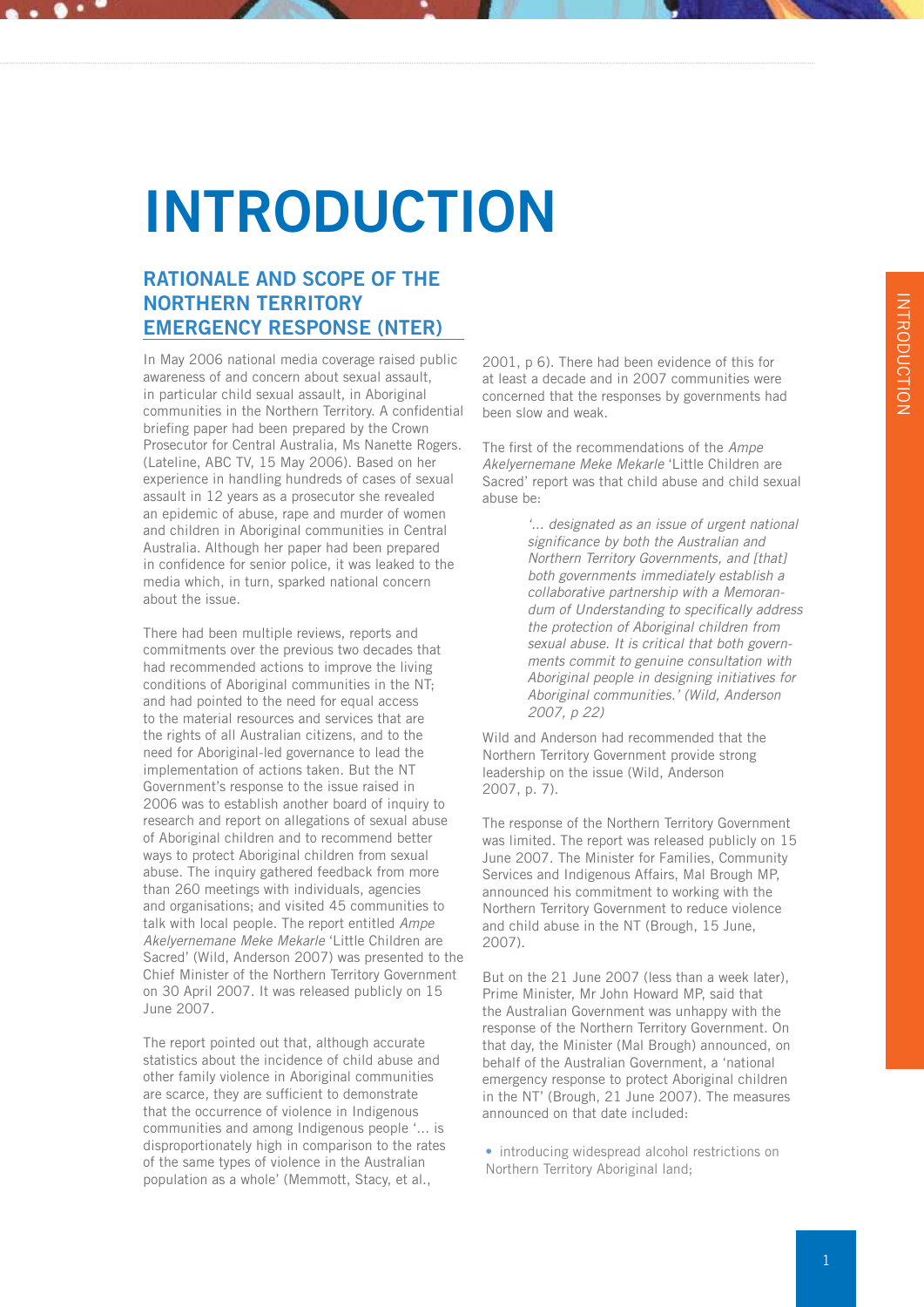# INTRODUCTION

## RATIONALE AND SCOPE OF THE NORTHERN TERRITORY EMERGENCY RESPONSE (NTER)

In May 2006 national media coverage raised public awareness of and concern about sexual assault, in particular child sexual assault, in Aboriginal communities in the Northern Territory. A confidential briefing paper had been prepared by the Crown Prosecutor for Central Australia, Ms Nanette Rogers. (Lateline, ABC TV, 15 May 2006). Based on her experience in handling hundreds of cases of sexual assault in 12 years as a prosecutor she revealed an epidemic of abuse, rape and murder of women and children in Aboriginal communities in Central Australia. Although her paper had been prepared in confidence for senior police, it was leaked to the media which, in turn, sparked national concern about the issue.

There had been multiple reviews, reports and commitments over the previous two decades that had recommended actions to improve the living conditions of Aboriginal communities in the NT; and had pointed to the need for equal access to the material resources and services that are the rights of all Australian citizens, and to the need for Aboriginal-led governance to lead the implementation of actions taken. But the NT Government's response to the issue raised in 2006 was to establish another board of inquiry to research and report on allegations of sexual abuse of Aboriginal children and to recommend better ways to protect Aboriginal children from sexual abuse. The inquiry gathered feedback from more than 260 meetings with individuals, agencies and organisations; and visited 45 communities to talk with local people. The report entitled *Ampe Akelyernemane Meke Mekarle* 'Little Children are Sacred' (Wild, Anderson 2007) was presented to the Chief Minister of the Northern Territory Government on 30 April 2007. It was released publicly on 15 June 2007.

The report pointed out that, although accurate statistics about the incidence of child abuse and other family violence in Aboriginal communities are scarce, they are sufficient to demonstrate that the occurrence of violence in Indigenous communities and among Indigenous people '... is disproportionately high in comparison to the rates of the same types of violence in the Australian population as a whole' (Memmott, Stacy, et al., 2001, p 6). There had been evidence of this for at least a decade and in 2007 communities were concerned that the responses by governments had been slow and weak.

The first of the recommendations of the *Ampe Akelyernemane Meke Mekarle* 'Little Children are Sacred' report was that child abuse and child sexual abuse be:

> *'... designated as an issue of urgent national significance by both the Australian and Northern Territory Governments, and [that] both governments immediately establish a collaborative partnership with a Memorandum of Understanding to specifically address the protection of Aboriginal children from sexual abuse. It is critical that both governments commit to genuine consultation with Aboriginal people in designing initiatives for Aboriginal communities.' (Wild, Anderson 2007, p 22)*

Wild and Anderson had recommended that the Northern Territory Government provide strong leadership on the issue (Wild, Anderson 2007, p. 7).

The response of the Northern Territory Government was limited. The report was released publicly on 15 June 2007. The Minister for Families, Community Services and Indigenous Affairs, Mal Brough MP, announced his commitment to working with the Northern Territory Government to reduce violence and child abuse in the NT (Brough, 15 June, 2007).

But on the 21 June 2007 (less than a week later), Prime Minister, Mr John Howard MP, said that the Australian Government was unhappy with the response of the Northern Territory Government. On that day, the Minister (Mal Brough) announced, on behalf of the Australian Government, a 'national emergency response to protect Aboriginal children in the NT' (Brough, 21 June 2007). The measures announced on that date included:

- introducing widespread alcohol restrictions on Northern Territory Aboriginal land;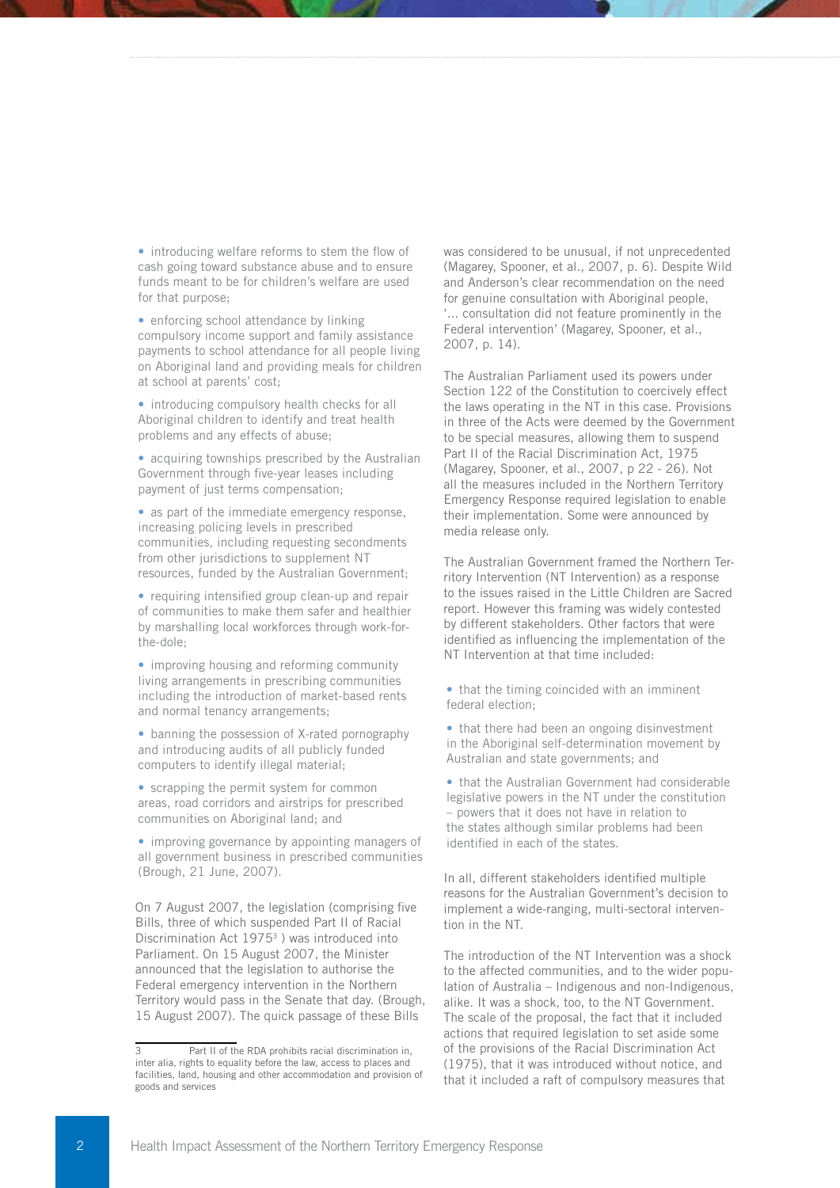- introducing welfare reforms to stem the flow of cash going toward substance abuse and to ensure funds meant to be for children's welfare are used for that purpose;
- enforcing school attendance by linking compulsory income support and family assistance payments to school attendance for all people living on Aboriginal land and providing meals for children at school at parents' cost;
- introducing compulsory health checks for all Aboriginal children to identify and treat health problems and any effects of abuse;
- acquiring townships prescribed by the Australian Government through five-year leases including payment of just terms compensation;
- as part of the immediate emergency response, increasing policing levels in prescribed communities, including requesting secondments from other jurisdictions to supplement NT resources, funded by the Australian Government;
- requiring intensified group clean-up and repair of communities to make them safer and healthier by marshalling local workforces through work-for-the-dole;
- improving housing and reforming community living arrangements in prescribing communities including the introduction of market-based rents and normal tenancy arrangements;
- banning the possession of X-rated pornography and introducing audits of all publicly funded computers to identify illegal material;
- scrapping the permit system for common areas, road corridors and airstrips for prescribed communities on Aboriginal land; and
- improving governance by appointing managers of all government business in prescribed communities (Brough, 21 June, 2007).

On 7 August 2007, the legislation (comprising five Bills, three of which suspended Part II of Racial Discrimination Act 1975[3] ) was introduced into Parliament. On 15 August 2007, the Minister announced that the legislation to authorise the Federal emergency intervention in the Northern Territory would pass in the Senate that day. (Brough, 15 August 2007). The quick passage of these Bills was considered to be unusual, if not unprecedented (Magarey, Spooner, et al., 2007, p. 6). Despite Wild and Anderson's clear recommendation on the need for genuine consultation with Aboriginal people, '... consultation did not feature prominently in the Federal intervention' (Magarey, Spooner, et al., 2007, p. 14).

The Australian Parliament used its powers under Section 122 of the Constitution to coercively effect the laws operating in the NT in this case. Provisions in three of the Acts were deemed by the Government to be special measures, allowing them to suspend Part II of the Racial Discrimination Act, 1975 (Magarey, Spooner, et al., 2007, p 22 - 26). Not all the measures included in the Northern Territory Emergency Response required legislation to enable their implementation. Some were announced by media release only.

The Australian Government framed the Northern Territory Intervention (NT Intervention) as a response to the issues raised in the Little Children are Sacred report. However this framing was widely contested by different stakeholders. Other factors that were identified as influencing the implementation of the NT Intervention at that time included:

- that the timing coincided with an imminent federal election;
- that there had been an ongoing disinvestment in the Aboriginal self-determination movement by Australian and state governments; and
- that the Australian Government had considerable legislative powers in the NT under the constitution – powers that it does not have in relation to the states although similar problems had been identified in each of the states.

In all, different stakeholders identified multiple reasons for the Australian Government's decision to implement a wide-ranging, multi-sectoral intervention in the NT.

The introduction of the NT Intervention was a shock to the affected communities, and to the wider population of Australia – Indigenous and non-Indigenous, alike. It was a shock, too, to the NT Government. The scale of the proposal, the fact that it included actions that required legislation to set aside some of the provisions of the Racial Discrimination Act (1975), that it was introduced without notice, and that it included a raft of compulsory measures that

---

[3] Part II of the RDA prohibits racial discrimination in, inter alia, rights to equality before the law, access to places and facilities, land, housing and other accommodation and provision of goods and services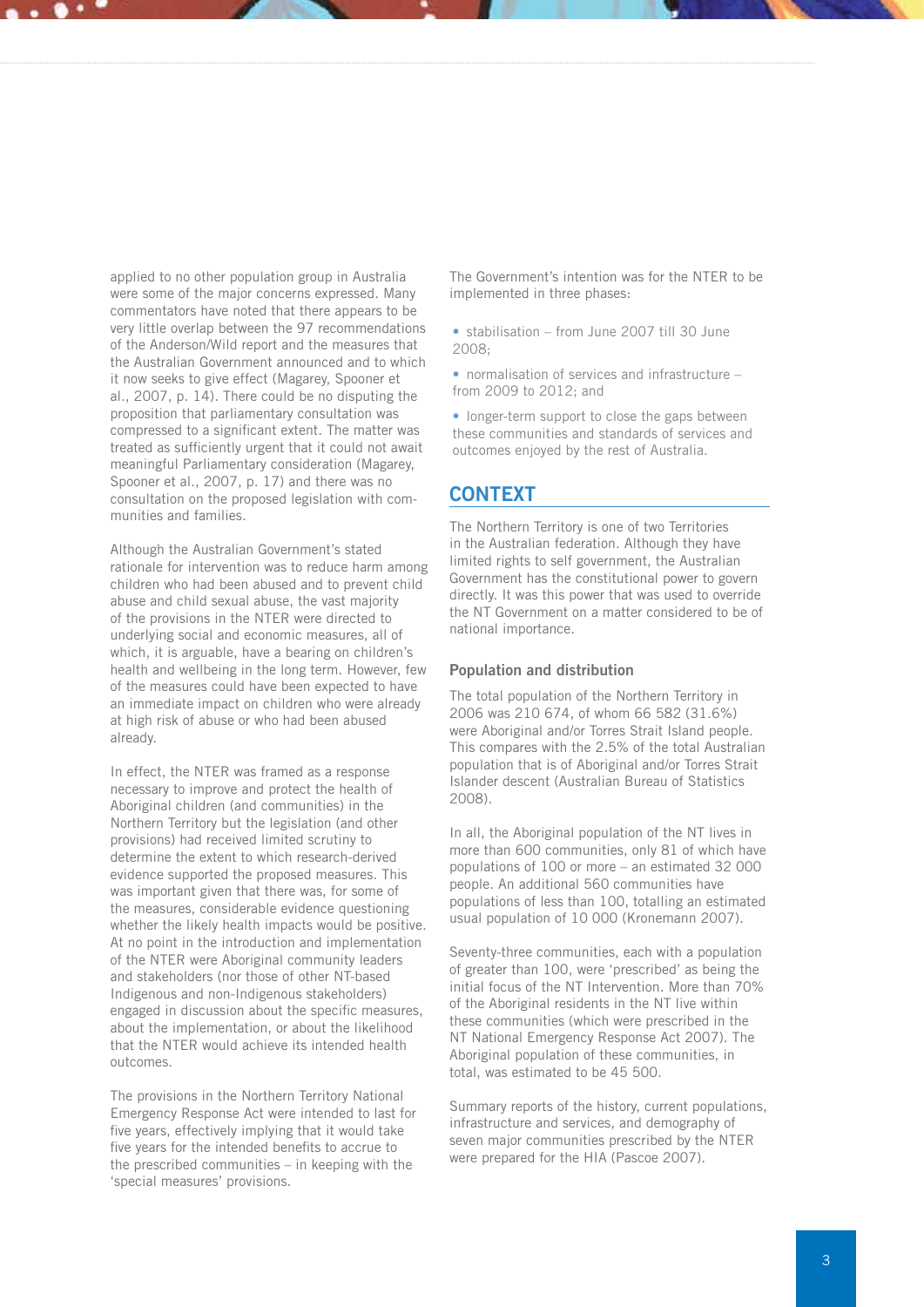applied to no other population group in Australia were some of the major concerns expressed. Many commentators have noted that there appears to be very little overlap between the 97 recommendations of the Anderson/Wild report and the measures that the Australian Government announced and to which it now seeks to give effect (Magarey, Spooner et al., 2007, p. 14). There could be no disputing the proposition that parliamentary consultation was compressed to a significant extent. The matter was treated as sufficiently urgent that it could not await meaningful Parliamentary consideration (Magarey, Spooner et al., 2007, p. 17) and there was no consultation on the proposed legislation with communities and families.

Although the Australian Government's stated rationale for intervention was to reduce harm among children who had been abused and to prevent child abuse and child sexual abuse, the vast majority of the provisions in the NTER were directed to underlying social and economic measures, all of which, it is arguable, have a bearing on children's health and wellbeing in the long term. However, few of the measures could have been expected to have an immediate impact on children who were already at high risk of abuse or who had been abused already.

In effect, the NTER was framed as a response necessary to improve and protect the health of Aboriginal children (and communities) in the Northern Territory but the legislation (and other provisions) had received limited scrutiny to determine the extent to which research-derived evidence supported the proposed measures. This was important given that there was, for some of the measures, considerable evidence questioning whether the likely health impacts would be positive. At no point in the introduction and implementation of the NTER were Aboriginal community leaders and stakeholders (nor those of other NT-based Indigenous and non-Indigenous stakeholders) engaged in discussion about the specific measures, about the implementation, or about the likelihood that the NTER would achieve its intended health outcomes.

The provisions in the Northern Territory National Emergency Response Act were intended to last for five years, effectively implying that it would take five years for the intended benefits to accrue to the prescribed communities – in keeping with the 'special measures' provisions.

The Government's intention was for the NTER to be implemented in three phases:

- stabilisation – from June 2007 till 30 June 2008;
- normalisation of services and infrastructure – from 2009 to 2012; and
- longer-term support to close the gaps between these communities and standards of services and outcomes enjoyed by the rest of Australia.

## CONTEXT

The Northern Territory is one of two Territories in the Australian federation. Although they have limited rights to self government, the Australian Government has the constitutional power to govern directly. It was this power that was used to override the NT Government on a matter considered to be of national importance.

### Population and distribution

The total population of the Northern Territory in 2006 was 210 674, of whom 66 582 (31.6%) were Aboriginal and/or Torres Strait Island people. This compares with the 2.5% of the total Australian population that is of Aboriginal and/or Torres Strait Islander descent (Australian Bureau of Statistics 2008).

In all, the Aboriginal population of the NT lives in more than 600 communities, only 81 of which have populations of 100 or more – an estimated 32 000 people. An additional 560 communities have populations of less than 100, totalling an estimated usual population of 10 000 (Kronemann 2007).

Seventy-three communities, each with a population of greater than 100, were 'prescribed' as being the initial focus of the NT Intervention. More than 70% of the Aboriginal residents in the NT live within these communities (which were prescribed in the NT National Emergency Response Act 2007). The Aboriginal population of these communities, in total, was estimated to be 45 500.

Summary reports of the history, current populations, infrastructure and services, and demography of seven major communities prescribed by the NTER were prepared for the HIA (Pascoe 2007).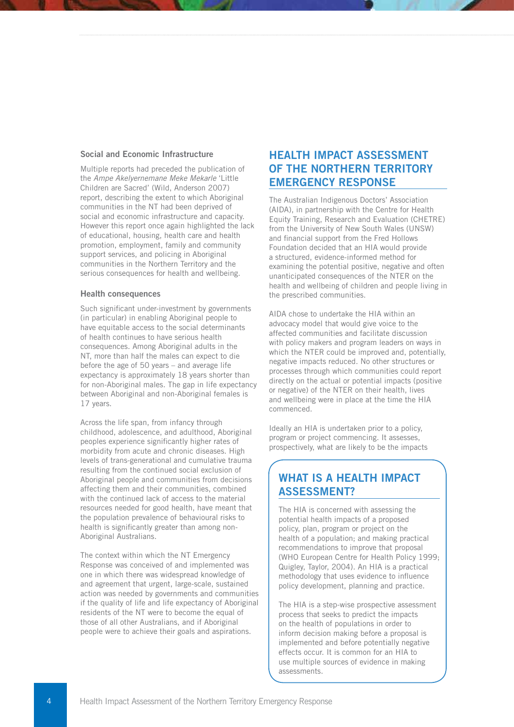### Social and Economic Infrastructure

Multiple reports had preceded the publication of the *Ampe Akelyernemane Meke Mekarle* 'Little Children are Sacred' (Wild, Anderson 2007) report, describing the extent to which Aboriginal communities in the NT had been deprived of social and economic infrastructure and capacity. However this report once again highlighted the lack of educational, housing, health care and health promotion, employment, family and community support services, and policing in Aboriginal communities in the Northern Territory and the serious consequences for health and wellbeing.

### Health consequences

Such significant under-investment by governments (in particular) in enabling Aboriginal people to have equitable access to the social determinants of health continues to have serious health consequences. Among Aboriginal adults in the NT, more than half the males can expect to die before the age of 50 years – and average life expectancy is approximately 18 years shorter than for non-Aboriginal males. The gap in life expectancy between Aboriginal and non-Aboriginal females is 17 years.

Across the life span, from infancy through childhood, adolescence, and adulthood, Aboriginal peoples experience significantly higher rates of morbidity from acute and chronic diseases. High levels of trans-generational and cumulative trauma resulting from the continued social exclusion of Aboriginal people and communities from decisions affecting them and their communities, combined with the continued lack of access to the material resources needed for good health, have meant that the population prevalence of behavioural risks to health is significantly greater than among non-Aboriginal Australians.

The context within which the NT Emergency Response was conceived of and implemented was one in which there was widespread knowledge of and agreement that urgent, large-scale, sustained action was needed by governments and communities if the quality of life and life expectancy of Aboriginal residents of the NT were to become the equal of those of all other Australians, and if Aboriginal people were to achieve their goals and aspirations.

## HEALTH IMPACT ASSESSMENT OF THE NORTHERN TERRITORY EMERGENCY RESPONSE

The Australian Indigenous Doctors' Association (AIDA), in partnership with the Centre for Health Equity Training, Research and Evaluation (CHETRE) from the University of New South Wales (UNSW) and financial support from the Fred Hollows Foundation decided that an HIA would provide a structured, evidence-informed method for examining the potential positive, negative and often unanticipated consequences of the NTER on the health and wellbeing of children and people living in the prescribed communities.

AIDA chose to undertake the HIA within an advocacy model that would give voice to the affected communities and facilitate discussion with policy makers and program leaders on ways in which the NTER could be improved and, potentially, negative impacts reduced. No other structures or processes through which communities could report directly on the actual or potential impacts (positive or negative) of the NTER on their health, lives and wellbeing were in place at the time the HIA commenced.

Ideally an HIA is undertaken prior to a policy, program or project commencing. It assesses, prospectively, what are likely to be the impacts

## WHAT IS A HEALTH IMPACT ASSESSMENT?

The HIA is concerned with assessing the potential health impacts of a proposed policy, plan, program or project on the health of a population; and making practical recommendations to improve that proposal (WHO European Centre for Health Policy 1999; Quigley, Taylor, 2004). An HIA is a practical methodology that uses evidence to influence policy development, planning and practice.

The HIA is a step-wise prospective assessment process that seeks to predict the impacts on the health of populations in order to inform decision making before a proposal is implemented and before potentially negative effects occur. It is common for an HIA to use multiple sources of evidence in making assessments.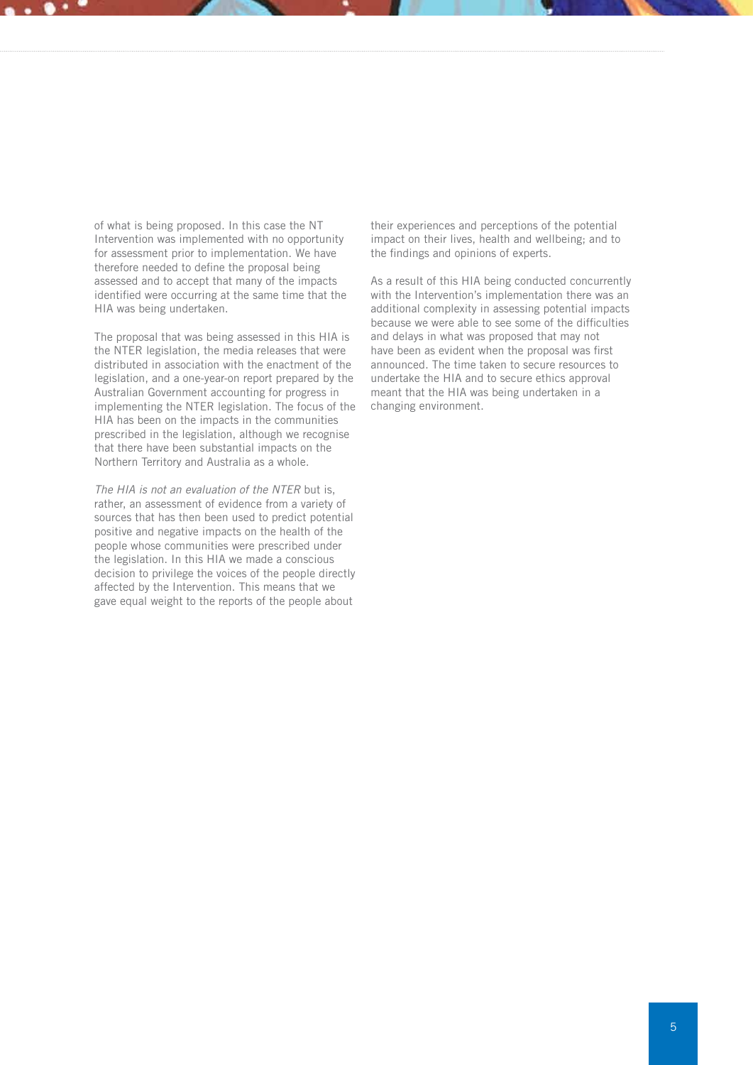of what is being proposed. In this case the NT Intervention was implemented with no opportunity for assessment prior to implementation. We have therefore needed to define the proposal being assessed and to accept that many of the impacts identified were occurring at the same time that the HIA was being undertaken.

The proposal that was being assessed in this HIA is the NTER legislation, the media releases that were distributed in association with the enactment of the legislation, and a one-year-on report prepared by the Australian Government accounting for progress in implementing the NTER legislation. The focus of the HIA has been on the impacts in the communities prescribed in the legislation, although we recognise that there have been substantial impacts on the Northern Territory and Australia as a whole.

*The HIA is not an evaluation of the NTER* but is, rather, an assessment of evidence from a variety of sources that has then been used to predict potential positive and negative impacts on the health of the people whose communities were prescribed under the legislation. In this HIA we made a conscious decision to privilege the voices of the people directly affected by the Intervention. This means that we gave equal weight to the reports of the people about their experiences and perceptions of the potential impact on their lives, health and wellbeing; and to the findings and opinions of experts.

As a result of this HIA being conducted concurrently with the Intervention's implementation there was an additional complexity in assessing potential impacts because we were able to see some of the difficulties and delays in what was proposed that may not have been as evident when the proposal was first announced. The time taken to secure resources to undertake the HIA and to secure ethics approval meant that the HIA was being undertaken in a changing environment.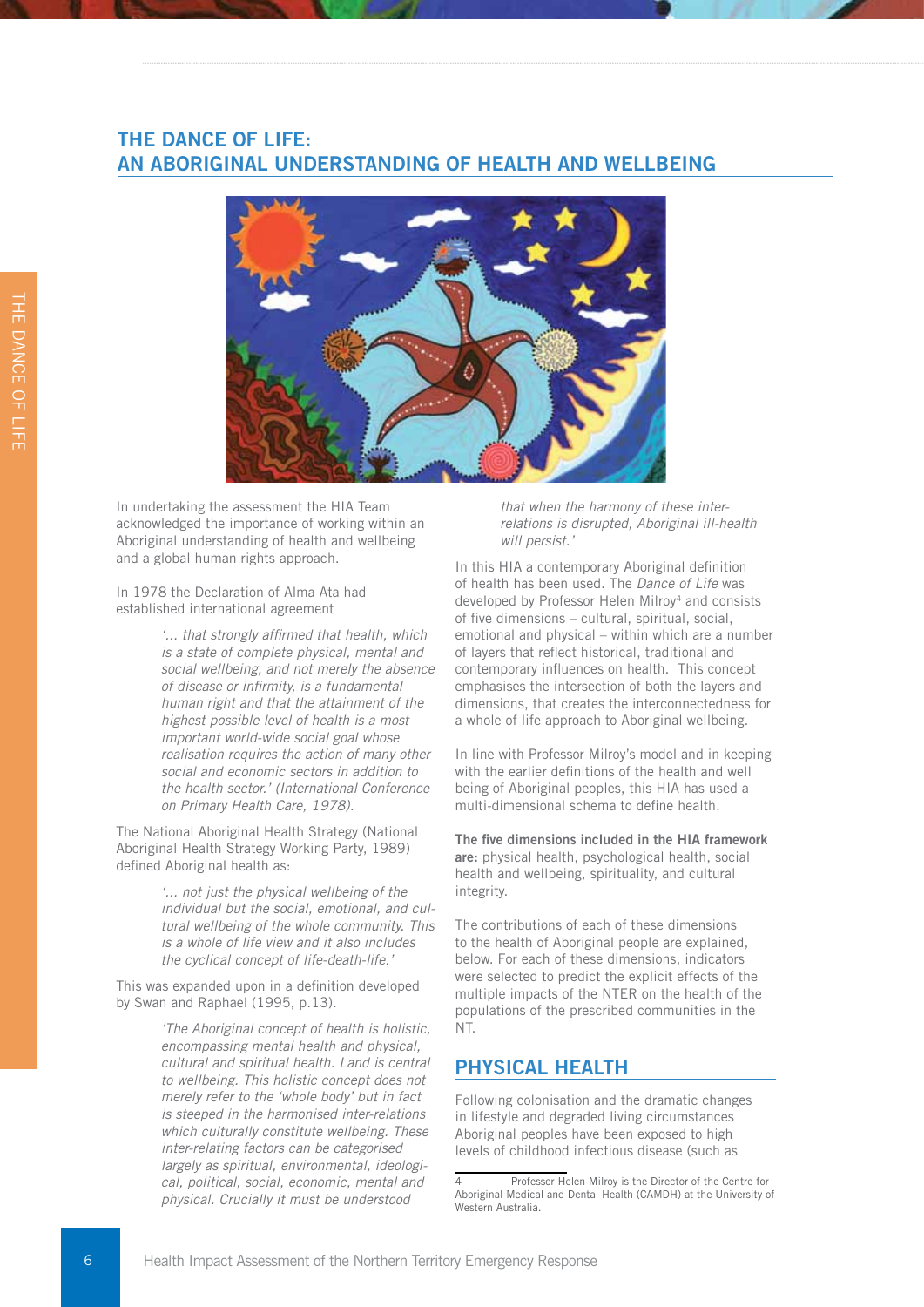## THE DANCE OF LIFE: AN ABORIGINAL UNDERSTANDING OF HEALTH AND WELLBEING

In undertaking the assessment the HIA Team acknowledged the importance of working within an Aboriginal understanding of health and wellbeing and a global human rights approach.

In 1978 the Declaration of Alma Ata had established international agreement

> *'... that strongly affirmed that health, which is a state of complete physical, mental and social wellbeing, and not merely the absence of disease or infirmity, is a fundamental human right and that the attainment of the highest possible level of health is a most important world-wide social goal whose realisation requires the action of many other social and economic sectors in addition to the health sector.' (International Conference on Primary Health Care, 1978).*

The National Aboriginal Health Strategy (National Aboriginal Health Strategy Working Party, 1989) defined Aboriginal health as:

> *'... not just the physical wellbeing of the individual but the social, emotional, and cultural wellbeing of the whole community. This is a whole of life view and it also includes the cyclical concept of life-death-life.'*

This was expanded upon in a definition developed by Swan and Raphael (1995, p.13).

> *'The Aboriginal concept of health is holistic, encompassing mental health and physical, cultural and spiritual health. Land is central to wellbeing. This holistic concept does not merely refer to the 'whole body' but in fact is steeped in the harmonised inter-relations which culturally constitute wellbeing. These inter-relating factors can be categorised largely as spiritual, environmental, ideological, political, social, economic, mental and physical. Crucially it must be understood that when the harmony of these inter-relations is disrupted, Aboriginal ill-health will persist.'*

In this HIA a contemporary Aboriginal definition of health has been used. The *Dance of Life* was developed by Professor Helen Milroy[4] and consists of five dimensions – cultural, spiritual, social, emotional and physical – within which are a number of layers that reflect historical, traditional and contemporary influences on health. This concept emphasises the intersection of both the layers and dimensions, that creates the interconnectedness for a whole of life approach to Aboriginal wellbeing.

In line with Professor Milroy's model and in keeping with the earlier definitions of the health and well being of Aboriginal peoples, this HIA has used a multi-dimensional schema to define health.

**The five dimensions included in the HIA framework are:** physical health, psychological health, social health and wellbeing, spirituality, and cultural integrity.

The contributions of each of these dimensions to the health of Aboriginal people are explained, below. For each of these dimensions, indicators were selected to predict the explicit effects of the multiple impacts of the NTER on the health of the populations of the prescribed communities in the NT.

## PHYSICAL HEALTH

Following colonisation and the dramatic changes in lifestyle and degraded living circumstances Aboriginal peoples have been exposed to high levels of childhood infectious disease (such as

[4] Professor Helen Milroy is the Director of the Centre for Aboriginal Medical and Dental Health (CAMDH) at the University of Western Australia.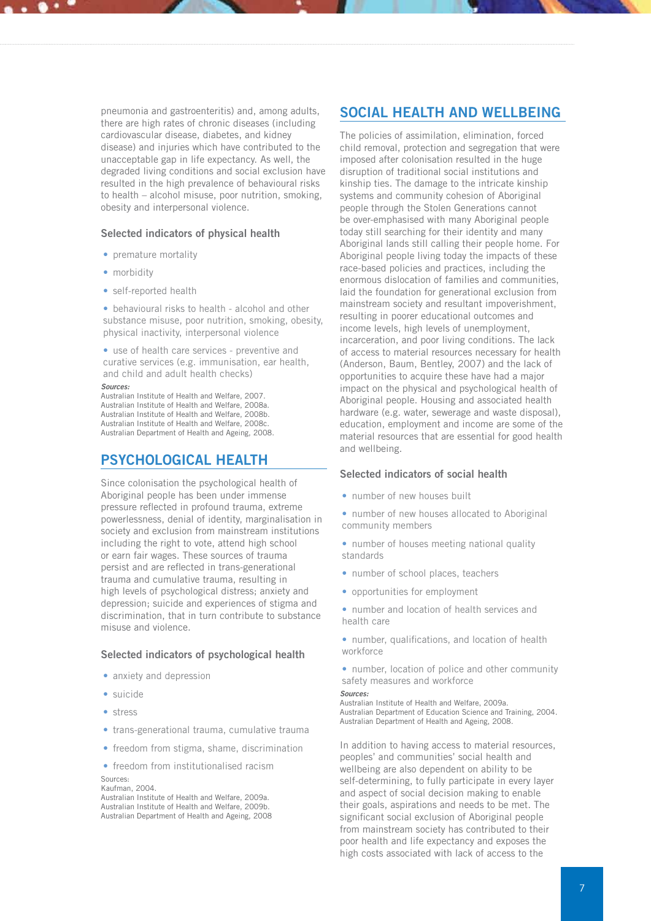pneumonia and gastroenteritis) and, among adults, there are high rates of chronic diseases (including cardiovascular disease, diabetes, and kidney disease) and injuries which have contributed to the unacceptable gap in life expectancy. As well, the degraded living conditions and social exclusion have resulted in the high prevalence of behavioural risks to health – alcohol misuse, poor nutrition, smoking, obesity and interpersonal violence.

### Selected indicators of physical health

- premature mortality
- morbidity
- self-reported health
- behavioural risks to health - alcohol and other substance misuse, poor nutrition, smoking, obesity, physical inactivity, interpersonal violence
- use of health care services - preventive and curative services (e.g. immunisation, ear health, and child and adult health checks)

***Sources:***
Australian Institute of Health and Welfare, 2007.
Australian Institute of Health and Welfare, 2008a.
Australian Institute of Health and Welfare, 2008b.
Australian Institute of Health and Welfare, 2008c.
Australian Department of Health and Ageing, 2008.

## PSYCHOLOGICAL HEALTH

Since colonisation the psychological health of Aboriginal people has been under immense pressure reflected in profound trauma, extreme powerlessness, denial of identity, marginalisation in society and exclusion from mainstream institutions including the right to vote, attend high school or earn fair wages. These sources of trauma persist and are reflected in trans-generational trauma and cumulative trauma, resulting in high levels of psychological distress; anxiety and depression; suicide and experiences of stigma and discrimination, that in turn contribute to substance misuse and violence.

### Selected indicators of psychological health

- anxiety and depression
- suicide
- stress
- trans-generational trauma, cumulative trauma
- freedom from stigma, shame, discrimination
- freedom from institutionalised racism

Sources:
Kaufman, 2004.
Australian Institute of Health and Welfare, 2009a.
Australian Institute of Health and Welfare, 2009b.
Australian Department of Health and Ageing, 2008

## SOCIAL HEALTH AND WELLBEING

The policies of assimilation, elimination, forced child removal, protection and segregation that were imposed after colonisation resulted in the huge disruption of traditional social institutions and kinship ties. The damage to the intricate kinship systems and community cohesion of Aboriginal people through the Stolen Generations cannot be over-emphasised with many Aboriginal people today still searching for their identity and many Aboriginal lands still calling their people home. For Aboriginal people living today the impacts of these race-based policies and practices, including the enormous dislocation of families and communities, laid the foundation for generational exclusion from mainstream society and resultant impoverishment, resulting in poorer educational outcomes and income levels, high levels of unemployment, incarceration, and poor living conditions. The lack of access to material resources necessary for health (Anderson, Baum, Bentley, 2007) and the lack of opportunities to acquire these have had a major impact on the physical and psychological health of Aboriginal people. Housing and associated health hardware (e.g. water, sewerage and waste disposal), education, employment and income are some of the material resources that are essential for good health and wellbeing.

### Selected indicators of social health

- number of new houses built
- number of new houses allocated to Aboriginal community members
- number of houses meeting national quality standards
- number of school places, teachers
- opportunities for employment
- number and location of health services and health care
- number, qualifications, and location of health workforce
- number, location of police and other community safety measures and workforce

***Sources:***
Australian Institute of Health and Welfare, 2009a.
Australian Department of Education Science and Training, 2004.
Australian Department of Health and Ageing, 2008.

In addition to having access to material resources, peoples' and communities' social health and wellbeing are also dependent on ability to be self-determining, to fully participate in every layer and aspect of social decision making to enable their goals, aspirations and needs to be met. The significant social exclusion of Aboriginal people from mainstream society has contributed to their poor health and life expectancy and exposes the high costs associated with lack of access to the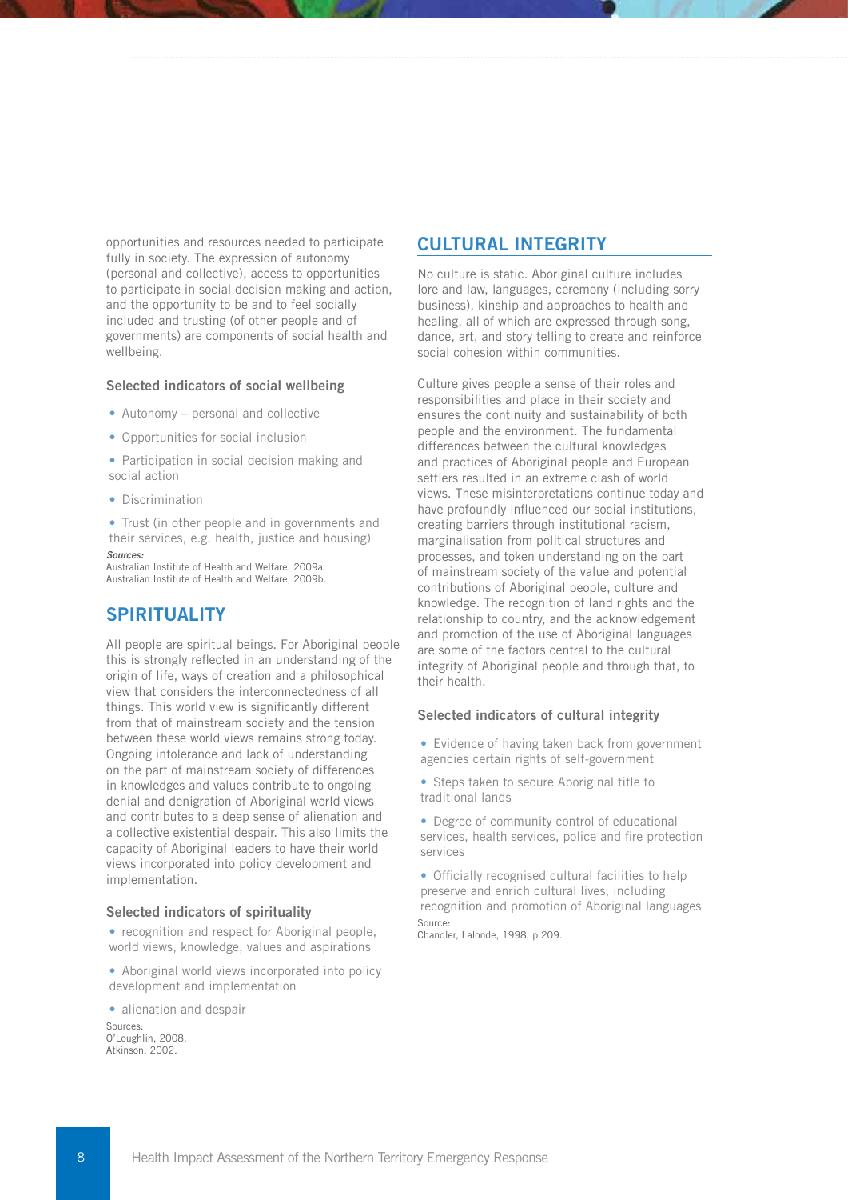opportunities and resources needed to participate fully in society. The expression of autonomy (personal and collective), access to opportunities to participate in social decision making and action, and the opportunity to be and to feel socially included and trusting (of other people and of governments) are components of social health and wellbeing.

### Selected indicators of social wellbeing

- Autonomy – personal and collective
- Opportunities for social inclusion
- Participation in social decision making and social action
- Discrimination
- Trust (in other people and in governments and their services, e.g. health, justice and housing)

***Sources:***
Australian Institute of Health and Welfare, 2009a.
Australian Institute of Health and Welfare, 2009b.

## SPIRITUALITY

All people are spiritual beings. For Aboriginal people this is strongly reflected in an understanding of the origin of life, ways of creation and a philosophical view that considers the interconnectedness of all things. This world view is significantly different from that of mainstream society and the tension between these world views remains strong today. Ongoing intolerance and lack of understanding on the part of mainstream society of differences in knowledges and values contribute to ongoing denial and denigration of Aboriginal world views and contributes to a deep sense of alienation and a collective existential despair. This also limits the capacity of Aboriginal leaders to have their world views incorporated into policy development and implementation.

### Selected indicators of spirituality

- recognition and respect for Aboriginal people, world views, knowledge, values and aspirations
- Aboriginal world views incorporated into policy development and implementation
- alienation and despair

Sources:
O'Loughlin, 2008.
Atkinson, 2002.

## CULTURAL INTEGRITY

No culture is static. Aboriginal culture includes lore and law, languages, ceremony (including sorry business), kinship and approaches to health and healing, all of which are expressed through song, dance, art, and story telling to create and reinforce social cohesion within communities.

Culture gives people a sense of their roles and responsibilities and place in their society and ensures the continuity and sustainability of both people and the environment. The fundamental differences between the cultural knowledges and practices of Aboriginal people and European settlers resulted in an extreme clash of world views. These misinterpretations continue today and have profoundly influenced our social institutions, creating barriers through institutional racism, marginalisation from political structures and processes, and token understanding on the part of mainstream society of the value and potential contributions of Aboriginal people, culture and knowledge. The recognition of land rights and the relationship to country, and the acknowledgement and promotion of the use of Aboriginal languages are some of the factors central to the cultural integrity of Aboriginal people and through that, to their health.

### Selected indicators of cultural integrity

- Evidence of having taken back from government agencies certain rights of self-government
- Steps taken to secure Aboriginal title to traditional lands
- Degree of community control of educational services, health services, police and fire protection services
- Officially recognised cultural facilities to help preserve and enrich cultural lives, including recognition and promotion of Aboriginal languages

Source:
Chandler, Lalonde, 1998, p 209.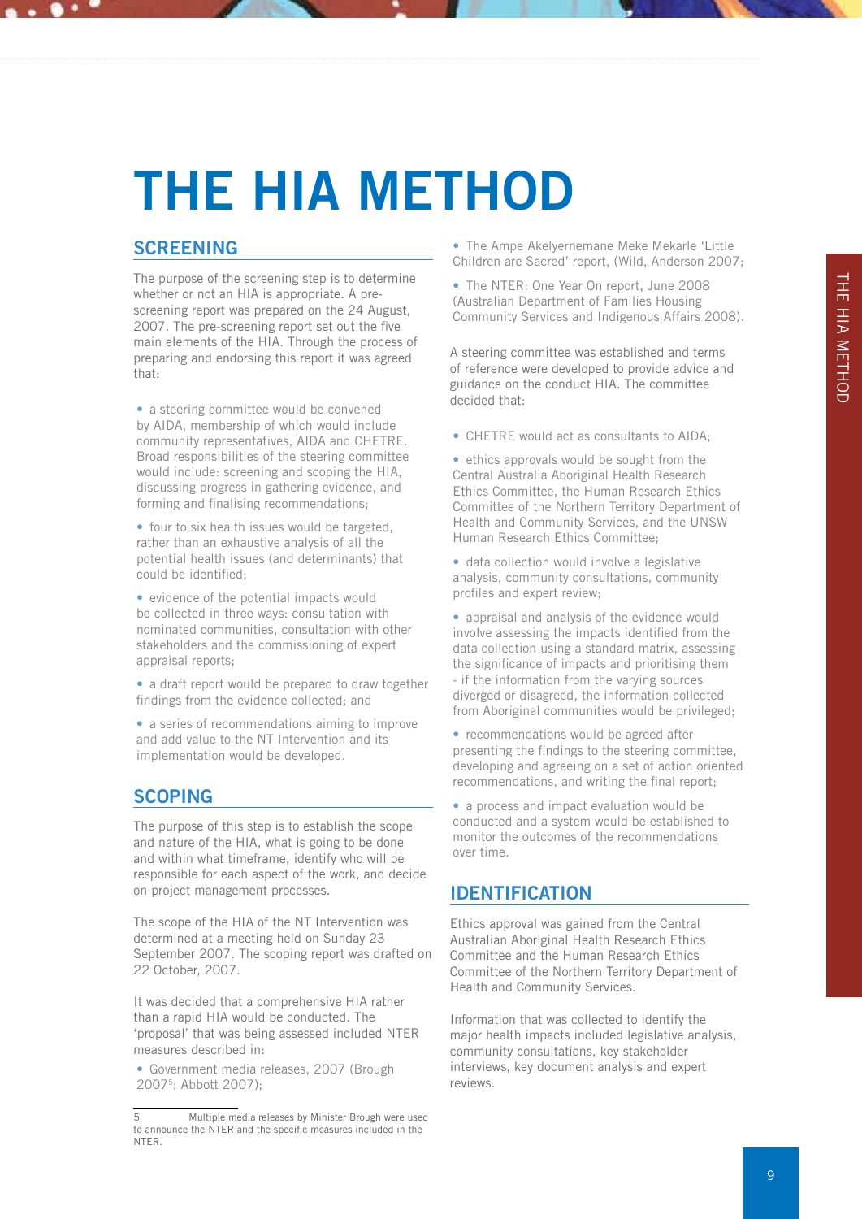# THE HIA METHOD

## SCREENING

The purpose of the screening step is to determine whether or not an HIA is appropriate. A pre-screening report was prepared on the 24 August, 2007. The pre-screening report set out the five main elements of the HIA. Through the process of preparing and endorsing this report it was agreed that:

- a steering committee would be convened by AIDA, membership of which would include community representatives, AIDA and CHETRE. Broad responsibilities of the steering committee would include: screening and scoping the HIA, discussing progress in gathering evidence, and forming and finalising recommendations;
- four to six health issues would be targeted, rather than an exhaustive analysis of all the potential health issues (and determinants) that could be identified;
- evidence of the potential impacts would be collected in three ways: consultation with nominated communities, consultation with other stakeholders and the commissioning of expert appraisal reports;
- a draft report would be prepared to draw together findings from the evidence collected; and
- a series of recommendations aiming to improve and add value to the NT Intervention and its implementation would be developed.

## SCOPING

The purpose of this step is to establish the scope and nature of the HIA, what is going to be done and within what timeframe, identify who will be responsible for each aspect of the work, and decide on project management processes.

The scope of the HIA of the NT Intervention was determined at a meeting held on Sunday 23 September 2007. The scoping report was drafted on 22 October, 2007.

It was decided that a comprehensive HIA rather than a rapid HIA would be conducted. The 'proposal' that was being assessed included NTER measures described in:

- Government media releases, 2007 (Brough 2007[5]; Abbott 2007);
- The Ampe Akelyernemane Meke Mekarle 'Little Children are Sacred' report, (Wild, Anderson 2007;
- The NTER: One Year On report, June 2008 (Australian Department of Families Housing Community Services and Indigenous Affairs 2008).

A steering committee was established and terms of reference were developed to provide advice and guidance on the conduct HIA. The committee decided that:

- CHETRE would act as consultants to AIDA;
- ethics approvals would be sought from the Central Australia Aboriginal Health Research Ethics Committee, the Human Research Ethics Committee of the Northern Territory Department of Health and Community Services, and the UNSW Human Research Ethics Committee;
- data collection would involve a legislative analysis, community consultations, community profiles and expert review;
- appraisal and analysis of the evidence would involve assessing the impacts identified from the data collection using a standard matrix, assessing the significance of impacts and prioritising them - if the information from the varying sources diverged or disagreed, the information collected from Aboriginal communities would be privileged;
- recommendations would be agreed after presenting the findings to the steering committee, developing and agreeing on a set of action oriented recommendations, and writing the final report;
- a process and impact evaluation would be conducted and a system would be established to monitor the outcomes of the recommendations over time.

## IDENTIFICATION

Ethics approval was gained from the Central Australian Aboriginal Health Research Ethics Committee and the Human Research Ethics Committee of the Northern Territory Department of Health and Community Services.

Information that was collected to identify the major health impacts included legislative analysis, community consultations, key stakeholder interviews, key document analysis and expert reviews.

---

5 Multiple media releases by Minister Brough were used to announce the NTER and the specific measures included in the NTER.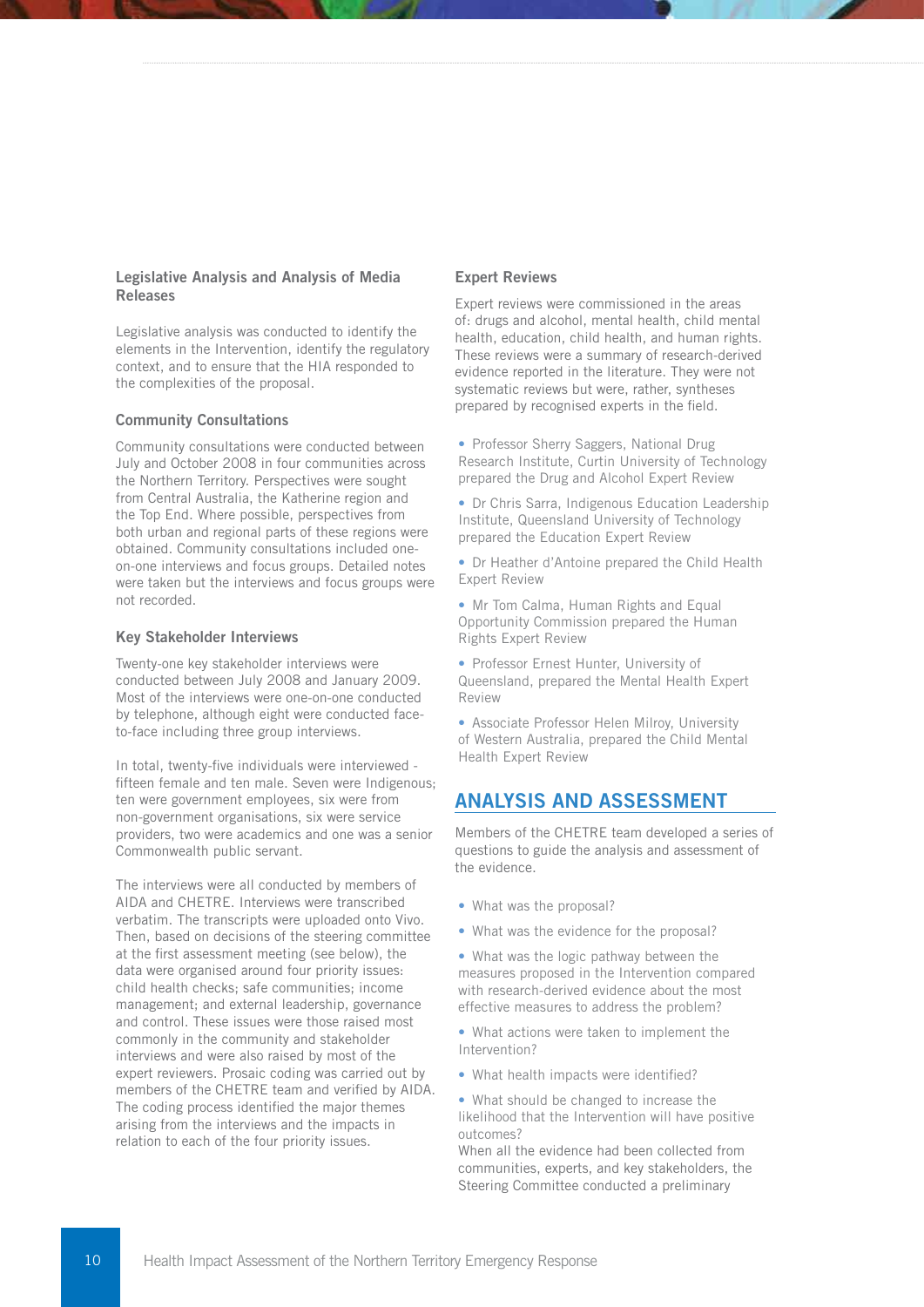### Legislative Analysis and Analysis of Media Releases

Legislative analysis was conducted to identify the elements in the Intervention, identify the regulatory context, and to ensure that the HIA responded to the complexities of the proposal.

### Community Consultations

Community consultations were conducted between July and October 2008 in four communities across the Northern Territory. Perspectives were sought from Central Australia, the Katherine region and the Top End. Where possible, perspectives from both urban and regional parts of these regions were obtained. Community consultations included one-on-one interviews and focus groups. Detailed notes were taken but the interviews and focus groups were not recorded.

### Key Stakeholder Interviews

Twenty-one key stakeholder interviews were conducted between July 2008 and January 2009. Most of the interviews were one-on-one conducted by telephone, although eight were conducted face-to-face including three group interviews.

In total, twenty-five individuals were interviewed - fifteen female and ten male. Seven were Indigenous; ten were government employees, six were from non-government organisations, six were service providers, two were academics and one was a senior Commonwealth public servant.

The interviews were all conducted by members of AIDA and CHETRE. Interviews were transcribed verbatim. The transcripts were uploaded onto Vivo. Then, based on decisions of the steering committee at the first assessment meeting (see below), the data were organised around four priority issues: child health checks; safe communities; income management; and external leadership, governance and control. These issues were those raised most commonly in the community and stakeholder interviews and were also raised by most of the expert reviewers. Prosaic coding was carried out by members of the CHETRE team and verified by AIDA. The coding process identified the major themes arising from the interviews and the impacts in relation to each of the four priority issues.

### Expert Reviews

Expert reviews were commissioned in the areas of: drugs and alcohol, mental health, child mental health, education, child health, and human rights. These reviews were a summary of research-derived evidence reported in the literature. They were not systematic reviews but were, rather, syntheses prepared by recognised experts in the field.

- Professor Sherry Saggers, National Drug Research Institute, Curtin University of Technology prepared the Drug and Alcohol Expert Review
- Dr Chris Sarra, Indigenous Education Leadership Institute, Queensland University of Technology prepared the Education Expert Review
- Dr Heather d'Antoine prepared the Child Health Expert Review
- Mr Tom Calma, Human Rights and Equal Opportunity Commission prepared the Human Rights Expert Review
- Professor Ernest Hunter, University of Queensland, prepared the Mental Health Expert Review
- Associate Professor Helen Milroy, University of Western Australia, prepared the Child Mental Health Expert Review

## ANALYSIS AND ASSESSMENT

Members of the CHETRE team developed a series of questions to guide the analysis and assessment of the evidence.

- What was the proposal?
- What was the evidence for the proposal?
- What was the logic pathway between the measures proposed in the Intervention compared with research-derived evidence about the most effective measures to address the problem?
- What actions were taken to implement the Intervention?
- What health impacts were identified?
- What should be changed to increase the likelihood that the Intervention will have positive outcomes?

When all the evidence had been collected from communities, experts, and key stakeholders, the Steering Committee conducted a preliminary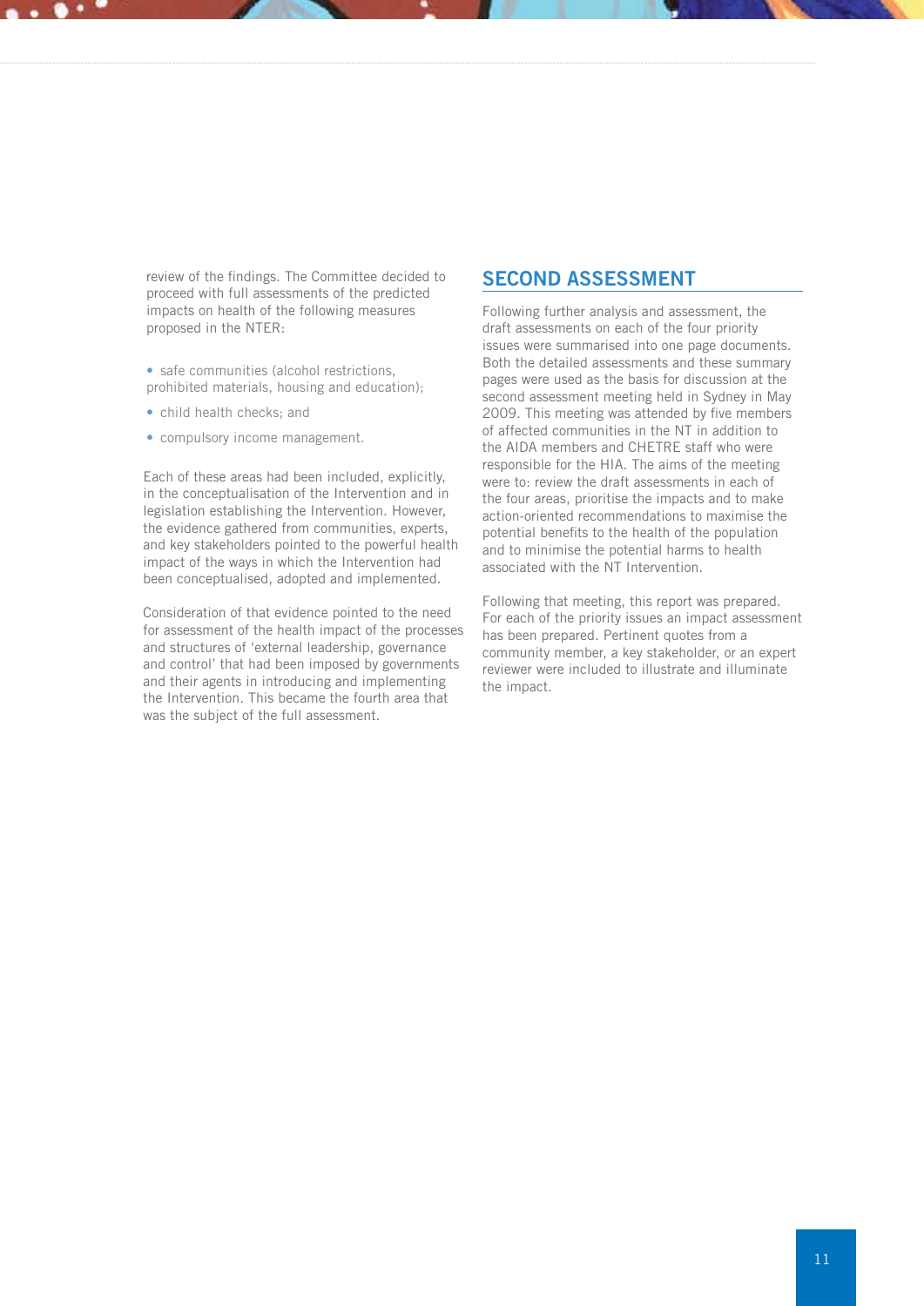review of the findings. The Committee decided to proceed with full assessments of the predicted impacts on health of the following measures proposed in the NTER:

- safe communities (alcohol restrictions, prohibited materials, housing and education);
- child health checks; and
- compulsory income management.

Each of these areas had been included, explicitly, in the conceptualisation of the Intervention and in legislation establishing the Intervention. However, the evidence gathered from communities, experts, and key stakeholders pointed to the powerful health impact of the ways in which the Intervention had been conceptualised, adopted and implemented.

Consideration of that evidence pointed to the need for assessment of the health impact of the processes and structures of 'external leadership, governance and control' that had been imposed by governments and their agents in introducing and implementing the Intervention. This became the fourth area that was the subject of the full assessment.

## SECOND ASSESSMENT

Following further analysis and assessment, the draft assessments on each of the four priority issues were summarised into one page documents. Both the detailed assessments and these summary pages were used as the basis for discussion at the second assessment meeting held in Sydney in May 2009. This meeting was attended by five members of affected communities in the NT in addition to the AIDA members and CHETRE staff who were responsible for the HIA. The aims of the meeting were to: review the draft assessments in each of the four areas, prioritise the impacts and to make action-oriented recommendations to maximise the potential benefits to the health of the population and to minimise the potential harms to health associated with the NT Intervention.

Following that meeting, this report was prepared. For each of the priority issues an impact assessment has been prepared. Pertinent quotes from a community member, a key stakeholder, or an expert reviewer were included to illustrate and illuminate the impact.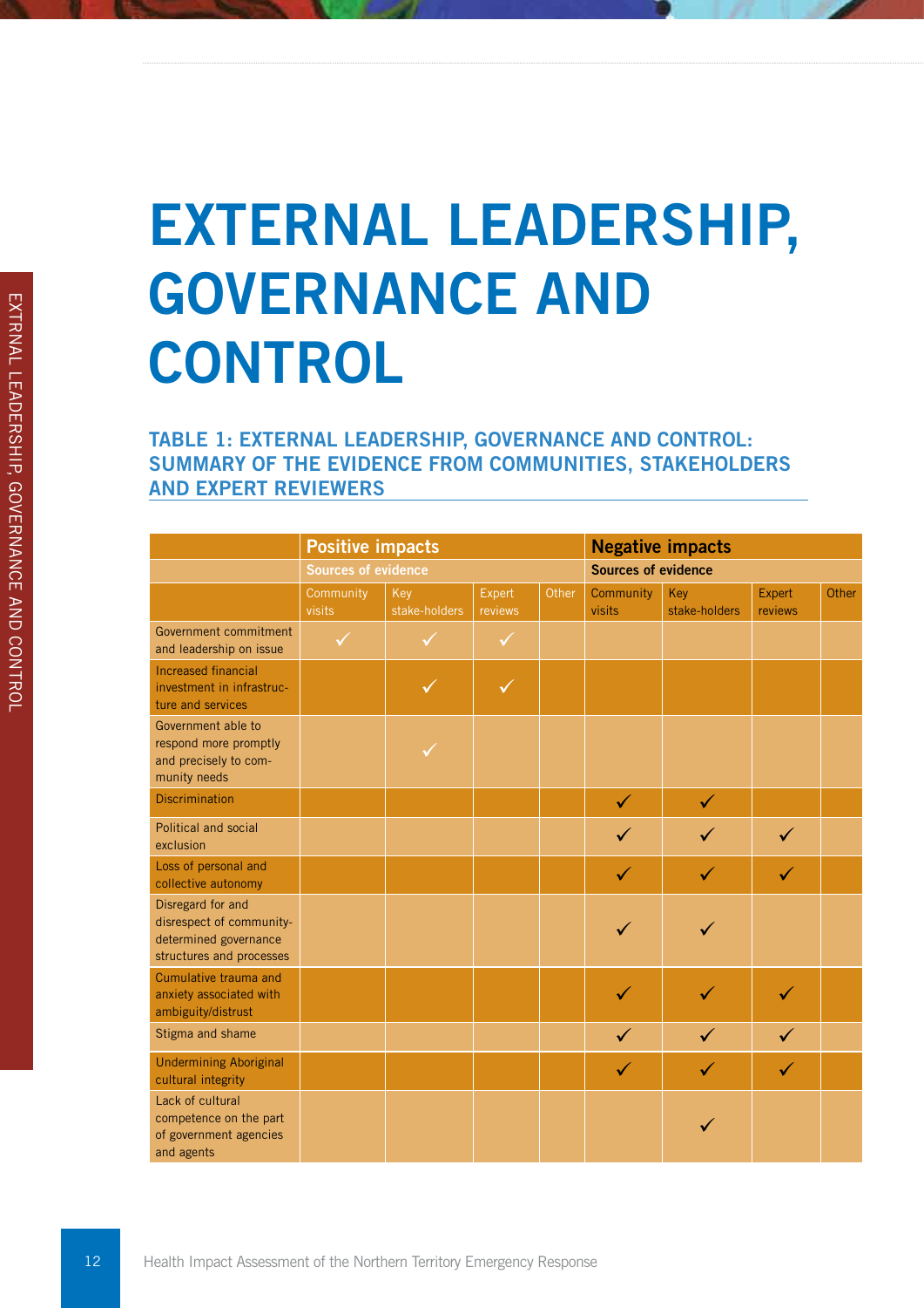# EXTERNAL LEADERSHIP, GOVERNANCE AND CONTROL

### TABLE 1: EXTERNAL LEADERSHIP, GOVERNANCE AND CONTROL: SUMMARY OF THE EVIDENCE FROM COMMUNITIES, STAKEHOLDERS AND EXPERT REVIEWERS

| | Positive impacts | | | | Negative impacts | | | |
|---|---|---|---|---|---|---|---|---|
| | Sources of evidence | | | | Sources of evidence | | | |
| | Community visits | Key stake-holders | Expert reviews | Other | Community visits | Key stake-holders | Expert reviews | Other |
| Government commitment and leadership on issue | ✓ | ✓ | ✓ | | | | | |
| Increased financial investment in infrastructure and services | | ✓ | ✓ | | | | | |
| Government able to respond more promptly and precisely to community needs | | ✓ | | | | | | |
| Discrimination | | | | | ✓ | ✓ | | |
| Political and social exclusion | | | | | ✓ | ✓ | ✓ | |
| Loss of personal and collective autonomy | | | | | ✓ | ✓ | ✓ | |
| Disregard for and disrespect of community-determined governance structures and processes | | | | | ✓ | ✓ | | |
| Cumulative trauma and anxiety associated with ambiguity/distrust | | | | | ✓ | ✓ | ✓ | |
| Stigma and shame | | | | | ✓ | ✓ | ✓ | |
| Undermining Aboriginal cultural integrity | | | | | ✓ | ✓ | ✓ | |
| Lack of cultural competence on the part of government agencies and agents | | | | | | ✓ | | |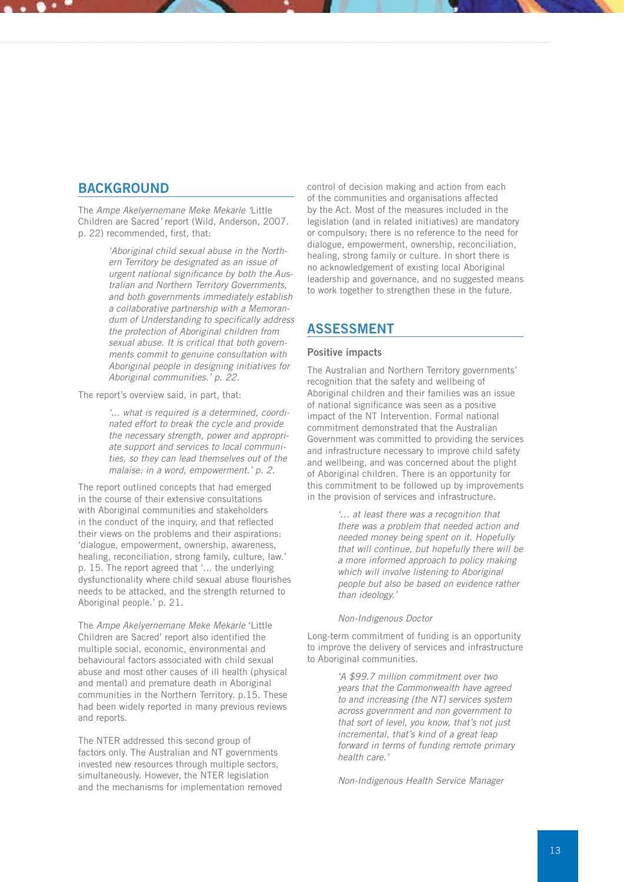## BACKGROUND

The *Ampe Akelyernemane Meke Mekarle* 'Little Children are Sacred*'* report (Wild, Anderson, 2007. p. 22) recommended, first, that:

> *'Aboriginal child sexual abuse in the Northern Territory be designated as an issue of urgent national significance by both the Australian and Northern Territory Governments, and both governments immediately establish a collaborative partnership with a Memorandum of Understanding to specifically address the protection of Aboriginal children from sexual abuse. It is critical that both governments commit to genuine consultation with Aboriginal people in designing initiatives for Aboriginal communities.' p. 22.*

The report's overview said, in part, that:

> *'... what is required is a determined, coordinated effort to break the cycle and provide the necessary strength, power and appropriate support and services to local communities, so they can lead themselves out of the malaise: in a word, empowerment.' p. 2.*

The report outlined concepts that had emerged in the course of their extensive consultations with Aboriginal communities and stakeholders in the conduct of the inquiry, and that reflected their views on the problems and their aspirations: 'dialogue, empowerment, ownership, awareness, healing, reconciliation, strong family, culture, law.' p. 15. The report agreed that '... the underlying dysfunctionality where child sexual abuse flourishes needs to be attacked, and the strength returned to Aboriginal people.' p. 21.

The *Ampe Akelyernemane Meke Mekarle* 'Little Children are Sacred' report also identified the multiple social, economic, environmental and behavioural factors associated with child sexual abuse and most other causes of ill health (physical and mental) and premature death in Aboriginal communities in the Northern Territory. p.15. These had been widely reported in many previous reviews and reports.

The NTER addressed this second group of factors only. The Australian and NT governments invested new resources through multiple sectors, simultaneously. However, the NTER legislation and the mechanisms for implementation removed control of decision making and action from each of the communities and organisations affected by the Act. Most of the measures included in the legislation (and in related initiatives) are mandatory or compulsory; there is no reference to the need for dialogue, empowerment, ownership, reconciliation, healing, strong family or culture. In short there is no acknowledgement of existing local Aboriginal leadership and governance, and no suggested means to work together to strengthen these in the future.

## ASSESSMENT

### Positive impacts

The Australian and Northern Territory governments' recognition that the safety and wellbeing of Aboriginal children and their families was an issue of national significance was seen as a positive impact of the NT Intervention. Formal national commitment demonstrated that the Australian Government was committed to providing the services and infrastructure necessary to improve child safety and wellbeing, and was concerned about the plight of Aboriginal children. There is an opportunity for this commitment to be followed up by improvements in the provision of services and infrastructure.

> *'... at least there was a recognition that there was a problem that needed action and needed money being spent on it. Hopefully that will continue, but hopefully there will be a more informed approach to policy making which will involve listening to Aboriginal people but also be based on evidence rather than ideology.'*
>
> *Non-Indigenous Doctor*

Long-term commitment of funding is an opportunity to improve the delivery of services and infrastructure to Aboriginal communities.

> *'A $99.7 million commitment over two years that the Commonwealth have agreed to and increasing [the NT] services system across government and non government to that sort of level, you know, that's not just incremental, that's kind of a great leap forward in terms of funding remote primary health care.'*
>
> *Non-Indigenous Health Service Manager*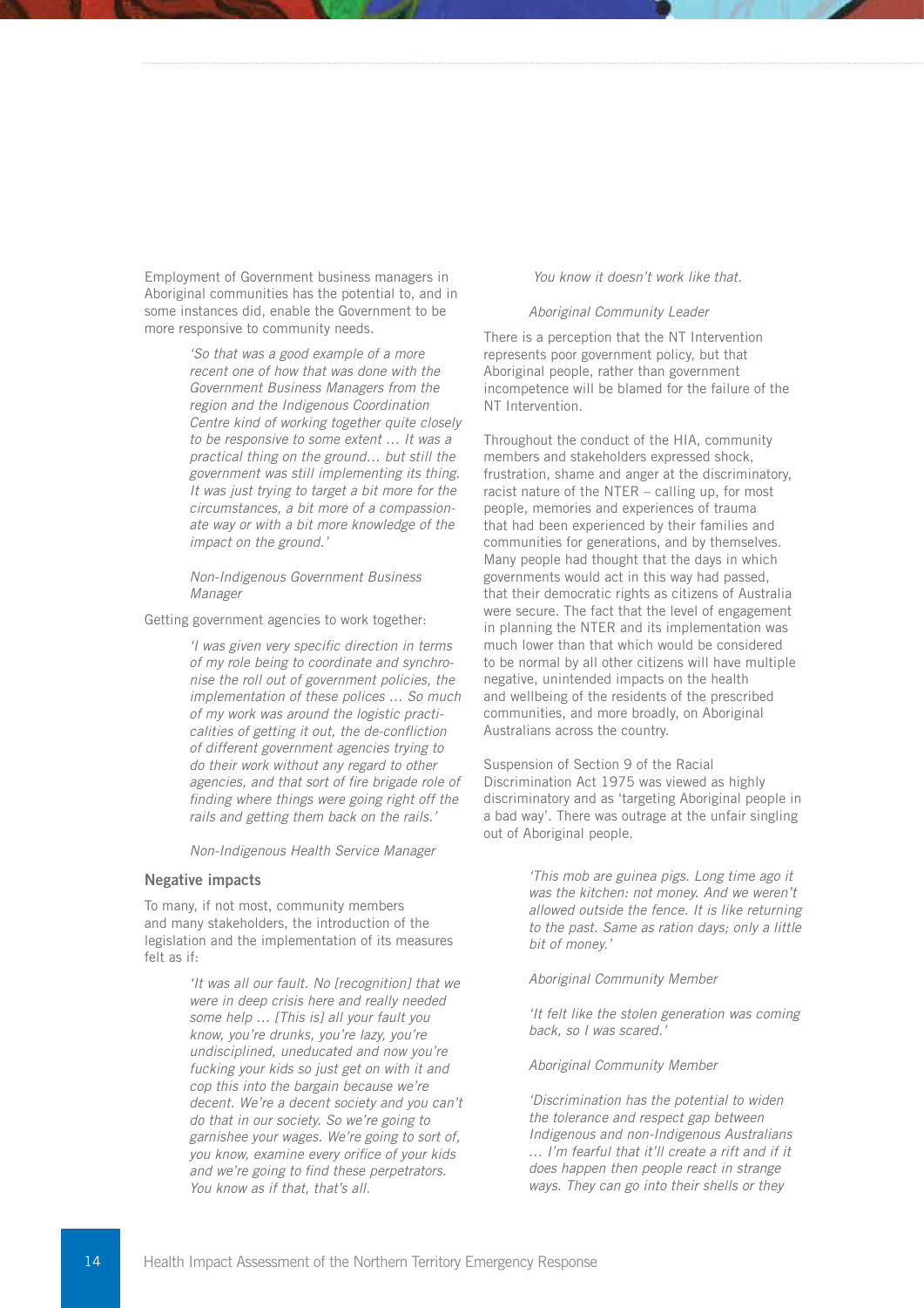Employment of Government business managers in Aboriginal communities has the potential to, and in some instances did, enable the Government to be more responsive to community needs.

> *'So that was a good example of a more recent one of how that was done with the Government Business Managers from the region and the Indigenous Coordination Centre kind of working together quite closely to be responsive to some extent … It was a practical thing on the ground… but still the government was still implementing its thing. It was just trying to target a bit more for the circumstances, a bit more of a compassionate way or with a bit more knowledge of the impact on the ground.'*
>
> *Non-Indigenous Government Business Manager*

Getting government agencies to work together:

> *'I was given very specific direction in terms of my role being to coordinate and synchronise the roll out of government policies, the implementation of these polices … So much of my work was around the logistic practicalities of getting it out, the de-confliction of different government agencies trying to do their work without any regard to other agencies, and that sort of fire brigade role of finding where things were going right off the rails and getting them back on the rails.'*
>
> *Non-Indigenous Health Service Manager*

### Negative impacts

To many, if not most, community members and many stakeholders, the introduction of the legislation and the implementation of its measures felt as if:

> *'It was all our fault. No [recognition] that we were in deep crisis here and really needed some help … [This is] all your fault you know, you're drunks, you're lazy, you're undisciplined, uneducated and now you're fucking your kids so just get on with it and cop this into the bargain because we're decent. We're a decent society and you can't do that in our society. So we're going to garnishee your wages. We're going to sort of, you know, examine every orifice of your kids and we're going to find these perpetrators. You know as if that, that's all.*
>
> *You know it doesn't work like that.*
>
> *Aboriginal Community Leader*

There is a perception that the NT Intervention represents poor government policy, but that Aboriginal people, rather than government incompetence will be blamed for the failure of the NT Intervention.

Throughout the conduct of the HIA, community members and stakeholders expressed shock, frustration, shame and anger at the discriminatory, racist nature of the NTER – calling up, for most people, memories and experiences of trauma that had been experienced by their families and communities for generations, and by themselves. Many people had thought that the days in which governments would act in this way had passed, that their democratic rights as citizens of Australia were secure. The fact that the level of engagement in planning the NTER and its implementation was much lower than that which would be considered to be normal by all other citizens will have multiple negative, unintended impacts on the health and wellbeing of the residents of the prescribed communities, and more broadly, on Aboriginal Australians across the country.

Suspension of Section 9 of the Racial Discrimination Act 1975 was viewed as highly discriminatory and as 'targeting Aboriginal people in a bad way'. There was outrage at the unfair singling out of Aboriginal people.

> *'This mob are guinea pigs. Long time ago it was the kitchen: not money. And we weren't allowed outside the fence. It is like returning to the past. Same as ration days; only a little bit of money.'*
>
> *Aboriginal Community Member*

> *'It felt like the stolen generation was coming back, so I was scared.'*
>
> *Aboriginal Community Member*

> *'Discrimination has the potential to widen the tolerance and respect gap between Indigenous and non-Indigenous Australians … I'm fearful that it'll create a rift and if it does happen then people react in strange ways. They can go into their shells or they*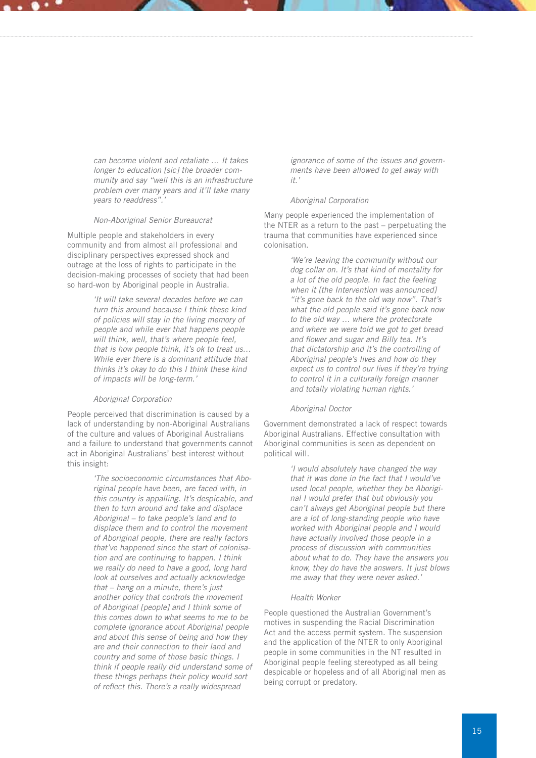*can become violent and retaliate … It takes longer to education [sic] the broader community and say "well this is an infrastructure problem over many years and it'll take many years to readdress".'*

*Non-Aboriginal Senior Bureaucrat*

Multiple people and stakeholders in every community and from almost all professional and disciplinary perspectives expressed shock and outrage at the loss of rights to participate in the decision-making processes of society that had been so hard-won by Aboriginal people in Australia.

> *'It will take several decades before we can turn this around because I think these kind of policies will stay in the living memory of people and while ever that happens people will think, well, that's where people feel, that is how people think, it's ok to treat us… While ever there is a dominant attitude that thinks it's okay to do this I think these kind of impacts will be long-term.'*
>
> *Aboriginal Corporation*

People perceived that discrimination is caused by a lack of understanding by non-Aboriginal Australians of the culture and values of Aboriginal Australians and a failure to understand that governments cannot act in Aboriginal Australians' best interest without this insight:

> *'The socioeconomic circumstances that Aboriginal people have been, are faced with, in this country is appalling. It's despicable, and then to turn around and take and displace Aboriginal – to take people's land and to displace them and to control the movement of Aboriginal people, there are really factors that've happened since the start of colonisation and are continuing to happen. I think we really do need to have a good, long hard look at ourselves and actually acknowledge that – hang on a minute, there's just another policy that controls the movement of Aboriginal [people] and I think some of this comes down to what seems to me to be complete ignorance about Aboriginal people and about this sense of being and how they are and their connection to their land and country and some of those basic things. I think if people really did understand some of these things perhaps their policy would sort of reflect this. There's a really widespread ignorance of some of the issues and governments have been allowed to get away with it.'*
>
> *Aboriginal Corporation*

Many people experienced the implementation of the NTER as a return to the past – perpetuating the trauma that communities have experienced since colonisation.

> *'We're leaving the community without our dog collar on. It's that kind of mentality for a lot of the old people. In fact the feeling when it [the Intervention was announced] "it's gone back to the old way now". That's what the old people said it's gone back now to the old way … where the protectorate and where we were told we got to get bread and flower and sugar and Billy tea. It's that dictatorship and it's the controlling of Aboriginal people's lives and how do they expect us to control our lives if they're trying to control it in a culturally foreign manner and totally violating human rights.'*
>
> *Aboriginal Doctor*

Government demonstrated a lack of respect towards Aboriginal Australians. Effective consultation with Aboriginal communities is seen as dependent on political will.

> *'I would absolutely have changed the way that it was done in the fact that I would've used local people, whether they be Aboriginal I would prefer that but obviously you can't always get Aboriginal people but there are a lot of long-standing people who have worked with Aboriginal people and I would have actually involved those people in a process of discussion with communities about what to do. They have the answers you know, they do have the answers. It just blows me away that they were never asked.'*
>
> *Health Worker*

People questioned the Australian Government's motives in suspending the Racial Discrimination Act and the access permit system. The suspension and the application of the NTER to only Aboriginal people in some communities in the NT resulted in Aboriginal people feeling stereotyped as all being despicable or hopeless and of all Aboriginal men as being corrupt or predatory.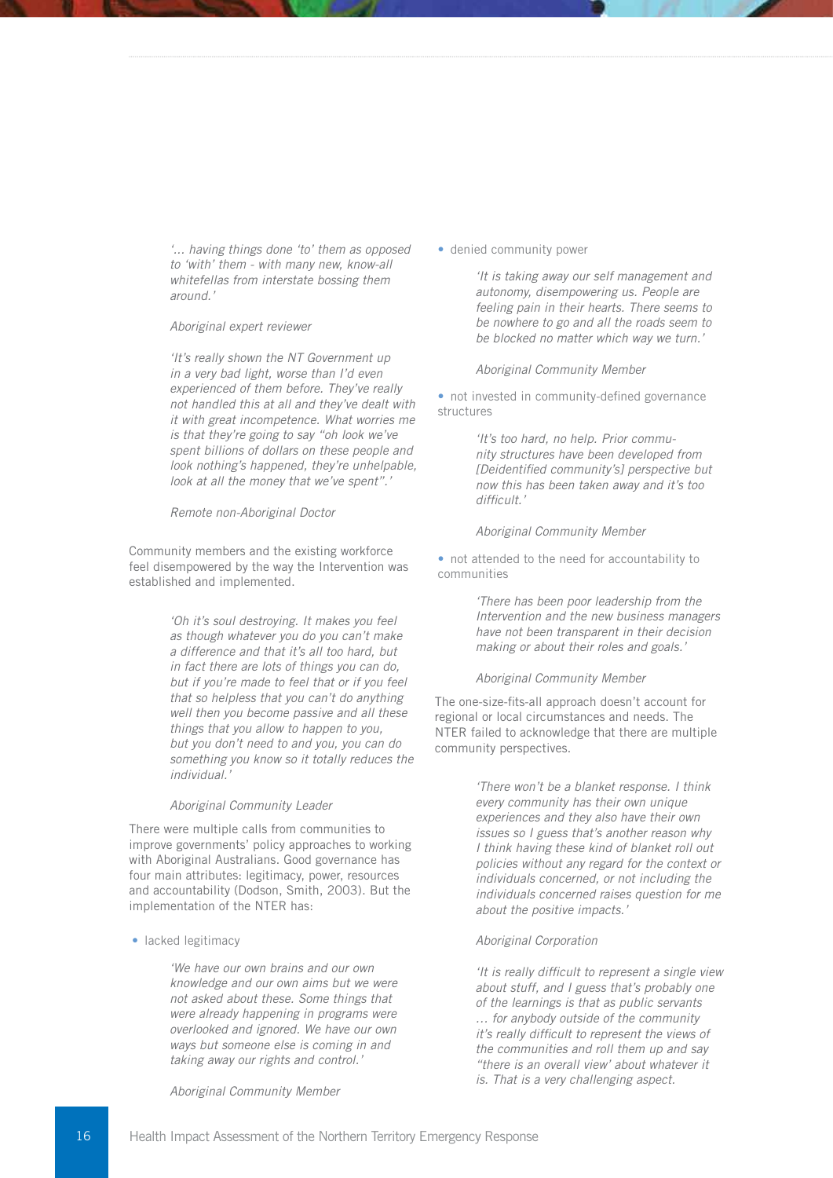*'... having things done 'to' them as opposed to 'with' them - with many new, know-all whitefellas from interstate bossing them around.'*

*Aboriginal expert reviewer*

*'It's really shown the NT Government up in a very bad light, worse than I'd even experienced of them before. They've really not handled this at all and they've dealt with it with great incompetence. What worries me is that they're going to say "oh look we've spent billions of dollars on these people and look nothing's happened, they're unhelpable, look at all the money that we've spent".'*

*Remote non-Aboriginal Doctor*

Community members and the existing workforce feel disempowered by the way the Intervention was established and implemented.

*'Oh it's soul destroying. It makes you feel as though whatever you do you can't make a difference and that it's all too hard, but in fact there are lots of things you can do, but if you're made to feel that or if you feel that so helpless that you can't do anything well then you become passive and all these things that you allow to happen to you, but you don't need to and you, you can do something you know so it totally reduces the individual.'*

*Aboriginal Community Leader*

There were multiple calls from communities to improve governments' policy approaches to working with Aboriginal Australians. Good governance has four main attributes: legitimacy, power, resources and accountability (Dodson, Smith, 2003). But the implementation of the NTER has:

- lacked legitimacy

*'We have our own brains and our own knowledge and our own aims but we were not asked about these. Some things that were already happening in programs were overlooked and ignored. We have our own ways but someone else is coming in and taking away our rights and control.'*

*Aboriginal Community Member*

- denied community power

*'It is taking away our self management and autonomy, disempowering us. People are feeling pain in their hearts. There seems to be nowhere to go and all the roads seem to be blocked no matter which way we turn.'*

*Aboriginal Community Member*

- not invested in community-defined governance structures

*'It's too hard, no help. Prior community structures have been developed from [Deidentified community's] perspective but now this has been taken away and it's too difficult.'*

*Aboriginal Community Member*

- not attended to the need for accountability to communities

*'There has been poor leadership from the Intervention and the new business managers have not been transparent in their decision making or about their roles and goals.'*

*Aboriginal Community Member*

The one-size-fits-all approach doesn't account for regional or local circumstances and needs. The NTER failed to acknowledge that there are multiple community perspectives.

*'There won't be a blanket response. I think every community has their own unique experiences and they also have their own issues so I guess that's another reason why I think having these kind of blanket roll out policies without any regard for the context or individuals concerned, or not including the individuals concerned raises question for me about the positive impacts.'*

*Aboriginal Corporation*

*'It is really difficult to represent a single view about stuff, and I guess that's probably one of the learnings is that as public servants … for anybody outside of the community it's really difficult to represent the views of the communities and roll them up and say "there is an overall view' about whatever it is. That is a very challenging aspect.*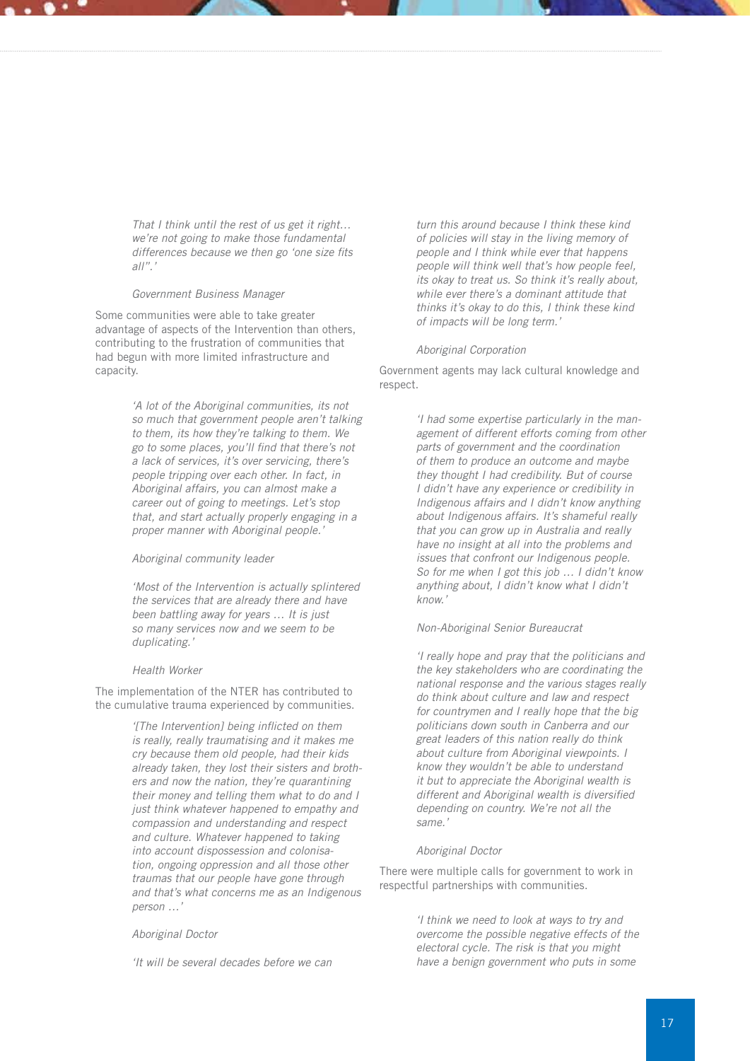*That I think until the rest of us get it right… we're not going to make those fundamental differences because we then go 'one size fits all".'*

*Government Business Manager*

Some communities were able to take greater advantage of aspects of the Intervention than others, contributing to the frustration of communities that had begun with more limited infrastructure and capacity.

*'A lot of the Aboriginal communities, its not so much that government people aren't talking to them, its how they're talking to them. We go to some places, you'll find that there's not a lack of services, it's over servicing, there's people tripping over each other. In fact, in Aboriginal affairs, you can almost make a career out of going to meetings. Let's stop that, and start actually properly engaging in a proper manner with Aboriginal people.'*

*Aboriginal community leader*

*'Most of the Intervention is actually splintered the services that are already there and have been battling away for years … It is just so many services now and we seem to be duplicating.'*

*Health Worker*

The implementation of the NTER has contributed to the cumulative trauma experienced by communities.

*'[The Intervention] being inflicted on them is really, really traumatising and it makes me cry because them old people, had their kids already taken, they lost their sisters and brothers and now the nation, they're quarantining their money and telling them what to do and I just think whatever happened to empathy and compassion and understanding and respect and culture. Whatever happened to taking into account dispossession and colonisation, ongoing oppression and all those other traumas that our people have gone through and that's what concerns me as an Indigenous person …'*

*Aboriginal Doctor*

*'It will be several decades before we can turn this around because I think these kind of policies will stay in the living memory of people and I think while ever that happens people will think well that's how people feel, its okay to treat us. So think it's really about, while ever there's a dominant attitude that thinks it's okay to do this, I think these kind of impacts will be long term.'*

*Aboriginal Corporation*

Government agents may lack cultural knowledge and respect.

*'I had some expertise particularly in the management of different efforts coming from other parts of government and the coordination of them to produce an outcome and maybe they thought I had credibility. But of course I didn't have any experience or credibility in Indigenous affairs and I didn't know anything about Indigenous affairs. It's shameful really that you can grow up in Australia and really have no insight at all into the problems and issues that confront our Indigenous people. So for me when I got this job … I didn't know anything about, I didn't know what I didn't know.'*

*Non-Aboriginal Senior Bureaucrat*

*'I really hope and pray that the politicians and the key stakeholders who are coordinating the national response and the various stages really do think about culture and law and respect for countrymen and I really hope that the big politicians down south in Canberra and our great leaders of this nation really do think about culture from Aboriginal viewpoints. I know they wouldn't be able to understand it but to appreciate the Aboriginal wealth is different and Aboriginal wealth is diversified depending on country. We're not all the same.'*

*Aboriginal Doctor*

There were multiple calls for government to work in respectful partnerships with communities.

*'I think we need to look at ways to try and overcome the possible negative effects of the electoral cycle. The risk is that you might have a benign government who puts in some*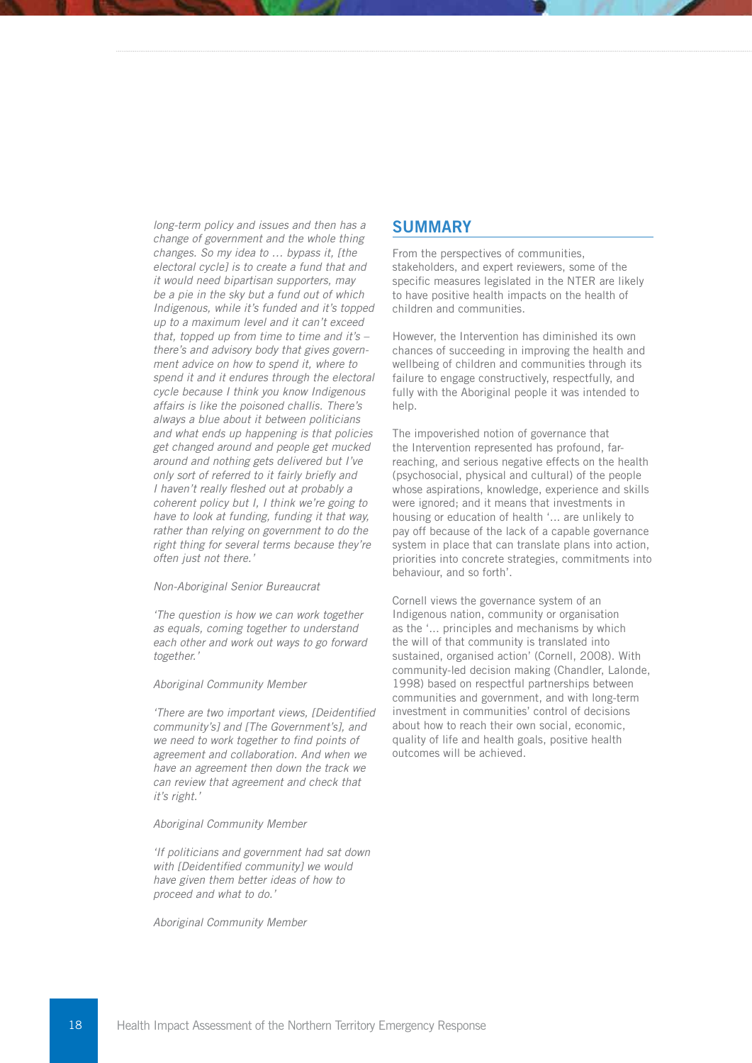*long-term policy and issues and then has a change of government and the whole thing changes. So my idea to … bypass it, [the electoral cycle] is to create a fund that and it would need bipartisan supporters, may be a pie in the sky but a fund out of which Indigenous, while it's funded and it's topped up to a maximum level and it can't exceed that, topped up from time to time and it's – there's and advisory body that gives government advice on how to spend it, where to spend it and it endures through the electoral cycle because I think you know Indigenous affairs is like the poisoned challis. There's always a blue about it between politicians and what ends up happening is that policies get changed around and people get mucked around and nothing gets delivered but I've only sort of referred to it fairly briefly and I haven't really fleshed out at probably a coherent policy but I, I think we're going to have to look at funding, funding it that way, rather than relying on government to do the right thing for several terms because they're often just not there.'*

*Non-Aboriginal Senior Bureaucrat*

*'The question is how we can work together as equals, coming together to understand each other and work out ways to go forward together.'*

*Aboriginal Community Member*

*'There are two important views, [Deidentified community's] and [The Government's], and we need to work together to find points of agreement and collaboration. And when we have an agreement then down the track we can review that agreement and check that it's right.'*

*Aboriginal Community Member*

*'If politicians and government had sat down with [Deidentified community] we would have given them better ideas of how to proceed and what to do.'*

*Aboriginal Community Member*

## SUMMARY

From the perspectives of communities, stakeholders, and expert reviewers, some of the specific measures legislated in the NTER are likely to have positive health impacts on the health of children and communities.

However, the Intervention has diminished its own chances of succeeding in improving the health and wellbeing of children and communities through its failure to engage constructively, respectfully, and fully with the Aboriginal people it was intended to help.

The impoverished notion of governance that the Intervention represented has profound, far-reaching, and serious negative effects on the health (psychosocial, physical and cultural) of the people whose aspirations, knowledge, experience and skills were ignored; and it means that investments in housing or education of health '… are unlikely to pay off because of the lack of a capable governance system in place that can translate plans into action, priorities into concrete strategies, commitments into behaviour, and so forth'.

Cornell views the governance system of an Indigenous nation, community or organisation as the '… principles and mechanisms by which the will of that community is translated into sustained, organised action' (Cornell, 2008). With community-led decision making (Chandler, Lalonde, 1998) based on respectful partnerships between communities and government, and with long-term investment in communities' control of decisions about how to reach their own social, economic, quality of life and health goals, positive health outcomes will be achieved.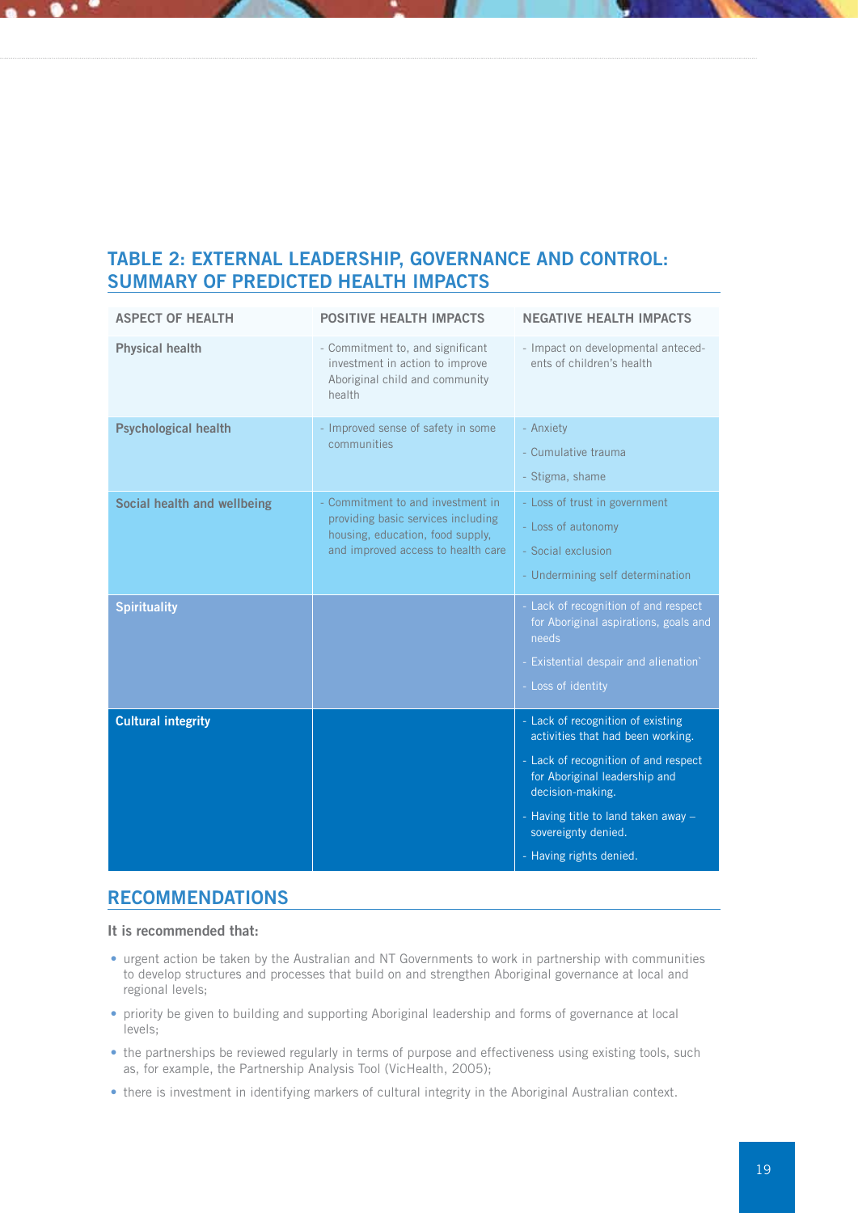## TABLE 2: EXTERNAL LEADERSHIP, GOVERNANCE AND CONTROL: SUMMARY OF PREDICTED HEALTH IMPACTS

| ASPECT OF HEALTH | POSITIVE HEALTH IMPACTS | NEGATIVE HEALTH IMPACTS |
|---|---|---|
| **Physical health** | - Commitment to, and significant investment in action to improve Aboriginal child and community health | - Impact on developmental antecedents of children's health |
| **Psychological health** | - Improved sense of safety in some communities | - Anxiety<br>- Cumulative trauma<br>- Stigma, shame |
| **Social health and wellbeing** | - Commitment to and investment in providing basic services including housing, education, food supply, and improved access to health care | - Loss of trust in government<br>- Loss of autonomy<br>- Social exclusion<br>- Undermining self determination |
| **Spirituality** | | - Lack of recognition of and respect for Aboriginal aspirations, goals and needs<br>- Existential despair and alienation'<br>- Loss of identity |
| **Cultural integrity** | | - Lack of recognition of existing activities that had been working.<br>- Lack of recognition of and respect for Aboriginal leadership and decision-making.<br>- Having title to land taken away – sovereignty denied.<br>- Having rights denied. |

## RECOMMENDATIONS

**It is recommended that:**

- urgent action be taken by the Australian and NT Governments to work in partnership with communities to develop structures and processes that build on and strengthen Aboriginal governance at local and regional levels;
- priority be given to building and supporting Aboriginal leadership and forms of governance at local levels;
- the partnerships be reviewed regularly in terms of purpose and effectiveness using existing tools, such as, for example, the Partnership Analysis Tool (VicHealth, 2005);
- there is investment in identifying markers of cultural integrity in the Aboriginal Australian context.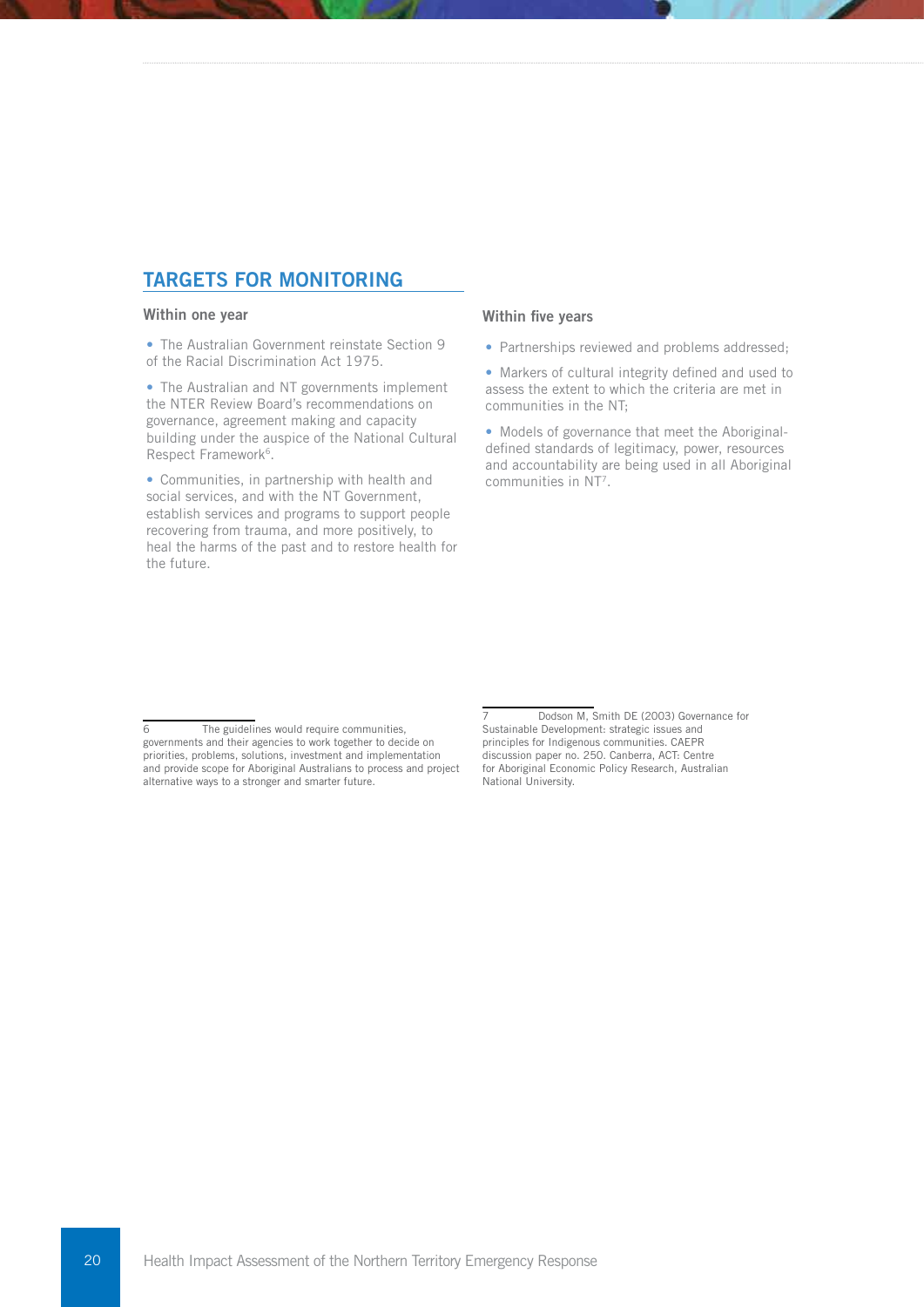## TARGETS FOR MONITORING

### Within one year

- The Australian Government reinstate Section 9 of the Racial Discrimination Act 1975.
- The Australian and NT governments implement the NTER Review Board's recommendations on governance, agreement making and capacity building under the auspice of the National Cultural Respect Framework[6].
- Communities, in partnership with health and social services, and with the NT Government, establish services and programs to support people recovering from trauma, and more positively, to heal the harms of the past and to restore health for the future.

### Within five years

- Partnerships reviewed and problems addressed;
- Markers of cultural integrity defined and used to assess the extent to which the criteria are met in communities in the NT;
- Models of governance that meet the Aboriginal-defined standards of legitimacy, power, resources and accountability are being used in all Aboriginal communities in NT[7].

---

6 The guidelines would require communities, governments and their agencies to work together to decide on priorities, problems, solutions, investment and implementation and provide scope for Aboriginal Australians to process and project alternative ways to a stronger and smarter future.

7 Dodson M, Smith DE (2003) Governance for Sustainable Development: strategic issues and principles for Indigenous communities. CAEPR discussion paper no. 250. Canberra, ACT: Centre for Aboriginal Economic Policy Research, Australian National University.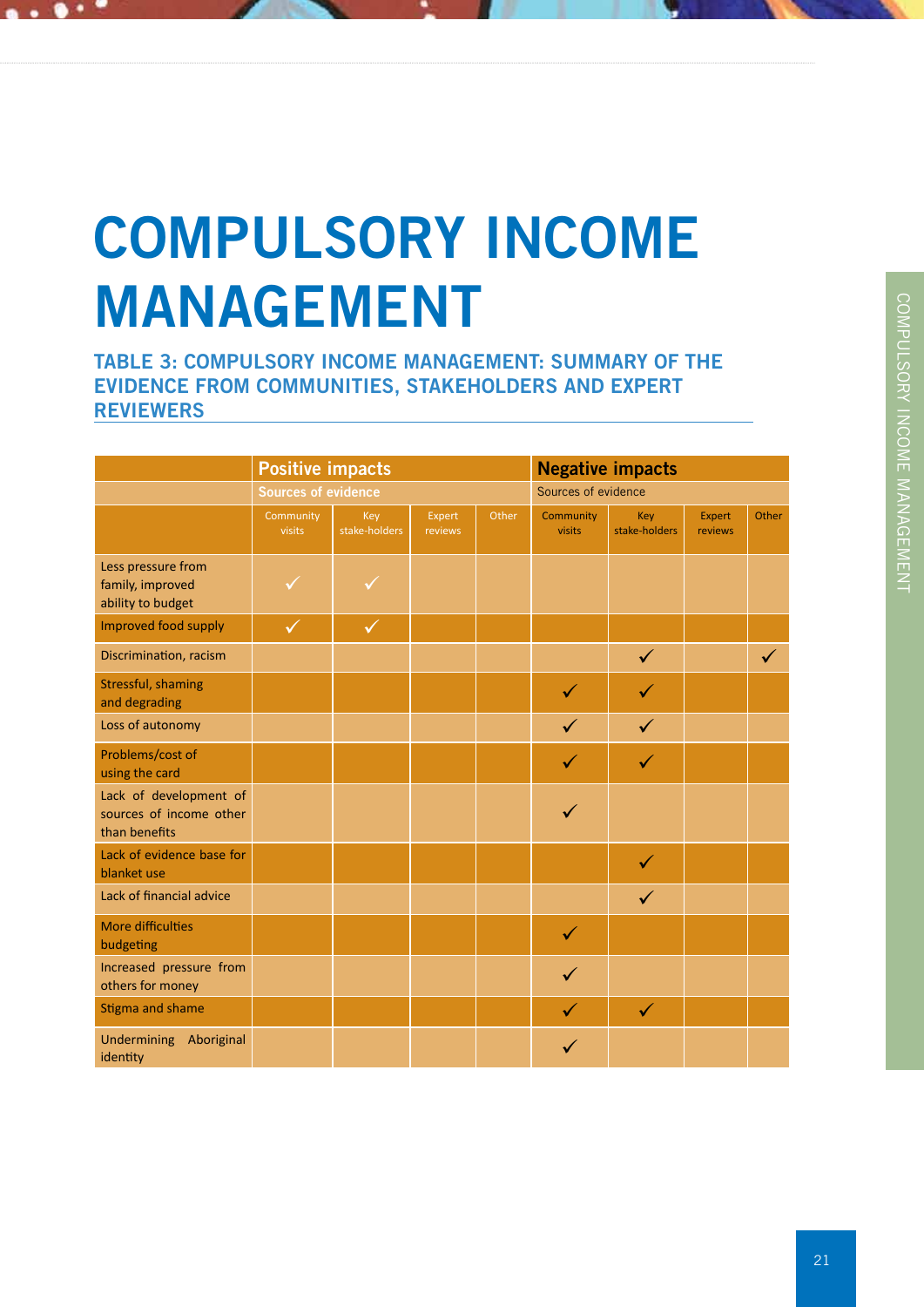# COMPULSORY INCOME MANAGEMENT

## TABLE 3: COMPULSORY INCOME MANAGEMENT: SUMMARY OF THE EVIDENCE FROM COMMUNITIES, STAKEHOLDERS AND EXPERT REVIEWERS

| | Positive impacts | | | | Negative impacts | | | |
|---|---|---|---|---|---|---|---|---|
| | Sources of evidence | | | | Sources of evidence | | | |
| | Community visits | Key stake-holders | Expert reviews | Other | Community visits | Key stake-holders | Expert reviews | Other |
| Less pressure from family, improved ability to budget | ✓ | ✓ | | | | | | |
| Improved food supply | ✓ | ✓ | | | | | | |
| Discrimination, racism | | | | | | ✓ | | ✓ |
| Stressful, shaming and degrading | | | | | ✓ | ✓ | | |
| Loss of autonomy | | | | | ✓ | ✓ | | |
| Problems/cost of using the card | | | | | ✓ | ✓ | | |
| Lack of development of sources of income other than benefits | | | | | ✓ | | | |
| Lack of evidence base for blanket use | | | | | | ✓ | | |
| Lack of financial advice | | | | | | ✓ | | |
| More difficulties budgeting | | | | | ✓ | | | |
| Increased pressure from others for money | | | | | ✓ | | | |
| Stigma and shame | | | | | ✓ | ✓ | | |
| Undermining Aboriginal identity | | | | | ✓ | | | |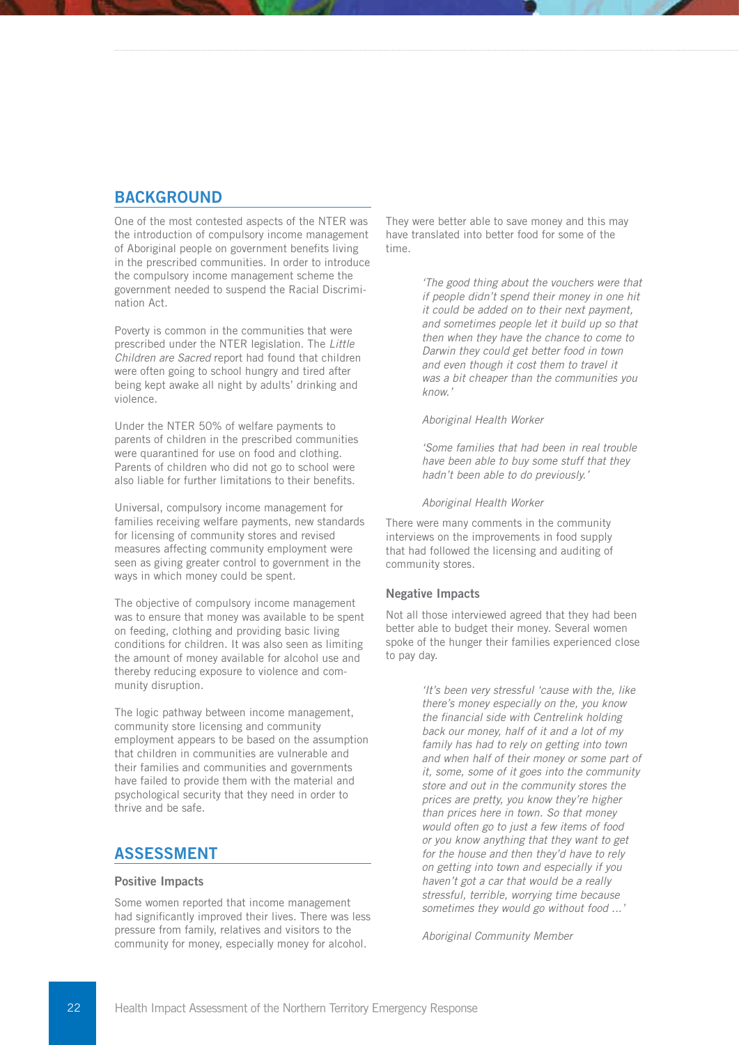## BACKGROUND

One of the most contested aspects of the NTER was the introduction of compulsory income management of Aboriginal people on government benefits living in the prescribed communities. In order to introduce the compulsory income management scheme the government needed to suspend the Racial Discrimination Act.

Poverty is common in the communities that were prescribed under the NTER legislation. The *Little Children are Sacred* report had found that children were often going to school hungry and tired after being kept awake all night by adults' drinking and violence.

Under the NTER 50% of welfare payments to parents of children in the prescribed communities were quarantined for use on food and clothing. Parents of children who did not go to school were also liable for further limitations to their benefits.

Universal, compulsory income management for families receiving welfare payments, new standards for licensing of community stores and revised measures affecting community employment were seen as giving greater control to government in the ways in which money could be spent.

The objective of compulsory income management was to ensure that money was available to be spent on feeding, clothing and providing basic living conditions for children. It was also seen as limiting the amount of money available for alcohol use and thereby reducing exposure to violence and community disruption.

The logic pathway between income management, community store licensing and community employment appears to be based on the assumption that children in communities are vulnerable and their families and communities and governments have failed to provide them with the material and psychological security that they need in order to thrive and be safe.

## ASSESSMENT

### Positive Impacts

Some women reported that income management had significantly improved their lives. There was less pressure from family, relatives and visitors to the community for money, especially money for alcohol. They were better able to save money and this may have translated into better food for some of the time.

> *'The good thing about the vouchers were that if people didn't spend their money in one hit it could be added on to their next payment, and sometimes people let it build up so that then when they have the chance to come to Darwin they could get better food in town and even though it cost them to travel it was a bit cheaper than the communities you know.'*
>
> *Aboriginal Health Worker*

> *'Some families that had been in real trouble have been able to buy some stuff that they hadn't been able to do previously.'*
>
> *Aboriginal Health Worker*

There were many comments in the community interviews on the improvements in food supply that had followed the licensing and auditing of community stores.

### Negative Impacts

Not all those interviewed agreed that they had been better able to budget their money. Several women spoke of the hunger their families experienced close to pay day.

> *'It's been very stressful 'cause with the, like there's money especially on the, you know the financial side with Centrelink holding back our money, half of it and a lot of my family has had to rely on getting into town and when half of their money or some part of it, some, some of it goes into the community store and out in the community stores the prices are pretty, you know they're higher than prices here in town. So that money would often go to just a few items of food or you know anything that they want to get for the house and then they'd have to rely on getting into town and especially if you haven't got a car that would be a really stressful, terrible, worrying time because sometimes they would go without food ...'*
>
> *Aboriginal Community Member*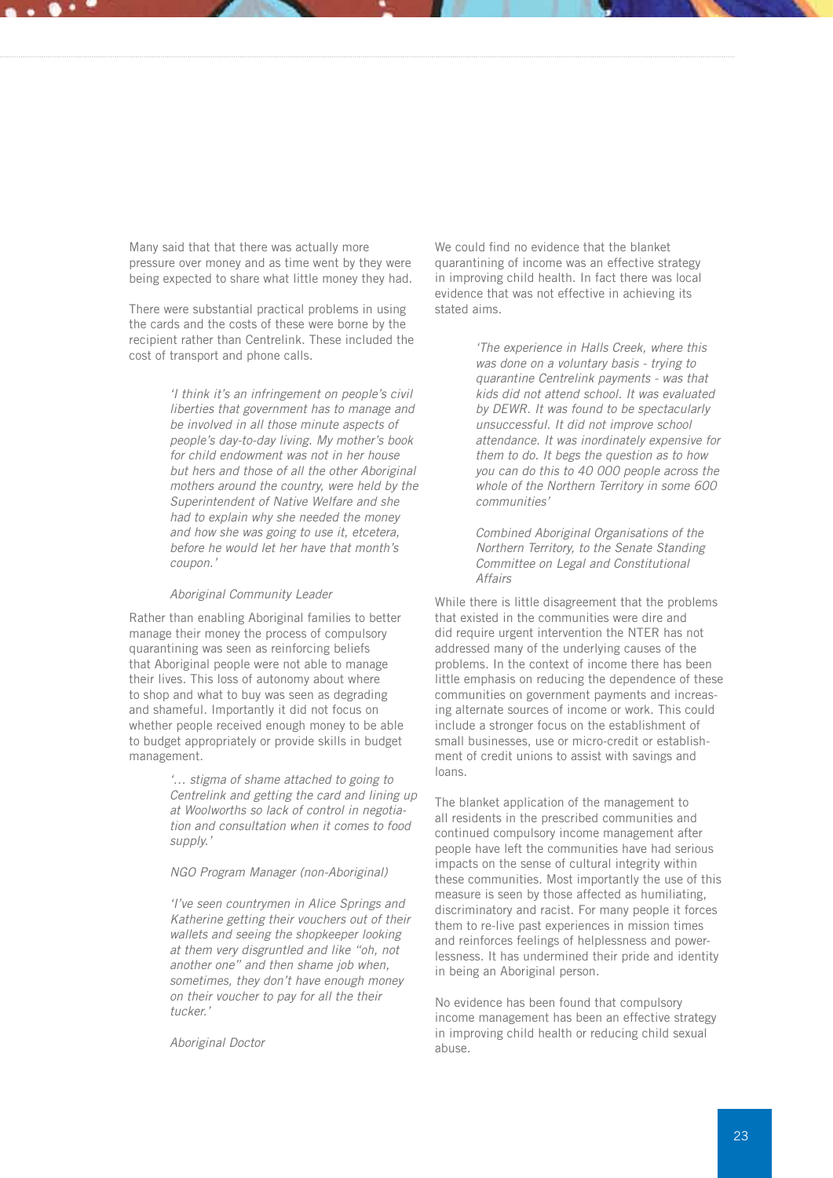Many said that that there was actually more pressure over money and as time went by they were being expected to share what little money they had.

There were substantial practical problems in using the cards and the costs of these were borne by the recipient rather than Centrelink. These included the cost of transport and phone calls.

> *'I think it's an infringement on people's civil liberties that government has to manage and be involved in all those minute aspects of people's day-to-day living. My mother's book for child endowment was not in her house but hers and those of all the other Aboriginal mothers around the country, were held by the Superintendent of Native Welfare and she had to explain why she needed the money and how she was going to use it, etcetera, before he would let her have that month's coupon.'*
>
> *Aboriginal Community Leader*

Rather than enabling Aboriginal families to better manage their money the process of compulsory quarantining was seen as reinforcing beliefs that Aboriginal people were not able to manage their lives. This loss of autonomy about where to shop and what to buy was seen as degrading and shameful. Importantly it did not focus on whether people received enough money to be able to budget appropriately or provide skills in budget management.

> *'… stigma of shame attached to going to Centrelink and getting the card and lining up at Woolworths so lack of control in negotiation and consultation when it comes to food supply.'*
>
> *NGO Program Manager (non-Aboriginal)*

> *'I've seen countrymen in Alice Springs and Katherine getting their vouchers out of their wallets and seeing the shopkeeper looking at them very disgruntled and like "oh, not another one" and then shame job when, sometimes, they don't have enough money on their voucher to pay for all the their tucker.'*
>
> *Aboriginal Doctor*

We could find no evidence that the blanket quarantining of income was an effective strategy in improving child health. In fact there was local evidence that was not effective in achieving its stated aims.

> *'The experience in Halls Creek, where this was done on a voluntary basis - trying to quarantine Centrelink payments - was that kids did not attend school. It was evaluated by DEWR. It was found to be spectacularly unsuccessful. It did not improve school attendance. It was inordinately expensive for them to do. It begs the question as to how you can do this to 40 000 people across the whole of the Northern Territory in some 600 communities'*
>
> *Combined Aboriginal Organisations of the Northern Territory, to the Senate Standing Committee on Legal and Constitutional Affairs*

While there is little disagreement that the problems that existed in the communities were dire and did require urgent intervention the NTER has not addressed many of the underlying causes of the problems. In the context of income there has been little emphasis on reducing the dependence of these communities on government payments and increasing alternate sources of income or work. This could include a stronger focus on the establishment of small businesses, use or micro-credit or establishment of credit unions to assist with savings and loans.

The blanket application of the management to all residents in the prescribed communities and continued compulsory income management after people have left the communities have had serious impacts on the sense of cultural integrity within these communities. Most importantly the use of this measure is seen by those affected as humiliating, discriminatory and racist. For many people it forces them to re-live past experiences in mission times and reinforces feelings of helplessness and powerlessness. It has undermined their pride and identity in being an Aboriginal person.

No evidence has been found that compulsory income management has been an effective strategy in improving child health or reducing child sexual abuse.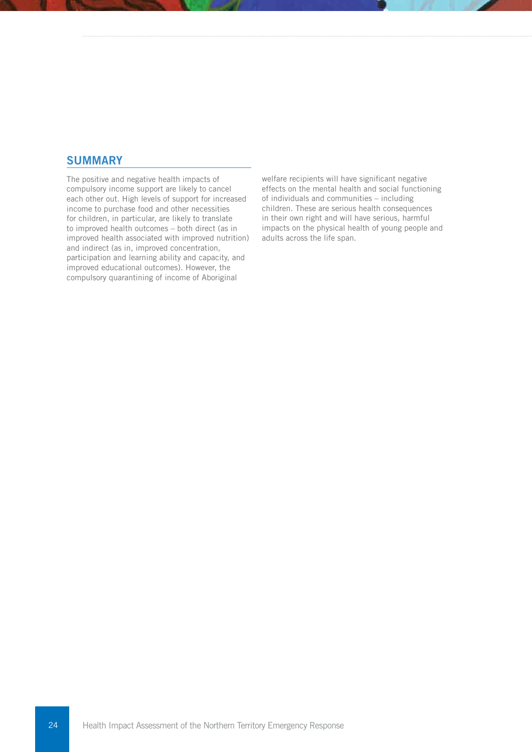## SUMMARY

The positive and negative health impacts of compulsory income support are likely to cancel each other out. High levels of support for increased income to purchase food and other necessities for children, in particular, are likely to translate to improved health outcomes – both direct (as in improved health associated with improved nutrition) and indirect (as in, improved concentration, participation and learning ability and capacity, and improved educational outcomes). However, the compulsory quarantining of income of Aboriginal welfare recipients will have significant negative effects on the mental health and social functioning of individuals and communities – including children. These are serious health consequences in their own right and will have serious, harmful impacts on the physical health of young people and adults across the life span.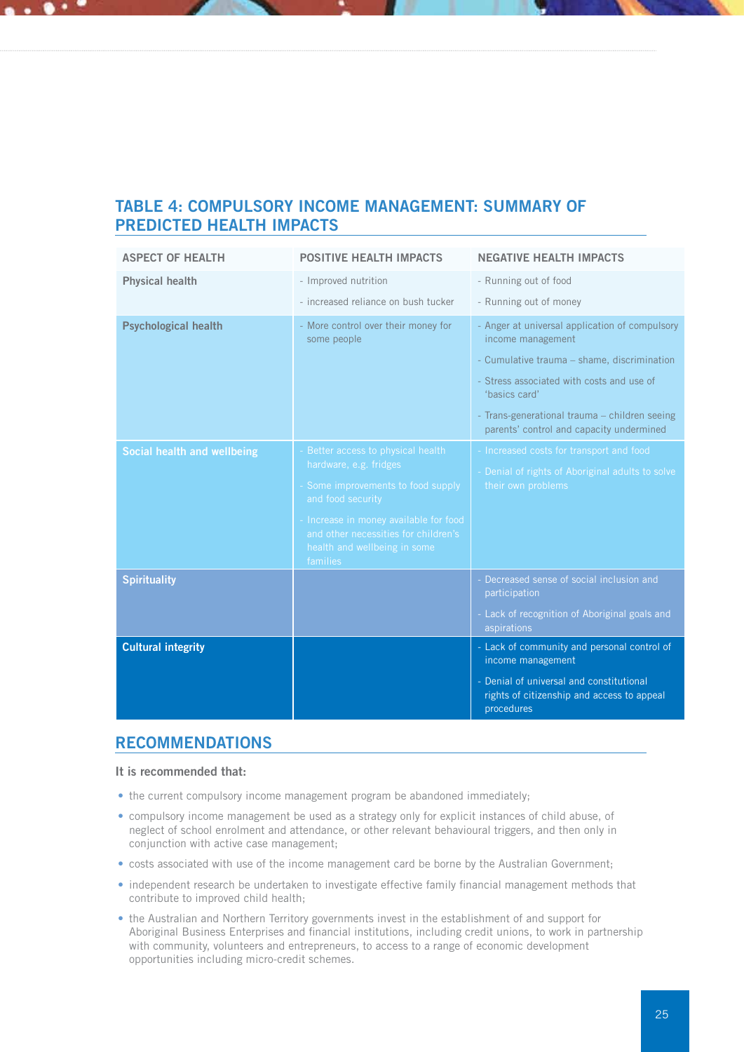## TABLE 4: COMPULSORY INCOME MANAGEMENT: SUMMARY OF PREDICTED HEALTH IMPACTS

| ASPECT OF HEALTH | POSITIVE HEALTH IMPACTS | NEGATIVE HEALTH IMPACTS |
|---|---|---|
| **Physical health** | - Improved nutrition<br>- increased reliance on bush tucker | - Running out of food<br>- Running out of money |
| **Psychological health** | - More control over their money for some people | - Anger at universal application of compulsory income management<br>- Cumulative trauma – shame, discrimination<br>- Stress associated with costs and use of 'basics card'<br>- Trans-generational trauma – children seeing parents' control and capacity undermined |
| **Social health and wellbeing** | - Better access to physical health hardware, e.g. fridges<br>- Some improvements to food supply and food security<br>- Increase in money available for food and other necessities for children's health and wellbeing in some families | - Increased costs for transport and food<br>- Denial of rights of Aboriginal adults to solve their own problems |
| **Spirituality** | | - Decreased sense of social inclusion and participation<br>- Lack of recognition of Aboriginal goals and aspirations |
| **Cultural integrity** | | - Lack of community and personal control of income management<br>- Denial of universal and constitutional rights of citizenship and access to appeal procedures |

## RECOMMENDATIONS

**It is recommended that:**

- the current compulsory income management program be abandoned immediately;
- compulsory income management be used as a strategy only for explicit instances of child abuse, of neglect of school enrolment and attendance, or other relevant behavioural triggers, and then only in conjunction with active case management;
- costs associated with use of the income management card be borne by the Australian Government;
- independent research be undertaken to investigate effective family financial management methods that contribute to improved child health;
- the Australian and Northern Territory governments invest in the establishment of and support for Aboriginal Business Enterprises and financial institutions, including credit unions, to work in partnership with community, volunteers and entrepreneurs, to access to a range of economic development opportunities including micro-credit schemes.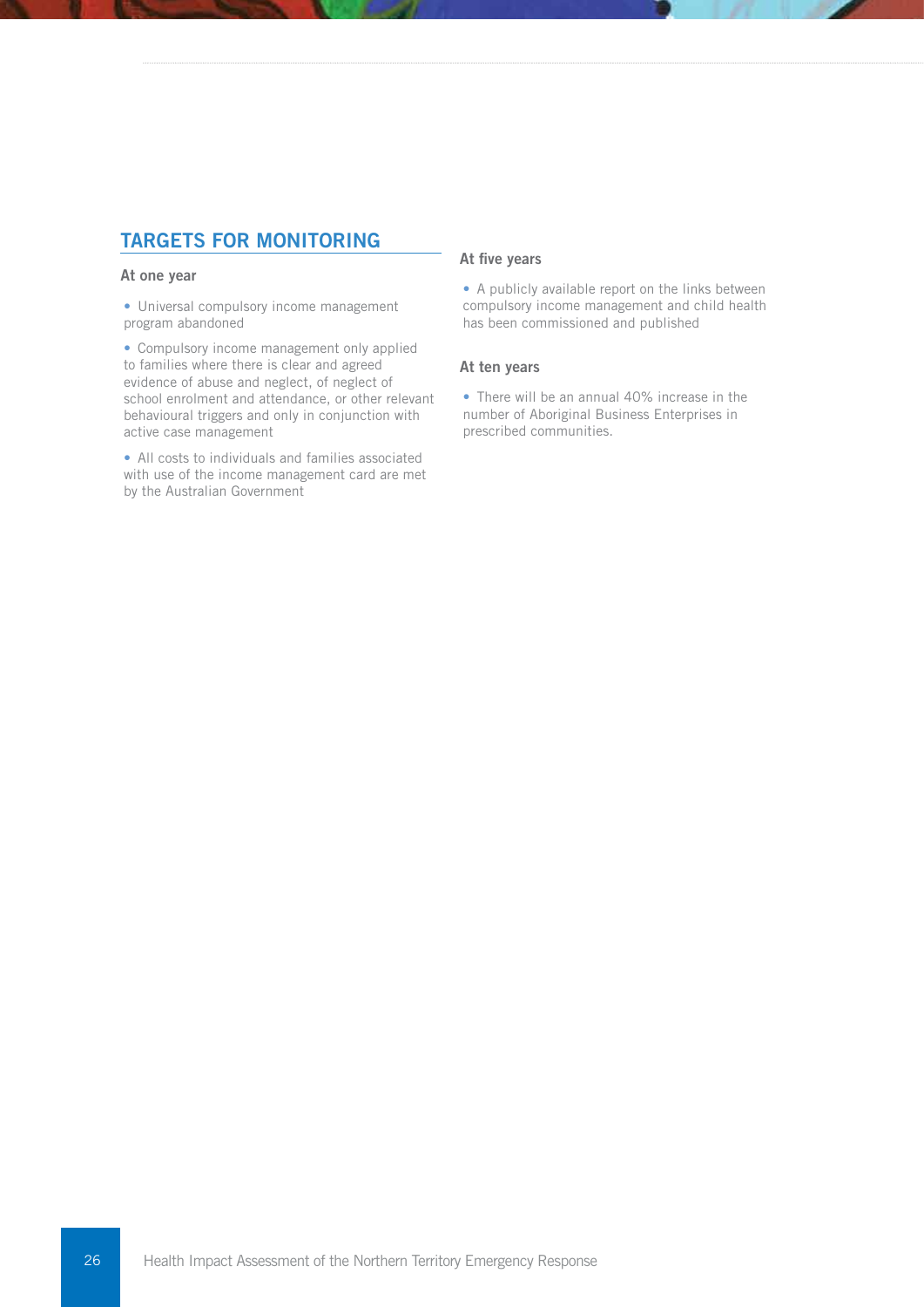## TARGETS FOR MONITORING

### At one year

- Universal compulsory income management program abandoned
- Compulsory income management only applied to families where there is clear and agreed evidence of abuse and neglect, of neglect of school enrolment and attendance, or other relevant behavioural triggers and only in conjunction with active case management
- All costs to individuals and families associated with use of the income management card are met by the Australian Government

### At five years

- A publicly available report on the links between compulsory income management and child health has been commissioned and published

### At ten years

- There will be an annual 40% increase in the number of Aboriginal Business Enterprises in prescribed communities.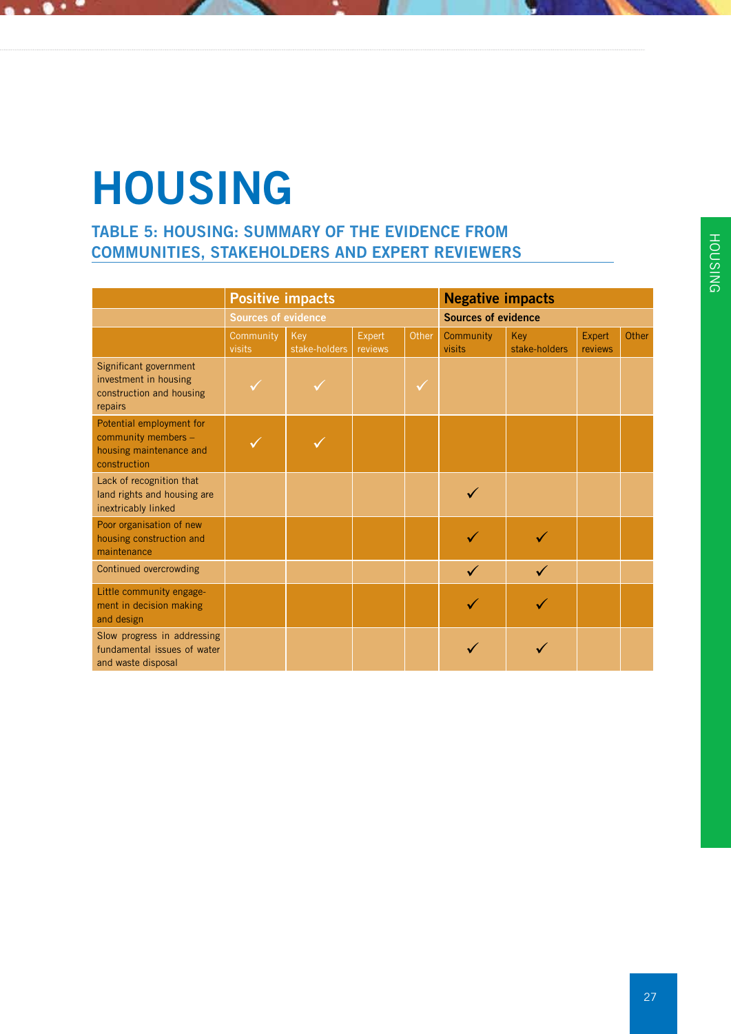# HOUSING

## TABLE 5: HOUSING: SUMMARY OF THE EVIDENCE FROM COMMUNITIES, STAKEHOLDERS AND EXPERT REVIEWERS

| | Positive impacts | | | | Negative impacts | | | |
|---|---|---|---|---|---|---|---|---|
| | Sources of evidence | | | | Sources of evidence | | | |
| | Community visits | Key stake-holders | Expert reviews | Other | Community visits | Key stake-holders | Expert reviews | Other |
| Significant government investment in housing construction and housing repairs | ✓ | ✓ | | ✓ | | | | |
| Potential employment for community members – housing maintenance and construction | ✓ | ✓ | | | | | | |
| Lack of recognition that land rights and housing are inextricably linked | | | | | ✓ | | | |
| Poor organisation of new housing construction and maintenance | | | | | ✓ | ✓ | | |
| Continued overcrowding | | | | | ✓ | ✓ | | |
| Little community engagement in decision making and design | | | | | ✓ | ✓ | | |
| Slow progress in addressing fundamental issues of water and waste disposal | | | | | ✓ | ✓ | | |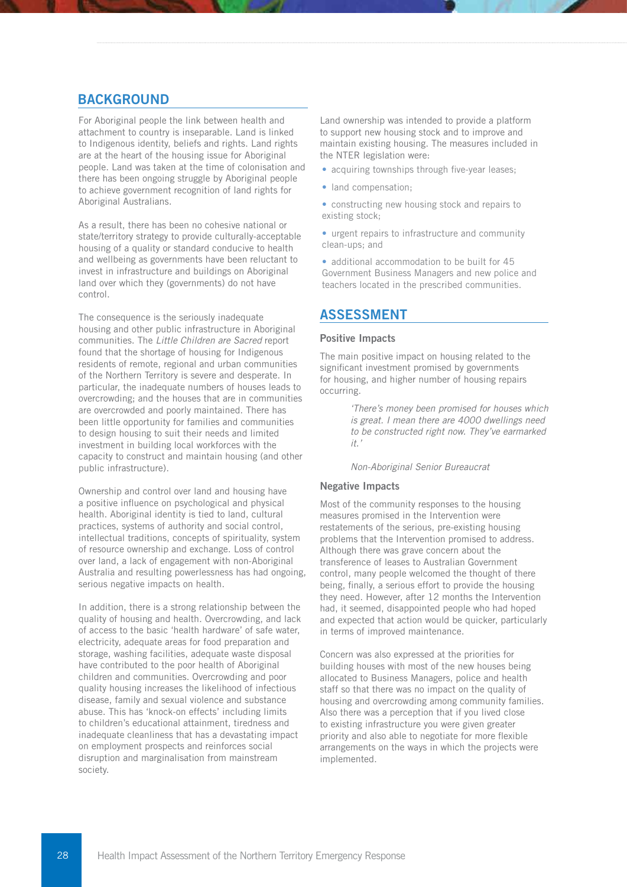## BACKGROUND

For Aboriginal people the link between health and attachment to country is inseparable. Land is linked to Indigenous identity, beliefs and rights. Land rights are at the heart of the housing issue for Aboriginal people. Land was taken at the time of colonisation and there has been ongoing struggle by Aboriginal people to achieve government recognition of land rights for Aboriginal Australians.

As a result, there has been no cohesive national or state/territory strategy to provide culturally-acceptable housing of a quality or standard conducive to health and wellbeing as governments have been reluctant to invest in infrastructure and buildings on Aboriginal land over which they (governments) do not have control.

The consequence is the seriously inadequate housing and other public infrastructure in Aboriginal communities. The *Little Children are Sacred* report found that the shortage of housing for Indigenous residents of remote, regional and urban communities of the Northern Territory is severe and desperate. In particular, the inadequate numbers of houses leads to overcrowding; and the houses that are in communities are overcrowded and poorly maintained. There has been little opportunity for families and communities to design housing to suit their needs and limited investment in building local workforces with the capacity to construct and maintain housing (and other public infrastructure).

Ownership and control over land and housing have a positive influence on psychological and physical health. Aboriginal identity is tied to land, cultural practices, systems of authority and social control, intellectual traditions, concepts of spirituality, system of resource ownership and exchange. Loss of control over land, a lack of engagement with non-Aboriginal Australia and resulting powerlessness has had ongoing, serious negative impacts on health.

In addition, there is a strong relationship between the quality of housing and health. Overcrowding, and lack of access to the basic 'health hardware' of safe water, electricity, adequate areas for food preparation and storage, washing facilities, adequate waste disposal have contributed to the poor health of Aboriginal children and communities. Overcrowding and poor quality housing increases the likelihood of infectious disease, family and sexual violence and substance abuse. This has 'knock-on effects' including limits to children's educational attainment, tiredness and inadequate cleanliness that has a devastating impact on employment prospects and reinforces social disruption and marginalisation from mainstream society.

Land ownership was intended to provide a platform to support new housing stock and to improve and maintain existing housing. The measures included in the NTER legislation were:

- acquiring townships through five-year leases;
- land compensation;
- constructing new housing stock and repairs to existing stock;
- urgent repairs to infrastructure and community clean-ups; and
- additional accommodation to be built for 45 Government Business Managers and new police and teachers located in the prescribed communities.

## ASSESSMENT

### Positive Impacts

The main positive impact on housing related to the significant investment promised by governments for housing, and higher number of housing repairs occurring.

> *'There's money been promised for houses which is great. I mean there are 4000 dwellings need to be constructed right now. They've earmarked it.'*
>
> *Non-Aboriginal Senior Bureaucrat*

### Negative Impacts

Most of the community responses to the housing measures promised in the Intervention were restatements of the serious, pre-existing housing problems that the Intervention promised to address. Although there was grave concern about the transference of leases to Australian Government control, many people welcomed the thought of there being, finally, a serious effort to provide the housing they need. However, after 12 months the Intervention had, it seemed, disappointed people who had hoped and expected that action would be quicker, particularly in terms of improved maintenance.

Concern was also expressed at the priorities for building houses with most of the new houses being allocated to Business Managers, police and health staff so that there was no impact on the quality of housing and overcrowding among community families. Also there was a perception that if you lived close to existing infrastructure you were given greater priority and also able to negotiate for more flexible arrangements on the ways in which the projects were implemented.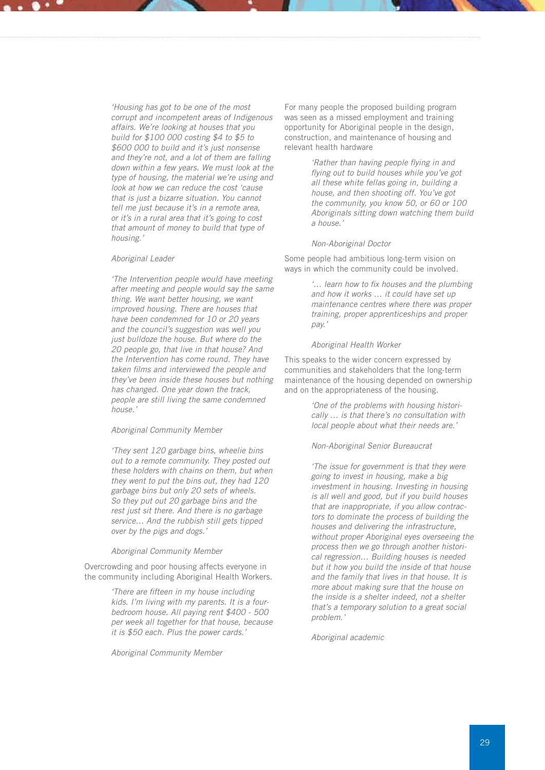*'Housing has got to be one of the most corrupt and incompetent areas of Indigenous affairs. We're looking at houses that you build for $100 000 costing $4 to $5 to $600 000 to build and it's just nonsense and they're not, and a lot of them are falling down within a few years. We must look at the type of housing, the material we're using and look at how we can reduce the cost 'cause that is just a bizarre situation. You cannot tell me just because it's in a remote area, or it's in a rural area that it's going to cost that amount of money to build that type of housing.'*

*Aboriginal Leader*

*'The Intervention people would have meeting after meeting and people would say the same thing. We want better housing, we want improved housing. There are houses that have been condemned for 10 or 20 years and the council's suggestion was well you just bulldoze the house. But where do the 20 people go, that live in that house? And the Intervention has come round. They have taken films and interviewed the people and they've been inside these houses but nothing has changed. One year down the track, people are still living the same condemned house.'*

*Aboriginal Community Member*

*'They sent 120 garbage bins, wheelie bins out to a remote community. They posted out these holders with chains on them, but when they went to put the bins out, they had 120 garbage bins but only 20 sets of wheels. So they put out 20 garbage bins and the rest just sit there. And there is no garbage service... And the rubbish still gets tipped over by the pigs and dogs.'*

*Aboriginal Community Member*

Overcrowding and poor housing affects everyone in the community including Aboriginal Health Workers.

*'There are fifteen in my house including kids. I'm living with my parents. It is a four-bedroom house. All paying rent $400 - 500 per week all together for that house, because it is $50 each. Plus the power cards.'*

*Aboriginal Community Member*

For many people the proposed building program was seen as a missed employment and training opportunity for Aboriginal people in the design, construction, and maintenance of housing and relevant health hardware

*'Rather than having people flying in and flying out to build houses while you've got all these white fellas going in, building a house, and then shooting off. You've got the community, you know 50, or 60 or 100 Aboriginals sitting down watching them build a house.'*

*Non-Aboriginal Doctor*

Some people had ambitious long-term vision on ways in which the community could be involved.

*'... learn how to fix houses and the plumbing and how it works ... it could have set up maintenance centres where there was proper training, proper apprenticeships and proper pay.'*

*Aboriginal Health Worker*

This speaks to the wider concern expressed by communities and stakeholders that the long-term maintenance of the housing depended on ownership and on the appropriateness of the housing.

*'One of the problems with housing historically ... is that there's no consultation with local people about what their needs are.'*

*Non-Aboriginal Senior Bureaucrat*

*'The issue for government is that they were going to invest in housing, make a big investment in housing. Investing in housing is all well and good, but if you build houses that are inappropriate, if you allow contractors to dominate the process of building the houses and delivering the infrastructure, without proper Aboriginal eyes overseeing the process then we go through another historical regression... Building houses is needed but it how you build the inside of that house and the family that lives in that house. It is more about making sure that the house on the inside is a shelter indeed, not a shelter that's a temporary solution to a great social problem.'*

*Aboriginal academic*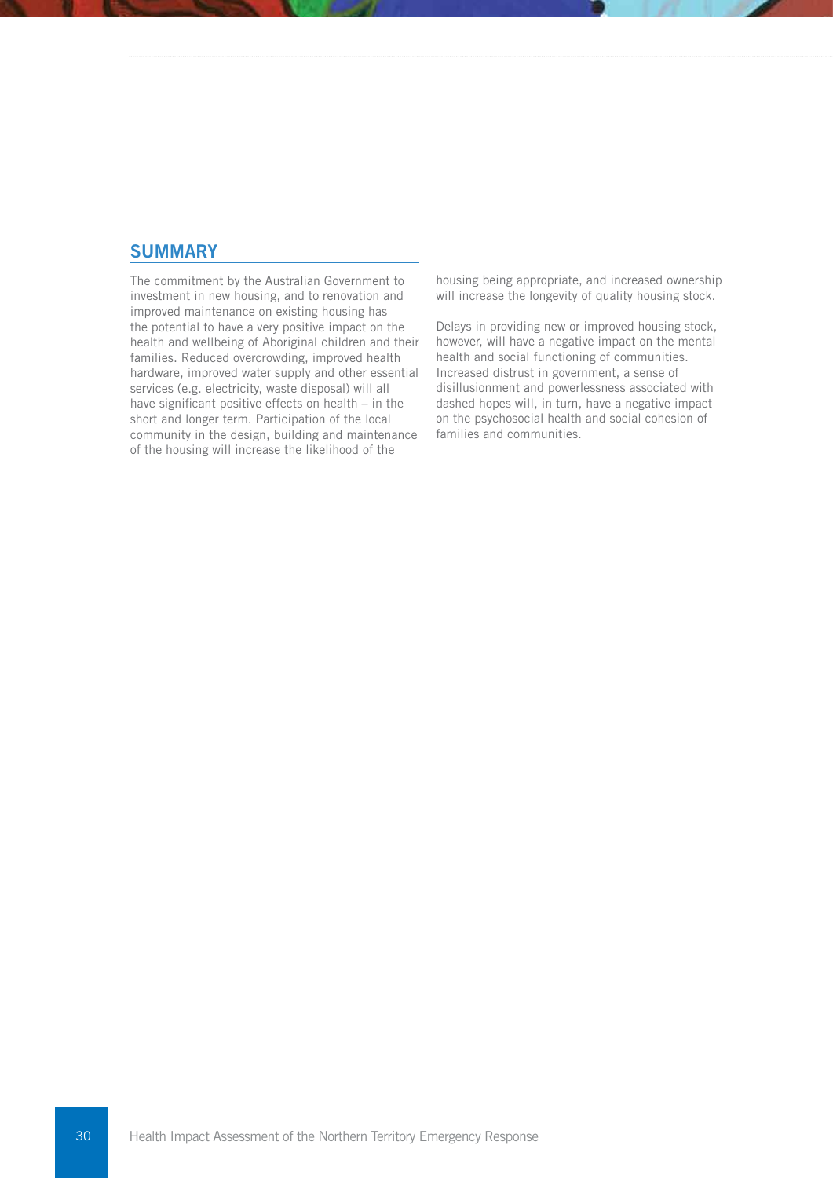## SUMMARY

The commitment by the Australian Government to investment in new housing, and to renovation and improved maintenance on existing housing has the potential to have a very positive impact on the health and wellbeing of Aboriginal children and their families. Reduced overcrowding, improved health hardware, improved water supply and other essential services (e.g. electricity, waste disposal) will all have significant positive effects on health – in the short and longer term. Participation of the local community in the design, building and maintenance of the housing will increase the likelihood of the housing being appropriate, and increased ownership will increase the longevity of quality housing stock.

Delays in providing new or improved housing stock, however, will have a negative impact on the mental health and social functioning of communities. Increased distrust in government, a sense of disillusionment and powerlessness associated with dashed hopes will, in turn, have a negative impact on the psychosocial health and social cohesion of families and communities.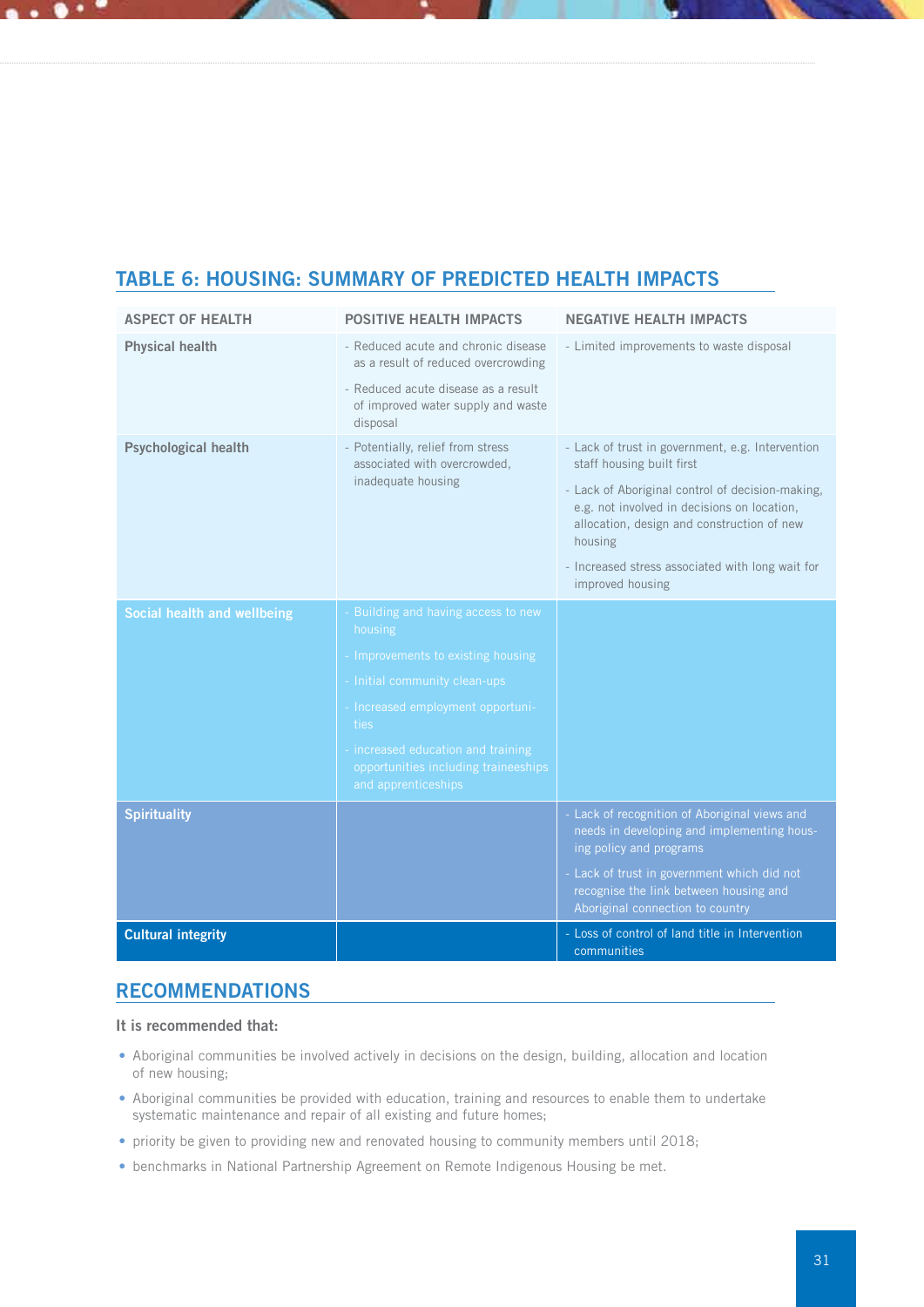## TABLE 6: HOUSING: SUMMARY OF PREDICTED HEALTH IMPACTS

| ASPECT OF HEALTH | POSITIVE HEALTH IMPACTS | NEGATIVE HEALTH IMPACTS |
|---|---|---|
| **Physical health** | - Reduced acute and chronic disease as a result of reduced overcrowding<br>- Reduced acute disease as a result of improved water supply and waste disposal | - Limited improvements to waste disposal |
| **Psychological health** | - Potentially, relief from stress associated with overcrowded, inadequate housing | - Lack of trust in government, e.g. Intervention staff housing built first<br>- Lack of Aboriginal control of decision-making, e.g. not involved in decisions on location, allocation, design and construction of new housing<br>- Increased stress associated with long wait for improved housing |
| **Social health and wellbeing** | - Building and having access to new housing<br>- Improvements to existing housing<br>- Initial community clean-ups<br>- Increased employment opportunities<br>- increased education and training opportunities including traineeships and apprenticeships | |
| **Spirituality** | | - Lack of recognition of Aboriginal views and needs in developing and implementing housing policy and programs<br>- Lack of trust in government which did not recognise the link between housing and Aboriginal connection to country |
| **Cultural integrity** | | - Loss of control of land title in Intervention communities |

## RECOMMENDATIONS

**It is recommended that:**

- Aboriginal communities be involved actively in decisions on the design, building, allocation and location of new housing;
- Aboriginal communities be provided with education, training and resources to enable them to undertake systematic maintenance and repair of all existing and future homes;
- priority be given to providing new and renovated housing to community members until 2018;
- benchmarks in National Partnership Agreement on Remote Indigenous Housing be met.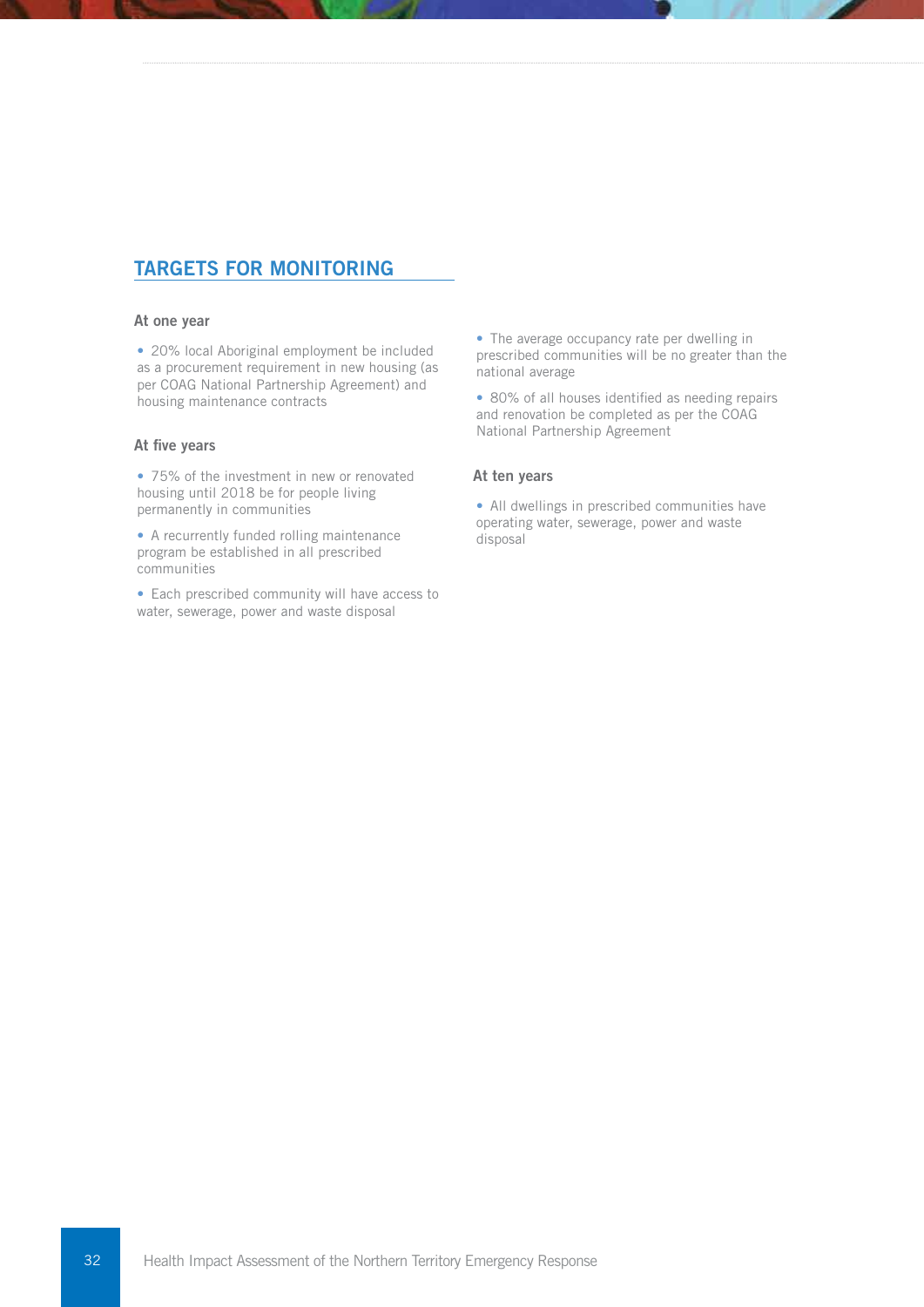## TARGETS FOR MONITORING

### At one year

- 20% local Aboriginal employment be included as a procurement requirement in new housing (as per COAG National Partnership Agreement) and housing maintenance contracts

### At five years

- 75% of the investment in new or renovated housing until 2018 be for people living permanently in communities
- A recurrently funded rolling maintenance program be established in all prescribed communities
- Each prescribed community will have access to water, sewerage, power and waste disposal
- The average occupancy rate per dwelling in prescribed communities will be no greater than the national average
- 80% of all houses identified as needing repairs and renovation be completed as per the COAG National Partnership Agreement

### At ten years

- All dwellings in prescribed communities have operating water, sewerage, power and waste disposal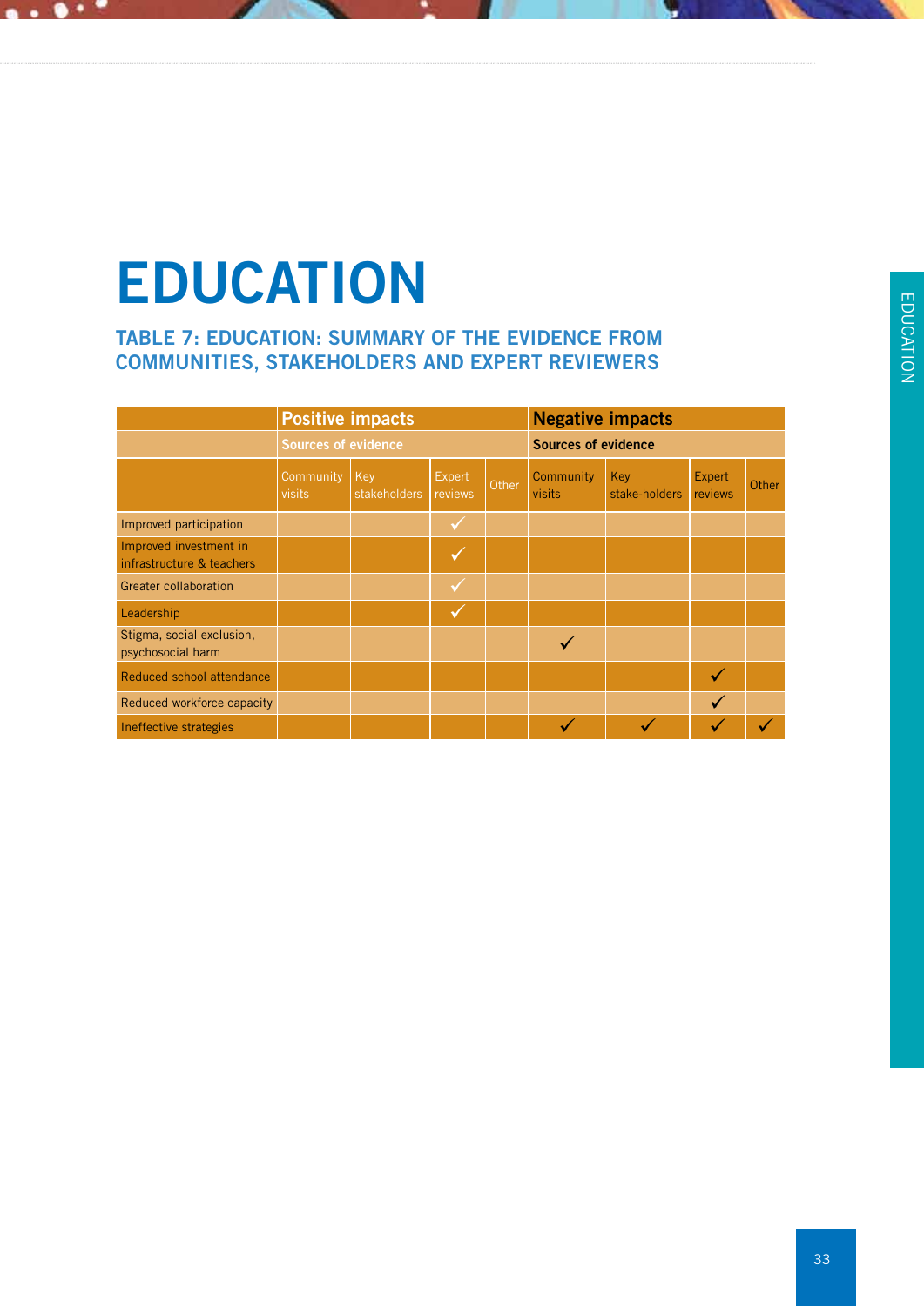# EDUCATION

## TABLE 7: EDUCATION: SUMMARY OF THE EVIDENCE FROM COMMUNITIES, STAKEHOLDERS AND EXPERT REVIEWERS

| | Positive impacts | | | | Negative impacts | | | |
|---|---|---|---|---|---|---|---|---|
| | Sources of evidence | | | | Sources of evidence | | | |
| | Community visits | Key stakeholders | Expert reviews | Other | Community visits | Key stake-holders | Expert reviews | Other |
| Improved participation | | | ✓ | | | | | |
| Improved investment in infrastructure & teachers | | | ✓ | | | | | |
| Greater collaboration | | | ✓ | | | | | |
| Leadership | | | ✓ | | | | | |
| Stigma, social exclusion, psychosocial harm | | | | | ✓ | | | |
| Reduced school attendance | | | | | | | ✓ | |
| Reduced workforce capacity | | | | | | | ✓ | |
| Ineffective strategies | | | | | ✓ | ✓ | ✓ | ✓ |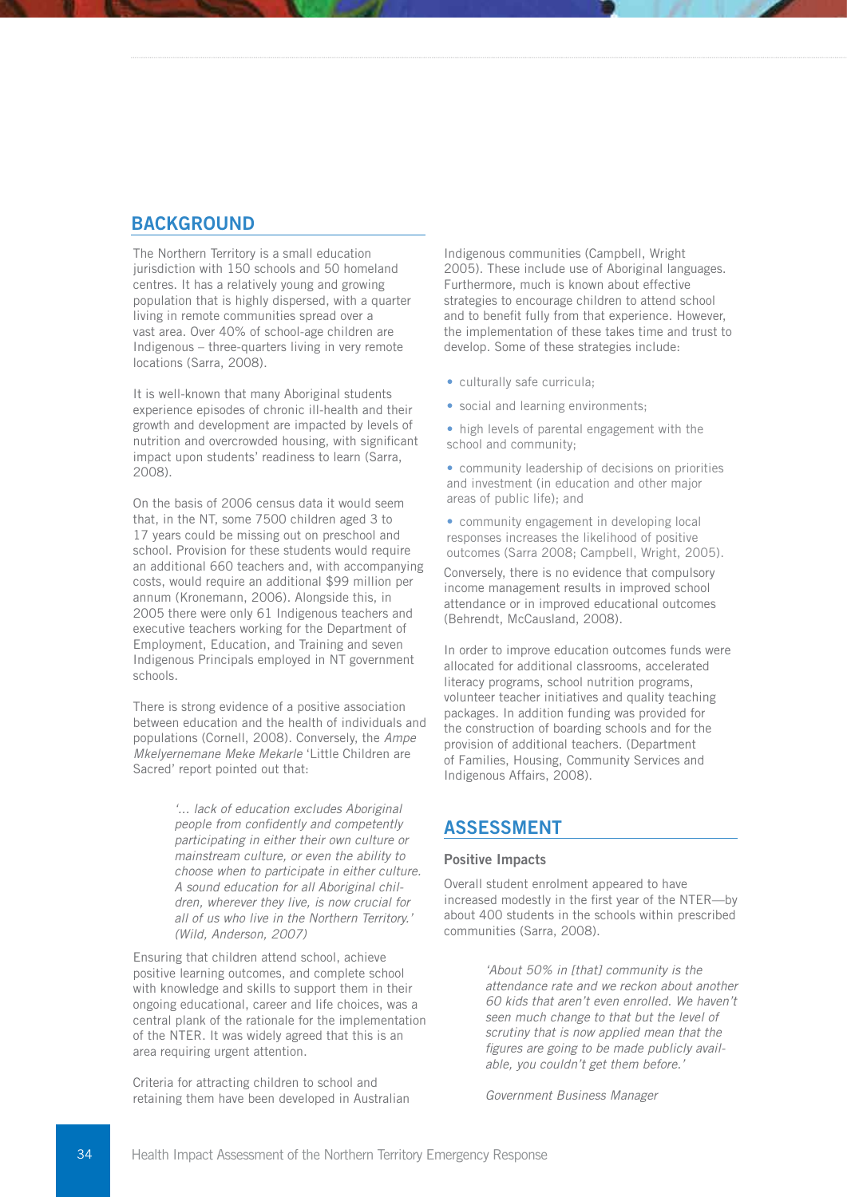## BACKGROUND

The Northern Territory is a small education jurisdiction with 150 schools and 50 homeland centres. It has a relatively young and growing population that is highly dispersed, with a quarter living in remote communities spread over a vast area. Over 40% of school-age children are Indigenous – three-quarters living in very remote locations (Sarra, 2008).

It is well-known that many Aboriginal students experience episodes of chronic ill-health and their growth and development are impacted by levels of nutrition and overcrowded housing, with significant impact upon students' readiness to learn (Sarra, 2008).

On the basis of 2006 census data it would seem that, in the NT, some 7500 children aged 3 to 17 years could be missing out on preschool and school. Provision for these students would require an additional 660 teachers and, with accompanying costs, would require an additional $99 million per annum (Kronemann, 2006). Alongside this, in 2005 there were only 61 Indigenous teachers and executive teachers working for the Department of Employment, Education, and Training and seven Indigenous Principals employed in NT government schools.

There is strong evidence of a positive association between education and the health of individuals and populations (Cornell, 2008). Conversely, the *Ampe Mkelyernemane Meke Mekarle* 'Little Children are Sacred' report pointed out that:

> *'... lack of education excludes Aboriginal people from confidently and competently participating in either their own culture or mainstream culture, or even the ability to choose when to participate in either culture. A sound education for all Aboriginal children, wherever they live, is now crucial for all of us who live in the Northern Territory.' (Wild, Anderson, 2007)*

Ensuring that children attend school, achieve positive learning outcomes, and complete school with knowledge and skills to support them in their ongoing educational, career and life choices, was a central plank of the rationale for the implementation of the NTER. It was widely agreed that this is an area requiring urgent attention.

Criteria for attracting children to school and retaining them have been developed in Australian Indigenous communities (Campbell, Wright 2005). These include use of Aboriginal languages. Furthermore, much is known about effective strategies to encourage children to attend school and to benefit fully from that experience. However, the implementation of these takes time and trust to develop. Some of these strategies include:

- culturally safe curricula;
- social and learning environments;
- high levels of parental engagement with the school and community;
- community leadership of decisions on priorities and investment (in education and other major areas of public life); and
- community engagement in developing local responses increases the likelihood of positive outcomes (Sarra 2008; Campbell, Wright, 2005).

Conversely, there is no evidence that compulsory income management results in improved school attendance or in improved educational outcomes (Behrendt, McCausland, 2008).

In order to improve education outcomes funds were allocated for additional classrooms, accelerated literacy programs, school nutrition programs, volunteer teacher initiatives and quality teaching packages. In addition funding was provided for the construction of boarding schools and for the provision of additional teachers. (Department of Families, Housing, Community Services and Indigenous Affairs, 2008).

## ASSESSMENT

### Positive Impacts

Overall student enrolment appeared to have increased modestly in the first year of the NTER—by about 400 students in the schools within prescribed communities (Sarra, 2008).

> *'About 50% in [that] community is the attendance rate and we reckon about another 60 kids that aren't even enrolled. We haven't seen much change to that but the level of scrutiny that is now applied mean that the figures are going to be made publicly available, you couldn't get them before.'*
>
> *Government Business Manager*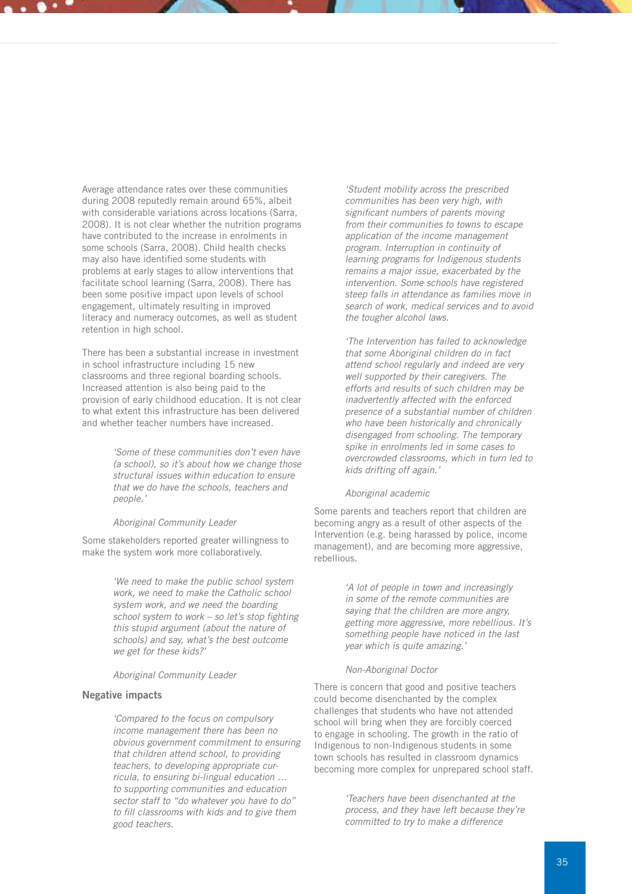Average attendance rates over these communities during 2008 reputedly remain around 65%, albeit with considerable variations across locations (Sarra, 2008). It is not clear whether the nutrition programs have contributed to the increase in enrolments in some schools (Sarra, 2008). Child health checks may also have identified some students with problems at early stages to allow interventions that facilitate school learning (Sarra, 2008). There has been some positive impact upon levels of school engagement, ultimately resulting in improved literacy and numeracy outcomes, as well as student retention in high school.

There has been a substantial increase in investment in school infrastructure including 15 new classrooms and three regional boarding schools. Increased attention is also being paid to the provision of early childhood education. It is not clear to what extent this infrastructure has been delivered and whether teacher numbers have increased.

> *'Some of these communities don't even have (a school), so it's about how we change those structural issues within education to ensure that we do have the schools, teachers and people.'*
>
> *Aboriginal Community Leader*

Some stakeholders reported greater willingness to make the system work more collaboratively.

> *'We need to make the public school system work, we need to make the Catholic school system work, and we need the boarding school system to work – so let's stop fighting this stupid argument (about the nature of schools) and say, what's the best outcome we get for these kids?'*
>
> *Aboriginal Community Leader*

### Negative impacts

> *'Compared to the focus on compulsory income management there has been no obvious government commitment to ensuring that children attend school, to providing teachers, to developing appropriate curricula, to ensuring bi-lingual education … to supporting communities and education sector staff to "do whatever you have to do" to fill classrooms with kids and to give them good teachers.*
>
> *'Student mobility across the prescribed communities has been very high, with significant numbers of parents moving from their communities to towns to escape application of the income management program. Interruption in continuity of learning programs for Indigenous students remains a major issue, exacerbated by the intervention. Some schools have registered steep falls in attendance as families move in search of work, medical services and to avoid the tougher alcohol laws.*
>
> *'The Intervention has failed to acknowledge that some Aboriginal children do in fact attend school regularly and indeed are very well supported by their caregivers. The efforts and results of such children may be inadvertently affected with the enforced presence of a substantial number of children who have been historically and chronically disengaged from schooling. The temporary spike in enrolments led in some cases to overcrowded classrooms, which in turn led to kids drifting off again.'*
>
> *Aboriginal academic*

Some parents and teachers report that children are becoming angry as a result of other aspects of the Intervention (e.g. being harassed by police, income management), and are becoming more aggressive, rebellious.

> *'A lot of people in town and increasingly in some of the remote communities are saying that the children are more angry, getting more aggressive, more rebellious. It's something people have noticed in the last year which is quite amazing.'*
>
> *Non-Aboriginal Doctor*

There is concern that good and positive teachers could become disenchanted by the complex challenges that students who have not attended school will bring when they are forcibly coerced to engage in schooling. The growth in the ratio of Indigenous to non-Indigenous students in some town schools has resulted in classroom dynamics becoming more complex for unprepared school staff.

> *'Teachers have been disenchanted at the process, and they have left because they're committed to try to make a difference*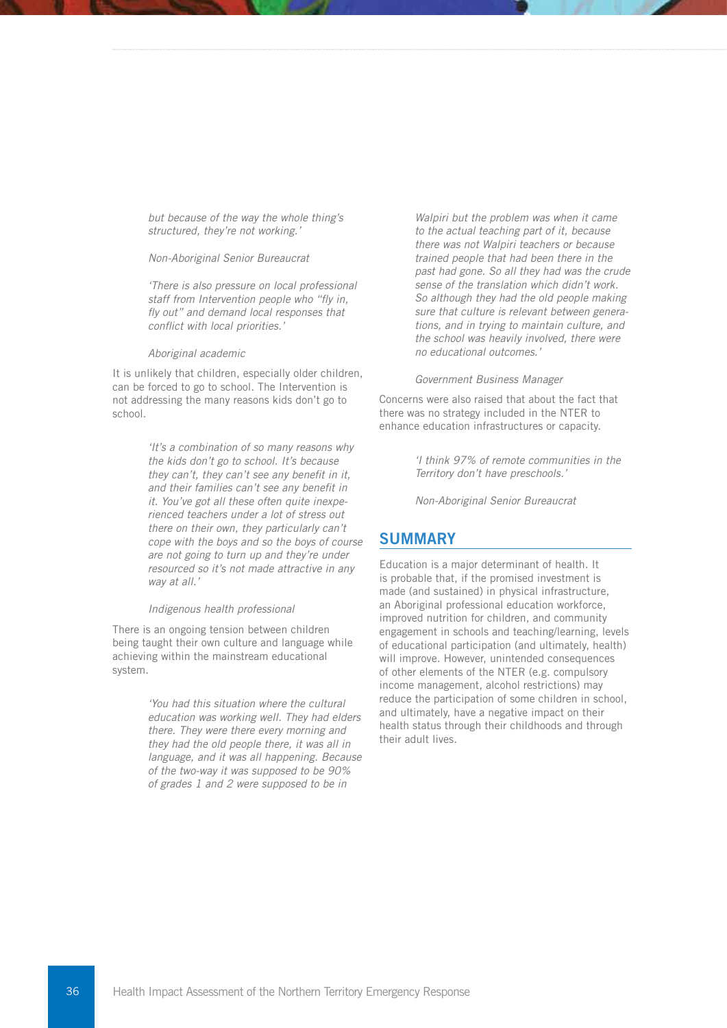*but because of the way the whole thing's structured, they're not working.'*

*Non-Aboriginal Senior Bureaucrat*

*'There is also pressure on local professional staff from Intervention people who "fly in, fly out" and demand local responses that conflict with local priorities.'*

*Aboriginal academic*

It is unlikely that children, especially older children, can be forced to go to school. The Intervention is not addressing the many reasons kids don't go to school.

> *'It's a combination of so many reasons why the kids don't go to school. It's because they can't, they can't see any benefit in it, and their families can't see any benefit in it. You've got all these often quite inexperienced teachers under a lot of stress out there on their own, they particularly can't cope with the boys and so the boys of course are not going to turn up and they're under resourced so it's not made attractive in any way at all.'*
>
> *Indigenous health professional*

There is an ongoing tension between children being taught their own culture and language while achieving within the mainstream educational system.

> *'You had this situation where the cultural education was working well. They had elders there. They were there every morning and they had the old people there, it was all in language, and it was all happening. Because of the two-way it was supposed to be 90% of grades 1 and 2 were supposed to be in Walpiri but the problem was when it came to the actual teaching part of it, because there was not Walpiri teachers or because trained people that had been there in the past had gone. So all they had was the crude sense of the translation which didn't work. So although they had the old people making sure that culture is relevant between generations, and in trying to maintain culture, and the school was heavily involved, there were no educational outcomes.'*
>
> *Government Business Manager*

Concerns were also raised that about the fact that there was no strategy included in the NTER to enhance education infrastructures or capacity.

> *'I think 97% of remote communities in the Territory don't have preschools.'*
>
> *Non-Aboriginal Senior Bureaucrat*

## SUMMARY

Education is a major determinant of health. It is probable that, if the promised investment is made (and sustained) in physical infrastructure, an Aboriginal professional education workforce, improved nutrition for children, and community engagement in schools and teaching/learning, levels of educational participation (and ultimately, health) will improve. However, unintended consequences of other elements of the NTER (e.g. compulsory income management, alcohol restrictions) may reduce the participation of some children in school, and ultimately, have a negative impact on their health status through their childhoods and through their adult lives.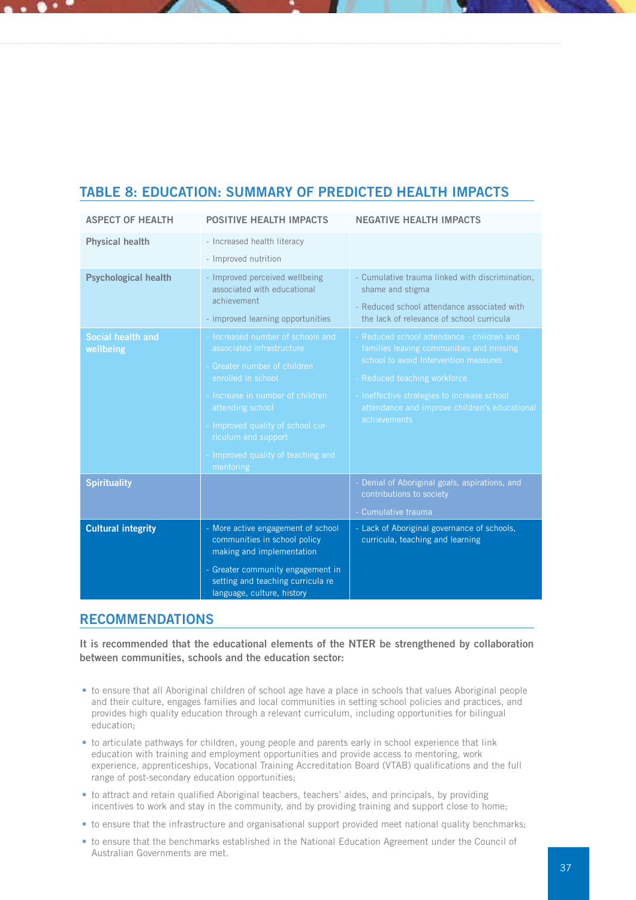## TABLE 8: EDUCATION: SUMMARY OF PREDICTED HEALTH IMPACTS

| ASPECT OF HEALTH | POSITIVE HEALTH IMPACTS | NEGATIVE HEALTH IMPACTS |
|---|---|---|
| **Physical health** | - Increased health literacy<br>- Improved nutrition | |
| **Psychological health** | - Improved perceived wellbeing associated with educational achievement<br>- improved learning opportunities | - Cumulative trauma linked with discrimination, shame and stigma<br>- Reduced school attendance associated with the lack of relevance of school curricula |
| **Social health and wellbeing** | - Increased number of schools and associated infrastructure<br>- Greater number of children enrolled in school<br>- Increase in number of children attending school<br>- Improved quality of school curriculum and support<br>- Improved quality of teaching and mentoring | - Reduced school attendance - children and families leaving communities and missing school to avoid Intervention measures<br>- Reduced teaching workforce<br>- Ineffective strategies to increase school attendance and improve children's educational achievements |
| **Spirituality** | | - Denial of Aboriginal goals, aspirations, and contributions to society<br>- Cumulative trauma |
| **Cultural integrity** | - More active engagement of school communities in school policy making and implementation<br>- Greater community engagement in setting and teaching curricula re language, culture, history | - Lack of Aboriginal governance of schools, curricula, teaching and learning |

## RECOMMENDATIONS

**It is recommended that the educational elements of the NTER be strengthened by collaboration between communities, schools and the education sector:**

- to ensure that all Aboriginal children of school age have a place in schools that values Aboriginal people and their culture, engages families and local communities in setting school policies and practices, and provides high quality education through a relevant curriculum, including opportunities for bilingual education;
- to articulate pathways for children, young people and parents early in school experience that link education with training and employment opportunities and provide access to mentoring, work experience, apprenticeships, Vocational Training Accreditation Board (VTAB) qualifications and the full range of post-secondary education opportunities;
- to attract and retain qualified Aboriginal teachers, teachers' aides, and principals, by providing incentives to work and stay in the community, and by providing training and support close to home;
- to ensure that the infrastructure and organisational support provided meet national quality benchmarks;
- to ensure that the benchmarks established in the National Education Agreement under the Council of Australian Governments are met.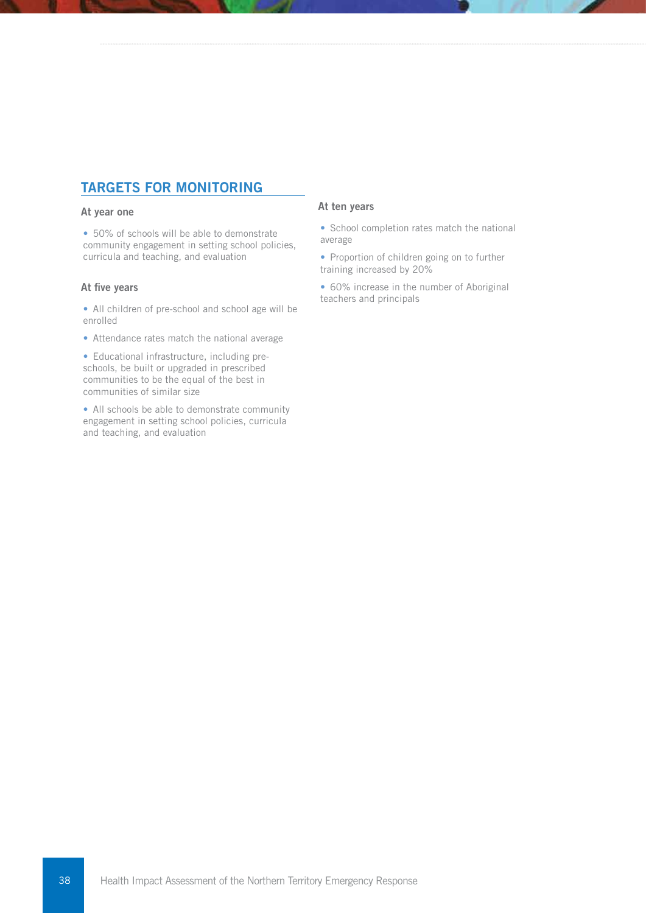## TARGETS FOR MONITORING

### At year one

- 50% of schools will be able to demonstrate community engagement in setting school policies, curricula and teaching, and evaluation

### At five years

- All children of pre-school and school age will be enrolled
- Attendance rates match the national average
- Educational infrastructure, including pre-schools, be built or upgraded in prescribed communities to be the equal of the best in communities of similar size
- All schools be able to demonstrate community engagement in setting school policies, curricula and teaching, and evaluation

### At ten years

- School completion rates match the national average
- Proportion of children going on to further training increased by 20%
- 60% increase in the number of Aboriginal teachers and principals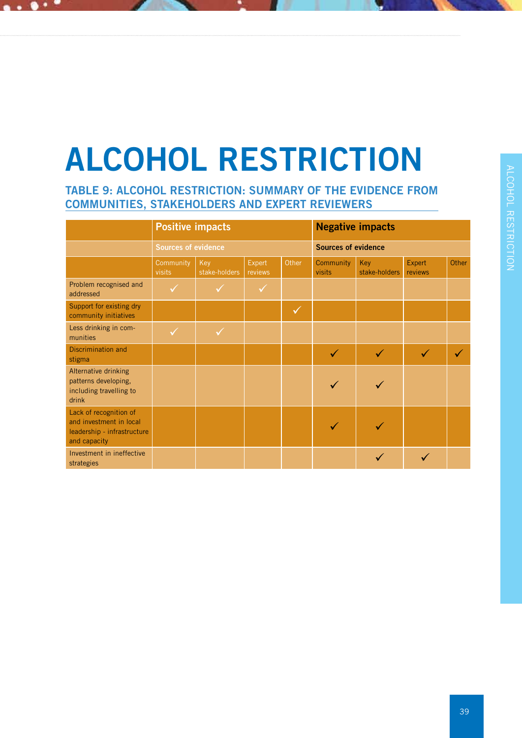# ALCOHOL RESTRICTION

## TABLE 9: ALCOHOL RESTRICTION: SUMMARY OF THE EVIDENCE FROM COMMUNITIES, STAKEHOLDERS AND EXPERT REVIEWERS

| | Positive impacts | | | | Negative impacts | | | |
|---|---|---|---|---|---|---|---|---|
| | Sources of evidence | | | | Sources of evidence | | | |
| | Community visits | Key stake-holders | Expert reviews | Other | Community visits | Key stake-holders | Expert reviews | Other |
| Problem recognised and addressed | ✓ | ✓ | ✓ | | | | | |
| Support for existing dry community initiatives | | | | ✓ | | | | |
| Less drinking in communities | ✓ | ✓ | | | | | | |
| Discrimination and stigma | | | | | ✓ | ✓ | ✓ | ✓ |
| Alternative drinking patterns developing, including travelling to drink | | | | | ✓ | ✓ | | |
| Lack of recognition of and investment in local leadership - infrastructure and capacity | | | | | ✓ | ✓ | | |
| Investment in ineffective strategies | | | | | | ✓ | ✓ | |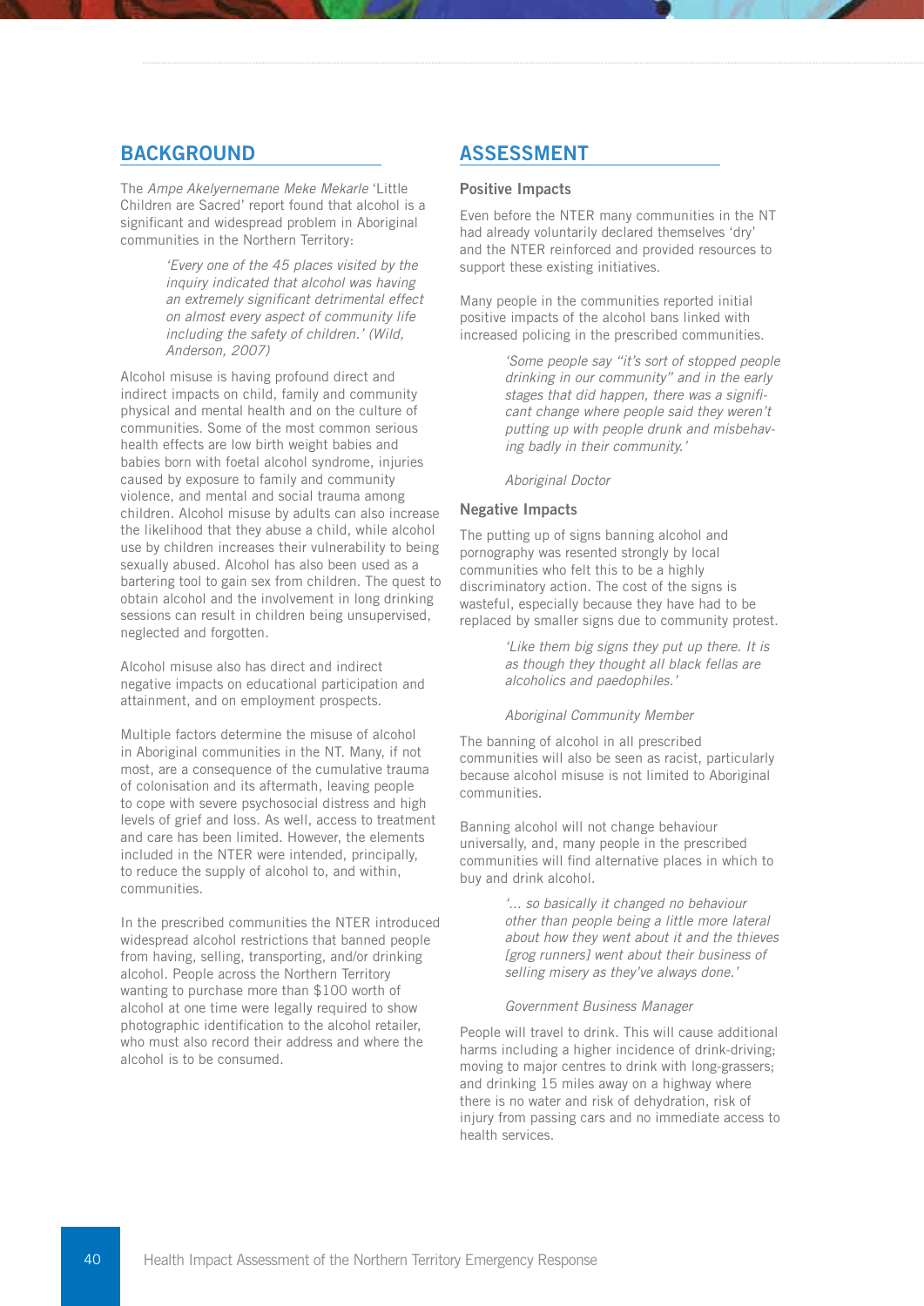## BACKGROUND

The *Ampe Akelyernemane Meke Mekarle* 'Little Children are Sacred' report found that alcohol is a significant and widespread problem in Aboriginal communities in the Northern Territory:

> *'Every one of the 45 places visited by the inquiry indicated that alcohol was having an extremely significant detrimental effect on almost every aspect of community life including the safety of children.' (Wild, Anderson, 2007)*

Alcohol misuse is having profound direct and indirect impacts on child, family and community physical and mental health and on the culture of communities. Some of the most common serious health effects are low birth weight babies and babies born with foetal alcohol syndrome, injuries caused by exposure to family and community violence, and mental and social trauma among children. Alcohol misuse by adults can also increase the likelihood that they abuse a child, while alcohol use by children increases their vulnerability to being sexually abused. Alcohol has also been used as a bartering tool to gain sex from children. The quest to obtain alcohol and the involvement in long drinking sessions can result in children being unsupervised, neglected and forgotten.

Alcohol misuse also has direct and indirect negative impacts on educational participation and attainment, and on employment prospects.

Multiple factors determine the misuse of alcohol in Aboriginal communities in the NT. Many, if not most, are a consequence of the cumulative trauma of colonisation and its aftermath, leaving people to cope with severe psychosocial distress and high levels of grief and loss. As well, access to treatment and care has been limited. However, the elements included in the NTER were intended, principally, to reduce the supply of alcohol to, and within, communities.

In the prescribed communities the NTER introduced widespread alcohol restrictions that banned people from having, selling, transporting, and/or drinking alcohol. People across the Northern Territory wanting to purchase more than $100 worth of alcohol at one time were legally required to show photographic identification to the alcohol retailer, who must also record their address and where the alcohol is to be consumed.

## ASSESSMENT

### Positive Impacts

Even before the NTER many communities in the NT had already voluntarily declared themselves 'dry' and the NTER reinforced and provided resources to support these existing initiatives.

Many people in the communities reported initial positive impacts of the alcohol bans linked with increased policing in the prescribed communities.

> *'Some people say "it's sort of stopped people drinking in our community" and in the early stages that did happen, there was a significant change where people said they weren't putting up with people drunk and misbehaving badly in their community.'*
>
> *Aboriginal Doctor*

### Negative Impacts

The putting up of signs banning alcohol and pornography was resented strongly by local communities who felt this to be a highly discriminatory action. The cost of the signs is wasteful, especially because they have had to be replaced by smaller signs due to community protest.

> *'Like them big signs they put up there. It is as though they thought all black fellas are alcoholics and paedophiles.'*
>
> *Aboriginal Community Member*

The banning of alcohol in all prescribed communities will also be seen as racist, particularly because alcohol misuse is not limited to Aboriginal communities.

Banning alcohol will not change behaviour universally, and, many people in the prescribed communities will find alternative places in which to buy and drink alcohol.

> *'... so basically it changed no behaviour other than people being a little more lateral about how they went about it and the thieves [grog runners] went about their business of selling misery as they've always done.'*
>
> *Government Business Manager*

People will travel to drink. This will cause additional harms including a higher incidence of drink-driving; moving to major centres to drink with long-grassers; and drinking 15 miles away on a highway where there is no water and risk of dehydration, risk of injury from passing cars and no immediate access to health services.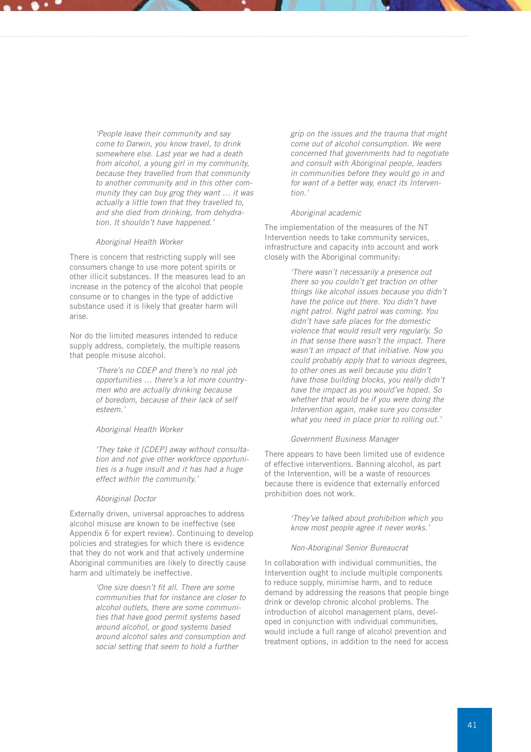*'People leave their community and say come to Darwin, you know travel, to drink somewhere else. Last year we had a death from alcohol, a young girl in my community, because they travelled from that community to another community and in this other community they can buy grog they want … it was actually a little town that they travelled to, and she died from drinking, from dehydration. It shouldn't have happened.'*

*Aboriginal Health Worker*

There is concern that restricting supply will see consumers change to use more potent spirits or other illicit substances. If the measures lead to an increase in the potency of the alcohol that people consume or to changes in the type of addictive substance used it is likely that greater harm will arise.

Nor do the limited measures intended to reduce supply address, completely, the multiple reasons that people misuse alcohol.

*'There's no CDEP and there's no real job opportunities … there's a lot more countrymen who are actually drinking because of boredom, because of their lack of self esteem.'*

*Aboriginal Health Worker*

*'They take it [CDEP] away without consultation and not give other workforce opportunities is a huge insult and it has had a huge effect within the community.'*

*Aboriginal Doctor*

Externally driven, universal approaches to address alcohol misuse are known to be ineffective (see Appendix 6 for expert review). Continuing to develop policies and strategies for which there is evidence that they do not work and that actively undermine Aboriginal communities are likely to directly cause harm and ultimately be ineffective.

*'One size doesn't fit all. There are some communities that for instance are closer to alcohol outlets, there are some communities that have good permit systems based around alcohol, or good systems based around alcohol sales and consumption and social setting that seem to hold a further grip on the issues and the trauma that might come out of alcohol consumption. We were concerned that governments had to negotiate and consult with Aboriginal people, leaders in communities before they would go in and for want of a better way, enact its Intervention.'*

*Aboriginal academic*

The implementation of the measures of the NT Intervention needs to take community services, infrastructure and capacity into account and work closely with the Aboriginal community:

*'There wasn't necessarily a presence out there so you couldn't get traction on other things like alcohol issues because you didn't have the police out there. You didn't have night patrol. Night patrol was coming. You didn't have safe places for the domestic violence that would result very regularly. So in that sense there wasn't the impact. There wasn't an impact of that initiative. Now you could probably apply that to various degrees, to other ones as well because you didn't have those building blocks, you really didn't have the impact as you would've hoped. So whether that would be if you were doing the Intervention again, make sure you consider what you need in place prior to rolling out.'*

*Government Business Manager*

There appears to have been limited use of evidence of effective interventions. Banning alcohol, as part of the Intervention, will be a waste of resources because there is evidence that externally enforced prohibition does not work.

*'They've talked about prohibition which you know most people agree it never works.'*

*Non-Aboriginal Senior Bureaucrat*

In collaboration with individual communities, the Intervention ought to include multiple components to reduce supply, minimise harm, and to reduce demand by addressing the reasons that people binge drink or develop chronic alcohol problems. The introduction of alcohol management plans, developed in conjunction with individual communities, would include a full range of alcohol prevention and treatment options, in addition to the need for access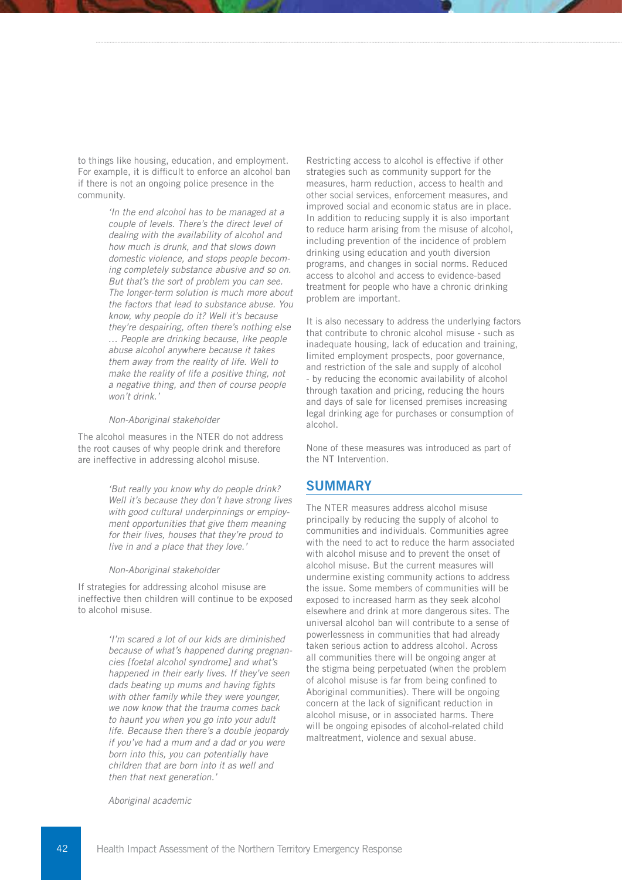to things like housing, education, and employment. For example, it is difficult to enforce an alcohol ban if there is not an ongoing police presence in the community.

> *'In the end alcohol has to be managed at a couple of levels. There's the direct level of dealing with the availability of alcohol and how much is drunk, and that slows down domestic violence, and stops people becoming completely substance abusive and so on. But that's the sort of problem you can see. The longer-term solution is much more about the factors that lead to substance abuse. You know, why people do it? Well it's because they're despairing, often there's nothing else … People are drinking because, like people abuse alcohol anywhere because it takes them away from the reality of life. Well to make the reality of life a positive thing, not a negative thing, and then of course people won't drink.'*
>
> *Non-Aboriginal stakeholder*

The alcohol measures in the NTER do not address the root causes of why people drink and therefore are ineffective in addressing alcohol misuse.

> *'But really you know why do people drink? Well it's because they don't have strong lives with good cultural underpinnings or employment opportunities that give them meaning for their lives, houses that they're proud to live in and a place that they love.'*
>
> *Non-Aboriginal stakeholder*

If strategies for addressing alcohol misuse are ineffective then children will continue to be exposed to alcohol misuse.

> *'I'm scared a lot of our kids are diminished because of what's happened during pregnancies [foetal alcohol syndrome] and what's happened in their early lives. If they've seen dads beating up mums and having fights with other family while they were younger, we now know that the trauma comes back to haunt you when you go into your adult life. Because then there's a double jeopardy if you've had a mum and a dad or you were born into this, you can potentially have children that are born into it as well and then that next generation.'*
>
> *Aboriginal academic*

Restricting access to alcohol is effective if other strategies such as community support for the measures, harm reduction, access to health and other social services, enforcement measures, and improved social and economic status are in place. In addition to reducing supply it is also important to reduce harm arising from the misuse of alcohol, including prevention of the incidence of problem drinking using education and youth diversion programs, and changes in social norms. Reduced access to alcohol and access to evidence-based treatment for people who have a chronic drinking problem are important.

It is also necessary to address the underlying factors that contribute to chronic alcohol misuse - such as inadequate housing, lack of education and training, limited employment prospects, poor governance, and restriction of the sale and supply of alcohol - by reducing the economic availability of alcohol through taxation and pricing, reducing the hours and days of sale for licensed premises increasing legal drinking age for purchases or consumption of alcohol.

None of these measures was introduced as part of the NT Intervention.

## SUMMARY

The NTER measures address alcohol misuse principally by reducing the supply of alcohol to communities and individuals. Communities agree with the need to act to reduce the harm associated with alcohol misuse and to prevent the onset of alcohol misuse. But the current measures will undermine existing community actions to address the issue. Some members of communities will be exposed to increased harm as they seek alcohol elsewhere and drink at more dangerous sites. The universal alcohol ban will contribute to a sense of powerlessness in communities that had already taken serious action to address alcohol. Across all communities there will be ongoing anger at the stigma being perpetuated (when the problem of alcohol misuse is far from being confined to Aboriginal communities). There will be ongoing concern at the lack of significant reduction in alcohol misuse, or in associated harms. There will be ongoing episodes of alcohol-related child maltreatment, violence and sexual abuse.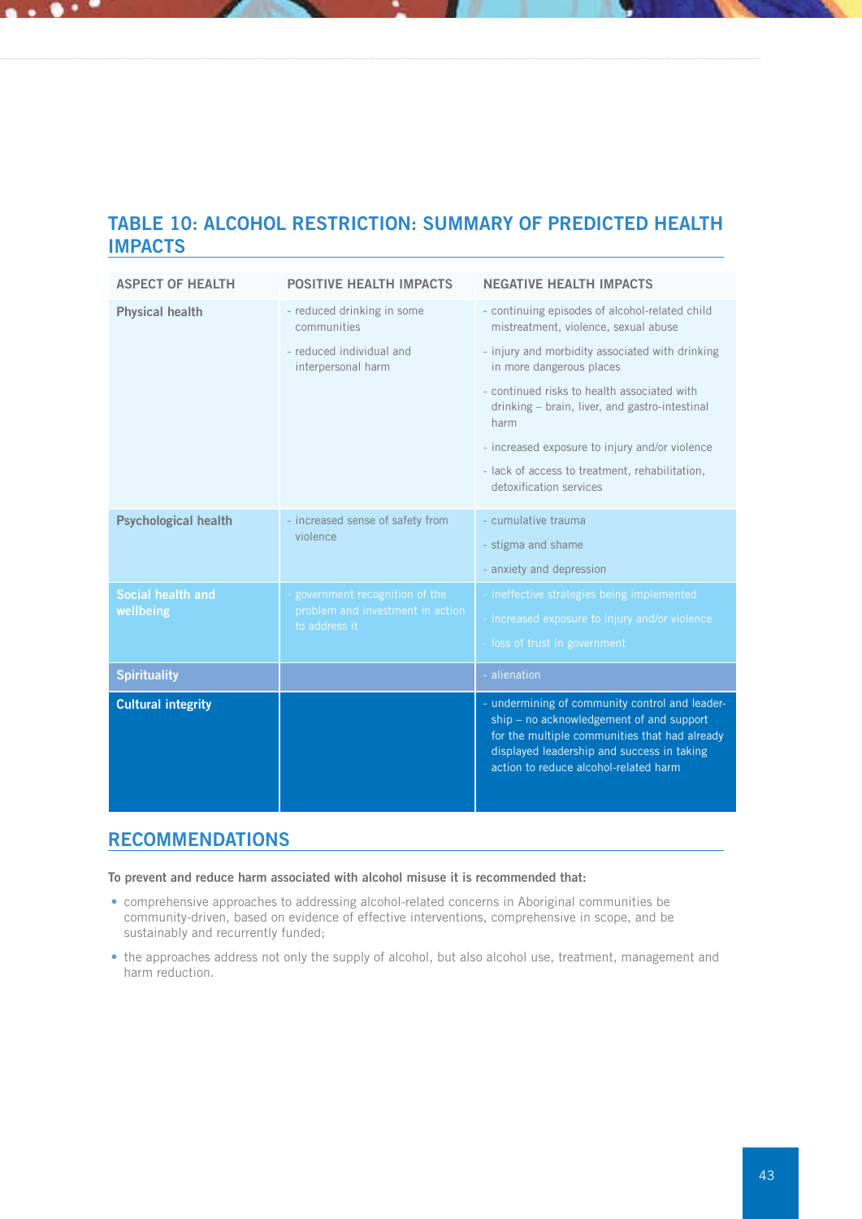## TABLE 10: ALCOHOL RESTRICTION: SUMMARY OF PREDICTED HEALTH IMPACTS

| ASPECT OF HEALTH | POSITIVE HEALTH IMPACTS | NEGATIVE HEALTH IMPACTS |
|---|---|---|
| **Physical health** | - reduced drinking in some communities<br>- reduced individual and interpersonal harm | - continuing episodes of alcohol-related child mistreatment, violence, sexual abuse<br>- injury and morbidity associated with drinking in more dangerous places<br>- continued risks to health associated with drinking – brain, liver, and gastro-intestinal harm<br>- increased exposure to injury and/or violence<br>- lack of access to treatment, rehabilitation, detoxification services |
| **Psychological health** | - increased sense of safety from violence | - cumulative trauma<br>- stigma and shame<br>- anxiety and depression |
| **Social health and wellbeing** | - government recognition of the problem and investment in action to address it | - ineffective strategies being implemented<br>- increased exposure to injury and/or violence<br>- loss of trust in government |
| **Spirituality** | | - alienation |
| **Cultural integrity** | | - undermining of community control and leadership – no acknowledgement of and support for the multiple communities that had already displayed leadership and success in taking action to reduce alcohol-related harm |

## RECOMMENDATIONS

**To prevent and reduce harm associated with alcohol misuse it is recommended that:**

- comprehensive approaches to addressing alcohol-related concerns in Aboriginal communities be community-driven, based on evidence of effective interventions, comprehensive in scope, and be sustainably and recurrently funded;
- the approaches address not only the supply of alcohol, but also alcohol use, treatment, management and harm reduction.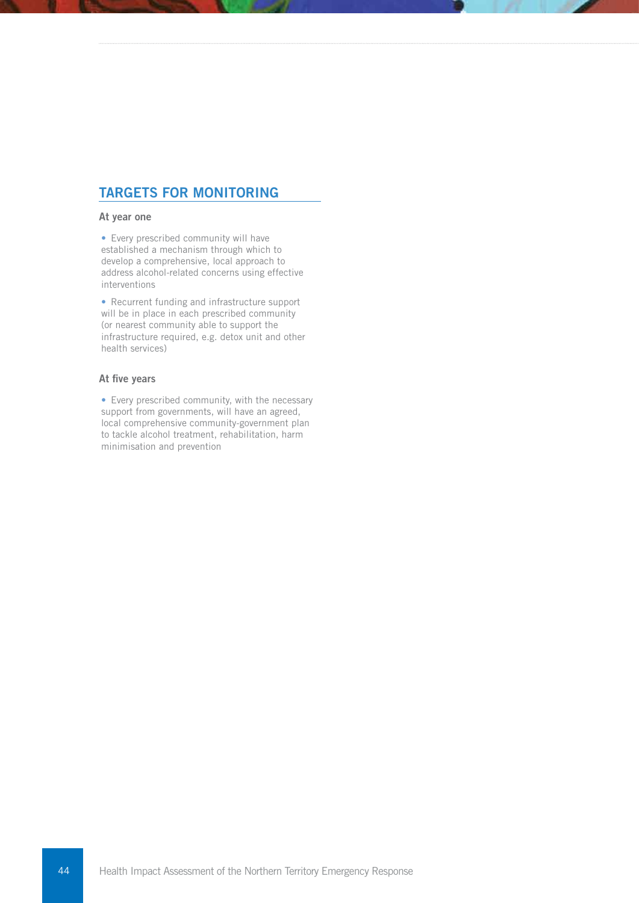## TARGETS FOR MONITORING

### At year one

- Every prescribed community will have established a mechanism through which to develop a comprehensive, local approach to address alcohol-related concerns using effective interventions
- Recurrent funding and infrastructure support will be in place in each prescribed community (or nearest community able to support the infrastructure required, e.g. detox unit and other health services)

### At five years

- Every prescribed community, with the necessary support from governments, will have an agreed, local comprehensive community-government plan to tackle alcohol treatment, rehabilitation, harm minimisation and prevention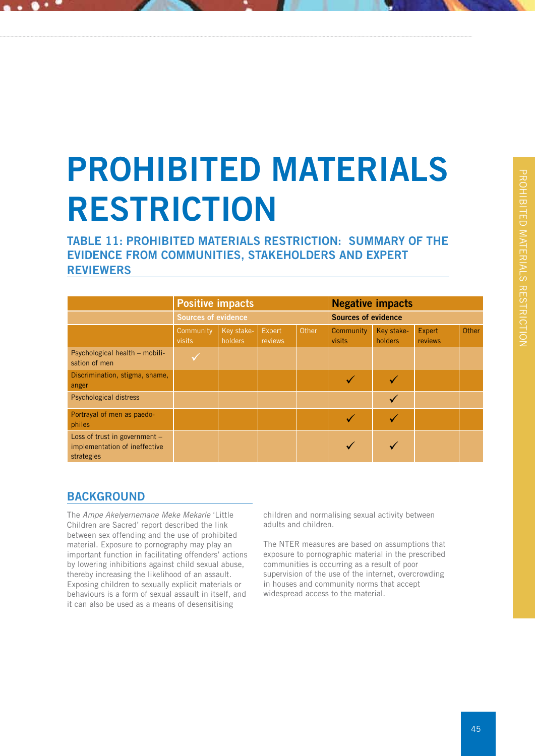# PROHIBITED MATERIALS RESTRICTION

### TABLE 11: PROHIBITED MATERIALS RESTRICTION: SUMMARY OF THE EVIDENCE FROM COMMUNITIES, STAKEHOLDERS AND EXPERT REVIEWERS

| | Positive impacts | | | | Negative impacts | | | |
|---|---|---|---|---|---|---|---|---|
| | Sources of evidence | | | | Sources of evidence | | | |
| | Community visits | Key stake-holders | Expert reviews | Other | Community visits | Key stake-holders | Expert reviews | Other |
| Psychological health – mobilisation of men | ✓ | | | | | | | |
| Discrimination, stigma, shame, anger | | | | | ✓ | ✓ | | |
| Psychological distress | | | | | | ✓ | | |
| Portrayal of men as paedophiles | | | | | ✓ | ✓ | | |
| Loss of trust in government – implementation of ineffective strategies | | | | | ✓ | ✓ | | |

## BACKGROUND

The *Ampe Akelyernemane Meke Mekarle* 'Little Children are Sacred' report described the link between sex offending and the use of prohibited material. Exposure to pornography may play an important function in facilitating offenders' actions by lowering inhibitions against child sexual abuse, thereby increasing the likelihood of an assault. Exposing children to sexually explicit materials or behaviours is a form of sexual assault in itself, and it can also be used as a means of desensitising children and normalising sexual activity between adults and children.

The NTER measures are based on assumptions that exposure to pornographic material in the prescribed communities is occurring as a result of poor supervision of the use of the internet, overcrowding in houses and community norms that accept widespread access to the material.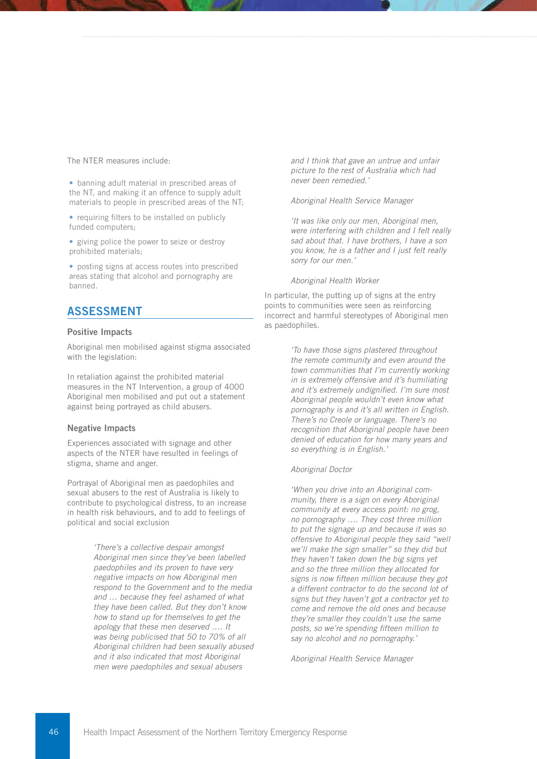The NTER measures include:

- banning adult material in prescribed areas of the NT, and making it an offence to supply adult materials to people in prescribed areas of the NT;
- requiring filters to be installed on publicly funded computers;
- giving police the power to seize or destroy prohibited materials;
- posting signs at access routes into prescribed areas stating that alcohol and pornography are banned.

## ASSESSMENT

### Positive Impacts

Aboriginal men mobilised against stigma associated with the legislation:

In retaliation against the prohibited material measures in the NT Intervention, a group of 4000 Aboriginal men mobilised and put out a statement against being portrayed as child abusers.

### Negative Impacts

Experiences associated with signage and other aspects of the NTER have resulted in feelings of stigma, shame and anger.

Portrayal of Aboriginal men as paedophiles and sexual abusers to the rest of Australia is likely to contribute to psychological distress, to an increase in health risk behaviours, and to add to feelings of political and social exclusion

> *'There's a collective despair amongst Aboriginal men since they've been labelled paedophiles and its proven to have very negative impacts on how Aboriginal men respond to the Government and to the media and … because they feel ashamed of what they have been called. But they don't know how to stand up for themselves to get the apology that these men deserved …. It was being publicised that 50 to 70% of all Aboriginal children had been sexually abused and it also indicated that most Aboriginal men were paedophiles and sexual abusers and I think that gave an untrue and unfair picture to the rest of Australia which had never been remedied.'*
>
> *Aboriginal Health Service Manager*

> *'It was like only our men, Aboriginal men, were interfering with children and I felt really sad about that. I have brothers, I have a son you know, he is a father and I just felt really sorry for our men.'*
>
> *Aboriginal Health Worker*

In particular, the putting up of signs at the entry points to communities were seen as reinforcing incorrect and harmful stereotypes of Aboriginal men as paedophiles.

> *'To have those signs plastered throughout the remote community and even around the town communities that I'm currently working in is extremely offensive and it's humiliating and it's extremely undignified. I'm sure most Aboriginal people wouldn't even know what pornography is and it's all written in English. There's no Creole or language. There's no recognition that Aboriginal people have been denied of education for how many years and so everything is in English.'*
>
> *Aboriginal Doctor*

> *'When you drive into an Aboriginal community, there is a sign on every Aboriginal community at every access point: no grog, no pornography …. They cost three million to put the signage up and because it was so offensive to Aboriginal people they said "well we'll make the sign smaller" so they did but they haven't taken down the big signs yet and so the three million they allocated for signs is now fifteen million because they got a different contractor to do the second lot of signs but they haven't got a contractor yet to come and remove the old ones and because they're smaller they couldn't use the same posts, so we're spending fifteen million to say no alcohol and no pornography.'*
>
> *Aboriginal Health Service Manager*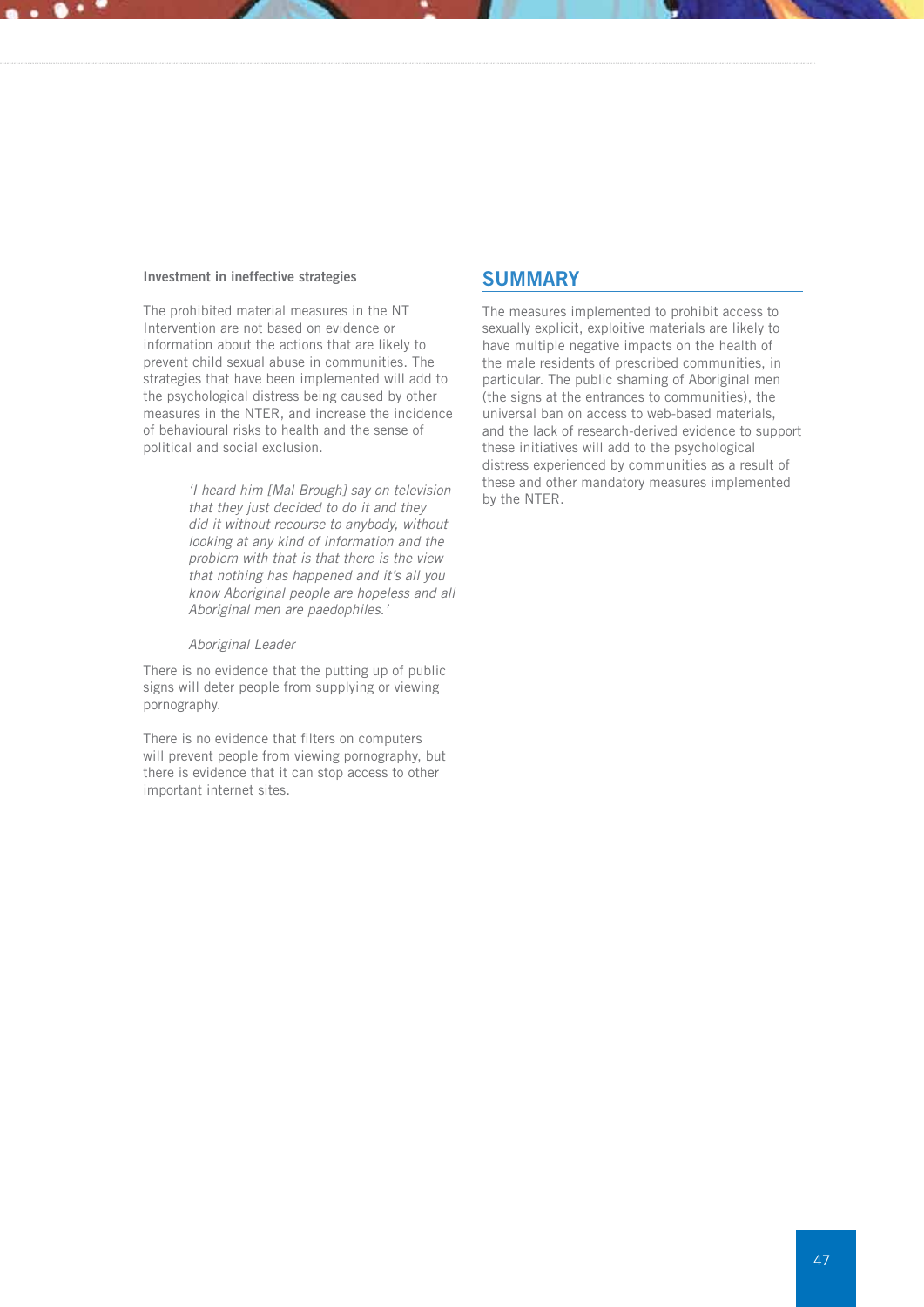**Investment in ineffective strategies**

The prohibited material measures in the NT Intervention are not based on evidence or information about the actions that are likely to prevent child sexual abuse in communities. The strategies that have been implemented will add to the psychological distress being caused by other measures in the NTER, and increase the incidence of behavioural risks to health and the sense of political and social exclusion.

> *'I heard him [Mal Brough] say on television that they just decided to do it and they did it without recourse to anybody, without looking at any kind of information and the problem with that is that there is the view that nothing has happened and it's all you know Aboriginal people are hopeless and all Aboriginal men are paedophiles.'*
>
> *Aboriginal Leader*

There is no evidence that the putting up of public signs will deter people from supplying or viewing pornography.

There is no evidence that filters on computers will prevent people from viewing pornography, but there is evidence that it can stop access to other important internet sites.

## SUMMARY

The measures implemented to prohibit access to sexually explicit, exploitive materials are likely to have multiple negative impacts on the health of the male residents of prescribed communities, in particular. The public shaming of Aboriginal men (the signs at the entrances to communities), the universal ban on access to web-based materials, and the lack of research-derived evidence to support these initiatives will add to the psychological distress experienced by communities as a result of these and other mandatory measures implemented by the NTER.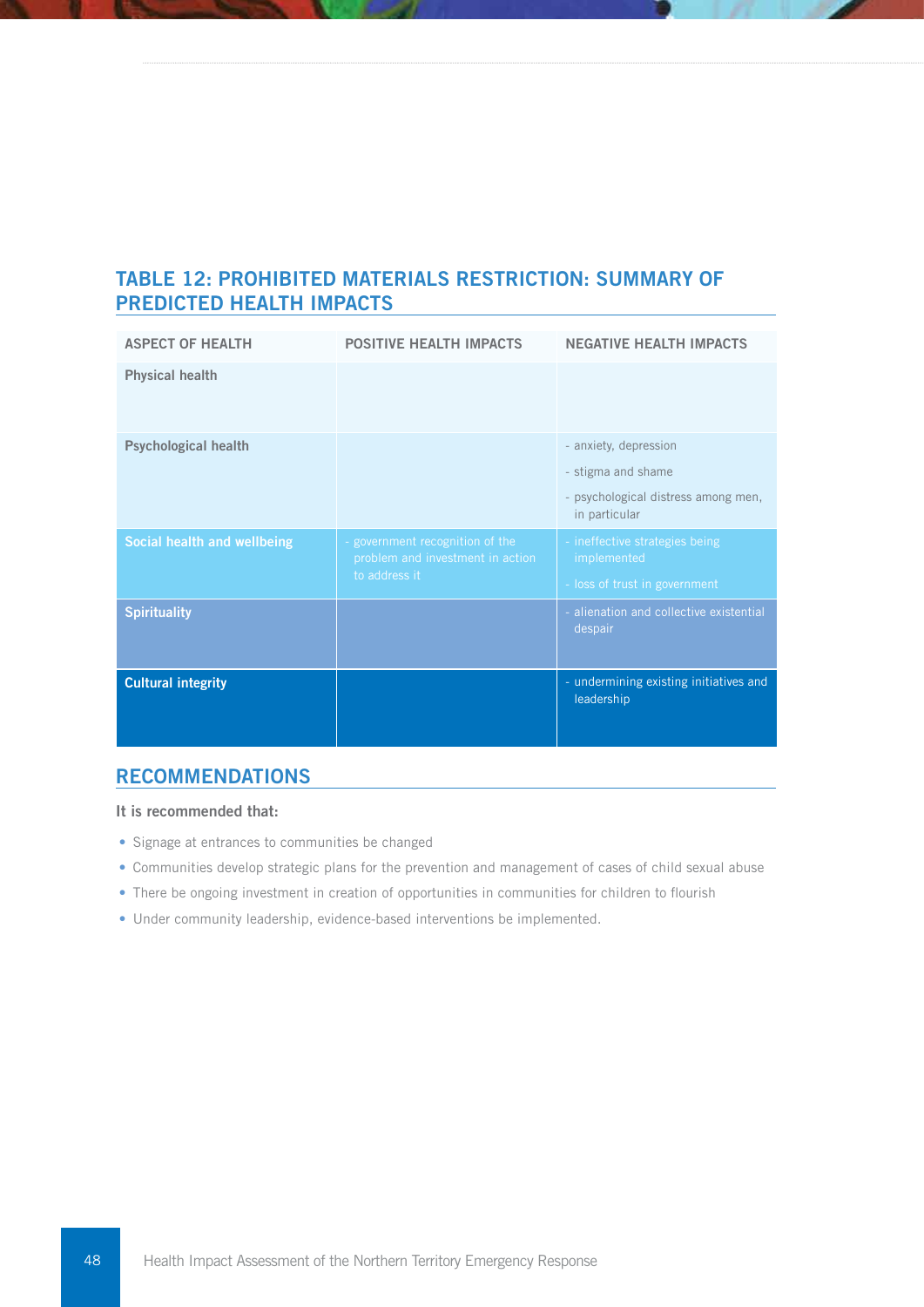## TABLE 12: PROHIBITED MATERIALS RESTRICTION: SUMMARY OF PREDICTED HEALTH IMPACTS

| ASPECT OF HEALTH | POSITIVE HEALTH IMPACTS | NEGATIVE HEALTH IMPACTS |
|---|---|---|
| **Physical health** | | |
| **Psychological health** | | - anxiety, depression<br>- stigma and shame<br>- psychological distress among men, in particular |
| **Social health and wellbeing** | - government recognition of the problem and investment in action to address it | - ineffective strategies being implemented<br>- loss of trust in government |
| **Spirituality** | | - alienation and collective existential despair |
| **Cultural integrity** | | - undermining existing initiatives and leadership |

## RECOMMENDATIONS

**It is recommended that:**

- Signage at entrances to communities be changed
- Communities develop strategic plans for the prevention and management of cases of child sexual abuse
- There be ongoing investment in creation of opportunities in communities for children to flourish
- Under community leadership, evidence-based interventions be implemented.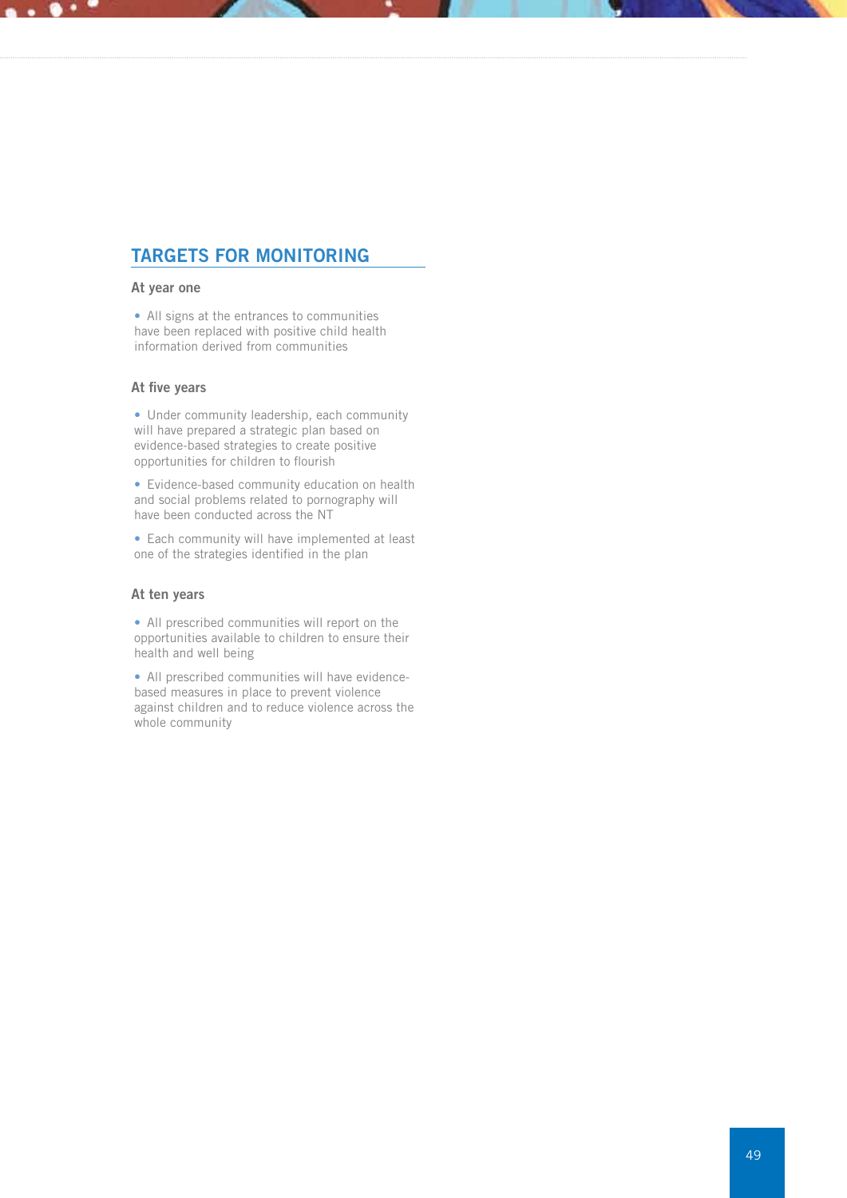## TARGETS FOR MONITORING

### At year one

- All signs at the entrances to communities have been replaced with positive child health information derived from communities

### At five years

- Under community leadership, each community will have prepared a strategic plan based on evidence-based strategies to create positive opportunities for children to flourish
- Evidence-based community education on health and social problems related to pornography will have been conducted across the NT
- Each community will have implemented at least one of the strategies identified in the plan

### At ten years

- All prescribed communities will report on the opportunities available to children to ensure their health and well being
- All prescribed communities will have evidence-based measures in place to prevent violence against children and to reduce violence across the whole community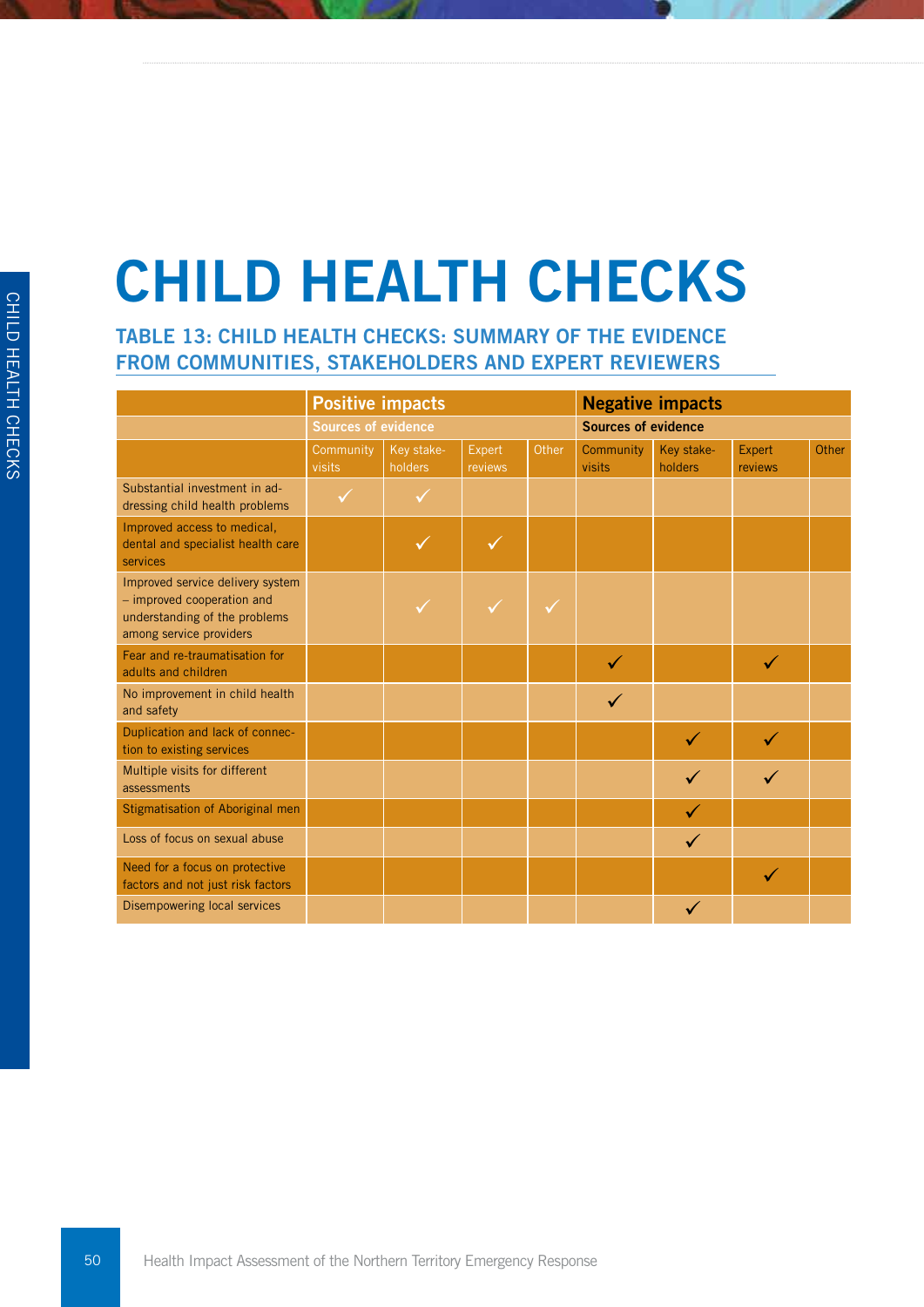# CHILD HEALTH CHECKS

## TABLE 13: CHILD HEALTH CHECKS: SUMMARY OF THE EVIDENCE FROM COMMUNITIES, STAKEHOLDERS AND EXPERT REVIEWERS

| | Positive impacts | | | | Negative impacts | | | |
|---|---|---|---|---|---|---|---|---|
| | Sources of evidence | | | | Sources of evidence | | | |
| | Community visits | Key stake-holders | Expert reviews | Other | Community visits | Key stake-holders | Expert reviews | Other |
| Substantial investment in addressing child health problems | ✓ | ✓ | | | | | | |
| Improved access to medical, dental and specialist health care services | | ✓ | ✓ | | | | | |
| Improved service delivery system – improved cooperation and understanding of the problems among service providers | | ✓ | ✓ | ✓ | | | | |
| Fear and re-traumatisation for adults and children | | | | | ✓ | | ✓ | |
| No improvement in child health and safety | | | | | ✓ | | | |
| Duplication and lack of connection to existing services | | | | | | ✓ | ✓ | |
| Multiple visits for different assessments | | | | | | ✓ | ✓ | |
| Stigmatisation of Aboriginal men | | | | | | ✓ | | |
| Loss of focus on sexual abuse | | | | | | ✓ | | |
| Need for a focus on protective factors and not just risk factors | | | | | | | ✓ | |
| Disempowering local services | | | | | | ✓ | | |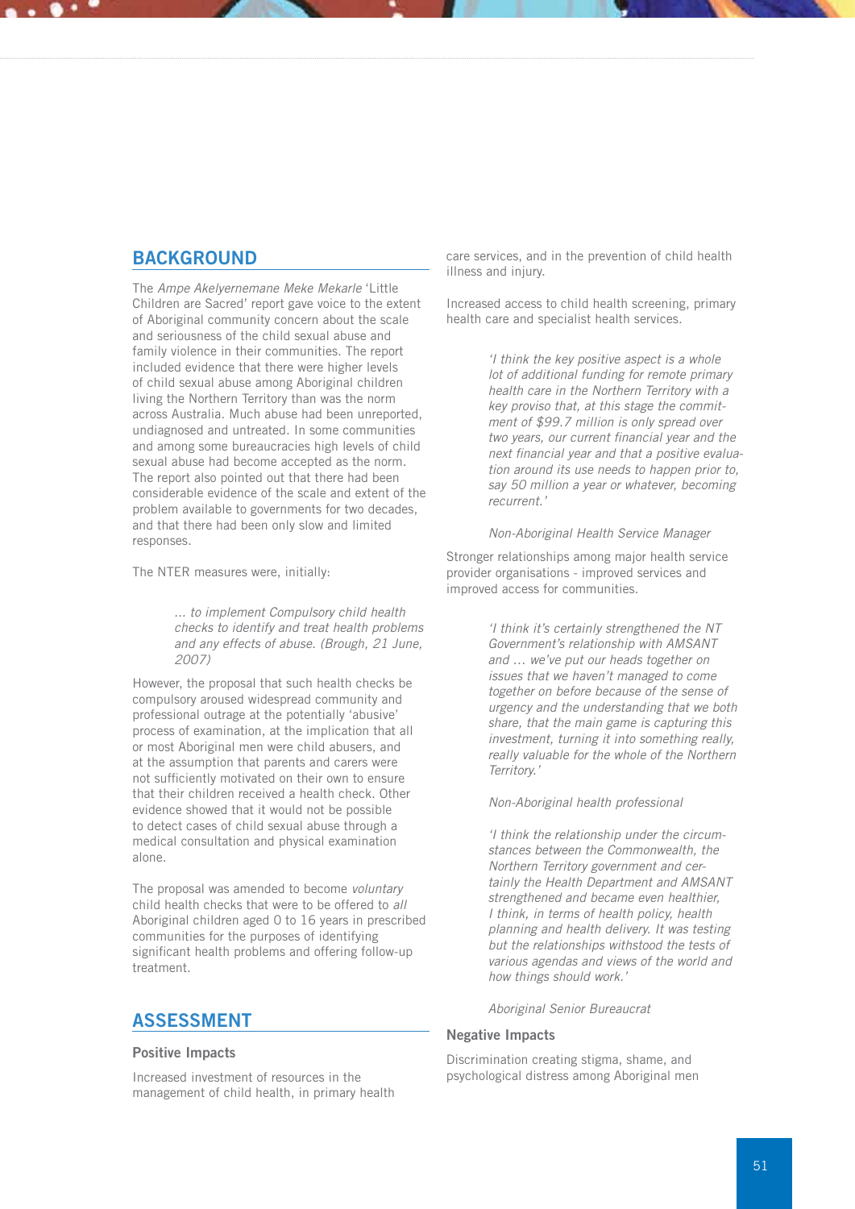## BACKGROUND

The *Ampe Akelyernemane Meke Mekarle* 'Little Children are Sacred' report gave voice to the extent of Aboriginal community concern about the scale and seriousness of the child sexual abuse and family violence in their communities. The report included evidence that there were higher levels of child sexual abuse among Aboriginal children living the Northern Territory than was the norm across Australia. Much abuse had been unreported, undiagnosed and untreated. In some communities and among some bureaucracies high levels of child sexual abuse had become accepted as the norm. The report also pointed out that there had been considerable evidence of the scale and extent of the problem available to governments for two decades, and that there had been only slow and limited responses.

The NTER measures were, initially:

> *... to implement Compulsory child health checks to identify and treat health problems and any effects of abuse. (Brough, 21 June, 2007)*

However, the proposal that such health checks be compulsory aroused widespread community and professional outrage at the potentially 'abusive' process of examination, at the implication that all or most Aboriginal men were child abusers, and at the assumption that parents and carers were not sufficiently motivated on their own to ensure that their children received a health check. Other evidence showed that it would not be possible to detect cases of child sexual abuse through a medical consultation and physical examination alone.

The proposal was amended to become *voluntary* child health checks that were to be offered to *all* Aboriginal children aged 0 to 16 years in prescribed communities for the purposes of identifying significant health problems and offering follow-up treatment.

## ASSESSMENT

### Positive Impacts

Increased investment of resources in the management of child health, in primary health care services, and in the prevention of child health illness and injury.

Increased access to child health screening, primary health care and specialist health services.

> *'I think the key positive aspect is a whole lot of additional funding for remote primary health care in the Northern Territory with a key proviso that, at this stage the commitment of $99.7 million is only spread over two years, our current financial year and the next financial year and that a positive evaluation around its use needs to happen prior to, say 50 million a year or whatever, becoming recurrent.'*
>
> *Non-Aboriginal Health Service Manager*

Stronger relationships among major health service provider organisations - improved services and improved access for communities.

> *'I think it's certainly strengthened the NT Government's relationship with AMSANT and … we've put our heads together on issues that we haven't managed to come together on before because of the sense of urgency and the understanding that we both share, that the main game is capturing this investment, turning it into something really, really valuable for the whole of the Northern Territory.'*
>
> *Non-Aboriginal health professional*

> *'I think the relationship under the circumstances between the Commonwealth, the Northern Territory government and certainly the Health Department and AMSANT strengthened and became even healthier, I think, in terms of health policy, health planning and health delivery. It was testing but the relationships withstood the tests of various agendas and views of the world and how things should work.'*
>
> *Aboriginal Senior Bureaucrat*

### Negative Impacts

Discrimination creating stigma, shame, and psychological distress among Aboriginal men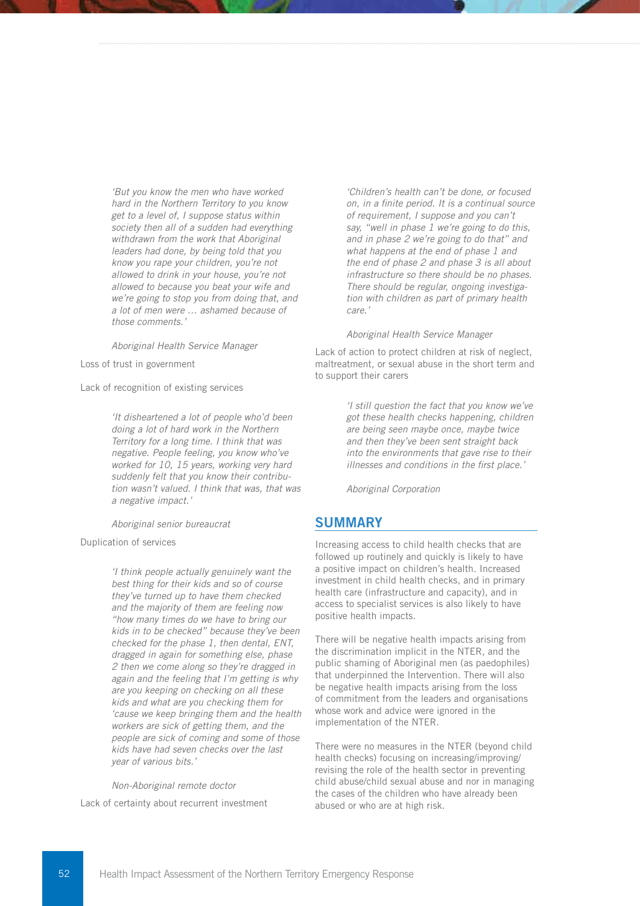*'But you know the men who have worked hard in the Northern Territory to you know get to a level of, I suppose status within society then all of a sudden had everything withdrawn from the work that Aboriginal leaders had done, by being told that you know you rape your children, you're not allowed to drink in your house, you're not allowed to because you beat your wife and we're going to stop you from doing that, and a lot of men were … ashamed because of those comments.'*

*Aboriginal Health Service Manager*

Loss of trust in government

Lack of recognition of existing services

*'It disheartened a lot of people who'd been doing a lot of hard work in the Northern Territory for a long time. I think that was negative. People feeling, you know who've worked for 10, 15 years, working very hard suddenly felt that you know their contribution wasn't valued. I think that was, that was a negative impact.'*

*Aboriginal senior bureaucrat*

Duplication of services

*'I think people actually genuinely want the best thing for their kids and so of course they've turned up to have them checked and the majority of them are feeling now "how many times do we have to bring our kids in to be checked" because they've been checked for the phase 1, then dental, ENT, dragged in again for something else, phase 2 then we come along so they're dragged in again and the feeling that I'm getting is why are you keeping on checking on all these kids and what are you checking them for 'cause we keep bringing them and the health workers are sick of getting them, and the people are sick of coming and some of those kids have had seven checks over the last year of various bits.'*

*Non-Aboriginal remote doctor*

Lack of certainty about recurrent investment

*'Children's health can't be done, or focused on, in a finite period. It is a continual source of requirement, I suppose and you can't say, "well in phase 1 we're going to do this, and in phase 2 we're going to do that" and what happens at the end of phase 1 and the end of phase 2 and phase 3 is all about infrastructure so there should be no phases. There should be regular, ongoing investigation with children as part of primary health care.'*

*Aboriginal Health Service Manager*

Lack of action to protect children at risk of neglect, maltreatment, or sexual abuse in the short term and to support their carers

*'I still question the fact that you know we've got these health checks happening, children are being seen maybe once, maybe twice and then they've been sent straight back into the environments that gave rise to their illnesses and conditions in the first place.'*

*Aboriginal Corporation*

## SUMMARY

Increasing access to child health checks that are followed up routinely and quickly is likely to have a positive impact on children's health. Increased investment in child health checks, and in primary health care (infrastructure and capacity), and in access to specialist services is also likely to have positive health impacts.

There will be negative health impacts arising from the discrimination implicit in the NTER, and the public shaming of Aboriginal men (as paedophiles) that underpinned the Intervention. There will also be negative health impacts arising from the loss of commitment from the leaders and organisations whose work and advice were ignored in the implementation of the NTER.

There were no measures in the NTER (beyond child health checks) focusing on increasing/improving/revising the role of the health sector in preventing child abuse/child sexual abuse and nor in managing the cases of the children who have already been abused or who are at high risk.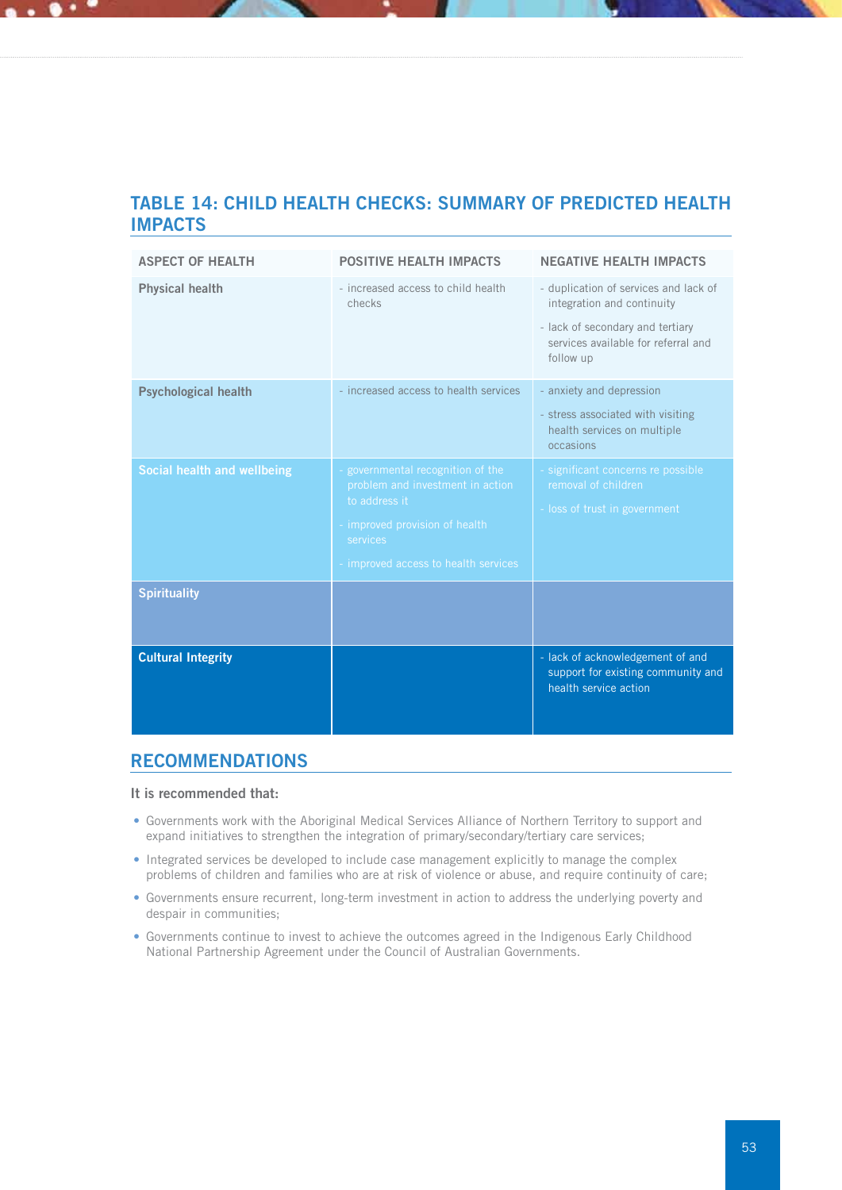## TABLE 14: CHILD HEALTH CHECKS: SUMMARY OF PREDICTED HEALTH IMPACTS

| ASPECT OF HEALTH | POSITIVE HEALTH IMPACTS | NEGATIVE HEALTH IMPACTS |
| --- | --- | --- |
| **Physical health** | - increased access to child health checks | - duplication of services and lack of integration and continuity<br>- lack of secondary and tertiary services available for referral and follow up |
| **Psychological health** | - increased access to health services | - anxiety and depression<br>- stress associated with visiting health services on multiple occasions |
| **Social health and wellbeing** | - governmental recognition of the problem and investment in action to address it<br>- improved provision of health services<br>- improved access to health services | - significant concerns re possible removal of children<br>- loss of trust in government |
| **Spirituality** | | |
| **Cultural Integrity** | | - lack of acknowledgement of and support for existing community and health service action |

## RECOMMENDATIONS

**It is recommended that:**

- Governments work with the Aboriginal Medical Services Alliance of Northern Territory to support and expand initiatives to strengthen the integration of primary/secondary/tertiary care services;
- Integrated services be developed to include case management explicitly to manage the complex problems of children and families who are at risk of violence or abuse, and require continuity of care;
- Governments ensure recurrent, long-term investment in action to address the underlying poverty and despair in communities;
- Governments continue to invest to achieve the outcomes agreed in the Indigenous Early Childhood National Partnership Agreement under the Council of Australian Governments.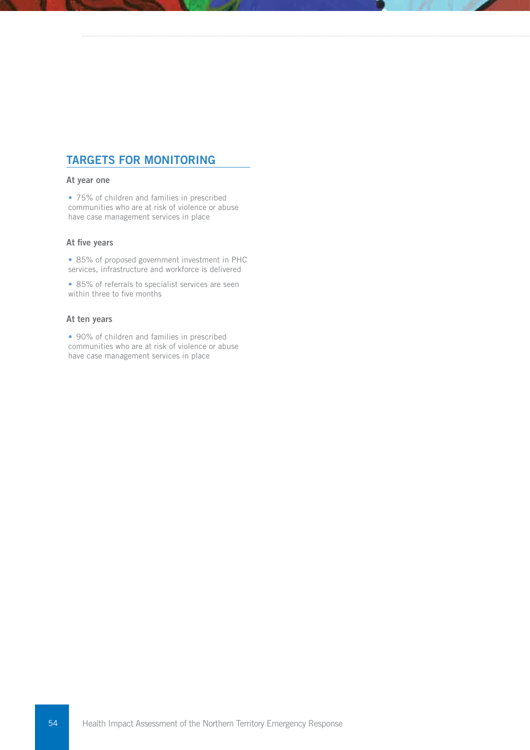## TARGETS FOR MONITORING

**At year one**

- 75% of children and families in prescribed communities who are at risk of violence or abuse have case management services in place

**At five years**

- 85% of proposed government investment in PHC services, infrastructure and workforce is delivered
- 85% of referrals to specialist services are seen within three to five months

**At ten years**

- 90% of children and families in prescribed communities who are at risk of violence or abuse have case management services in place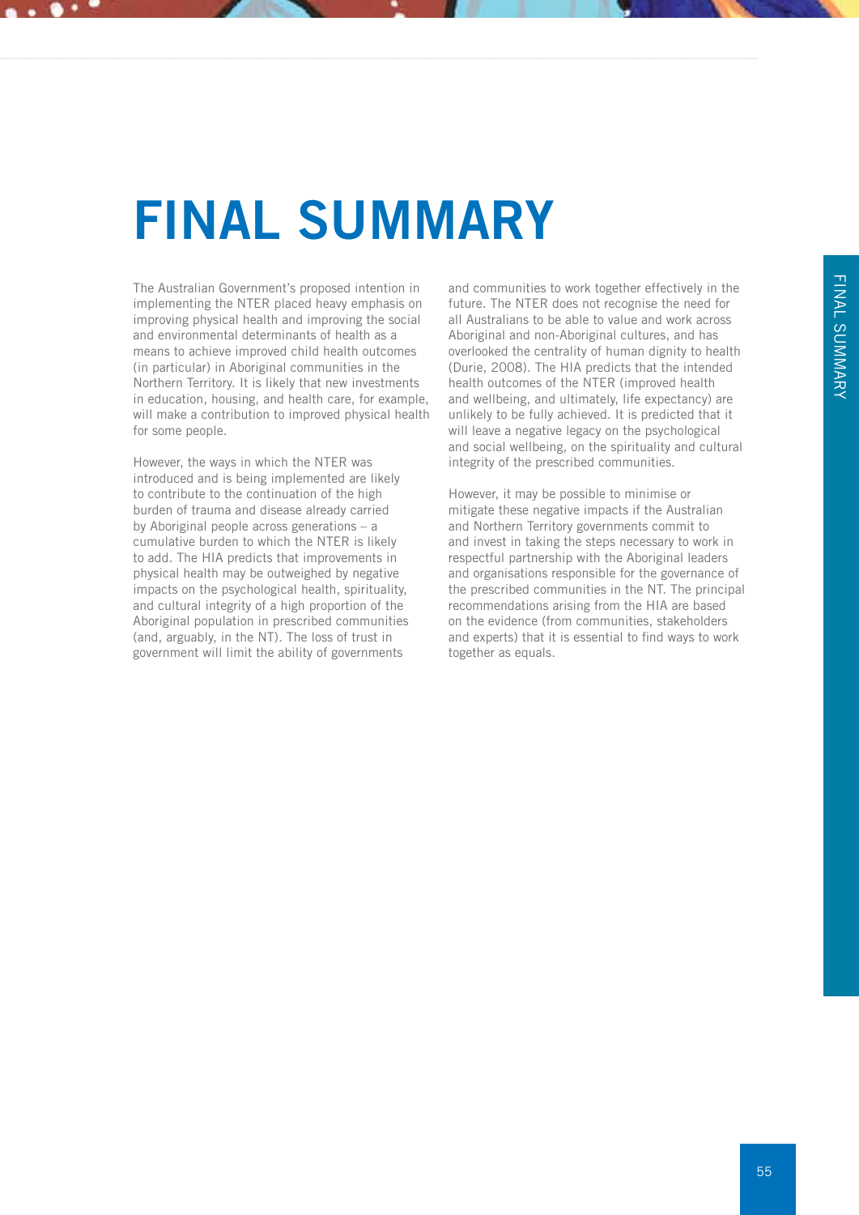# FINAL SUMMARY

The Australian Government's proposed intention in implementing the NTER placed heavy emphasis on improving physical health and improving the social and environmental determinants of health as a means to achieve improved child health outcomes (in particular) in Aboriginal communities in the Northern Territory. It is likely that new investments in education, housing, and health care, for example, will make a contribution to improved physical health for some people.

However, the ways in which the NTER was introduced and is being implemented are likely to contribute to the continuation of the high burden of trauma and disease already carried by Aboriginal people across generations – a cumulative burden to which the NTER is likely to add. The HIA predicts that improvements in physical health may be outweighed by negative impacts on the psychological health, spirituality, and cultural integrity of a high proportion of the Aboriginal population in prescribed communities (and, arguably, in the NT). The loss of trust in government will limit the ability of governments and communities to work together effectively in the future. The NTER does not recognise the need for all Australians to be able to value and work across Aboriginal and non-Aboriginal cultures, and has overlooked the centrality of human dignity to health (Durie, 2008). The HIA predicts that the intended health outcomes of the NTER (improved health and wellbeing, and ultimately, life expectancy) are unlikely to be fully achieved. It is predicted that it will leave a negative legacy on the psychological and social wellbeing, on the spirituality and cultural integrity of the prescribed communities.

However, it may be possible to minimise or mitigate these negative impacts if the Australian and Northern Territory governments commit to and invest in taking the steps necessary to work in respectful partnership with the Aboriginal leaders and organisations responsible for the governance of the prescribed communities in the NT. The principal recommendations arising from the HIA are based on the evidence (from communities, stakeholders and experts) that it is essential to find ways to work together as equals.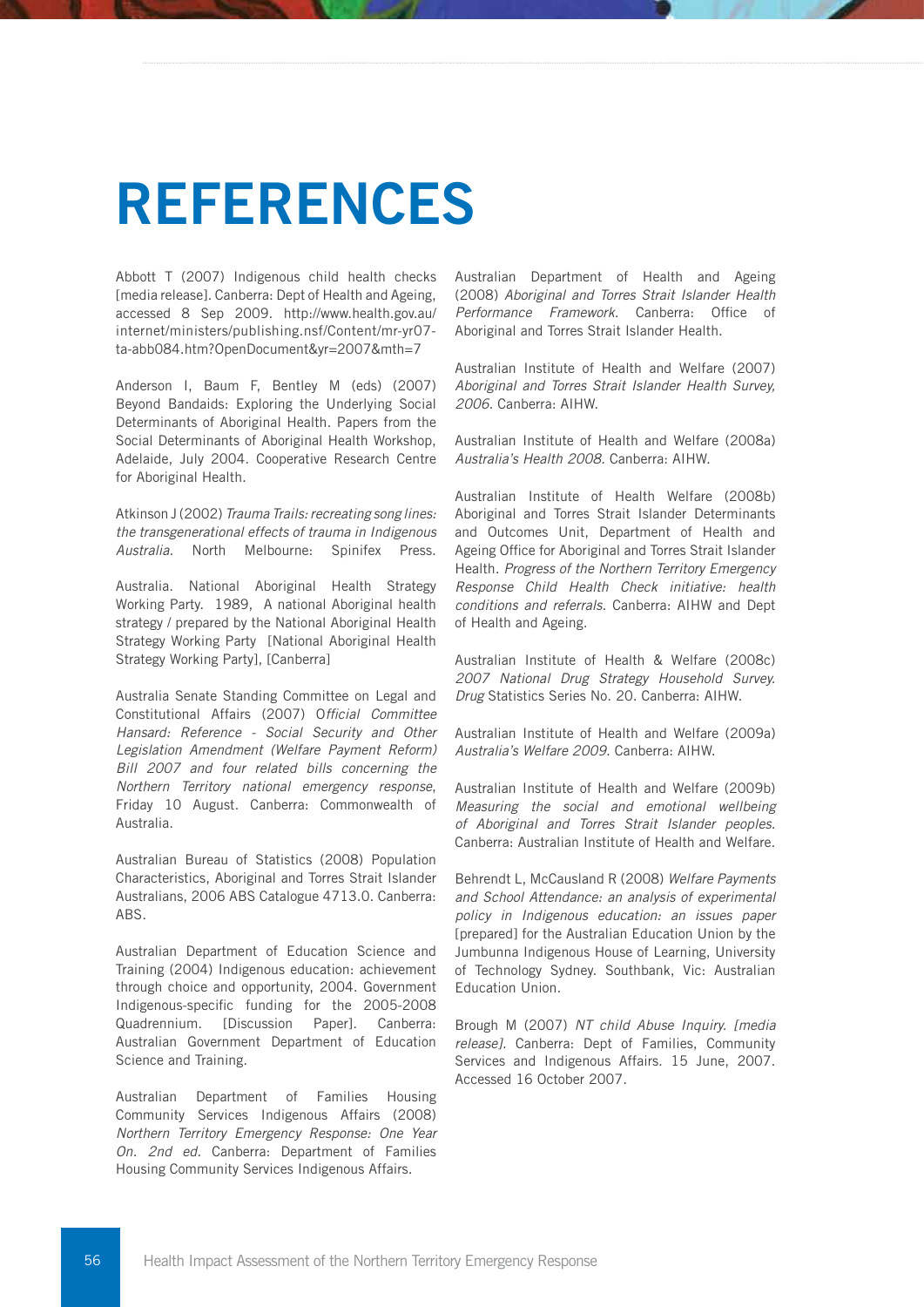# REFERENCES

Abbott T (2007) Indigenous child health checks [media release]. Canberra: Dept of Health and Ageing, accessed 8 Sep 2009. http://www.health.gov.au/internet/ministers/publishing.nsf/Content/mr-yr07-ta-abb084.htm?OpenDocument&yr=2007&mth=7

Anderson I, Baum F, Bentley M (eds) (2007) Beyond Bandaids: Exploring the Underlying Social Determinants of Aboriginal Health. Papers from the Social Determinants of Aboriginal Health Workshop, Adelaide, July 2004. Cooperative Research Centre for Aboriginal Health.

Atkinson J (2002) *Trauma Trails: recreating song lines: the transgenerational effects of trauma in Indigenous Australia.* North Melbourne: Spinifex Press.

Australia. National Aboriginal Health Strategy Working Party. 1989, A national Aboriginal health strategy / prepared by the National Aboriginal Health Strategy Working Party [National Aboriginal Health Strategy Working Party], [Canberra]

Australia Senate Standing Committee on Legal and Constitutional Affairs (2007) O*fficial Committee Hansard: Reference - Social Security and Other Legislation Amendment (Welfare Payment Reform) Bill 2007 and four related bills concerning the Northern Territory national emergency response*, Friday 10 August. Canberra: Commonwealth of Australia.

Australian Bureau of Statistics (2008) Population Characteristics, Aboriginal and Torres Strait Islander Australians, 2006 ABS Catalogue 4713.0. Canberra: ABS.

Australian Department of Education Science and Training (2004) Indigenous education: achievement through choice and opportunity, 2004. Government Indigenous-specific funding for the 2005-2008 Quadrennium. [Discussion Paper]. Canberra: Australian Government Department of Education Science and Training.

Australian Department of Families Housing Community Services Indigenous Affairs (2008) *Northern Territory Emergency Response: One Year On. 2nd ed*. Canberra: Department of Families Housing Community Services Indigenous Affairs.

Australian Department of Health and Ageing (2008) *Aboriginal and Torres Strait Islander Health Performance Framework.* Canberra: Office of Aboriginal and Torres Strait Islander Health.

Australian Institute of Health and Welfare (2007) *Aboriginal and Torres Strait Islander Health Survey, 2006*. Canberra: AIHW.

Australian Institute of Health and Welfare (2008a) *Australia's Health 2008.* Canberra: AIHW.

Australian Institute of Health Welfare (2008b) Aboriginal and Torres Strait Islander Determinants and Outcomes Unit, Department of Health and Ageing Office for Aboriginal and Torres Strait Islander Health. *Progress of the Northern Territory Emergency Response Child Health Check initiative: health conditions and referrals*. Canberra: AIHW and Dept of Health and Ageing.

Australian Institute of Health & Welfare (2008c) *2007 National Drug Strategy Household Survey. Drug* Statistics Series No. 20. Canberra: AIHW.

Australian Institute of Health and Welfare (2009a) *Australia's Welfare 2009*. Canberra: AIHW.

Australian Institute of Health and Welfare (2009b) *Measuring the social and emotional wellbeing of Aboriginal and Torres Strait Islander peoples.* Canberra: Australian Institute of Health and Welfare.

Behrendt L, McCausland R (2008) *Welfare Payments and School Attendance: an analysis of experimental policy in Indigenous education: an issues paper* [prepared] for the Australian Education Union by the Jumbunna Indigenous House of Learning, University of Technology Sydney. Southbank, Vic: Australian Education Union.

Brough M (2007) *NT child Abuse Inquiry. [media release].* Canberra: Dept of Families, Community Services and Indigenous Affairs. 15 June, 2007. Accessed 16 October 2007.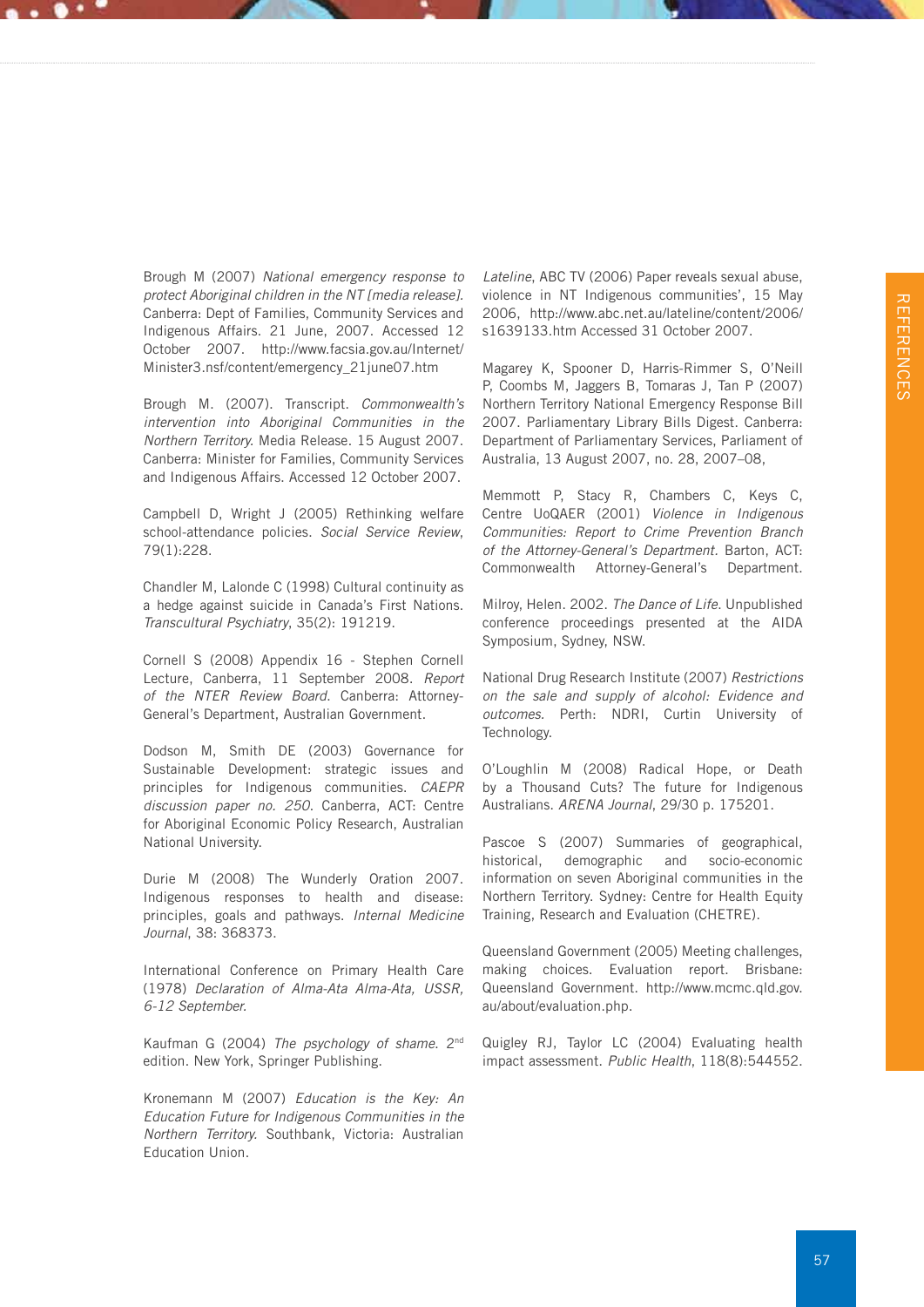Brough M (2007) *National emergency response to protect Aboriginal children in the NT [media release]*. Canberra: Dept of Families, Community Services and Indigenous Affairs. 21 June, 2007. Accessed 12 October 2007. http://www.facsia.gov.au/Internet/Minister3.nsf/content/emergency_21june07.htm

Brough M. (2007). Transcript. *Commonwealth's intervention into Aboriginal Communities in the Northern Territory*. Media Release. 15 August 2007. Canberra: Minister for Families, Community Services and Indigenous Affairs. Accessed 12 October 2007.

Campbell D, Wright J (2005) Rethinking welfare school-attendance policies. *Social Service Review*, 79(1):228.

Chandler M, Lalonde C (1998) Cultural continuity as a hedge against suicide in Canada's First Nations. *Transcultural Psychiatry*, 35(2): 191219.

Cornell S (2008) Appendix 16 - Stephen Cornell Lecture, Canberra, 11 September 2008. *Report of the NTER Review Board*. Canberra: Attorney-General's Department, Australian Government.

Dodson M, Smith DE (2003) Governance for Sustainable Development: strategic issues and principles for Indigenous communities. *CAEPR discussion paper no. 250*. Canberra, ACT: Centre for Aboriginal Economic Policy Research, Australian National University.

Durie M (2008) The Wunderly Oration 2007. Indigenous responses to health and disease: principles, goals and pathways. *Internal Medicine Journal*, 38: 368373.

International Conference on Primary Health Care (1978) *Declaration of Alma-Ata Alma-Ata, USSR, 6-12 September.*

Kaufman G (2004) *The psychology of shame*. 2nd edition. New York, Springer Publishing.

Kronemann M (2007) *Education is the Key: An Education Future for Indigenous Communities in the Northern Territory.* Southbank, Victoria: Australian Education Union.

*Lateline*, ABC TV (2006) Paper reveals sexual abuse, violence in NT Indigenous communities', 15 May 2006, http://www.abc.net.au/lateline/content/2006/s1639133.htm Accessed 31 October 2007.

Magarey K, Spooner D, Harris-Rimmer S, O'Neill P, Coombs M, Jaggers B, Tomaras J, Tan P (2007) Northern Territory National Emergency Response Bill 2007. Parliamentary Library Bills Digest. Canberra: Department of Parliamentary Services, Parliament of Australia, 13 August 2007, no. 28, 2007–08,

Memmott P, Stacy R, Chambers C, Keys C, Centre UoQAER (2001) *Violence in Indigenous Communities: Report to Crime Prevention Branch of the Attorney-General's Department.* Barton, ACT: Commonwealth Attorney-General's Department.

Milroy, Helen. 2002. *The Dance of Life*. Unpublished conference proceedings presented at the AIDA Symposium, Sydney, NSW.

National Drug Research Institute (2007) *Restrictions on the sale and supply of alcohol: Evidence and outcomes.* Perth: NDRI, Curtin University of Technology.

O'Loughlin M (2008) Radical Hope, or Death by a Thousand Cuts? The future for Indigenous Australians. *ARENA Journal*, 29/30 p. 175201.

Pascoe S (2007) Summaries of geographical, historical, demographic and socio-economic information on seven Aboriginal communities in the Northern Territory. Sydney: Centre for Health Equity Training, Research and Evaluation (CHETRE).

Queensland Government (2005) Meeting challenges, making choices. Evaluation report. Brisbane: Queensland Government. http://www.mcmc.qld.gov.au/about/evaluation.php.

Quigley RJ, Taylor LC (2004) Evaluating health impact assessment. *Public Health*, 118(8):544552.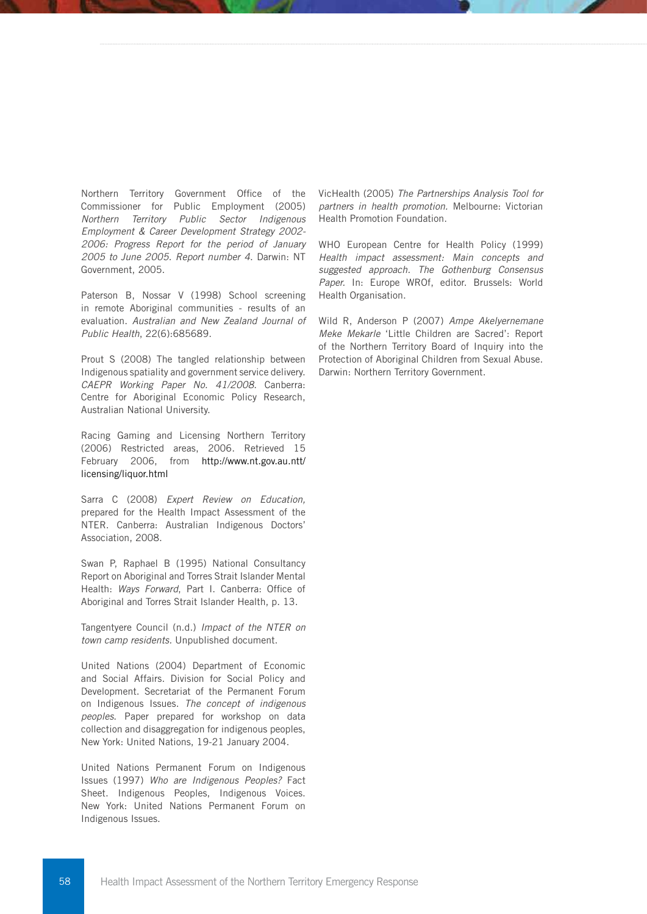Northern Territory Government Office of the Commissioner for Public Employment (2005) *Northern Territory Public Sector Indigenous Employment & Career Development Strategy 2002-2006: Progress Report for the period of January 2005 to June 2005. Report number 4*. Darwin: NT Government, 2005.

Paterson B, Nossar V (1998) School screening in remote Aboriginal communities - results of an evaluation. *Australian and New Zealand Journal of Public Health*, 22(6):685689.

Prout S (2008) The tangled relationship between Indigenous spatiality and government service delivery. *CAEPR Working Paper No. 41/2008*. Canberra: Centre for Aboriginal Economic Policy Research, Australian National University.

Racing Gaming and Licensing Northern Territory (2006) Restricted areas, 2006. Retrieved 15 February 2006, from http://www.nt.gov.au.ntt/licensing/liquor.html

Sarra C (2008) *Expert Review on Education,* prepared for the Health Impact Assessment of the NTER. Canberra: Australian Indigenous Doctors' Association, 2008.

Swan P, Raphael B (1995) National Consultancy Report on Aboriginal and Torres Strait Islander Mental Health: *Ways Forward*, Part I. Canberra: Office of Aboriginal and Torres Strait Islander Health, p. 13.

Tangentyere Council (n.d.) *Impact of the NTER on town camp residents.* Unpublished document.

United Nations (2004) Department of Economic and Social Affairs. Division for Social Policy and Development. Secretariat of the Permanent Forum on Indigenous Issues. *The concept of indigenous peoples.* Paper prepared for workshop on data collection and disaggregation for indigenous peoples, New York: United Nations, 19-21 January 2004.

United Nations Permanent Forum on Indigenous Issues (1997) *Who are Indigenous Peoples?* Fact Sheet. Indigenous Peoples, Indigenous Voices. New York: United Nations Permanent Forum on Indigenous Issues.

VicHealth (2005) *The Partnerships Analysis Tool for partners in health promotion.* Melbourne: Victorian Health Promotion Foundation.

WHO European Centre for Health Policy (1999) *Health impact assessment: Main concepts and suggested approach. The Gothenburg Consensus Paper.* In: Europe WROf, editor. Brussels: World Health Organisation.

Wild R, Anderson P (2007) *Ampe Akelyernemane Meke Mekarle* 'Little Children are Sacred': Report of the Northern Territory Board of Inquiry into the Protection of Aboriginal Children from Sexual Abuse. Darwin: Northern Territory Government.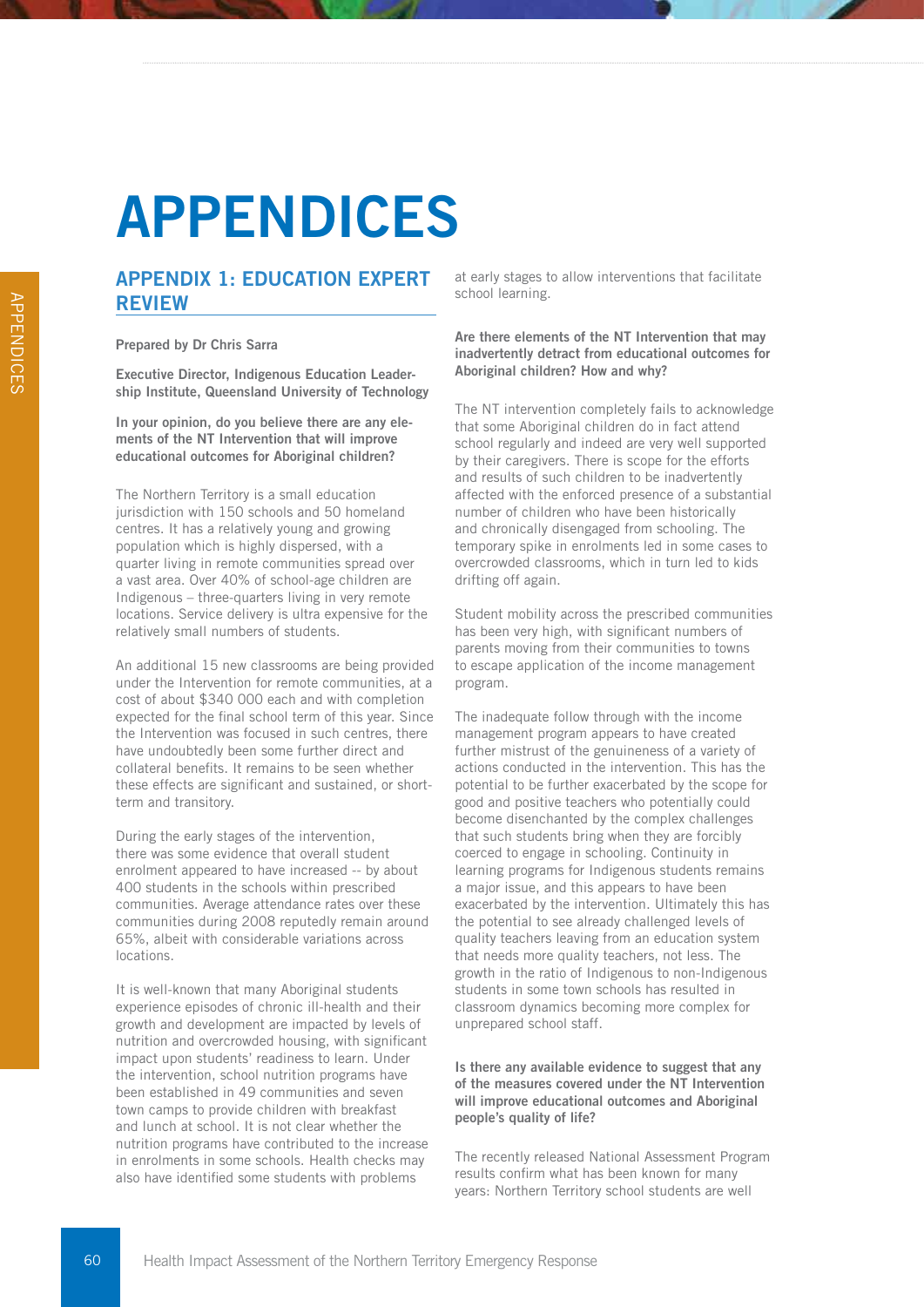# APPENDICES

## APPENDIX 1: EDUCATION EXPERT REVIEW

**Prepared by Dr Chris Sarra**

**Executive Director, Indigenous Education Leadership Institute, Queensland University of Technology**

**In your opinion, do you believe there are any elements of the NT Intervention that will improve educational outcomes for Aboriginal children?**

The Northern Territory is a small education jurisdiction with 150 schools and 50 homeland centres. It has a relatively young and growing population which is highly dispersed, with a quarter living in remote communities spread over a vast area. Over 40% of school-age children are Indigenous – three-quarters living in very remote locations. Service delivery is ultra expensive for the relatively small numbers of students.

An additional 15 new classrooms are being provided under the Intervention for remote communities, at a cost of about $340 000 each and with completion expected for the final school term of this year. Since the Intervention was focused in such centres, there have undoubtedly been some further direct and collateral benefits. It remains to be seen whether these effects are significant and sustained, or short-term and transitory.

During the early stages of the intervention, there was some evidence that overall student enrolment appeared to have increased -- by about 400 students in the schools within prescribed communities. Average attendance rates over these communities during 2008 reputedly remain around 65%, albeit with considerable variations across locations.

It is well-known that many Aboriginal students experience episodes of chronic ill-health and their growth and development are impacted by levels of nutrition and overcrowded housing, with significant impact upon students' readiness to learn. Under the intervention, school nutrition programs have been established in 49 communities and seven town camps to provide children with breakfast and lunch at school. It is not clear whether the nutrition programs have contributed to the increase in enrolments in some schools. Health checks may also have identified some students with problems at early stages to allow interventions that facilitate school learning.

**Are there elements of the NT Intervention that may inadvertently detract from educational outcomes for Aboriginal children? How and why?**

The NT intervention completely fails to acknowledge that some Aboriginal children do in fact attend school regularly and indeed are very well supported by their caregivers. There is scope for the efforts and results of such children to be inadvertently affected with the enforced presence of a substantial number of children who have been historically and chronically disengaged from schooling. The temporary spike in enrolments led in some cases to overcrowded classrooms, which in turn led to kids drifting off again.

Student mobility across the prescribed communities has been very high, with significant numbers of parents moving from their communities to towns to escape application of the income management program.

The inadequate follow through with the income management program appears to have created further mistrust of the genuineness of a variety of actions conducted in the intervention. This has the potential to be further exacerbated by the scope for good and positive teachers who potentially could become disenchanted by the complex challenges that such students bring when they are forcibly coerced to engage in schooling. Continuity in learning programs for Indigenous students remains a major issue, and this appears to have been exacerbated by the intervention. Ultimately this has the potential to see already challenged levels of quality teachers leaving from an education system that needs more quality teachers, not less. The growth in the ratio of Indigenous to non-Indigenous students in some town schools has resulted in classroom dynamics becoming more complex for unprepared school staff.

**Is there any available evidence to suggest that any of the measures covered under the NT Intervention will improve educational outcomes and Aboriginal people's quality of life?**

The recently released National Assessment Program results confirm what has been known for many years: Northern Territory school students are well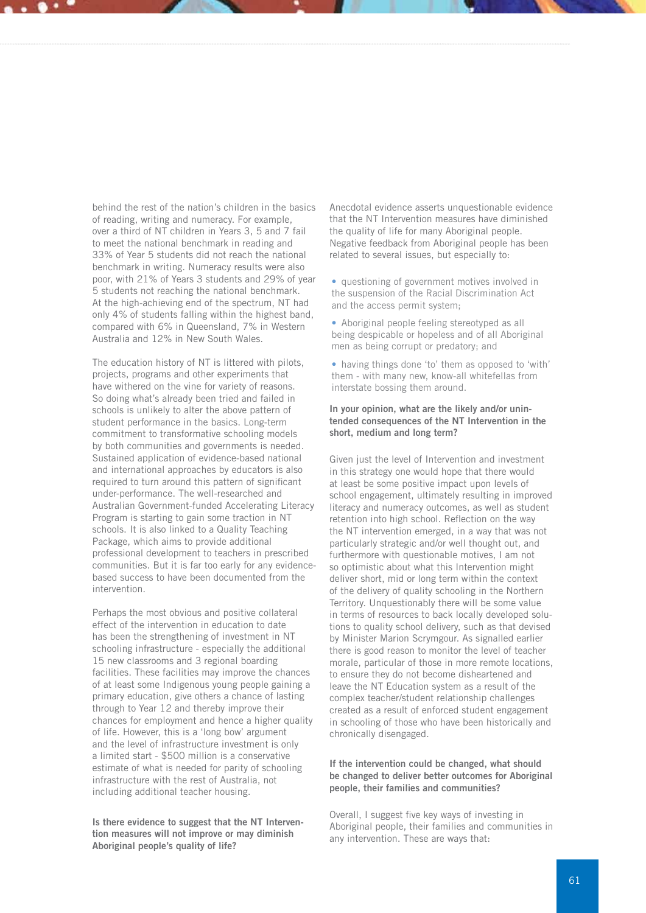behind the rest of the nation's children in the basics of reading, writing and numeracy. For example, over a third of NT children in Years 3, 5 and 7 fail to meet the national benchmark in reading and 33% of Year 5 students did not reach the national benchmark in writing. Numeracy results were also poor, with 21% of Years 3 students and 29% of year 5 students not reaching the national benchmark. At the high-achieving end of the spectrum, NT had only 4% of students falling within the highest band, compared with 6% in Queensland, 7% in Western Australia and 12% in New South Wales.

The education history of NT is littered with pilots, projects, programs and other experiments that have withered on the vine for variety of reasons. So doing what's already been tried and failed in schools is unlikely to alter the above pattern of student performance in the basics. Long-term commitment to transformative schooling models by both communities and governments is needed. Sustained application of evidence-based national and international approaches by educators is also required to turn around this pattern of significant under-performance. The well-researched and Australian Government-funded Accelerating Literacy Program is starting to gain some traction in NT schools. It is also linked to a Quality Teaching Package, which aims to provide additional professional development to teachers in prescribed communities. But it is far too early for any evidence-based success to have been documented from the intervention.

Perhaps the most obvious and positive collateral effect of the intervention in education to date has been the strengthening of investment in NT schooling infrastructure - especially the additional 15 new classrooms and 3 regional boarding facilities. These facilities may improve the chances of at least some Indigenous young people gaining a primary education, give others a chance of lasting through to Year 12 and thereby improve their chances for employment and hence a higher quality of life. However, this is a 'long bow' argument and the level of infrastructure investment is only a limited start - $500 million is a conservative estimate of what is needed for parity of schooling infrastructure with the rest of Australia, not including additional teacher housing.

**Is there evidence to suggest that the NT Intervention measures will not improve or may diminish Aboriginal people's quality of life?**

Anecdotal evidence asserts unquestionable evidence that the NT Intervention measures have diminished the quality of life for many Aboriginal people. Negative feedback from Aboriginal people has been related to several issues, but especially to:

- questioning of government motives involved in the suspension of the Racial Discrimination Act and the access permit system;
- Aboriginal people feeling stereotyped as all being despicable or hopeless and of all Aboriginal men as being corrupt or predatory; and
- having things done 'to' them as opposed to 'with' them - with many new, know-all whitefellas from interstate bossing them around.

**In your opinion, what are the likely and/or unintended consequences of the NT Intervention in the short, medium and long term?**

Given just the level of Intervention and investment in this strategy one would hope that there would at least be some positive impact upon levels of school engagement, ultimately resulting in improved literacy and numeracy outcomes, as well as student retention into high school. Reflection on the way the NT intervention emerged, in a way that was not particularly strategic and/or well thought out, and furthermore with questionable motives, I am not so optimistic about what this Intervention might deliver short, mid or long term within the context of the delivery of quality schooling in the Northern Territory. Unquestionably there will be some value in terms of resources to back locally developed solutions to quality school delivery, such as that devised by Minister Marion Scrymgour. As signalled earlier there is good reason to monitor the level of teacher morale, particular of those in more remote locations, to ensure they do not become disheartened and leave the NT Education system as a result of the complex teacher/student relationship challenges created as a result of enforced student engagement in schooling of those who have been historically and chronically disengaged.

**If the intervention could be changed, what should be changed to deliver better outcomes for Aboriginal people, their families and communities?**

Overall, I suggest five key ways of investing in Aboriginal people, their families and communities in any intervention. These are ways that: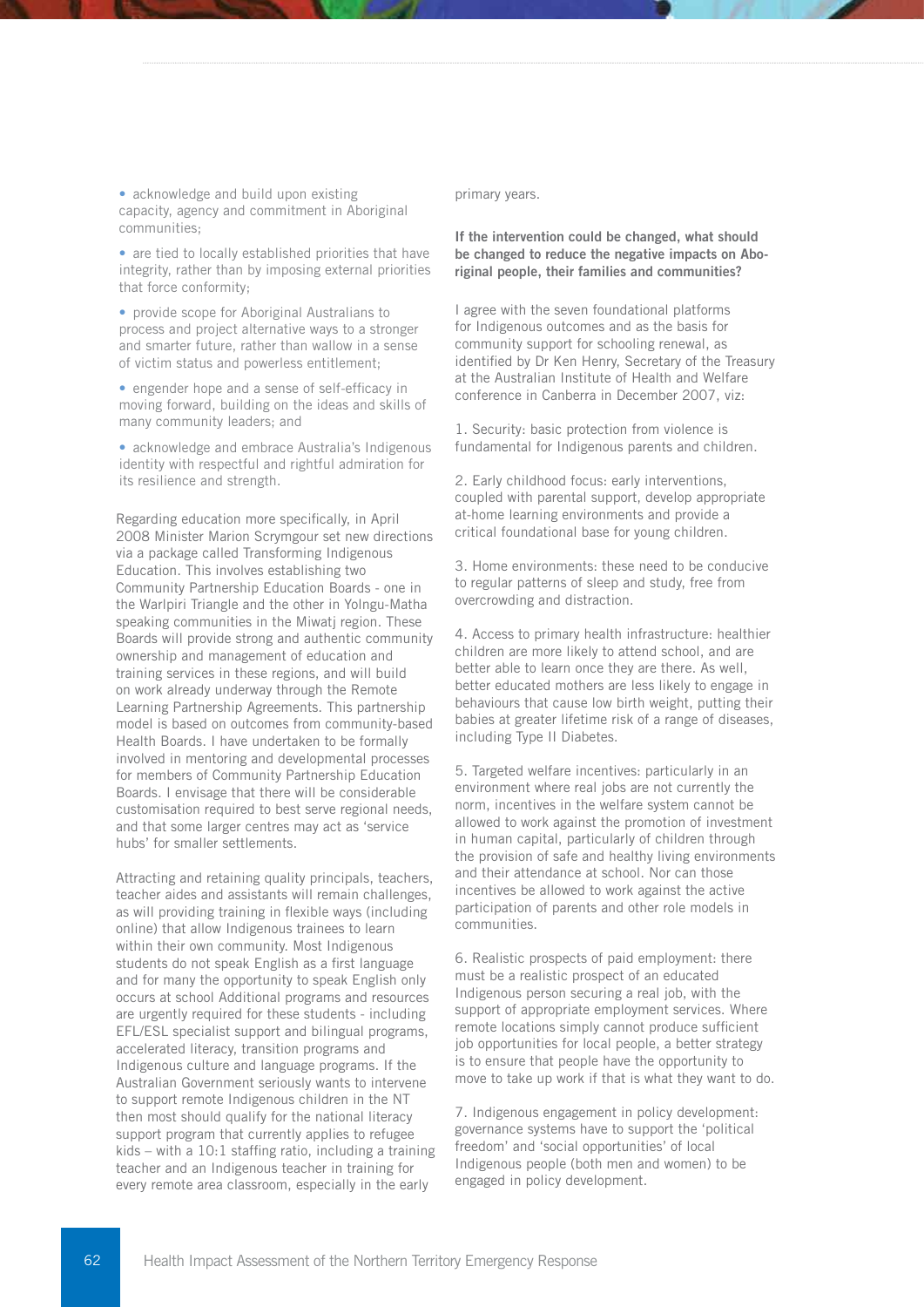- acknowledge and build upon existing capacity, agency and commitment in Aboriginal communities;
- are tied to locally established priorities that have integrity, rather than by imposing external priorities that force conformity;
- provide scope for Aboriginal Australians to process and project alternative ways to a stronger and smarter future, rather than wallow in a sense of victim status and powerless entitlement;
- engender hope and a sense of self-efficacy in moving forward, building on the ideas and skills of many community leaders; and
- acknowledge and embrace Australia's Indigenous identity with respectful and rightful admiration for its resilience and strength.

Regarding education more specifically, in April 2008 Minister Marion Scrymgour set new directions via a package called Transforming Indigenous Education. This involves establishing two Community Partnership Education Boards - one in the Warlpiri Triangle and the other in Yolngu-Matha speaking communities in the Miwatj region. These Boards will provide strong and authentic community ownership and management of education and training services in these regions, and will build on work already underway through the Remote Learning Partnership Agreements. This partnership model is based on outcomes from community-based Health Boards. I have undertaken to be formally involved in mentoring and developmental processes for members of Community Partnership Education Boards. I envisage that there will be considerable customisation required to best serve regional needs, and that some larger centres may act as 'service hubs' for smaller settlements.

Attracting and retaining quality principals, teachers, teacher aides and assistants will remain challenges, as will providing training in flexible ways (including online) that allow Indigenous trainees to learn within their own community. Most Indigenous students do not speak English as a first language and for many the opportunity to speak English only occurs at school Additional programs and resources are urgently required for these students - including EFL/ESL specialist support and bilingual programs, accelerated literacy, transition programs and Indigenous culture and language programs. If the Australian Government seriously wants to intervene to support remote Indigenous children in the NT then most should qualify for the national literacy support program that currently applies to refugee kids – with a 10:1 staffing ratio, including a training teacher and an Indigenous teacher in training for every remote area classroom, especially in the early primary years.

**If the intervention could be changed, what should be changed to reduce the negative impacts on Aboriginal people, their families and communities?**

I agree with the seven foundational platforms for Indigenous outcomes and as the basis for community support for schooling renewal, as identified by Dr Ken Henry, Secretary of the Treasury at the Australian Institute of Health and Welfare conference in Canberra in December 2007, viz:

1. Security: basic protection from violence is fundamental for Indigenous parents and children.

2. Early childhood focus: early interventions, coupled with parental support, develop appropriate at-home learning environments and provide a critical foundational base for young children.

3. Home environments: these need to be conducive to regular patterns of sleep and study, free from overcrowding and distraction.

4. Access to primary health infrastructure: healthier children are more likely to attend school, and are better able to learn once they are there. As well, better educated mothers are less likely to engage in behaviours that cause low birth weight, putting their babies at greater lifetime risk of a range of diseases, including Type II Diabetes.

5. Targeted welfare incentives: particularly in an environment where real jobs are not currently the norm, incentives in the welfare system cannot be allowed to work against the promotion of investment in human capital, particularly of children through the provision of safe and healthy living environments and their attendance at school. Nor can those incentives be allowed to work against the active participation of parents and other role models in communities.

6. Realistic prospects of paid employment: there must be a realistic prospect of an educated Indigenous person securing a real job, with the support of appropriate employment services. Where remote locations simply cannot produce sufficient job opportunities for local people, a better strategy is to ensure that people have the opportunity to move to take up work if that is what they want to do.

7. Indigenous engagement in policy development: governance systems have to support the 'political freedom' and 'social opportunities' of local Indigenous people (both men and women) to be engaged in policy development.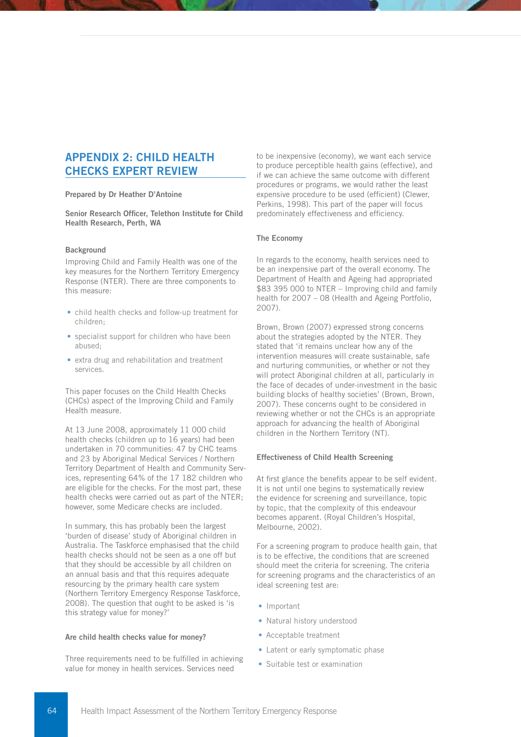## APPENDIX 2: CHILD HEALTH CHECKS EXPERT REVIEW

**Prepared by Dr Heather D'Antoine**

**Senior Research Officer, Telethon Institute for Child Health Research, Perth, WA**

### Background

Improving Child and Family Health was one of the key measures for the Northern Territory Emergency Response (NTER). There are three components to this measure:

- child health checks and follow-up treatment for children;
- specialist support for children who have been abused;
- extra drug and rehabilitation and treatment services.

This paper focuses on the Child Health Checks (CHCs) aspect of the Improving Child and Family Health measure.

At 13 June 2008, approximately 11 000 child health checks (children up to 16 years) had been undertaken in 70 communities: 47 by CHC teams and 23 by Aboriginal Medical Services / Northern Territory Department of Health and Community Services, representing 64% of the 17 182 children who are eligible for the checks. For the most part, these health checks were carried out as part of the NTER; however, some Medicare checks are included.

In summary, this has probably been the largest 'burden of disease' study of Aboriginal children in Australia. The Taskforce emphasised that the child health checks should not be seen as a one off but that they should be accessible by all children on an annual basis and that this requires adequate resourcing by the primary health care system (Northern Territory Emergency Response Taskforce, 2008). The question that ought to be asked is 'is this strategy value for money?'

### Are child health checks value for money?

Three requirements need to be fulfilled in achieving value for money in health services. Services need to be inexpensive (economy), we want each service to produce perceptible health gains (effective), and if we can achieve the same outcome with different procedures or programs, we would rather the least expensive procedure to be used (efficient) (Clewer, Perkins, 1998). This part of the paper will focus predominately effectiveness and efficiency.

### The Economy

In regards to the economy, health services need to be an inexpensive part of the overall economy. The Department of Health and Ageing had appropriated $83 395 000 to NTER – Improving child and family health for 2007 – 08 (Health and Ageing Portfolio, 2007).

Brown, Brown (2007) expressed strong concerns about the strategies adopted by the NTER. They stated that 'it remains unclear how any of the intervention measures will create sustainable, safe and nurturing communities, or whether or not they will protect Aboriginal children at all, particularly in the face of decades of under-investment in the basic building blocks of healthy societies' (Brown, Brown, 2007). These concerns ought to be considered in reviewing whether or not the CHCs is an appropriate approach for advancing the health of Aboriginal children in the Northern Territory (NT).

### Effectiveness of Child Health Screening

At first glance the benefits appear to be self evident. It is not until one begins to systematically review the evidence for screening and surveillance, topic by topic, that the complexity of this endeavour becomes apparent. (Royal Children's Hospital, Melbourne, 2002).

For a screening program to produce health gain, that is to be effective, the conditions that are screened should meet the criteria for screening. The criteria for screening programs and the characteristics of an ideal screening test are:

- Important
- Natural history understood
- Acceptable treatment
- Latent or early symptomatic phase
- Suitable test or examination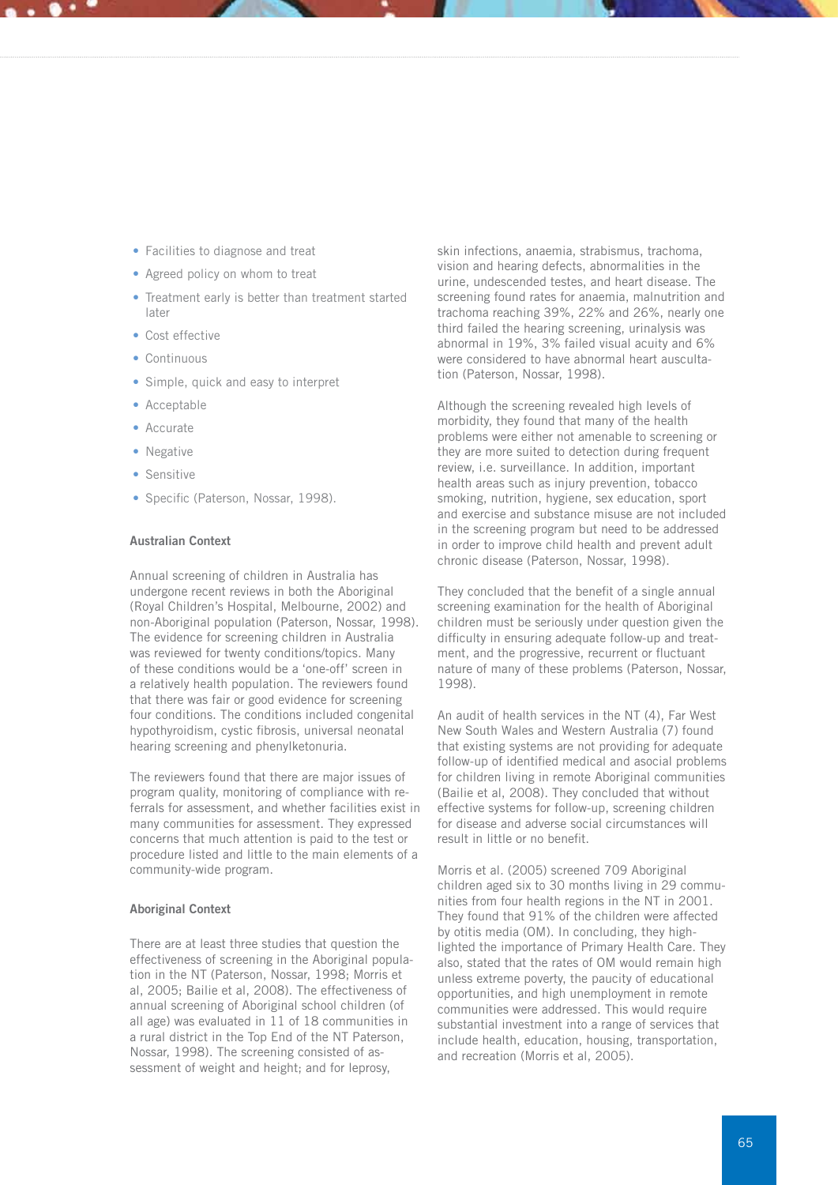- Facilities to diagnose and treat
- Agreed policy on whom to treat
- Treatment early is better than treatment started later
- Cost effective
- Continuous
- Simple, quick and easy to interpret
- Acceptable
- Accurate
- Negative
- Sensitive
- Specific (Paterson, Nossar, 1998).

**Australian Context**

Annual screening of children in Australia has undergone recent reviews in both the Aboriginal (Royal Children's Hospital, Melbourne, 2002) and non-Aboriginal population (Paterson, Nossar, 1998). The evidence for screening children in Australia was reviewed for twenty conditions/topics. Many of these conditions would be a 'one-off' screen in a relatively health population. The reviewers found that there was fair or good evidence for screening four conditions. The conditions included congenital hypothyroidism, cystic fibrosis, universal neonatal hearing screening and phenylketonuria.

The reviewers found that there are major issues of program quality, monitoring of compliance with referrals for assessment, and whether facilities exist in many communities for assessment. They expressed concerns that much attention is paid to the test or procedure listed and little to the main elements of a community-wide program.

**Aboriginal Context**

There are at least three studies that question the effectiveness of screening in the Aboriginal population in the NT (Paterson, Nossar, 1998; Morris et al, 2005; Bailie et al, 2008). The effectiveness of annual screening of Aboriginal school children (of all age) was evaluated in 11 of 18 communities in a rural district in the Top End of the NT Paterson, Nossar, 1998). The screening consisted of assessment of weight and height; and for leprosy, skin infections, anaemia, strabismus, trachoma, vision and hearing defects, abnormalities in the urine, undescended testes, and heart disease. The screening found rates for anaemia, malnutrition and trachoma reaching 39%, 22% and 26%, nearly one third failed the hearing screening, urinalysis was abnormal in 19%, 3% failed visual acuity and 6% were considered to have abnormal heart auscultation (Paterson, Nossar, 1998).

Although the screening revealed high levels of morbidity, they found that many of the health problems were either not amenable to screening or they are more suited to detection during frequent review, i.e. surveillance. In addition, important health areas such as injury prevention, tobacco smoking, nutrition, hygiene, sex education, sport and exercise and substance misuse are not included in the screening program but need to be addressed in order to improve child health and prevent adult chronic disease (Paterson, Nossar, 1998).

They concluded that the benefit of a single annual screening examination for the health of Aboriginal children must be seriously under question given the difficulty in ensuring adequate follow-up and treatment, and the progressive, recurrent or fluctuant nature of many of these problems (Paterson, Nossar, 1998).

An audit of health services in the NT (4), Far West New South Wales and Western Australia (7) found that existing systems are not providing for adequate follow-up of identified medical and asocial problems for children living in remote Aboriginal communities (Bailie et al, 2008). They concluded that without effective systems for follow-up, screening children for disease and adverse social circumstances will result in little or no benefit.

Morris et al. (2005) screened 709 Aboriginal children aged six to 30 months living in 29 communities from four health regions in the NT in 2001. They found that 91% of the children were affected by otitis media (OM). In concluding, they highlighted the importance of Primary Health Care. They also, stated that the rates of OM would remain high unless extreme poverty, the paucity of educational opportunities, and high unemployment in remote communities were addressed. This would require substantial investment into a range of services that include health, education, housing, transportation, and recreation (Morris et al, 2005).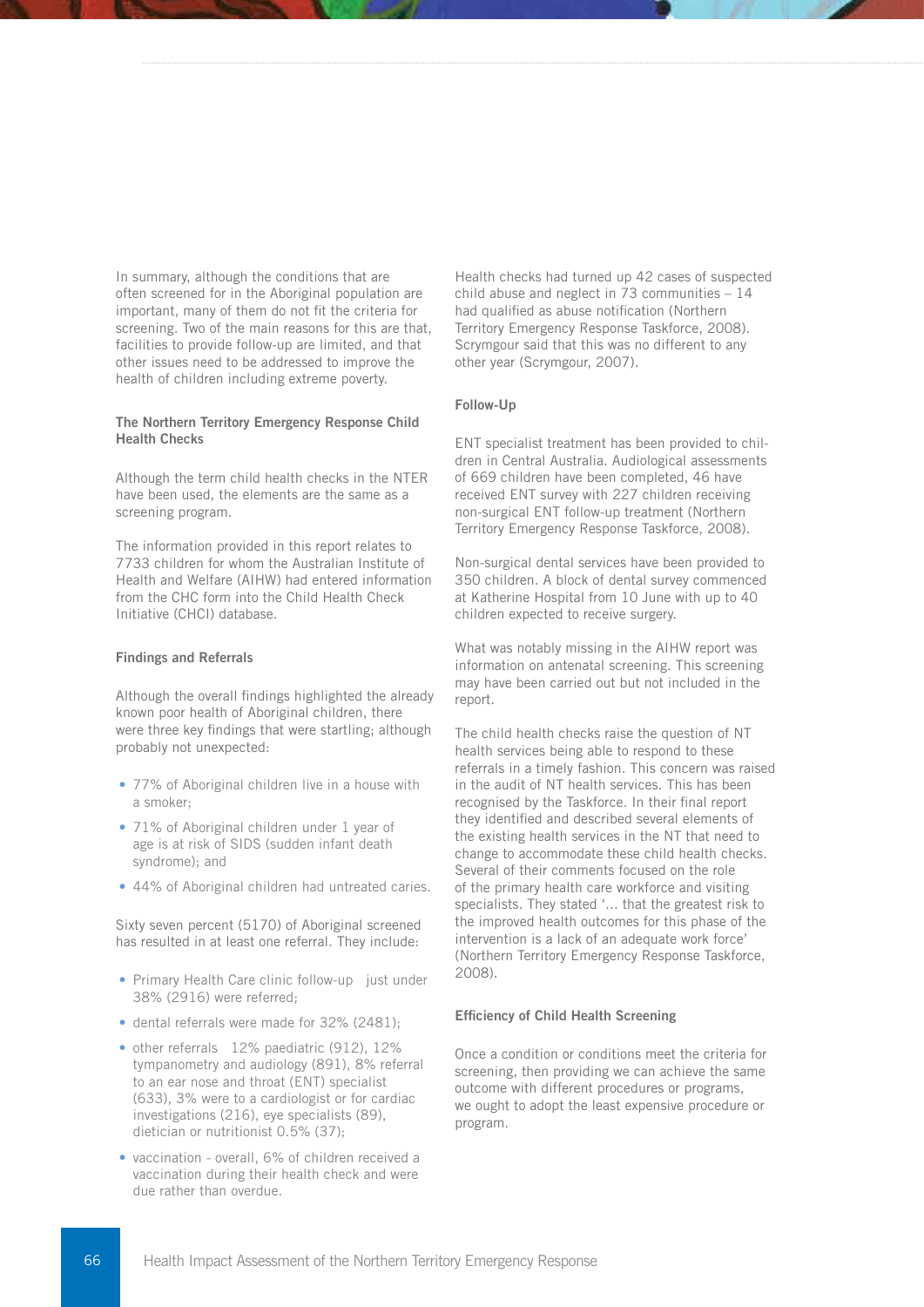In summary, although the conditions that are often screened for in the Aboriginal population are important, many of them do not fit the criteria for screening. Two of the main reasons for this are that, facilities to provide follow-up are limited, and that other issues need to be addressed to improve the health of children including extreme poverty.

### The Northern Territory Emergency Response Child Health Checks

Although the term child health checks in the NTER have been used, the elements are the same as a screening program.

The information provided in this report relates to 7733 children for whom the Australian Institute of Health and Welfare (AIHW) had entered information from the CHC form into the Child Health Check Initiative (CHCI) database.

### Findings and Referrals

Although the overall findings highlighted the already known poor health of Aboriginal children, there were three key findings that were startling; although probably not unexpected:

- 77% of Aboriginal children live in a house with a smoker;
- 71% of Aboriginal children under 1 year of age is at risk of SIDS (sudden infant death syndrome); and
- 44% of Aboriginal children had untreated caries.

Sixty seven percent (5170) of Aboriginal screened has resulted in at least one referral. They include:

- Primary Health Care clinic follow-up just under 38% (2916) were referred;
- dental referrals were made for 32% (2481);
- other referrals 12% paediatric (912), 12% tympanometry and audiology (891), 8% referral to an ear nose and throat (ENT) specialist (633), 3% were to a cardiologist or for cardiac investigations (216), eye specialists (89), dietician or nutritionist 0.5% (37);
- vaccination - overall, 6% of children received a vaccination during their health check and were due rather than overdue.

Health checks had turned up 42 cases of suspected child abuse and neglect in 73 communities – 14 had qualified as abuse notification (Northern Territory Emergency Response Taskforce, 2008). Scrymgour said that this was no different to any other year (Scrymgour, 2007).

### Follow-Up

ENT specialist treatment has been provided to children in Central Australia. Audiological assessments of 669 children have been completed, 46 have received ENT survey with 227 children receiving non-surgical ENT follow-up treatment (Northern Territory Emergency Response Taskforce, 2008).

Non-surgical dental services have been provided to 350 children. A block of dental survey commenced at Katherine Hospital from 10 June with up to 40 children expected to receive surgery.

What was notably missing in the AIHW report was information on antenatal screening. This screening may have been carried out but not included in the report.

The child health checks raise the question of NT health services being able to respond to these referrals in a timely fashion. This concern was raised in the audit of NT health services. This has been recognised by the Taskforce. In their final report they identified and described several elements of the existing health services in the NT that need to change to accommodate these child health checks. Several of their comments focused on the role of the primary health care workforce and visiting specialists. They stated '... that the greatest risk to the improved health outcomes for this phase of the intervention is a lack of an adequate work force' (Northern Territory Emergency Response Taskforce, 2008).

### Efficiency of Child Health Screening

Once a condition or conditions meet the criteria for screening, then providing we can achieve the same outcome with different procedures or programs, we ought to adopt the least expensive procedure or program.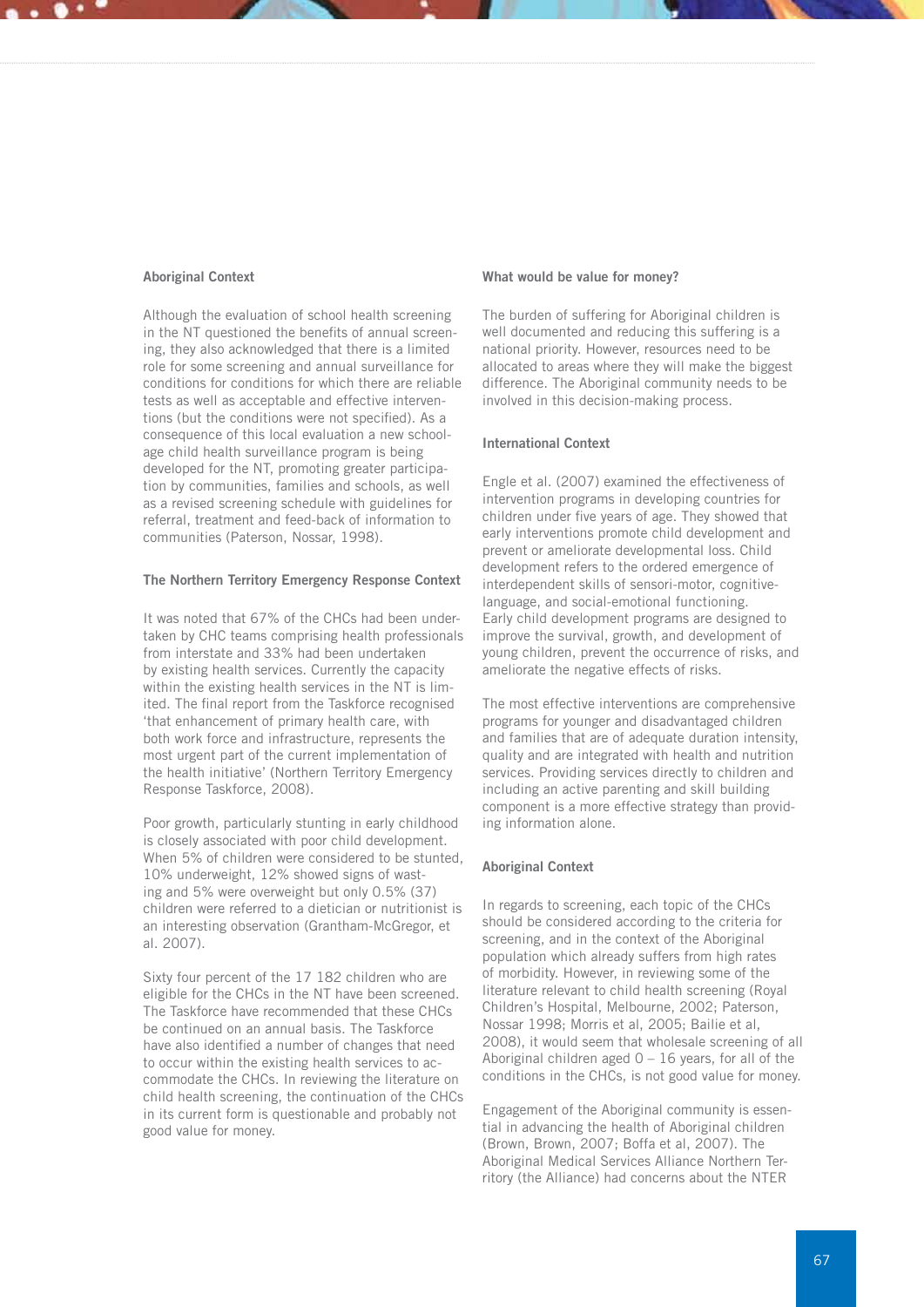#### Aboriginal Context

Although the evaluation of school health screening in the NT questioned the benefits of annual screening, they also acknowledged that there is a limited role for some screening and annual surveillance for conditions for conditions for which there are reliable tests as well as acceptable and effective interventions (but the conditions were not specified). As a consequence of this local evaluation a new school-age child health surveillance program is being developed for the NT, promoting greater participation by communities, families and schools, as well as a revised screening schedule with guidelines for referral, treatment and feed-back of information to communities (Paterson, Nossar, 1998).

#### The Northern Territory Emergency Response Context

It was noted that 67% of the CHCs had been undertaken by CHC teams comprising health professionals from interstate and 33% had been undertaken by existing health services. Currently the capacity within the existing health services in the NT is limited. The final report from the Taskforce recognised 'that enhancement of primary health care, with both work force and infrastructure, represents the most urgent part of the current implementation of the health initiative' (Northern Territory Emergency Response Taskforce, 2008).

Poor growth, particularly stunting in early childhood is closely associated with poor child development. When 5% of children were considered to be stunted, 10% underweight, 12% showed signs of wasting and 5% were overweight but only 0.5% (37) children were referred to a dietician or nutritionist is an interesting observation (Grantham-McGregor, et al. 2007).

Sixty four percent of the 17 182 children who are eligible for the CHCs in the NT have been screened. The Taskforce have recommended that these CHCs be continued on an annual basis. The Taskforce have also identified a number of changes that need to occur within the existing health services to accommodate the CHCs. In reviewing the literature on child health screening, the continuation of the CHCs in its current form is questionable and probably not good value for money.

#### What would be value for money?

The burden of suffering for Aboriginal children is well documented and reducing this suffering is a national priority. However, resources need to be allocated to areas where they will make the biggest difference. The Aboriginal community needs to be involved in this decision-making process.

#### International Context

Engle et al. (2007) examined the effectiveness of intervention programs in developing countries for children under five years of age. They showed that early interventions promote child development and prevent or ameliorate developmental loss. Child development refers to the ordered emergence of interdependent skills of sensori-motor, cognitive-language, and social-emotional functioning.
Early child development programs are designed to improve the survival, growth, and development of young children, prevent the occurrence of risks, and ameliorate the negative effects of risks.

The most effective interventions are comprehensive programs for younger and disadvantaged children and families that are of adequate duration intensity, quality and are integrated with health and nutrition services. Providing services directly to children and including an active parenting and skill building component is a more effective strategy than providing information alone.

#### Aboriginal Context

In regards to screening, each topic of the CHCs should be considered according to the criteria for screening, and in the context of the Aboriginal population which already suffers from high rates of morbidity. However, in reviewing some of the literature relevant to child health screening (Royal Children's Hospital, Melbourne, 2002; Paterson, Nossar 1998; Morris et al, 2005; Bailie et al, 2008), it would seem that wholesale screening of all Aboriginal children aged 0 – 16 years, for all of the conditions in the CHCs, is not good value for money.

Engagement of the Aboriginal community is essential in advancing the health of Aboriginal children (Brown, Brown, 2007; Boffa et al, 2007). The Aboriginal Medical Services Alliance Northern Territory (the Alliance) had concerns about the NTER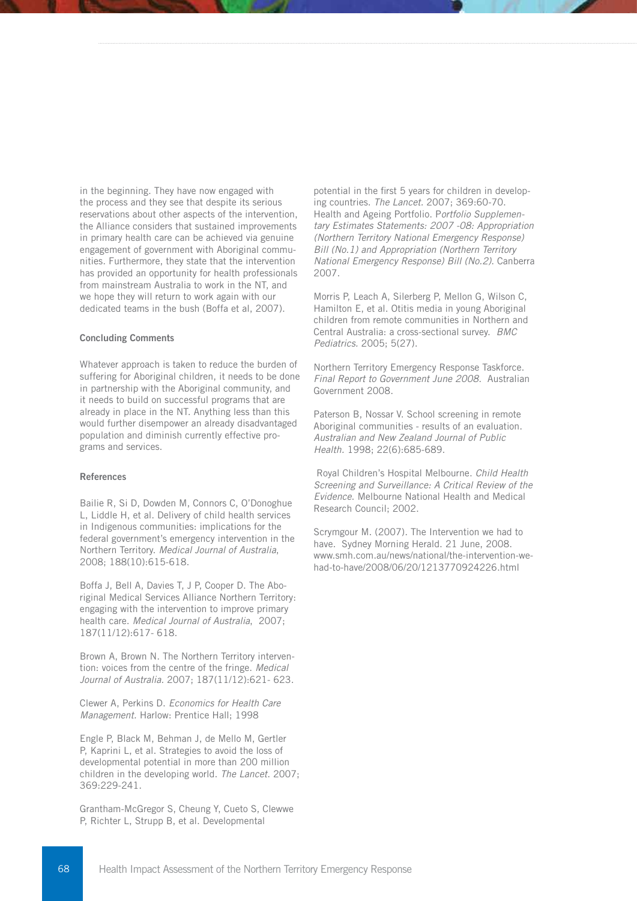in the beginning. They have now engaged with the process and they see that despite its serious reservations about other aspects of the intervention, the Alliance considers that sustained improvements in primary health care can be achieved via genuine engagement of government with Aboriginal communities. Furthermore, they state that the intervention has provided an opportunity for health professionals from mainstream Australia to work in the NT, and we hope they will return to work again with our dedicated teams in the bush (Boffa et al, 2007).

### Concluding Comments

Whatever approach is taken to reduce the burden of suffering for Aboriginal children, it needs to be done in partnership with the Aboriginal community, and it needs to build on successful programs that are already in place in the NT. Anything less than this would further disempower an already disadvantaged population and diminish currently effective programs and services.

### References

Bailie R, Si D, Dowden M, Connors C, O'Donoghue L, Liddle H, et al. Delivery of child health services in Indigenous communities: implications for the federal government's emergency intervention in the Northern Territory. *Medical Journal of Australia*, 2008; 188(10):615-618.

Boffa J, Bell A, Davies T, J P, Cooper D. The Aboriginal Medical Services Alliance Northern Territory: engaging with the intervention to improve primary health care. *Medical Journal of Australia*, 2007; 187(11/12):617- 618.

Brown A, Brown N. The Northern Territory intervention: voices from the centre of the fringe. *Medical Journal of Australia*. 2007; 187(11/12):621- 623.

Clewer A, Perkins D. *Economics for Health Care Management*. Harlow: Prentice Hall; 1998

Engle P, Black M, Behman J, de Mello M, Gertler P, Kaprini L, et al. Strategies to avoid the loss of developmental potential in more than 200 million children in the developing world. *The Lancet*. 2007; 369:229-241.

Grantham-McGregor S, Cheung Y, Cueto S, Clewwe P, Richter L, Strupp B, et al. Developmental potential in the first 5 years for children in developing countries. *The Lancet*. 2007; 369:60-70.

Health and Ageing Portfolio. *Portfolio Supplementary Estimates Statements: 2007 -08: Appropriation (Northern Territory National Emergency Response) Bill (No.1) and Appropriation (Northern Territory National Emergency Response) Bill (No.2)*. Canberra 2007.

Morris P, Leach A, Silerberg P, Mellon G, Wilson C, Hamilton E, et al. Otitis media in young Aboriginal children from remote communities in Northern and Central Australia: a cross-sectional survey. *BMC Pediatrics*. 2005; 5(27).

Northern Territory Emergency Response Taskforce. *Final Report to Government June 2008*. Australian Government 2008.

Paterson B, Nossar V. School screening in remote Aboriginal communities - results of an evaluation. *Australian and New Zealand Journal of Public Health*. 1998; 22(6):685-689.

Royal Children's Hospital Melbourne. *Child Health Screening and Surveillance: A Critical Review of the Evidence*. Melbourne National Health and Medical Research Council; 2002.

Scrymgour M. (2007). The Intervention we had to have. Sydney Morning Herald. 21 June, 2008. www.smh.com.au/news/national/the-intervention-we-had-to-have/2008/06/20/1213770924226.html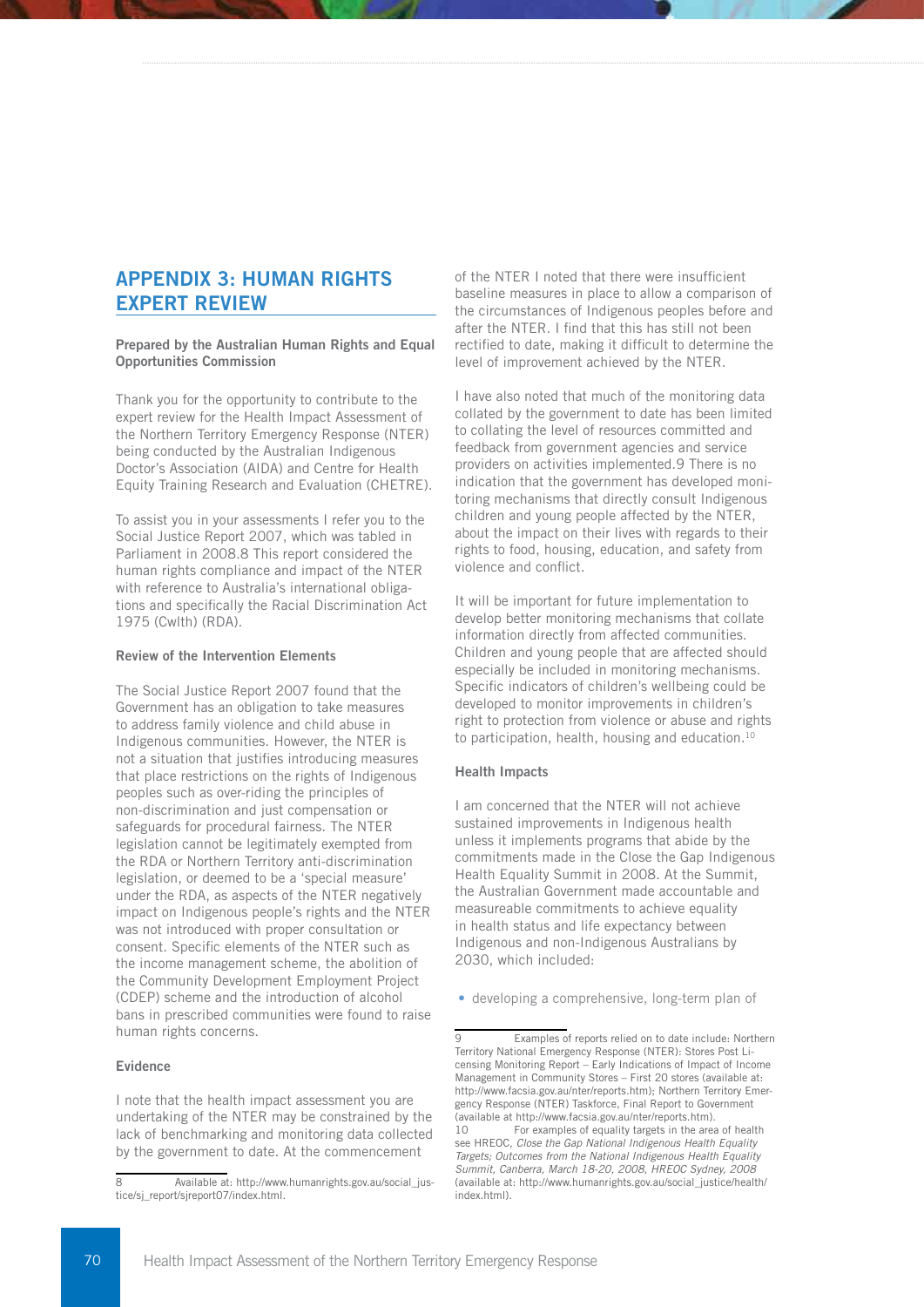## APPENDIX 3: HUMAN RIGHTS EXPERT REVIEW

**Prepared by the Australian Human Rights and Equal Opportunities Commission**

Thank you for the opportunity to contribute to the expert review for the Health Impact Assessment of the Northern Territory Emergency Response (NTER) being conducted by the Australian Indigenous Doctor's Association (AIDA) and Centre for Health Equity Training Research and Evaluation (CHETRE).

To assist you in your assessments I refer you to the Social Justice Report 2007, which was tabled in Parliament in 2008.[8] This report considered the human rights compliance and impact of the NTER with reference to Australia's international obligations and specifically the Racial Discrimination Act 1975 (Cwlth) (RDA).

### Review of the Intervention Elements

The Social Justice Report 2007 found that the Government has an obligation to take measures to address family violence and child abuse in Indigenous communities. However, the NTER is not a situation that justifies introducing measures that place restrictions on the rights of Indigenous peoples such as over-riding the principles of non-discrimination and just compensation or safeguards for procedural fairness. The NTER legislation cannot be legitimately exempted from the RDA or Northern Territory anti-discrimination legislation, or deemed to be a 'special measure' under the RDA, as aspects of the NTER negatively impact on Indigenous people's rights and the NTER was not introduced with proper consultation or consent. Specific elements of the NTER such as the income management scheme, the abolition of the Community Development Employment Project (CDEP) scheme and the introduction of alcohol bans in prescribed communities were found to raise human rights concerns.

### Evidence

I note that the health impact assessment you are undertaking of the NTER may be constrained by the lack of benchmarking and monitoring data collected by the government to date. At the commencement of the NTER I noted that there were insufficient baseline measures in place to allow a comparison of the circumstances of Indigenous peoples before and after the NTER. I find that this has still not been rectified to date, making it difficult to determine the level of improvement achieved by the NTER.

I have also noted that much of the monitoring data collated by the government to date has been limited to collating the level of resources committed and feedback from government agencies and service providers on activities implemented.[9] There is no indication that the government has developed monitoring mechanisms that directly consult Indigenous children and young people affected by the NTER, about the impact on their lives with regards to their rights to food, housing, education, and safety from violence and conflict.

It will be important for future implementation to develop better monitoring mechanisms that collate information directly from affected communities. Children and young people that are affected should especially be included in monitoring mechanisms. Specific indicators of children's wellbeing could be developed to monitor improvements in children's right to protection from violence or abuse and rights to participation, health, housing and education.[10]

### Health Impacts

I am concerned that the NTER will not achieve sustained improvements in Indigenous health unless it implements programs that abide by the commitments made in the Close the Gap Indigenous Health Equality Summit in 2008. At the Summit, the Australian Government made accountable and measureable commitments to achieve equality in health status and life expectancy between Indigenous and non-Indigenous Australians by 2030, which included:

- developing a comprehensive, long-term plan of

---

[8] Available at: http://www.humanrights.gov.au/social_justice/sj_report/sjreport07/index.html.

[9] Examples of reports relied on to date include: Northern Territory National Emergency Response (NTER): Stores Post Licensing Monitoring Report – Early Indications of Impact of Income Management in Community Stores – First 20 stores (available at: http://www.facsia.gov.au/nter/reports.htm); Northern Territory Emergency Response (NTER) Taskforce, Final Report to Government (available at http://www.facsia.gov.au/nter/reports.htm).

[10] For examples of equality targets in the area of health see HREOC, *Close the Gap National Indigenous Health Equality Targets; Outcomes from the National Indigenous Health Equality Summit, Canberra, March 18-20, 2008, HREOC Sydney, 2008* (available at: http://www.humanrights.gov.au/social_justice/health/index.html).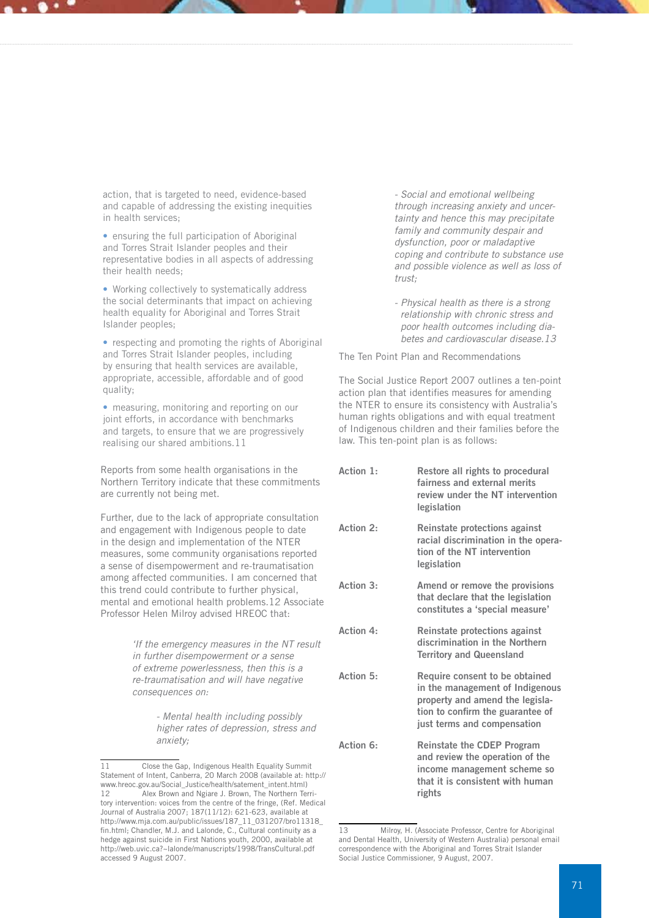action, that is targeted to need, evidence-based and capable of addressing the existing inequities in health services;

- ensuring the full participation of Aboriginal and Torres Strait Islander peoples and their representative bodies in all aspects of addressing their health needs;
- Working collectively to systematically address the social determinants that impact on achieving health equality for Aboriginal and Torres Strait Islander peoples;
- respecting and promoting the rights of Aboriginal and Torres Strait Islander peoples, including by ensuring that health services are available, appropriate, accessible, affordable and of good quality;
- measuring, monitoring and reporting on our joint efforts, in accordance with benchmarks and targets, to ensure that we are progressively realising our shared ambitions.[11]

Reports from some health organisations in the Northern Territory indicate that these commitments are currently not being met.

Further, due to the lack of appropriate consultation and engagement with Indigenous people to date in the design and implementation of the NTER measures, some community organisations reported a sense of disempowerment and re-traumatisation among affected communities. I am concerned that this trend could contribute to further physical, mental and emotional health problems.[12] Associate Professor Helen Milroy advised HREOC that:

> *'If the emergency measures in the NT result in further disempowerment or a sense of extreme powerlessness, then this is a re-traumatisation and will have negative consequences on:*
>
> *- Mental health including possibly higher rates of depression, stress and anxiety;*
>
> *- Social and emotional wellbeing through increasing anxiety and uncertainty and hence this may precipitate family and community despair and dysfunction, poor or maladaptive coping and contribute to substance use and possible violence as well as loss of trust;*
>
> *- Physical health as there is a strong relationship with chronic stress and poor health outcomes including diabetes and cardiovascular disease.[13]*

The Ten Point Plan and Recommendations

The Social Justice Report 2007 outlines a ten-point action plan that identifies measures for amending the NTER to ensure its consistency with Australia's human rights obligations and with equal treatment of Indigenous children and their families before the law. This ten-point plan is as follows:

| | |
|---|---|
| Action 1: | **Restore all rights to procedural fairness and external merits review under the NT intervention legislation** |
| Action 2: | **Reinstate protections against racial discrimination in the operation of the NT intervention legislation** |
| Action 3: | **Amend or remove the provisions that declare that the legislation constitutes a 'special measure'** |
| Action 4: | **Reinstate protections against discrimination in the Northern Territory and Queensland** |
| Action 5: | **Require consent to be obtained in the management of Indigenous property and amend the legislation to confirm the guarantee of just terms and compensation** |
| Action 6: | **Reinstate the CDEP Program and review the operation of the income management scheme so that it is consistent with human rights** |

---

11 Close the Gap, Indigenous Health Equality Summit Statement of Intent, Canberra, 20 March 2008 (available at: http://www.hreoc.gov.au/Social_Justice/health/satement_intent.html)

12 Alex Brown and Ngiare J. Brown, The Northern Territory intervention: voices from the centre of the fringe, (Ref. Medical Journal of Australia 2007; 187(11/12): 621-623, available at http://www.mja.com.au/public/issues/187_11_031207/bro11318_fin.html; Chandler, M.J. and Lalonde, C., Cultural continuity as a hedge against suicide in First Nations youth, 2000, available at http://web.uvic.ca?~lalonde/manuscripts/1998/TransCultural.pdf accessed 9 August 2007.

13 Milroy, H. (Associate Professor, Centre for Aboriginal and Dental Health, University of Western Australia) personal email correspondence with the Aboriginal and Torres Strait Islander Social Justice Commissioner, 9 August, 2007.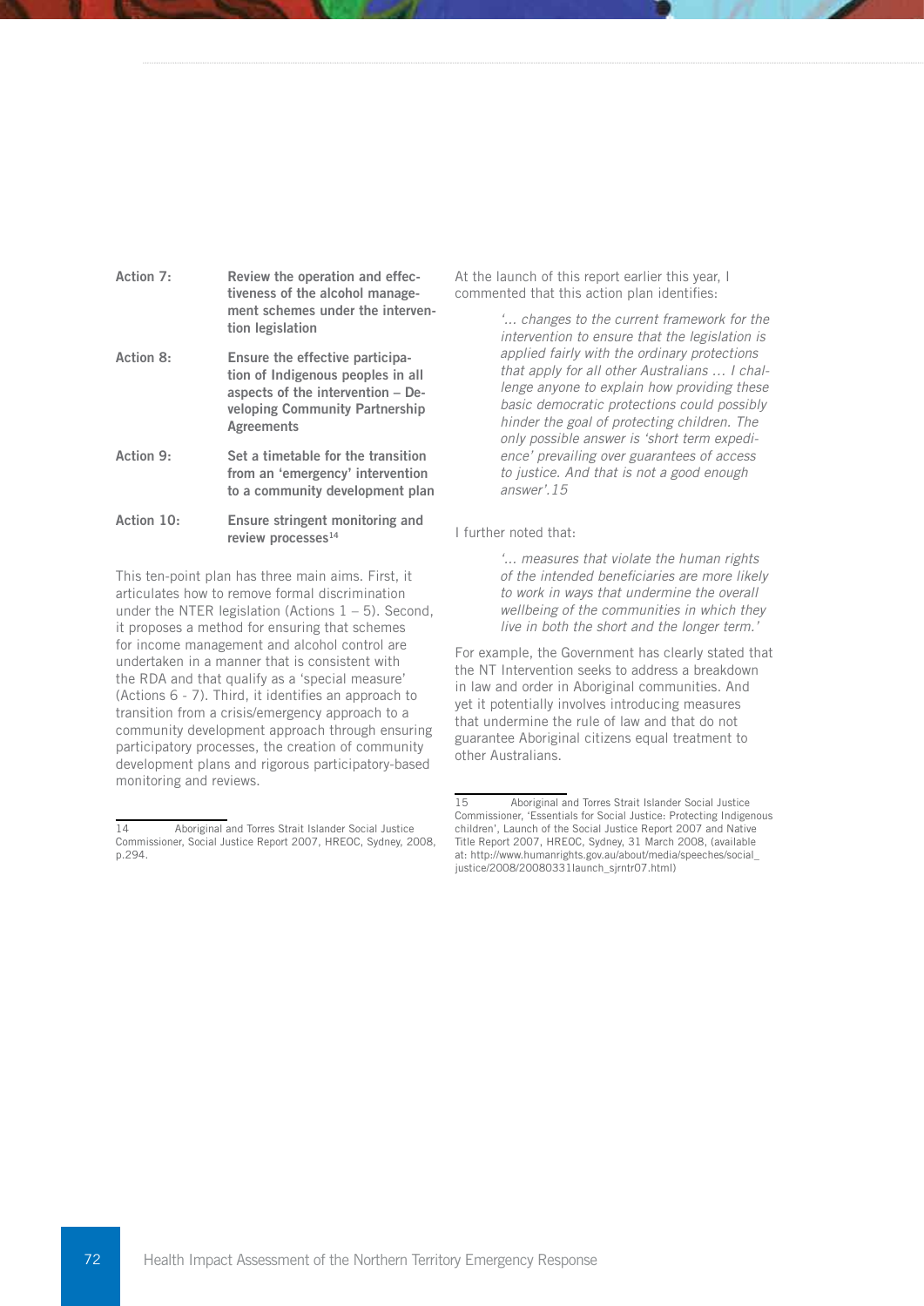| | |
|---|---|
| **Action 7:** | **Review the operation and effectiveness of the alcohol management schemes under the intervention legislation** |
| **Action 8:** | **Ensure the effective participation of Indigenous peoples in all aspects of the intervention – Developing Community Partnership Agreements** |
| **Action 9:** | **Set a timetable for the transition from an 'emergency' intervention to a community development plan** |
| **Action 10:** | **Ensure stringent monitoring and review processes**[14] |

This ten-point plan has three main aims. First, it articulates how to remove formal discrimination under the NTER legislation (Actions 1 – 5). Second, it proposes a method for ensuring that schemes for income management and alcohol control are undertaken in a manner that is consistent with the RDA and that qualify as a 'special measure' (Actions 6 - 7). Third, it identifies an approach to transition from a crisis/emergency approach to a community development approach through ensuring participatory processes, the creation of community development plans and rigorous participatory-based monitoring and reviews.

At the launch of this report earlier this year, I commented that this action plan identifies:

> *'... changes to the current framework for the intervention to ensure that the legislation is applied fairly with the ordinary protections that apply for all other Australians ... I challenge anyone to explain how providing these basic democratic protections could possibly hinder the goal of protecting children. The only possible answer is 'short term expedience' prevailing over guarantees of access to justice. And that is not a good enough answer'.15*

I further noted that:

> *'... measures that violate the human rights of the intended beneficiaries are more likely to work in ways that undermine the overall wellbeing of the communities in which they live in both the short and the longer term.'*

For example, the Government has clearly stated that the NT Intervention seeks to address a breakdown in law and order in Aboriginal communities. And yet it potentially involves introducing measures that undermine the rule of law and that do not guarantee Aboriginal citizens equal treatment to other Australians.

---

14 Aboriginal and Torres Strait Islander Social Justice Commissioner, Social Justice Report 2007, HREOC, Sydney, 2008, p.294.

15 Aboriginal and Torres Strait Islander Social Justice Commissioner, 'Essentials for Social Justice: Protecting Indigenous children', Launch of the Social Justice Report 2007 and Native Title Report 2007, HREOC, Sydney, 31 March 2008, (available at: http://www.humanrights.gov.au/about/media/speeches/social_justice/2008/20080331launch_sjrntr07.html)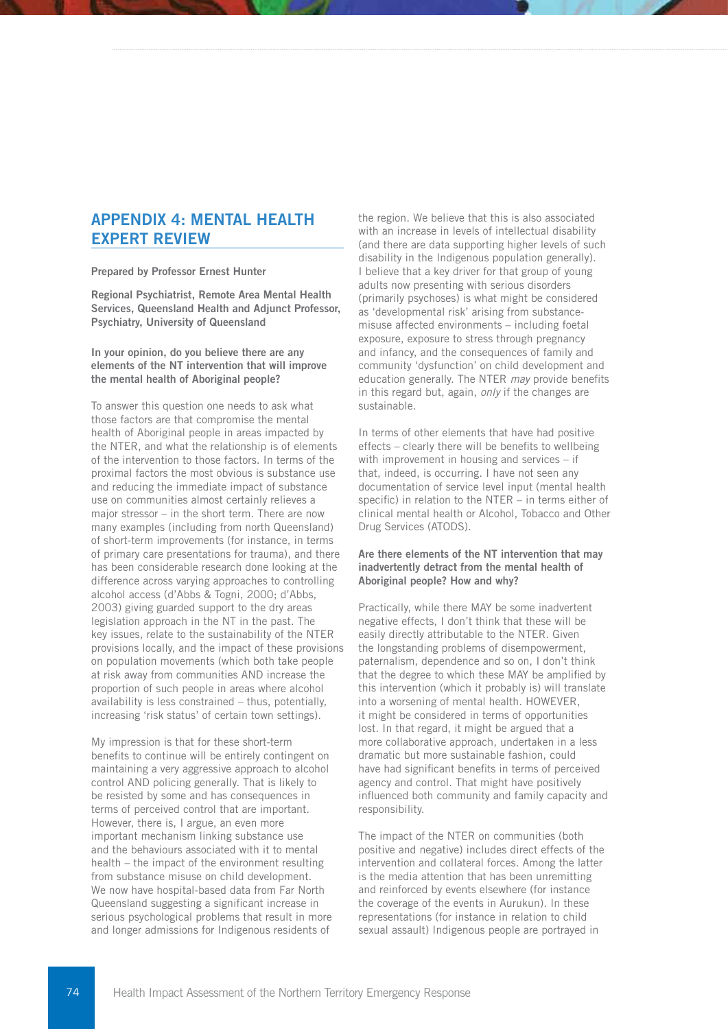## APPENDIX 4: MENTAL HEALTH EXPERT REVIEW

**Prepared by Professor Ernest Hunter**

**Regional Psychiatrist, Remote Area Mental Health Services, Queensland Health and Adjunct Professor, Psychiatry, University of Queensland**

**In your opinion, do you believe there are any elements of the NT intervention that will improve the mental health of Aboriginal people?**

To answer this question one needs to ask what those factors are that compromise the mental health of Aboriginal people in areas impacted by the NTER, and what the relationship is of elements of the intervention to those factors. In terms of the proximal factors the most obvious is substance use and reducing the immediate impact of substance use on communities almost certainly relieves a major stressor – in the short term. There are now many examples (including from north Queensland) of short-term improvements (for instance, in terms of primary care presentations for trauma), and there has been considerable research done looking at the difference across varying approaches to controlling alcohol access (d'Abbs & Togni, 2000; d'Abbs, 2003) giving guarded support to the dry areas legislation approach in the NT in the past. The key issues, relate to the sustainability of the NTER provisions locally, and the impact of these provisions on population movements (which both take people at risk away from communities AND increase the proportion of such people in areas where alcohol availability is less constrained – thus, potentially, increasing 'risk status' of certain town settings).

My impression is that for these short-term benefits to continue will be entirely contingent on maintaining a very aggressive approach to alcohol control AND policing generally. That is likely to be resisted by some and has consequences in terms of perceived control that are important. However, there is, I argue, an even more important mechanism linking substance use and the behaviours associated with it to mental health – the impact of the environment resulting from substance misuse on child development. We now have hospital-based data from Far North Queensland suggesting a significant increase in serious psychological problems that result in more and longer admissions for Indigenous residents of the region. We believe that this is also associated with an increase in levels of intellectual disability (and there are data supporting higher levels of such disability in the Indigenous population generally). I believe that a key driver for that group of young adults now presenting with serious disorders (primarily psychoses) is what might be considered as 'developmental risk' arising from substance-misuse affected environments – including foetal exposure, exposure to stress through pregnancy and infancy, and the consequences of family and community 'dysfunction' on child development and education generally. The NTER *may* provide benefits in this regard but, again, *only* if the changes are sustainable.

In terms of other elements that have had positive effects – clearly there will be benefits to wellbeing with improvement in housing and services – if that, indeed, is occurring. I have not seen any documentation of service level input (mental health specific) in relation to the NTER – in terms either of clinical mental health or Alcohol, Tobacco and Other Drug Services (ATODS).

**Are there elements of the NT intervention that may inadvertently detract from the mental health of Aboriginal people? How and why?**

Practically, while there MAY be some inadvertent negative effects, I don't think that these will be easily directly attributable to the NTER. Given the longstanding problems of disempowerment, paternalism, dependence and so on, I don't think that the degree to which these MAY be amplified by this intervention (which it probably is) will translate into a worsening of mental health. HOWEVER, it might be considered in terms of opportunities lost. In that regard, it might be argued that a more collaborative approach, undertaken in a less dramatic but more sustainable fashion, could have had significant benefits in terms of perceived agency and control. That might have positively influenced both community and family capacity and responsibility.

The impact of the NTER on communities (both positive and negative) includes direct effects of the intervention and collateral forces. Among the latter is the media attention that has been unremitting and reinforced by events elsewhere (for instance the coverage of the events in Aurukun). In these representations (for instance in relation to child sexual assault) Indigenous people are portrayed in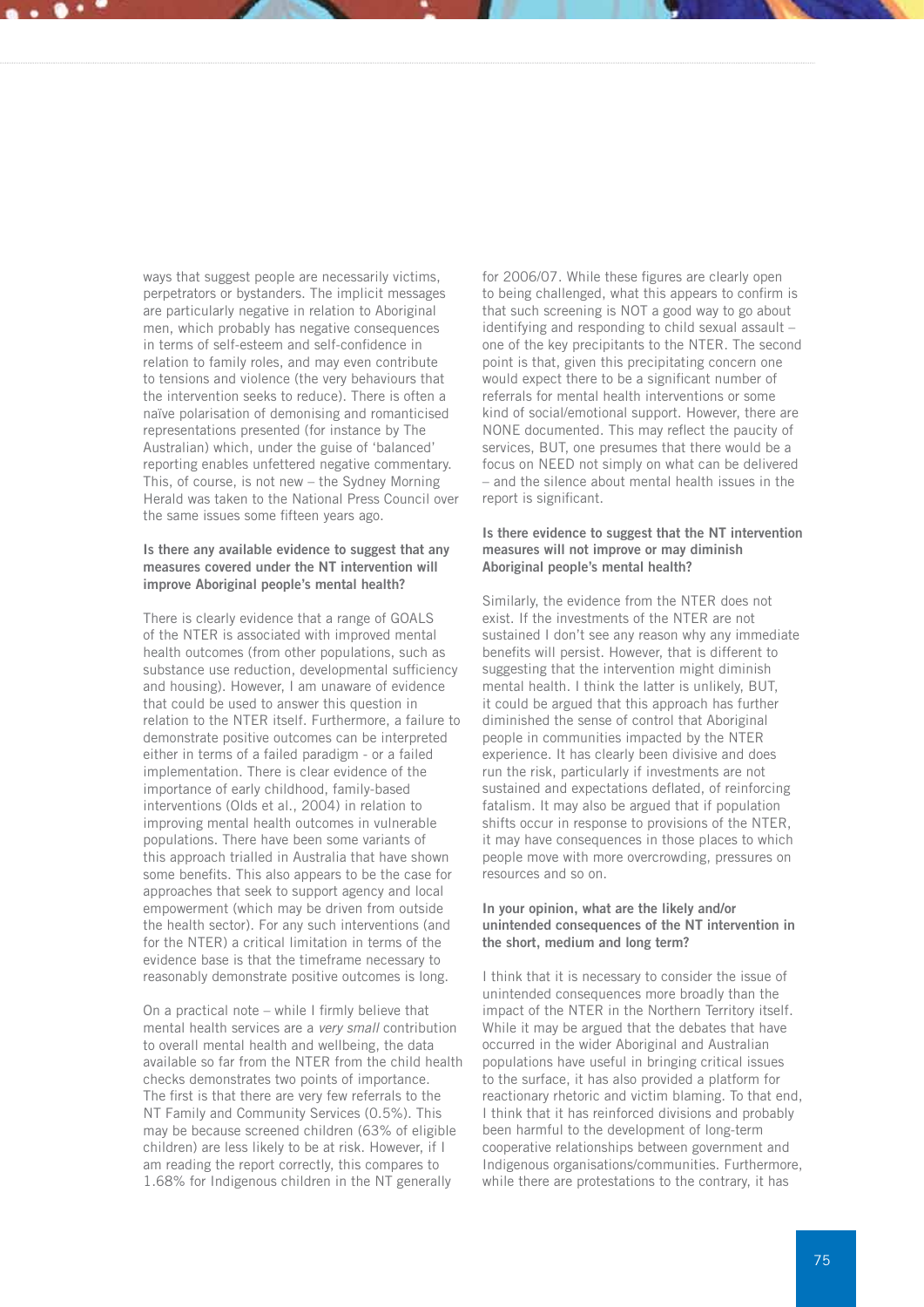ways that suggest people are necessarily victims, perpetrators or bystanders. The implicit messages are particularly negative in relation to Aboriginal men, which probably has negative consequences in terms of self-esteem and self-confidence in relation to family roles, and may even contribute to tensions and violence (the very behaviours that the intervention seeks to reduce). There is often a naïve polarisation of demonising and romanticised representations presented (for instance by The Australian) which, under the guise of 'balanced' reporting enables unfettered negative commentary. This, of course, is not new – the Sydney Morning Herald was taken to the National Press Council over the same issues some fifteen years ago.

**Is there any available evidence to suggest that any measures covered under the NT intervention will improve Aboriginal people's mental health?**

There is clearly evidence that a range of GOALS of the NTER is associated with improved mental health outcomes (from other populations, such as substance use reduction, developmental sufficiency and housing). However, I am unaware of evidence that could be used to answer this question in relation to the NTER itself. Furthermore, a failure to demonstrate positive outcomes can be interpreted either in terms of a failed paradigm - or a failed implementation. There is clear evidence of the importance of early childhood, family-based interventions (Olds et al., 2004) in relation to improving mental health outcomes in vulnerable populations. There have been some variants of this approach trialled in Australia that have shown some benefits. This also appears to be the case for approaches that seek to support agency and local empowerment (which may be driven from outside the health sector). For any such interventions (and for the NTER) a critical limitation in terms of the evidence base is that the timeframe necessary to reasonably demonstrate positive outcomes is long.

On a practical note – while I firmly believe that mental health services are a *very small* contribution to overall mental health and wellbeing, the data available so far from the NTER from the child health checks demonstrates two points of importance. The first is that there are very few referrals to the NT Family and Community Services (0.5%). This may be because screened children (63% of eligible children) are less likely to be at risk. However, if I am reading the report correctly, this compares to 1.68% for Indigenous children in the NT generally for 2006/07. While these figures are clearly open to being challenged, what this appears to confirm is that such screening is NOT a good way to go about identifying and responding to child sexual assault – one of the key precipitants to the NTER. The second point is that, given this precipitating concern one would expect there to be a significant number of referrals for mental health interventions or some kind of social/emotional support. However, there are NONE documented. This may reflect the paucity of services, BUT, one presumes that there would be a focus on NEED not simply on what can be delivered – and the silence about mental health issues in the report is significant.

**Is there evidence to suggest that the NT intervention measures will not improve or may diminish Aboriginal people's mental health?**

Similarly, the evidence from the NTER does not exist. If the investments of the NTER are not sustained I don't see any reason why any immediate benefits will persist. However, that is different to suggesting that the intervention might diminish mental health. I think the latter is unlikely, BUT, it could be argued that this approach has further diminished the sense of control that Aboriginal people in communities impacted by the NTER experience. It has clearly been divisive and does run the risk, particularly if investments are not sustained and expectations deflated, of reinforcing fatalism. It may also be argued that if population shifts occur in response to provisions of the NTER, it may have consequences in those places to which people move with more overcrowding, pressures on resources and so on.

**In your opinion, what are the likely and/or unintended consequences of the NT intervention in the short, medium and long term?**

I think that it is necessary to consider the issue of unintended consequences more broadly than the impact of the NTER in the Northern Territory itself. While it may be argued that the debates that have occurred in the wider Aboriginal and Australian populations have useful in bringing critical issues to the surface, it has also provided a platform for reactionary rhetoric and victim blaming. To that end, I think that it has reinforced divisions and probably been harmful to the development of long-term cooperative relationships between government and Indigenous organisations/communities. Furthermore, while there are protestations to the contrary, it has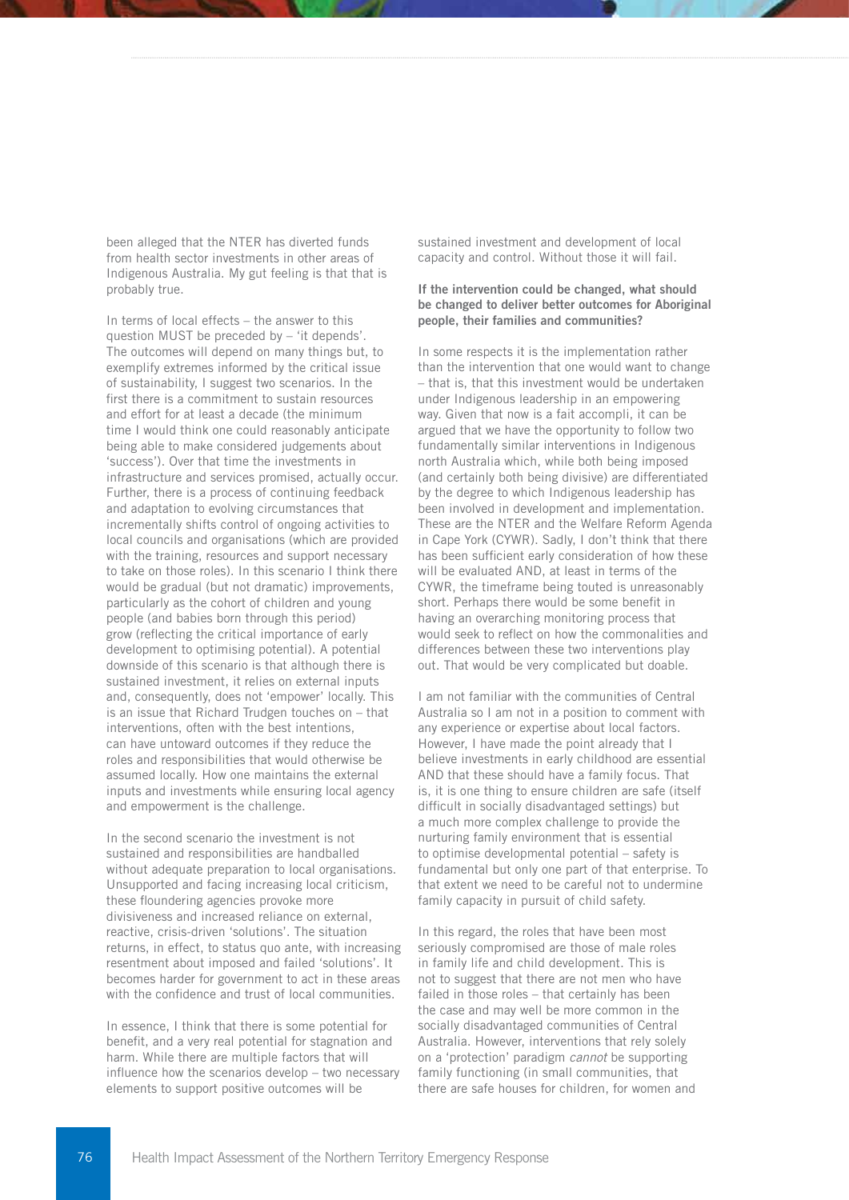been alleged that the NTER has diverted funds from health sector investments in other areas of Indigenous Australia. My gut feeling is that that is probably true.

In terms of local effects – the answer to this question MUST be preceded by – 'it depends'. The outcomes will depend on many things but, to exemplify extremes informed by the critical issue of sustainability, I suggest two scenarios. In the first there is a commitment to sustain resources and effort for at least a decade (the minimum time I would think one could reasonably anticipate being able to make considered judgements about 'success'). Over that time the investments in infrastructure and services promised, actually occur. Further, there is a process of continuing feedback and adaptation to evolving circumstances that incrementally shifts control of ongoing activities to local councils and organisations (which are provided with the training, resources and support necessary to take on those roles). In this scenario I think there would be gradual (but not dramatic) improvements, particularly as the cohort of children and young people (and babies born through this period) grow (reflecting the critical importance of early development to optimising potential). A potential downside of this scenario is that although there is sustained investment, it relies on external inputs and, consequently, does not 'empower' locally. This is an issue that Richard Trudgen touches on – that interventions, often with the best intentions, can have untoward outcomes if they reduce the roles and responsibilities that would otherwise be assumed locally. How one maintains the external inputs and investments while ensuring local agency and empowerment is the challenge.

In the second scenario the investment is not sustained and responsibilities are handballed without adequate preparation to local organisations. Unsupported and facing increasing local criticism, these floundering agencies provoke more divisiveness and increased reliance on external, reactive, crisis-driven 'solutions'. The situation returns, in effect, to status quo ante, with increasing resentment about imposed and failed 'solutions'. It becomes harder for government to act in these areas with the confidence and trust of local communities.

In essence, I think that there is some potential for benefit, and a very real potential for stagnation and harm. While there are multiple factors that will influence how the scenarios develop – two necessary elements to support positive outcomes will be sustained investment and development of local capacity and control. Without those it will fail.

**If the intervention could be changed, what should be changed to deliver better outcomes for Aboriginal people, their families and communities?**

In some respects it is the implementation rather than the intervention that one would want to change – that is, that this investment would be undertaken under Indigenous leadership in an empowering way. Given that now is a fait accompli, it can be argued that we have the opportunity to follow two fundamentally similar interventions in Indigenous north Australia which, while both being imposed (and certainly both being divisive) are differentiated by the degree to which Indigenous leadership has been involved in development and implementation. These are the NTER and the Welfare Reform Agenda in Cape York (CYWR). Sadly, I don't think that there has been sufficient early consideration of how these will be evaluated AND, at least in terms of the CYWR, the timeframe being touted is unreasonably short. Perhaps there would be some benefit in having an overarching monitoring process that would seek to reflect on how the commonalities and differences between these two interventions play out. That would be very complicated but doable.

I am not familiar with the communities of Central Australia so I am not in a position to comment with any experience or expertise about local factors. However, I have made the point already that I believe investments in early childhood are essential AND that these should have a family focus. That is, it is one thing to ensure children are safe (itself difficult in socially disadvantaged settings) but a much more complex challenge to provide the nurturing family environment that is essential to optimise developmental potential – safety is fundamental but only one part of that enterprise. To that extent we need to be careful not to undermine family capacity in pursuit of child safety.

In this regard, the roles that have been most seriously compromised are those of male roles in family life and child development. This is not to suggest that there are not men who have failed in those roles – that certainly has been the case and may well be more common in the socially disadvantaged communities of Central Australia. However, interventions that rely solely on a 'protection' paradigm *cannot* be supporting family functioning (in small communities, that there are safe houses for children, for women and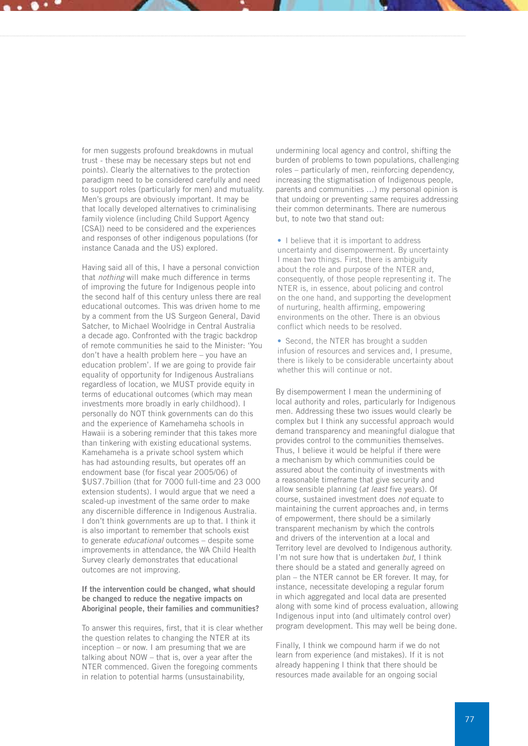for men suggests profound breakdowns in mutual trust - these may be necessary steps but not end points). Clearly the alternatives to the protection paradigm need to be considered carefully and need to support roles (particularly for men) and mutuality. Men's groups are obviously important. It may be that locally developed alternatives to criminalising family violence (including Child Support Agency [CSA]) need to be considered and the experiences and responses of other indigenous populations (for instance Canada and the US) explored.

Having said all of this, I have a personal conviction that *nothing* will make much difference in terms of improving the future for Indigenous people into the second half of this century unless there are real educational outcomes. This was driven home to me by a comment from the US Surgeon General, David Satcher, to Michael Woolridge in Central Australia a decade ago. Confronted with the tragic backdrop of remote communities he said to the Minister: 'You don't have a health problem here – you have an education problem'. If we are going to provide fair equality of opportunity for Indigenous Australians regardless of location, we MUST provide equity in terms of educational outcomes (which may mean investments more broadly in early childhood). I personally do NOT think governments can do this and the experience of Kamehameha schools in Hawaii is a sobering reminder that this takes more than tinkering with existing educational systems. Kamehameha is a private school system which has had astounding results, but operates off an endowment base (for fiscal year 2005/06) of $US7.7billion (that for 7000 full-time and 23 000 extension students). I would argue that we need a scaled-up investment of the same order to make any discernible difference in Indigenous Australia. I don't think governments are up to that. I think it is also important to remember that schools exist to generate *educational* outcomes – despite some improvements in attendance, the WA Child Health Survey clearly demonstrates that educational outcomes are not improving.

**If the intervention could be changed, what should be changed to reduce the negative impacts on Aboriginal people, their families and communities?**

To answer this requires, first, that it is clear whether the question relates to changing the NTER at its inception – or now. I am presuming that we are talking about NOW – that is, over a year after the NTER commenced. Given the foregoing comments in relation to potential harms (unsustainability, undermining local agency and control, shifting the burden of problems to town populations, challenging roles – particularly of men, reinforcing dependency, increasing the stigmatisation of Indigenous people, parents and communities …) my personal opinion is that undoing or preventing same requires addressing their common determinants. There are numerous but, to note two that stand out:

- I believe that it is important to address uncertainty and disempowerment. By uncertainty I mean two things. First, there is ambiguity about the role and purpose of the NTER and, consequently, of those people representing it. The NTER is, in essence, about policing and control on the one hand, and supporting the development of nurturing, health affirming, empowering environments on the other. There is an obvious conflict which needs to be resolved.
- Second, the NTER has brought a sudden infusion of resources and services and, I presume, there is likely to be considerable uncertainty about whether this will continue or not.

By disempowerment I mean the undermining of local authority and roles, particularly for Indigenous men. Addressing these two issues would clearly be complex but I think any successful approach would demand transparency and meaningful dialogue that provides control to the communities themselves. Thus, I believe it would be helpful if there were a mechanism by which communities could be assured about the continuity of investments with a reasonable timeframe that give security and allow sensible planning (*at least* five years). Of course, sustained investment does *not* equate to maintaining the current approaches and, in terms of empowerment, there should be a similarly transparent mechanism by which the controls and drivers of the intervention at a local and Territory level are devolved to Indigenous authority. I'm not sure how that is undertaken *but*, I think there should be a stated and generally agreed on plan – the NTER cannot be ER forever. It may, for instance, necessitate developing a regular forum in which aggregated and local data are presented along with some kind of process evaluation, allowing Indigenous input into (and ultimately control over) program development. This may well be being done.

Finally, I think we compound harm if we do not learn from experience (and mistakes). If it is not already happening I think that there should be resources made available for an ongoing social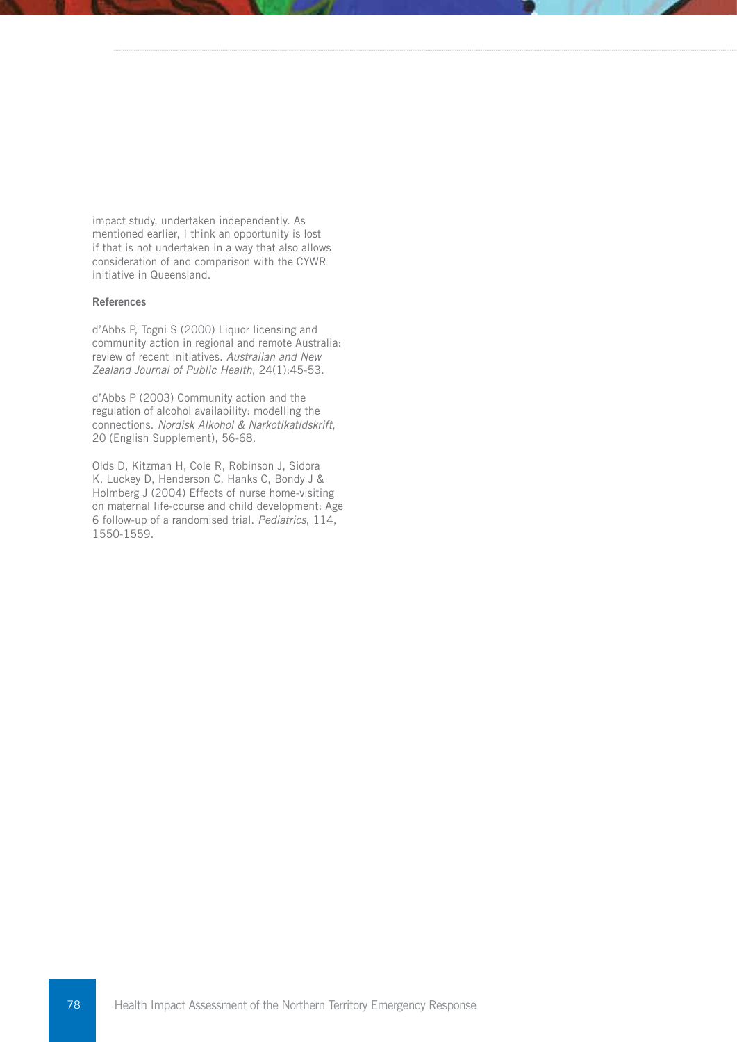impact study, undertaken independently. As mentioned earlier, I think an opportunity is lost if that is not undertaken in a way that also allows consideration of and comparison with the CYWR initiative in Queensland.

#### References

d'Abbs P, Togni S (2000) Liquor licensing and community action in regional and remote Australia: review of recent initiatives. *Australian and New Zealand Journal of Public Health*, 24(1):45-53.

d'Abbs P (2003) Community action and the regulation of alcohol availability: modelling the connections. *Nordisk Alkohol & Narkotikatidskrift*, 20 (English Supplement), 56-68.

Olds D, Kitzman H, Cole R, Robinson J, Sidora K, Luckey D, Henderson C, Hanks C, Bondy J & Holmberg J (2004) Effects of nurse home-visiting on maternal life-course and child development: Age 6 follow-up of a randomised trial. *Pediatrics*, 114, 1550-1559.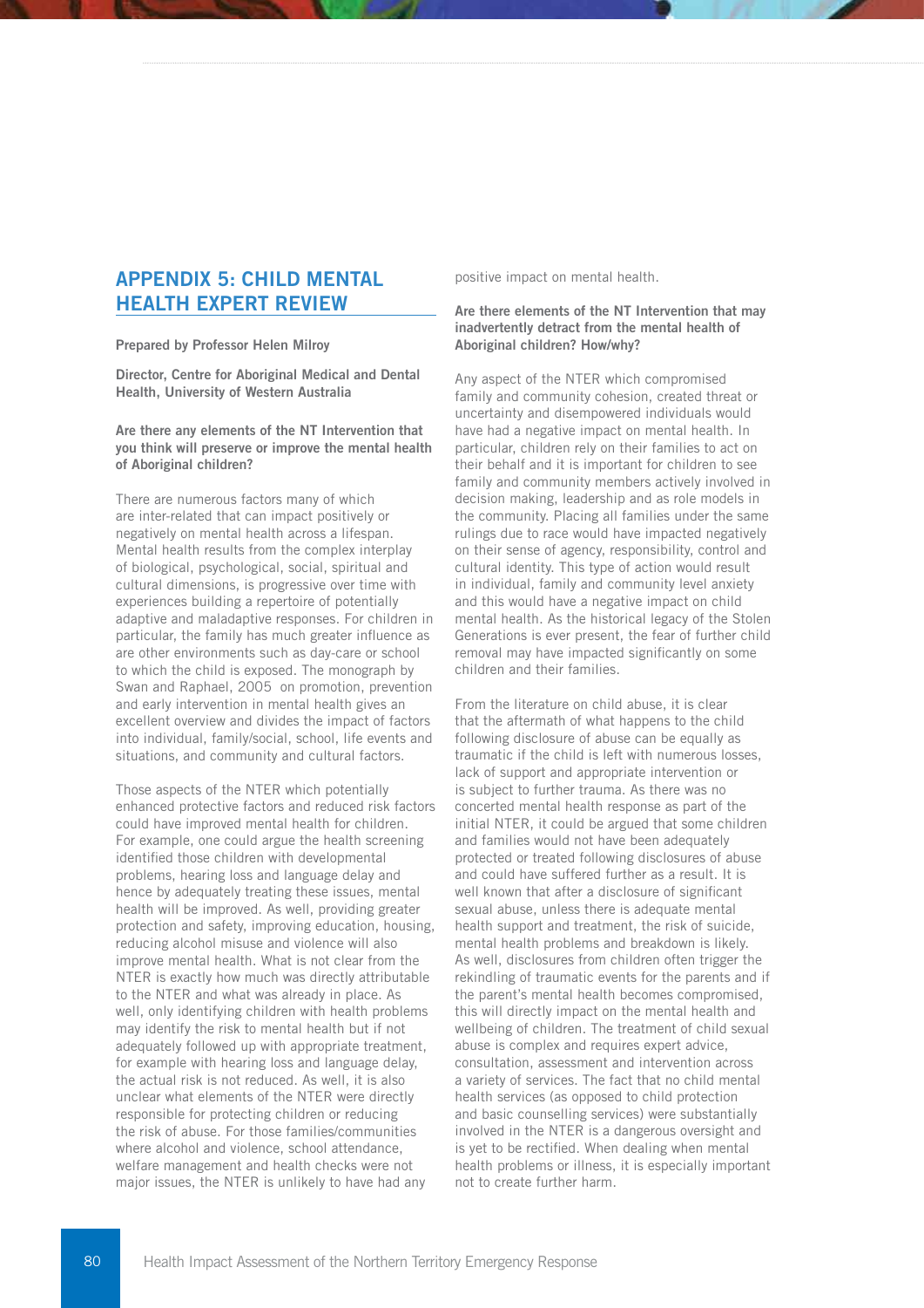## APPENDIX 5: CHILD MENTAL HEALTH EXPERT REVIEW

**Prepared by Professor Helen Milroy**

**Director, Centre for Aboriginal Medical and Dental Health, University of Western Australia**

**Are there any elements of the NT Intervention that you think will preserve or improve the mental health of Aboriginal children?**

There are numerous factors many of which are inter-related that can impact positively or negatively on mental health across a lifespan. Mental health results from the complex interplay of biological, psychological, social, spiritual and cultural dimensions, is progressive over time with experiences building a repertoire of potentially adaptive and maladaptive responses. For children in particular, the family has much greater influence as are other environments such as day-care or school to which the child is exposed. The monograph by Swan and Raphael, 2005 on promotion, prevention and early intervention in mental health gives an excellent overview and divides the impact of factors into individual, family/social, school, life events and situations, and community and cultural factors.

Those aspects of the NTER which potentially enhanced protective factors and reduced risk factors could have improved mental health for children. For example, one could argue the health screening identified those children with developmental problems, hearing loss and language delay and hence by adequately treating these issues, mental health will be improved. As well, providing greater protection and safety, improving education, housing, reducing alcohol misuse and violence will also improve mental health. What is not clear from the NTER is exactly how much was directly attributable to the NTER and what was already in place. As well, only identifying children with health problems may identify the risk to mental health but if not adequately followed up with appropriate treatment, for example with hearing loss and language delay, the actual risk is not reduced. As well, it is also unclear what elements of the NTER were directly responsible for protecting children or reducing the risk of abuse. For those families/communities where alcohol and violence, school attendance, welfare management and health checks were not major issues, the NTER is unlikely to have had any positive impact on mental health.

**Are there elements of the NT Intervention that may inadvertently detract from the mental health of Aboriginal children? How/why?**

Any aspect of the NTER which compromised family and community cohesion, created threat or uncertainty and disempowered individuals would have had a negative impact on mental health. In particular, children rely on their families to act on their behalf and it is important for children to see family and community members actively involved in decision making, leadership and as role models in the community. Placing all families under the same rulings due to race would have impacted negatively on their sense of agency, responsibility, control and cultural identity. This type of action would result in individual, family and community level anxiety and this would have a negative impact on child mental health. As the historical legacy of the Stolen Generations is ever present, the fear of further child removal may have impacted significantly on some children and their families.

From the literature on child abuse, it is clear that the aftermath of what happens to the child following disclosure of abuse can be equally as traumatic if the child is left with numerous losses, lack of support and appropriate intervention or is subject to further trauma. As there was no concerted mental health response as part of the initial NTER, it could be argued that some children and families would not have been adequately protected or treated following disclosures of abuse and could have suffered further as a result. It is well known that after a disclosure of significant sexual abuse, unless there is adequate mental health support and treatment, the risk of suicide, mental health problems and breakdown is likely. As well, disclosures from children often trigger the rekindling of traumatic events for the parents and if the parent's mental health becomes compromised, this will directly impact on the mental health and wellbeing of children. The treatment of child sexual abuse is complex and requires expert advice, consultation, assessment and intervention across a variety of services. The fact that no child mental health services (as opposed to child protection and basic counselling services) were substantially involved in the NTER is a dangerous oversight and is yet to be rectified. When dealing when mental health problems or illness, it is especially important not to create further harm.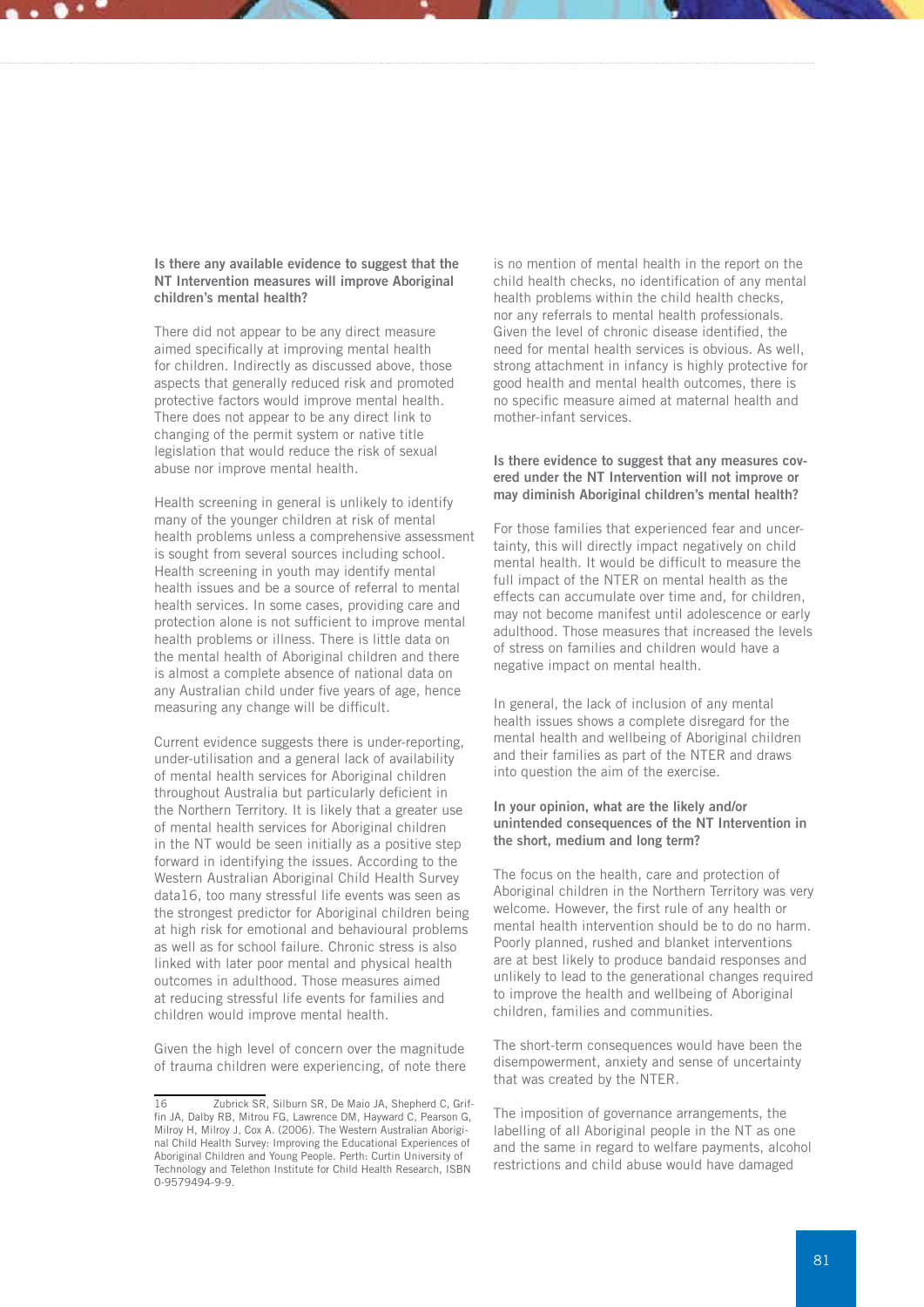**Is there any available evidence to suggest that the NT Intervention measures will improve Aboriginal children's mental health?**

There did not appear to be any direct measure aimed specifically at improving mental health for children. Indirectly as discussed above, those aspects that generally reduced risk and promoted protective factors would improve mental health. There does not appear to be any direct link to changing of the permit system or native title legislation that would reduce the risk of sexual abuse nor improve mental health.

Health screening in general is unlikely to identify many of the younger children at risk of mental health problems unless a comprehensive assessment is sought from several sources including school. Health screening in youth may identify mental health issues and be a source of referral to mental health services. In some cases, providing care and protection alone is not sufficient to improve mental health problems or illness. There is little data on the mental health of Aboriginal children and there is almost a complete absence of national data on any Australian child under five years of age, hence measuring any change will be difficult.

Current evidence suggests there is under-reporting, under-utilisation and a general lack of availability of mental health services for Aboriginal children throughout Australia but particularly deficient in the Northern Territory. It is likely that a greater use of mental health services for Aboriginal children in the NT would be seen initially as a positive step forward in identifying the issues. According to the Western Australian Aboriginal Child Health Survey data16, too many stressful life events was seen as the strongest predictor for Aboriginal children being at high risk for emotional and behavioural problems as well as for school failure. Chronic stress is also linked with later poor mental and physical health outcomes in adulthood. Those measures aimed at reducing stressful life events for families and children would improve mental health.

Given the high level of concern over the magnitude of trauma children were experiencing, of note there is no mention of mental health in the report on the child health checks, no identification of any mental health problems within the child health checks, nor any referrals to mental health professionals. Given the level of chronic disease identified, the need for mental health services is obvious. As well, strong attachment in infancy is highly protective for good health and mental health outcomes, there is no specific measure aimed at maternal health and mother-infant services.

**Is there evidence to suggest that any measures covered under the NT Intervention will not improve or may diminish Aboriginal children's mental health?**

For those families that experienced fear and uncertainty, this will directly impact negatively on child mental health. It would be difficult to measure the full impact of the NTER on mental health as the effects can accumulate over time and, for children, may not become manifest until adolescence or early adulthood. Those measures that increased the levels of stress on families and children would have a negative impact on mental health.

In general, the lack of inclusion of any mental health issues shows a complete disregard for the mental health and wellbeing of Aboriginal children and their families as part of the NTER and draws into question the aim of the exercise.

**In your opinion, what are the likely and/or unintended consequences of the NT Intervention in the short, medium and long term?**

The focus on the health, care and protection of Aboriginal children in the Northern Territory was very welcome. However, the first rule of any health or mental health intervention should be to do no harm. Poorly planned, rushed and blanket interventions are at best likely to produce bandaid responses and unlikely to lead to the generational changes required to improve the health and wellbeing of Aboriginal children, families and communities.

The short-term consequences would have been the disempowerment, anxiety and sense of uncertainty that was created by the NTER.

The imposition of governance arrangements, the labelling of all Aboriginal people in the NT as one and the same in regard to welfare payments, alcohol restrictions and child abuse would have damaged

---

16 Zubrick SR, Silburn SR, De Maio JA, Shepherd C, Griffin JA, Dalby RB, Mitrou FG, Lawrence DM, Hayward C, Pearson G, Milroy H, Milroy J, Cox A. (2006). The Western Australian Aboriginal Child Health Survey: Improving the Educational Experiences of Aboriginal Children and Young People. Perth: Curtin University of Technology and Telethon Institute for Child Health Research, ISBN 0-9579494-9-9.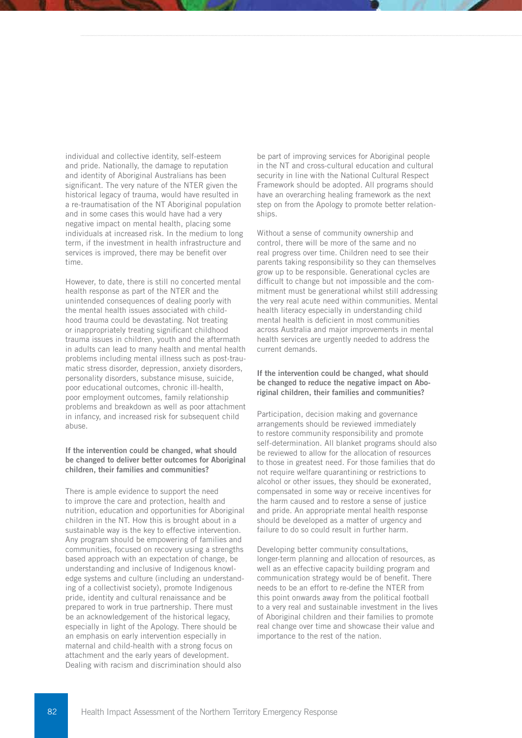individual and collective identity, self-esteem and pride. Nationally, the damage to reputation and identity of Aboriginal Australians has been significant. The very nature of the NTER given the historical legacy of trauma, would have resulted in a re-traumatisation of the NT Aboriginal population and in some cases this would have had a very negative impact on mental health, placing some individuals at increased risk. In the medium to long term, if the investment in health infrastructure and services is improved, there may be benefit over time.

However, to date, there is still no concerted mental health response as part of the NTER and the unintended consequences of dealing poorly with the mental health issues associated with childhood trauma could be devastating. Not treating or inappropriately treating significant childhood trauma issues in children, youth and the aftermath in adults can lead to many health and mental health problems including mental illness such as post-traumatic stress disorder, depression, anxiety disorders, personality disorders, substance misuse, suicide, poor educational outcomes, chronic ill-health, poor employment outcomes, family relationship problems and breakdown as well as poor attachment in infancy, and increased risk for subsequent child abuse.

**If the intervention could be changed, what should be changed to deliver better outcomes for Aboriginal children, their families and communities?**

There is ample evidence to support the need to improve the care and protection, health and nutrition, education and opportunities for Aboriginal children in the NT. How this is brought about in a sustainable way is the key to effective intervention. Any program should be empowering of families and communities, focused on recovery using a strengths based approach with an expectation of change, be understanding and inclusive of Indigenous knowledge systems and culture (including an understanding of a collectivist society), promote Indigenous pride, identity and cultural renaissance and be prepared to work in true partnership. There must be an acknowledgement of the historical legacy, especially in light of the Apology. There should be an emphasis on early intervention especially in maternal and child-health with a strong focus on attachment and the early years of development. Dealing with racism and discrimination should also be part of improving services for Aboriginal people in the NT and cross-cultural education and cultural security in line with the National Cultural Respect Framework should be adopted. All programs should have an overarching healing framework as the next step on from the Apology to promote better relationships.

Without a sense of community ownership and control, there will be more of the same and no real progress over time. Children need to see their parents taking responsibility so they can themselves grow up to be responsible. Generational cycles are difficult to change but not impossible and the commitment must be generational whilst still addressing the very real acute need within communities. Mental health literacy especially in understanding child mental health is deficient in most communities across Australia and major improvements in mental health services are urgently needed to address the current demands.

**If the intervention could be changed, what should be changed to reduce the negative impact on Aboriginal children, their families and communities?**

Participation, decision making and governance arrangements should be reviewed immediately to restore community responsibility and promote self-determination. All blanket programs should also be reviewed to allow for the allocation of resources to those in greatest need. For those families that do not require welfare quarantining or restrictions to alcohol or other issues, they should be exonerated, compensated in some way or receive incentives for the harm caused and to restore a sense of justice and pride. An appropriate mental health response should be developed as a matter of urgency and failure to do so could result in further harm.

Developing better community consultations, longer-term planning and allocation of resources, as well as an effective capacity building program and communication strategy would be of benefit. There needs to be an effort to re-define the NTER from this point onwards away from the political football to a very real and sustainable investment in the lives of Aboriginal children and their families to promote real change over time and showcase their value and importance to the rest of the nation.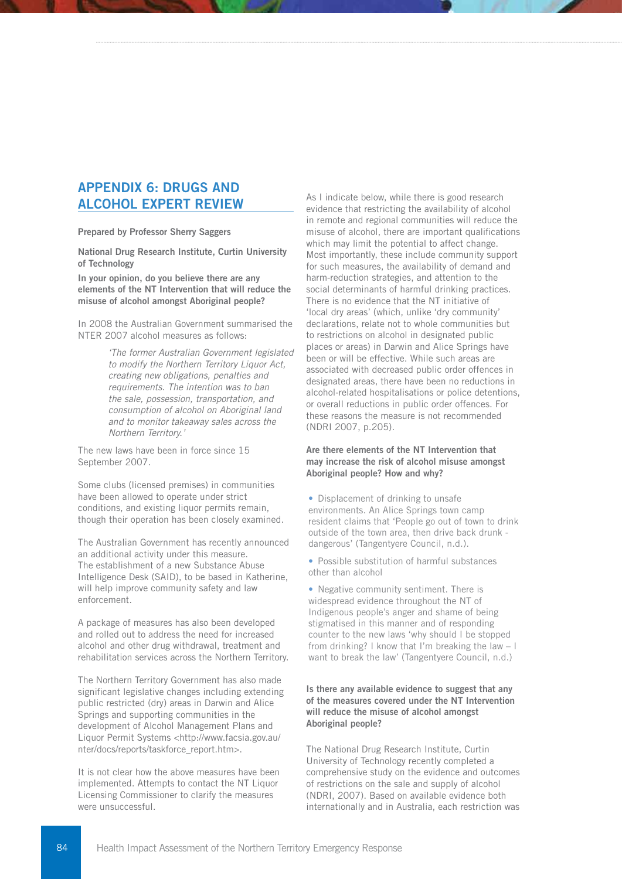## APPENDIX 6: DRUGS AND ALCOHOL EXPERT REVIEW

**Prepared by Professor Sherry Saggers**

**National Drug Research Institute, Curtin University of Technology**

**In your opinion, do you believe there are any elements of the NT Intervention that will reduce the misuse of alcohol amongst Aboriginal people?**

In 2008 the Australian Government summarised the NTER 2007 alcohol measures as follows:

> *'The former Australian Government legislated to modify the Northern Territory Liquor Act, creating new obligations, penalties and requirements. The intention was to ban the sale, possession, transportation, and consumption of alcohol on Aboriginal land and to monitor takeaway sales across the Northern Territory.'*

The new laws have been in force since 15 September 2007.

Some clubs (licensed premises) in communities have been allowed to operate under strict conditions, and existing liquor permits remain, though their operation has been closely examined.

The Australian Government has recently announced an additional activity under this measure. The establishment of a new Substance Abuse Intelligence Desk (SAID), to be based in Katherine, will help improve community safety and law enforcement.

A package of measures has also been developed and rolled out to address the need for increased alcohol and other drug withdrawal, treatment and rehabilitation services across the Northern Territory.

The Northern Territory Government has also made significant legislative changes including extending public restricted (dry) areas in Darwin and Alice Springs and supporting communities in the development of Alcohol Management Plans and Liquor Permit Systems <http://www.facsia.gov.au/nter/docs/reports/taskforce_report.htm>.

It is not clear how the above measures have been implemented. Attempts to contact the NT Liquor Licensing Commissioner to clarify the measures were unsuccessful.

As I indicate below, while there is good research evidence that restricting the availability of alcohol in remote and regional communities will reduce the misuse of alcohol, there are important qualifications which may limit the potential to affect change. Most importantly, these include community support for such measures, the availability of demand and harm-reduction strategies, and attention to the social determinants of harmful drinking practices. There is no evidence that the NT initiative of 'local dry areas' (which, unlike 'dry community' declarations, relate not to whole communities but to restrictions on alcohol in designated public places or areas) in Darwin and Alice Springs have been or will be effective. While such areas are associated with decreased public order offences in designated areas, there have been no reductions in alcohol-related hospitalisations or police detentions, or overall reductions in public order offences. For these reasons the measure is not recommended (NDRI 2007, p.205).

**Are there elements of the NT Intervention that may increase the risk of alcohol misuse amongst Aboriginal people? How and why?**

- Displacement of drinking to unsafe environments. An Alice Springs town camp resident claims that 'People go out of town to drink outside of the town area, then drive back drunk - dangerous' (Tangentyere Council, n.d.).
- Possible substitution of harmful substances other than alcohol
- Negative community sentiment. There is widespread evidence throughout the NT of Indigenous people's anger and shame of being stigmatised in this manner and of responding counter to the new laws 'why should I be stopped from drinking? I know that I'm breaking the law – I want to break the law' (Tangentyere Council, n.d.)

**Is there any available evidence to suggest that any of the measures covered under the NT Intervention will reduce the misuse of alcohol amongst Aboriginal people?**

The National Drug Research Institute, Curtin University of Technology recently completed a comprehensive study on the evidence and outcomes of restrictions on the sale and supply of alcohol (NDRI, 2007). Based on available evidence both internationally and in Australia, each restriction was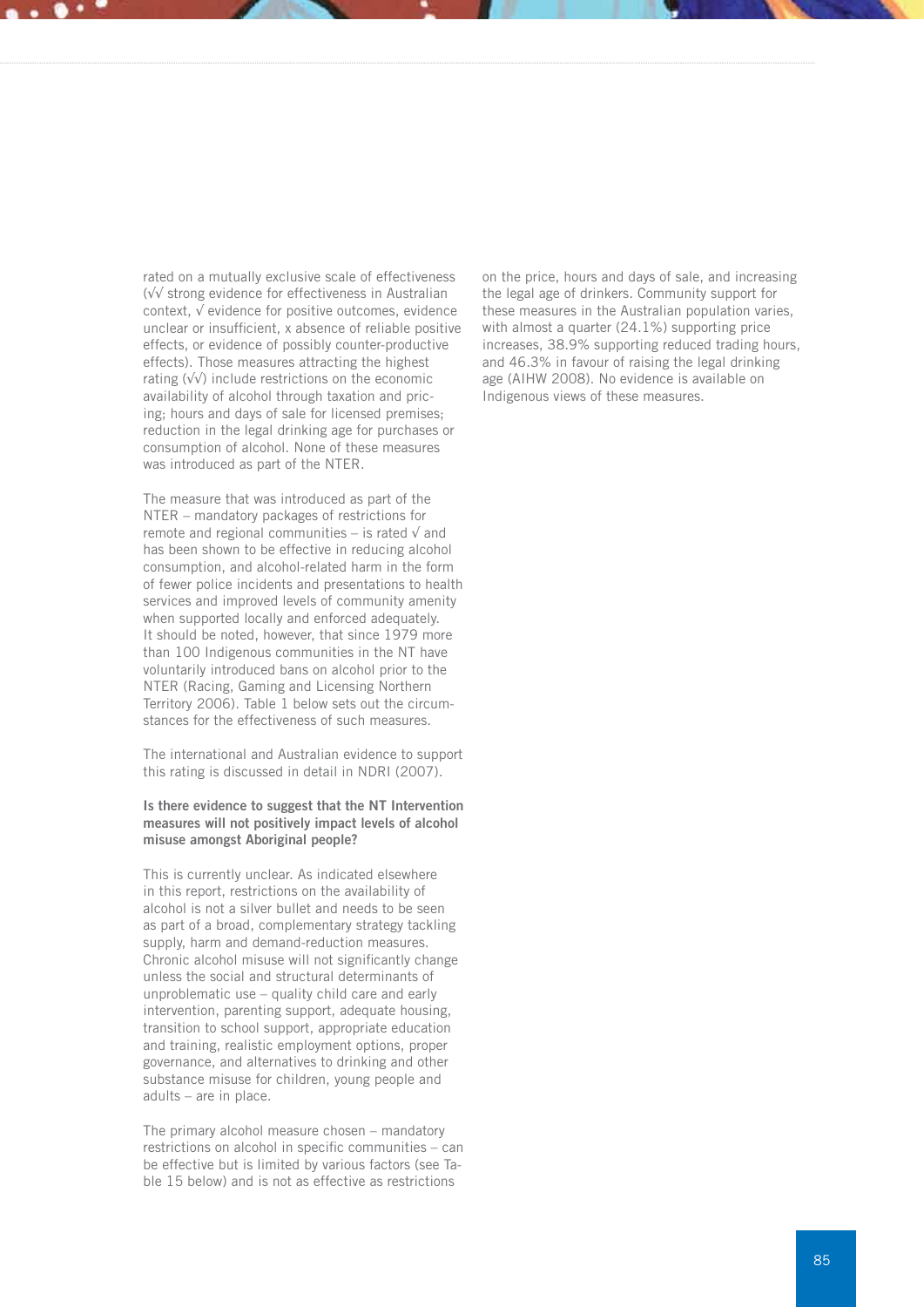rated on a mutually exclusive scale of effectiveness (√√ strong evidence for effectiveness in Australian context, √ evidence for positive outcomes, evidence unclear or insufficient, x absence of reliable positive effects, or evidence of possibly counter-productive effects). Those measures attracting the highest rating (√√) include restrictions on the economic availability of alcohol through taxation and pricing; hours and days of sale for licensed premises; reduction in the legal drinking age for purchases or consumption of alcohol. None of these measures was introduced as part of the NTER.

The measure that was introduced as part of the NTER – mandatory packages of restrictions for remote and regional communities – is rated √ and has been shown to be effective in reducing alcohol consumption, and alcohol-related harm in the form of fewer police incidents and presentations to health services and improved levels of community amenity when supported locally and enforced adequately. It should be noted, however, that since 1979 more than 100 Indigenous communities in the NT have voluntarily introduced bans on alcohol prior to the NTER (Racing, Gaming and Licensing Northern Territory 2006). Table 1 below sets out the circumstances for the effectiveness of such measures.

The international and Australian evidence to support this rating is discussed in detail in NDRI (2007).

**Is there evidence to suggest that the NT Intervention measures will not positively impact levels of alcohol misuse amongst Aboriginal people?**

This is currently unclear. As indicated elsewhere in this report, restrictions on the availability of alcohol is not a silver bullet and needs to be seen as part of a broad, complementary strategy tackling supply, harm and demand-reduction measures. Chronic alcohol misuse will not significantly change unless the social and structural determinants of unproblematic use – quality child care and early intervention, parenting support, adequate housing, transition to school support, appropriate education and training, realistic employment options, proper governance, and alternatives to drinking and other substance misuse for children, young people and adults – are in place.

The primary alcohol measure chosen – mandatory restrictions on alcohol in specific communities – can be effective but is limited by various factors (see Table 15 below) and is not as effective as restrictions on the price, hours and days of sale, and increasing the legal age of drinkers. Community support for these measures in the Australian population varies, with almost a quarter (24.1%) supporting price increases, 38.9% supporting reduced trading hours, and 46.3% in favour of raising the legal drinking age (AIHW 2008). No evidence is available on Indigenous views of these measures.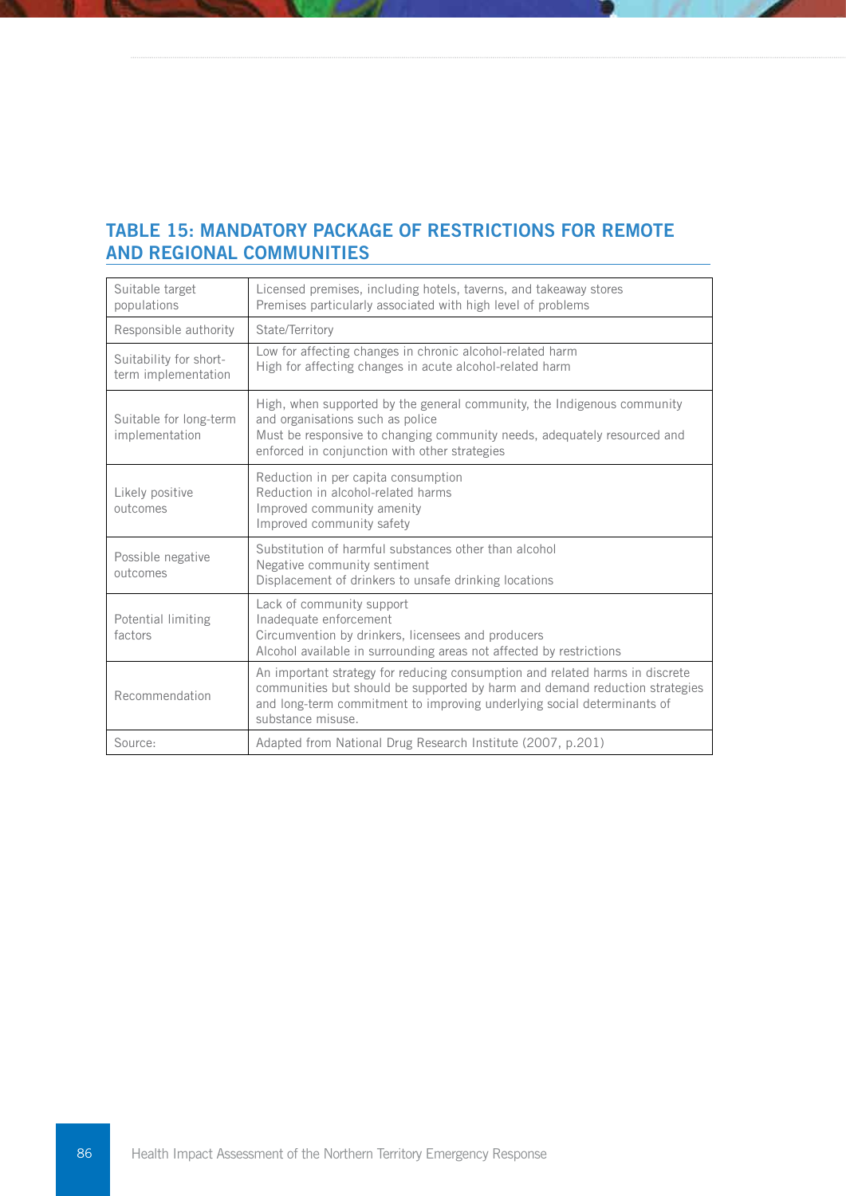## TABLE 15: MANDATORY PACKAGE OF RESTRICTIONS FOR REMOTE AND REGIONAL COMMUNITIES

| | |
|---|---|
| Suitable target populations | Licensed premises, including hotels, taverns, and takeaway stores<br>Premises particularly associated with high level of problems |
| Responsible authority | State/Territory |
| Suitability for short-term implementation | Low for affecting changes in chronic alcohol-related harm<br>High for affecting changes in acute alcohol-related harm |
| Suitable for long-term implementation | High, when supported by the general community, the Indigenous community and organisations such as police<br>Must be responsive to changing community needs, adequately resourced and enforced in conjunction with other strategies |
| Likely positive outcomes | Reduction in per capita consumption<br>Reduction in alcohol-related harms<br>Improved community amenity<br>Improved community safety |
| Possible negative outcomes | Substitution of harmful substances other than alcohol<br>Negative community sentiment<br>Displacement of drinkers to unsafe drinking locations |
| Potential limiting factors | Lack of community support<br>Inadequate enforcement<br>Circumvention by drinkers, licensees and producers<br>Alcohol available in surrounding areas not affected by restrictions |
| Recommendation | An important strategy for reducing consumption and related harms in discrete communities but should be supported by harm and demand reduction strategies and long-term commitment to improving underlying social determinants of substance misuse. |
| Source: | Adapted from National Drug Research Institute (2007, p.201) |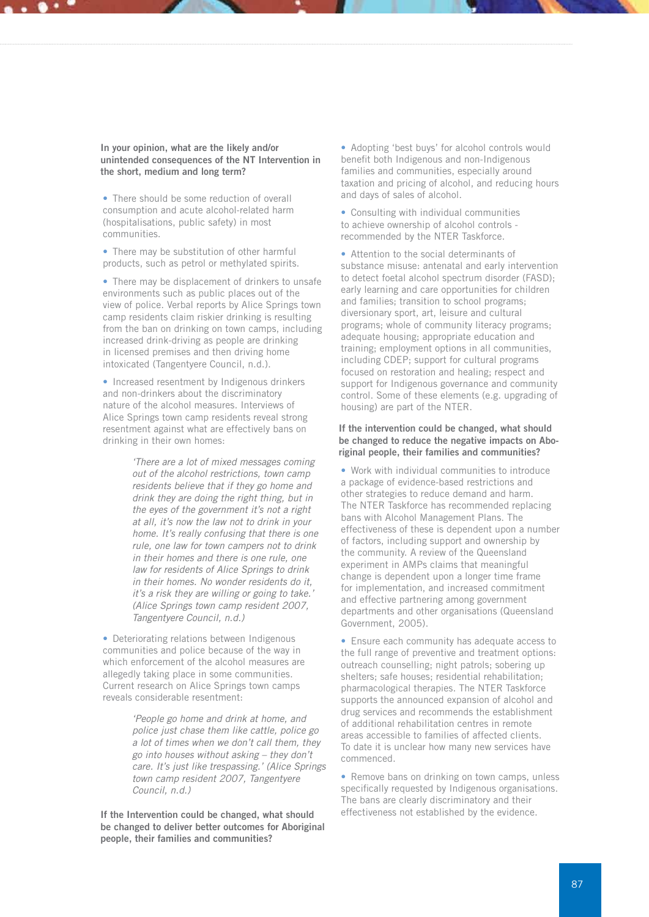**In your opinion, what are the likely and/or unintended consequences of the NT Intervention in the short, medium and long term?**

- There should be some reduction of overall consumption and acute alcohol-related harm (hospitalisations, public safety) in most communities.
- There may be substitution of other harmful products, such as petrol or methylated spirits.
- There may be displacement of drinkers to unsafe environments such as public places out of the view of police. Verbal reports by Alice Springs town camp residents claim riskier drinking is resulting from the ban on drinking on town camps, including increased drink-driving as people are drinking in licensed premises and then driving home intoxicated (Tangentyere Council, n.d.).
- Increased resentment by Indigenous drinkers and non-drinkers about the discriminatory nature of the alcohol measures. Interviews of Alice Springs town camp residents reveal strong resentment against what are effectively bans on drinking in their own homes:

> *'There are a lot of mixed messages coming out of the alcohol restrictions, town camp residents believe that if they go home and drink they are doing the right thing, but in the eyes of the government it's not a right at all, it's now the law not to drink in your home. It's really confusing that there is one rule, one law for town campers not to drink in their homes and there is one rule, one law for residents of Alice Springs to drink in their homes. No wonder residents do it, it's a risk they are willing or going to take.' (Alice Springs town camp resident 2007, Tangentyere Council, n.d.)*

- Deteriorating relations between Indigenous communities and police because of the way in which enforcement of the alcohol measures are allegedly taking place in some communities. Current research on Alice Springs town camps reveals considerable resentment:

> *'People go home and drink at home, and police just chase them like cattle, police go a lot of times when we don't call them, they go into houses without asking – they don't care. It's just like trespassing.' (Alice Springs town camp resident 2007, Tangentyere Council, n.d.)*

**If the Intervention could be changed, what should be changed to deliver better outcomes for Aboriginal people, their families and communities?**

- Adopting 'best buys' for alcohol controls would benefit both Indigenous and non-Indigenous families and communities, especially around taxation and pricing of alcohol, and reducing hours and days of sales of alcohol.
- Consulting with individual communities to achieve ownership of alcohol controls - recommended by the NTER Taskforce.
- Attention to the social determinants of substance misuse: antenatal and early intervention to detect foetal alcohol spectrum disorder (FASD); early learning and care opportunities for children and families; transition to school programs; diversionary sport, art, leisure and cultural programs; whole of community literacy programs; adequate housing; appropriate education and training; employment options in all communities, including CDEP; support for cultural programs focused on restoration and healing; respect and support for Indigenous governance and community control. Some of these elements (e.g. upgrading of housing) are part of the NTER.

**If the intervention could be changed, what should be changed to reduce the negative impacts on Aboriginal people, their families and communities?**

- Work with individual communities to introduce a package of evidence-based restrictions and other strategies to reduce demand and harm. The NTER Taskforce has recommended replacing bans with Alcohol Management Plans. The effectiveness of these is dependent upon a number of factors, including support and ownership by the community. A review of the Queensland experiment in AMPs claims that meaningful change is dependent upon a longer time frame for implementation, and increased commitment and effective partnering among government departments and other organisations (Queensland Government, 2005).
- Ensure each community has adequate access to the full range of preventive and treatment options: outreach counselling; night patrols; sobering up shelters; safe houses; residential rehabilitation; pharmacological therapies. The NTER Taskforce supports the announced expansion of alcohol and drug services and recommends the establishment of additional rehabilitation centres in remote areas accessible to families of affected clients. To date it is unclear how many new services have commenced.
- Remove bans on drinking on town camps, unless specifically requested by Indigenous organisations. The bans are clearly discriminatory and their effectiveness not established by the evidence.